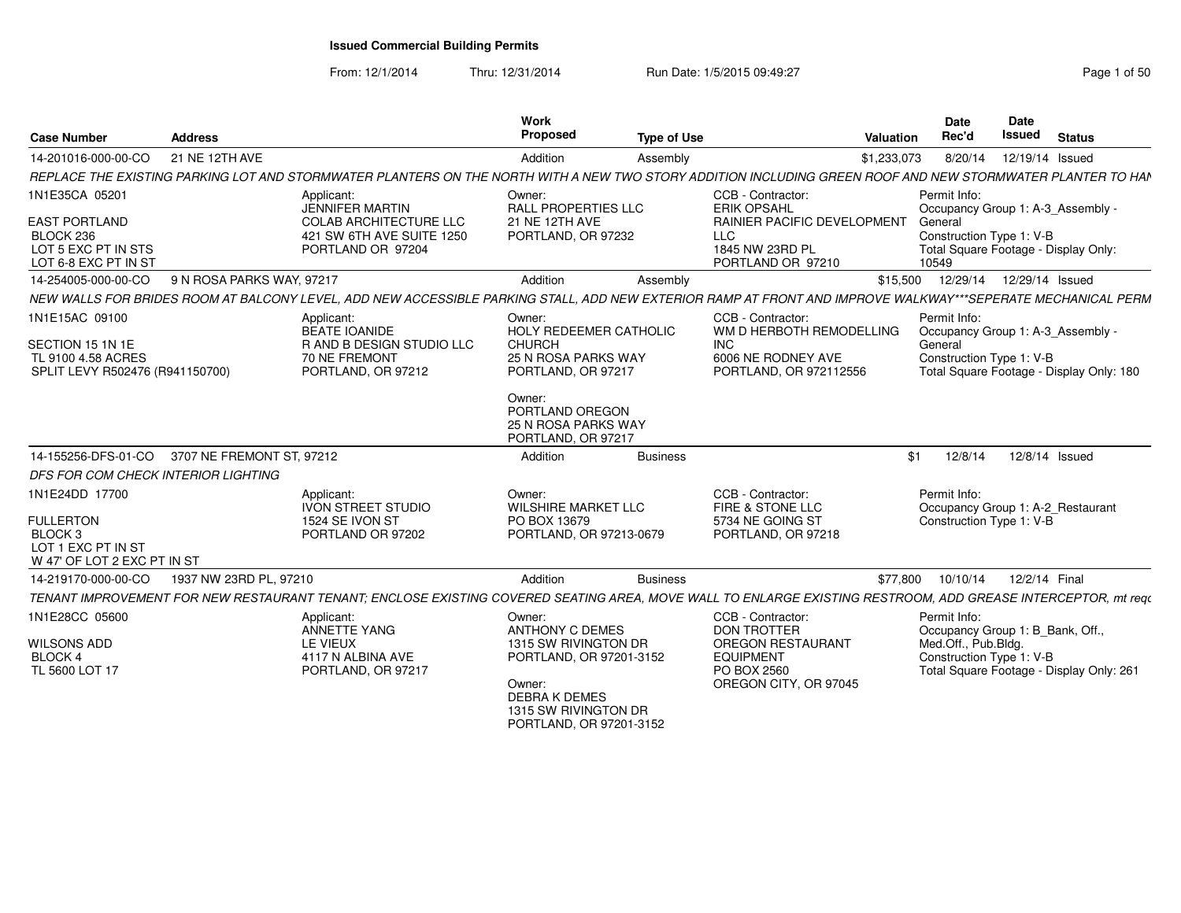# Issued Commercial Building Permits

From: 12/1/2014 Thru: 12/31/2014 Run Date: 1/5/2015 09:49:27

| Case Number | Address | Work Proposed | Type of Use | Valuation | Date Rec'd | Date Issued | Status |
|---|---|---|---|---|---|---|---|
| 14-201016-000-00-CO | 21 NE 12TH AVE | Addition | Assembly | $1,233,073 | 8/20/14 | 12/19/14 | Issued |

*REPLACE THE EXISTING PARKING LOT AND STORMWATER PLANTERS ON THE NORTH WITH A NEW TWO STORY ADDITION INCLUDING GREEN ROOF AND NEW STORMWATER PLANTER TO HAN*

1N1E35CA 05201
EAST PORTLAND
BLOCK 236
LOT 5 EXC PT IN STS
LOT 6-8 EXC PT IN ST

Applicant:
JENNIFER MARTIN
COLAB ARCHITECTURE LLC
421 SW 6TH AVE SUITE 1250
PORTLAND OR 97204

Owner:
RALL PROPERTIES LLC
21 NE 12TH AVE
PORTLAND, OR 97232

CCB - Contractor:
ERIK OPSAHL
RAINIER PACIFIC DEVELOPMENT LLC
1845 NW 23RD PL
PORTLAND OR 97210

Permit Info:
Occupancy Group 1: A-3_Assembly - General
Construction Type 1: V-B
Total Square Footage - Display Only: 10549

| Case Number | Address | Work Proposed | Type of Use | Valuation | Date Rec'd | Date Issued | Status |
|---|---|---|---|---|---|---|---|
| 14-254005-000-00-CO | 9 N ROSA PARKS WAY, 97217 | Addition | Assembly | $15,500 | 12/29/14 | 12/29/14 | Issued |

*NEW WALLS FOR BRIDES ROOM AT BALCONY LEVEL, ADD NEW ACCESSIBLE PARKING STALL, ADD NEW EXTERIOR RAMP AT FRONT AND IMPROVE WALKWAY***SEPERATE MECHANICAL PERM*

1N1E15AC 09100
SECTION 15 1N 1E
TL 9100 4.58 ACRES
SPLIT LEVY R502476 (R941150700)

Applicant:
BEATE IOANIDE
R AND B DESIGN STUDIO LLC
70 NE FREMONT
PORTLAND, OR 97212

Owner:
HOLY REDEEMER CATHOLIC CHURCH
25 N ROSA PARKS WAY
PORTLAND, OR 97217

Owner:
PORTLAND OREGON
25 N ROSA PARKS WAY
PORTLAND, OR 97217

CCB - Contractor:
WM D HERBOTH REMODELLING INC
6006 NE RODNEY AVE
PORTLAND, OR 972112556

Permit Info:
Occupancy Group 1: A-3_Assembly - General
Construction Type 1: V-B
Total Square Footage - Display Only: 180

| Case Number | Address | Work Proposed | Type of Use | Valuation | Date Rec'd | Date Issued | Status |
|---|---|---|---|---|---|---|---|
| 14-155256-DFS-01-CO | 3707 NE FREMONT ST, 97212 | Addition | Business | $1 | 12/8/14 | 12/8/14 | Issued |

*DFS FOR COM CHECK INTERIOR LIGHTING*

1N1E24DD 17700
FULLERTON
BLOCK 3
LOT 1 EXC PT IN ST
W 47' OF LOT 2 EXC PT IN ST

Applicant:
IVON STREET STUDIO
1524 SE IVON ST
PORTLAND OR 97202

Owner:
WILSHIRE MARKET LLC
PO BOX 13679
PORTLAND, OR 97213-0679

CCB - Contractor:
FIRE & STONE LLC
5734 NE GOING ST
PORTLAND, OR 97218

Permit Info:
Occupancy Group 1: A-2_Restaurant
Construction Type 1: V-B

| Case Number | Address | Work Proposed | Type of Use | Valuation | Date Rec'd | Date Issued | Status |
|---|---|---|---|---|---|---|---|
| 14-219170-000-00-CO | 1937 NW 23RD PL, 97210 | Addition | Business | $77,800 | 10/10/14 | 12/2/14 | Final |

*TENANT IMPROVEMENT FOR NEW RESTAURANT TENANT; ENCLOSE EXISTING COVERED SEATING AREA, MOVE WALL TO ENLARGE EXISTING RESTROOM, ADD GREASE INTERCEPTOR, mt reqc*

1N1E28CC 05600
WILSONS ADD
BLOCK 4
TL 5600 LOT 17

Applicant:
ANNETTE YANG
LE VIEUX
4117 N ALBINA AVE
PORTLAND, OR 97217

Owner:
ANTHONY C DEMES
1315 SW RIVINGTON DR
PORTLAND, OR 97201-3152

Owner:
DEBRA K DEMES
1315 SW RIVINGTON DR
PORTLAND, OR 97201-3152

CCB - Contractor:
DON TROTTER
OREGON RESTAURANT EQUIPMENT
PO BOX 2560
OREGON CITY, OR 97045

Permit Info:
Occupancy Group 1: B_Bank, Off., Med.Off., Pub.Bldg.
Construction Type 1: V-B
Total Square Footage - Display Only: 261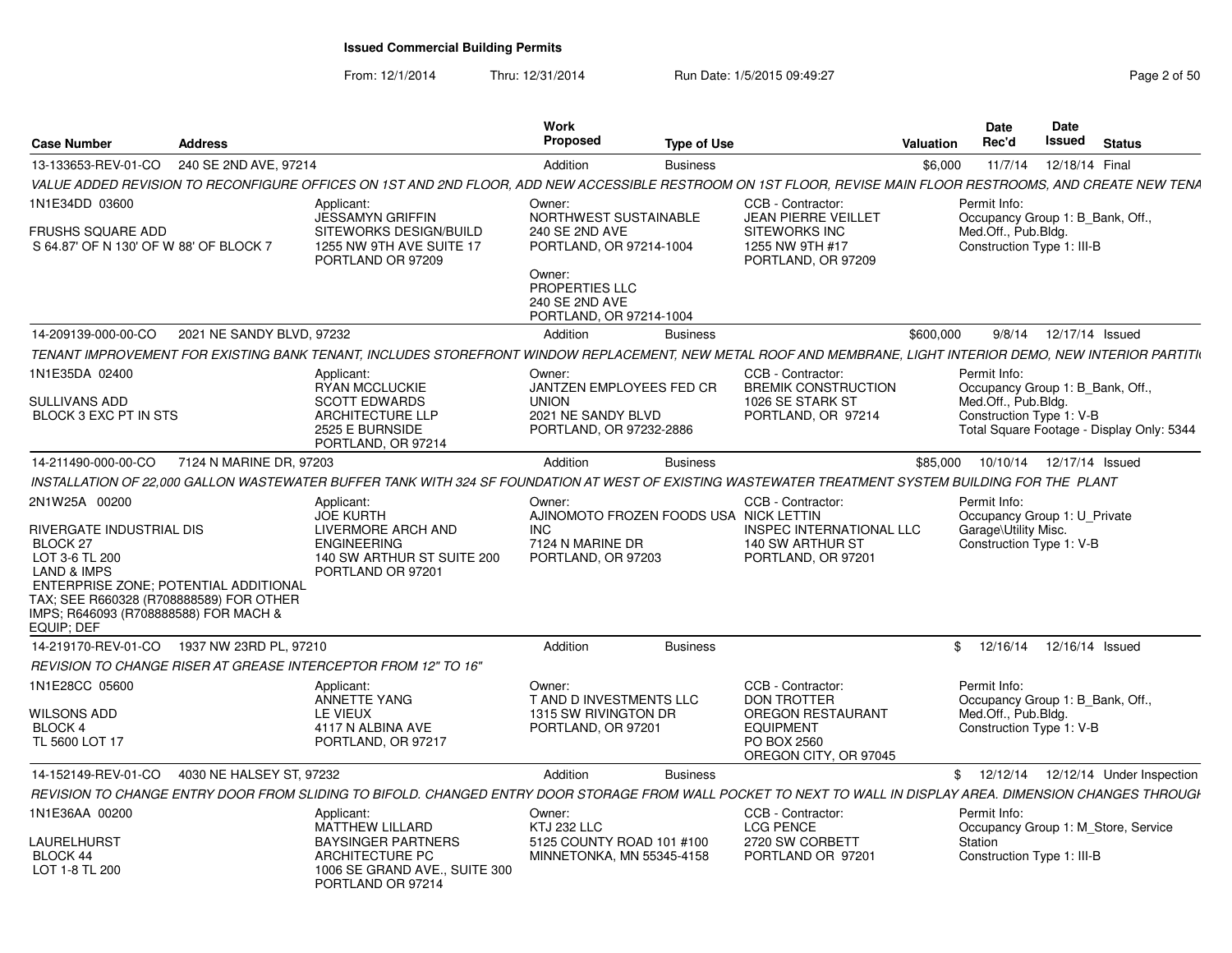# Issued Commercial Building Permits

From: 12/1/2014 Thru: 12/31/2014 Run Date: 1/5/2015 09:49:27

| Case Number | Address | Work Proposed | Type of Use | Valuation | Date Rec'd | Date Issued | Status |
|---|---|---|---|---|---|---|---|
| 13-133653-REV-01-CO | 240 SE 2ND AVE, 97214 | Addition | Business | $6,000 | 11/7/14 | 12/18/14 | Final |

*VALUE ADDED REVISION TO RECONFIGURE OFFICES ON 1ST AND 2ND FLOOR, ADD NEW ACCESSIBLE RESTROOM ON 1ST FLOOR, REVISE MAIN FLOOR RESTROOMS, AND CREATE NEW TENA*

1N1E34DD 03600

FRUSHS SQUARE ADD
S 64.87' OF N 130' OF W 88' OF BLOCK 7

Applicant:
JESSAMYN GRIFFIN
SITEWORKS DESIGN/BUILD
1255 NW 9TH AVE SUITE 17
PORTLAND OR 97209

Owner:
NORTHWEST SUSTAINABLE
240 SE 2ND AVE
PORTLAND, OR 97214-1004

Owner:
PROPERTIES LLC
240 SE 2ND AVE
PORTLAND, OR 97214-1004

CCB - Contractor:
JEAN PIERRE VEILLET
SITEWORKS INC
1255 NW 9TH #17
PORTLAND, OR 97209

Permit Info:
Occupancy Group 1: B_Bank, Off., Med.Off., Pub.Bldg.
Construction Type 1: III-B

---

| Case Number | Address | Work Proposed | Type of Use | Valuation | Date Rec'd | Date Issued | Status |
|---|---|---|---|---|---|---|---|
| 14-209139-000-00-CO | 2021 NE SANDY BLVD, 97232 | Addition | Business | $600,000 | 9/8/14 | 12/17/14 | Issued |

*TENANT IMPROVEMENT FOR EXISTING BANK TENANT, INCLUDES STOREFRONT WINDOW REPLACEMENT, NEW METAL ROOF AND MEMBRANE, LIGHT INTERIOR DEMO, NEW INTERIOR PARTITI*

1N1E35DA 02400

SULLIVANS ADD
BLOCK 3 EXC PT IN STS

Applicant:
RYAN MCCLUCKIE
SCOTT EDWARDS
ARCHITECTURE LLP
2525 E BURNSIDE
PORTLAND, OR 97214

Owner:
JANTZEN EMPLOYEES FED CR
UNION
2021 NE SANDY BLVD
PORTLAND, OR 97232-2886

CCB - Contractor:
BREMIK CONSTRUCTION
1026 SE STARK ST
PORTLAND, OR 97214

Permit Info:
Occupancy Group 1: B_Bank, Off., Med.Off., Pub.Bldg.
Construction Type 1: V-B
Total Square Footage - Display Only: 5344

---

| Case Number | Address | Work Proposed | Type of Use | Valuation | Date Rec'd | Date Issued | Status |
|---|---|---|---|---|---|---|---|
| 14-211490-000-00-CO | 7124 N MARINE DR, 97203 | Addition | Business | $85,000 | 10/10/14 | 12/17/14 | Issued |

*INSTALLATION OF 22,000 GALLON WASTEWATER BUFFER TANK WITH 324 SF FOUNDATION AT WEST OF EXISTING WASTEWATER TREATMENT SYSTEM BUILDING FOR THE PLANT*

2N1W25A 00200

RIVERGATE INDUSTRIAL DIS
BLOCK 27
LOT 3-6 TL 200
LAND & IMPS
ENTERPRISE ZONE; POTENTIAL ADDITIONAL TAX; SEE R660328 (R708888589) FOR OTHER IMPS; R646093 (R708888588) FOR MACH & EQUIP; DEF

Applicant:
JOE KURTH
LIVERMORE ARCH AND ENGINEERING
140 SW ARTHUR ST SUITE 200
PORTLAND OR 97201

Owner:
AJINOMOTO FROZEN FOODS USA INC
7124 N MARINE DR
PORTLAND, OR 97203

CCB - Contractor:
NICK LETTIN
INSPEC INTERNATIONAL LLC
140 SW ARTHUR ST
PORTLAND, OR 97201

Permit Info:
Occupancy Group 1: U_Private Garage\Utility Misc.
Construction Type 1: V-B

---

| Case Number | Address | Work Proposed | Type of Use | Valuation | Date Rec'd | Date Issued | Status |
|---|---|---|---|---|---|---|---|
| 14-219170-REV-01-CO | 1937 NW 23RD PL, 97210 | Addition | Business | $ | 12/16/14 | 12/16/14 | Issued |

*REVISION TO CHANGE RISER AT GREASE INTERCEPTOR FROM 12" TO 16"*

1N1E28CC 05600

WILSONS ADD
BLOCK 4
TL 5600 LOT 17

Applicant:
ANNETTE YANG
LE VIEUX
4117 N ALBINA AVE
PORTLAND, OR 97217

Owner:
T AND D INVESTMENTS LLC
1315 SW RIVINGTON DR
PORTLAND, OR 97201

CCB - Contractor:
DON TROTTER
OREGON RESTAURANT EQUIPMENT
PO BOX 2560
OREGON CITY, OR 97045

Permit Info:
Occupancy Group 1: B_Bank, Off., Med.Off., Pub.Bldg.
Construction Type 1: V-B

---

| Case Number | Address | Work Proposed | Type of Use | Valuation | Date Rec'd | Date Issued | Status |
|---|---|---|---|---|---|---|---|
| 14-152149-REV-01-CO | 4030 NE HALSEY ST, 97232 | Addition | Business | $ | 12/12/14 | 12/12/14 | Under Inspection |

*REVISION TO CHANGE ENTRY DOOR FROM SLIDING TO BIFOLD. CHANGED ENTRY DOOR STORAGE FROM WALL POCKET TO NEXT TO WALL IN DISPLAY AREA. DIMENSION CHANGES THROUGH*

1N1E36AA 00200

LAURELHURST
BLOCK 44
LOT 1-8 TL 200

Applicant:
MATTHEW LILLARD
BAYSINGER PARTNERS ARCHITECTURE PC
1006 SE GRAND AVE., SUITE 300
PORTLAND OR 97214

Owner:
KTJ 232 LLC
5125 COUNTY ROAD 101 #100
MINNETONKA, MN 55345-4158

CCB - Contractor:
LCG PENCE
2720 SW CORBETT
PORTLAND OR 97201

Permit Info:
Occupancy Group 1: M_Store, Service Station
Construction Type 1: III-B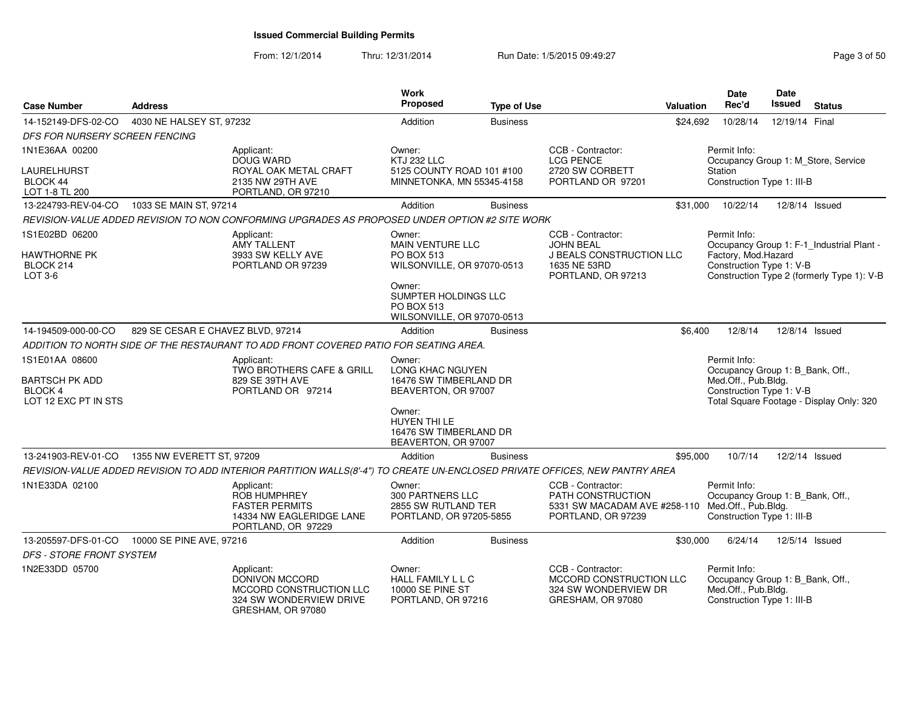**Issued Commercial Building Permits**

From: 12/1/2014 Thru: 12/31/2014 Run Date: 1/5/2015 09:49:27

| Case Number | Address | Work Proposed | Type of Use | Valuation | Date Rec'd | Date Issued | Status |
|---|---|---|---|---|---|---|---|
| 14-152149-DFS-02-CO | 4030 NE HALSEY ST, 97232 | Addition | Business | $24,692 | 10/28/14 | 12/19/14 | Final |

*DFS FOR NURSERY SCREEN FENCING*

1N1E36AA 00200
LAURELHURST
BLOCK 44
LOT 1-8 TL 200

Applicant:
DOUG WARD
ROYAL OAK METAL CRAFT
2135 NW 29TH AVE
PORTLAND, OR 97210

Owner:
KTJ 232 LLC
5125 COUNTY ROAD 101 #100
MINNETONKA, MN 55345-4158

CCB - Contractor:
LCG PENCE
2720 SW CORBETT
PORTLAND OR 97201

Permit Info:
Occupancy Group 1: M_Store, Service Station
Construction Type 1: III-B

| Case Number | Address | Work Proposed | Type of Use | Valuation | Date Rec'd | Date Issued | Status |
|---|---|---|---|---|---|---|---|
| 13-224793-REV-04-CO | 1033 SE MAIN ST, 97214 | Addition | Business | $31,000 | 10/22/14 | 12/8/14 | Issued |

*REVISION-VALUE ADDED REVISION TO NON CONFORMING UPGRADES AS PROPOSED UNDER OPTION #2 SITE WORK*

1S1E02BD 06200
HAWTHORNE PK
BLOCK 214
LOT 3-6

Applicant:
AMY TALLENT
3933 SW KELLY AVE
PORTLAND OR 97239

Owner:
MAIN VENTURE LLC
PO BOX 513
WILSONVILLE, OR 97070-0513

Owner:
SUMPTER HOLDINGS LLC
PO BOX 513
WILSONVILLE, OR 97070-0513

CCB - Contractor:
JOHN BEAL
J BEALS CONSTRUCTION LLC
1635 NE 53RD
PORTLAND, OR 97213

Permit Info:
Occupancy Group 1: F-1_Industrial Plant - Factory, Mod.Hazard
Construction Type 1: V-B
Construction Type 2 (formerly Type 1): V-B

| Case Number | Address | Work Proposed | Type of Use | Valuation | Date Rec'd | Date Issued | Status |
|---|---|---|---|---|---|---|---|
| 14-194509-000-00-CO | 829 SE CESAR E CHAVEZ BLVD, 97214 | Addition | Business | $6,400 | 12/8/14 | 12/8/14 | Issued |

*ADDITION TO NORTH SIDE OF THE RESTAURANT TO ADD FRONT COVERED PATIO FOR SEATING AREA.*

1S1E01AA 08600
BARTSCH PK ADD
BLOCK 4
LOT 12 EXC PT IN STS

Applicant:
TWO BROTHERS CAFE & GRILL
829 SE 39TH AVE
PORTLAND OR 97214

Owner:
LONG KHAC NGUYEN
16476 SW TIMBERLAND DR
BEAVERTON, OR 97007

Owner:
HUYEN THI LE
16476 SW TIMBERLAND DR
BEAVERTON, OR 97007

Permit Info:
Occupancy Group 1: B_Bank, Off., Med.Off., Pub.Bldg.
Construction Type 1: V-B
Total Square Footage - Display Only: 320

| Case Number | Address | Work Proposed | Type of Use | Valuation | Date Rec'd | Date Issued | Status |
|---|---|---|---|---|---|---|---|
| 13-241903-REV-01-CO | 1355 NW EVERETT ST, 97209 | Addition | Business | $95,000 | 10/7/14 | 12/2/14 | Issued |

*REVISION-VALUE ADDED REVISION TO ADD INTERIOR PARTITION WALLS(8'-4") TO CREATE UN-ENCLOSED PRIVATE OFFICES, NEW PANTRY AREA*

1N1E33DA 02100

Applicant:
ROB HUMPHREY
FASTER PERMITS
14334 NW EAGLERIDGE LANE
PORTLAND, OR 97229

Owner:
300 PARTNERS LLC
2855 SW RUTLAND TER
PORTLAND, OR 97205-5855

CCB - Contractor:
PATH CONSTRUCTION
5331 SW MACADAM AVE #258-110
PORTLAND, OR 97239

Permit Info:
Occupancy Group 1: B_Bank, Off., Med.Off., Pub.Bldg.
Construction Type 1: III-B

| Case Number | Address | Work Proposed | Type of Use | Valuation | Date Rec'd | Date Issued | Status |
|---|---|---|---|---|---|---|---|
| 13-205597-DFS-01-CO | 10000 SE PINE AVE, 97216 | Addition | Business | $30,000 | 6/24/14 | 12/5/14 | Issued |

*DFS - STORE FRONT SYSTEM*

1N2E33DD 05700

Applicant:
DONIVON MCCORD
MCCORD CONSTRUCTION LLC
324 SW WONDERVIEW DRIVE
GRESHAM, OR 97080

Owner:
HALL FAMILY L L C
10000 SE PINE ST
PORTLAND, OR 97216

CCB - Contractor:
MCCORD CONSTRUCTION LLC
324 SW WONDERVIEW DR
GRESHAM, OR 97080

Permit Info:
Occupancy Group 1: B_Bank, Off., Med.Off., Pub.Bldg.
Construction Type 1: III-B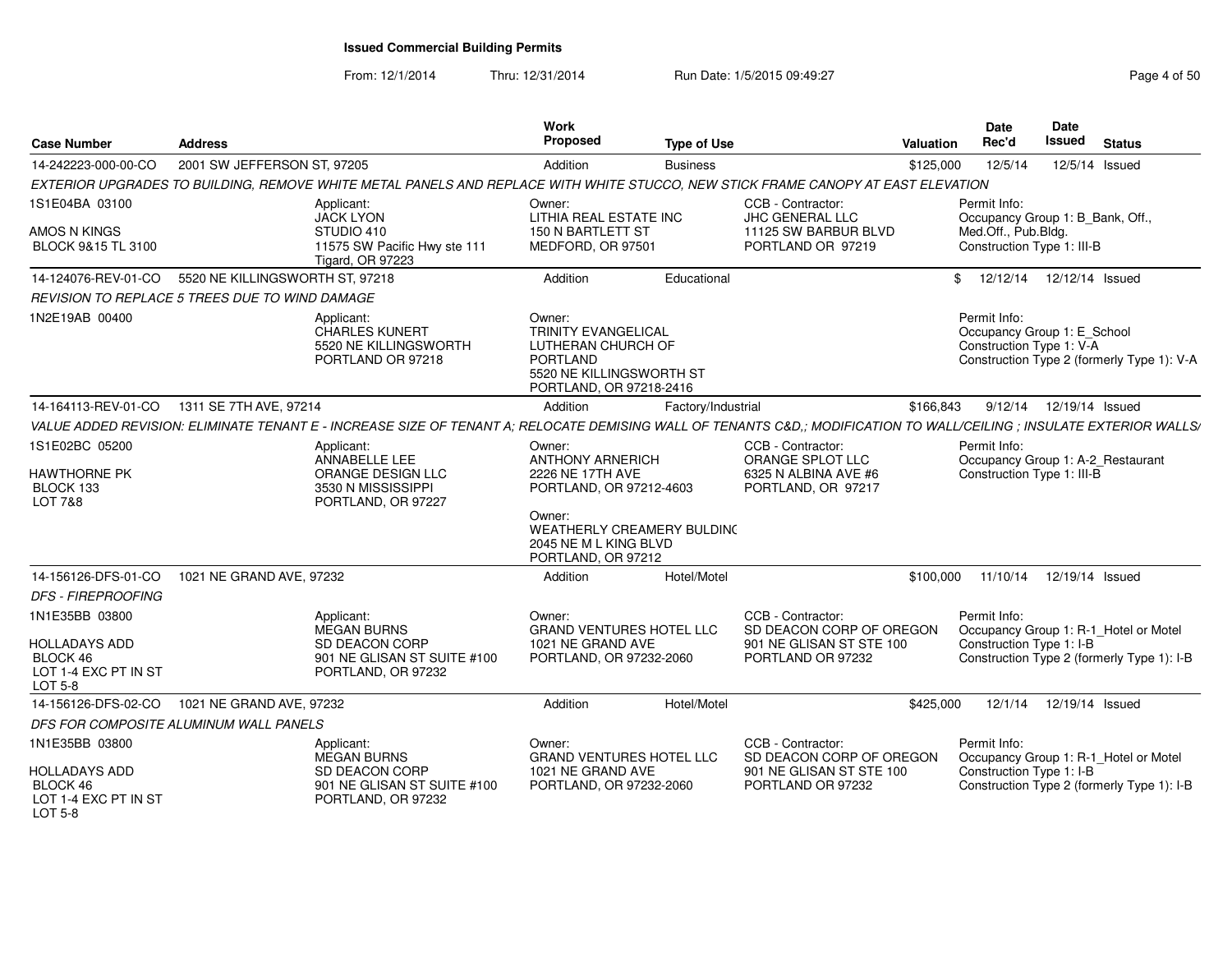# Issued Commercial Building Permits

From: 12/1/2014 Thru: 12/31/2014 Run Date: 1/5/2015 09:49:27

| Case Number | Address | Work Proposed | Type of Use | Valuation | Date Rec'd | Date Issued | Status |
|---|---|---|---|---|---|---|---|
| 14-242223-000-00-CO | 2001 SW JEFFERSON ST, 97205 | Addition | Business | $125,000 | 12/5/14 | 12/5/14 | Issued |

EXTERIOR UPGRADES TO BUILDING, REMOVE WHITE METAL PANELS AND REPLACE WITH WHITE STUCCO, NEW STICK FRAME CANOPY AT EAST ELEVATION

1S1E04BA 03100
AMOS N KINGS
BLOCK 9&15 TL 3100

Applicant: JACK LYON, STUDIO 410, 11575 SW Pacific Hwy ste 111, Tigard, OR 97223

Owner: LITHIA REAL ESTATE INC, 150 N BARTLETT ST, MEDFORD, OR 97501

CCB - Contractor: JHC GENERAL LLC, 11125 SW BARBUR BLVD, PORTLAND OR 97219

Permit Info: Occupancy Group 1: B_Bank, Off., Med.Off., Pub.Bldg. Construction Type 1: III-B

| Case Number | Address | Work Proposed | Type of Use | Valuation | Date Rec'd | Date Issued | Status |
|---|---|---|---|---|---|---|---|
| 14-124076-REV-01-CO | 5520 NE KILLINGSWORTH ST, 97218 | Addition | Educational | $ | 12/12/14 | 12/12/14 | Issued |

REVISION TO REPLACE 5 TREES DUE TO WIND DAMAGE

1N2E19AB 00400

Applicant: CHARLES KUNERT, 5520 NE KILLINGSWORTH, PORTLAND OR 97218

Owner: TRINITY EVANGELICAL LUTHERAN CHURCH OF PORTLAND, 5520 NE KILLINGSWORTH ST, PORTLAND, OR 97218-2416

Permit Info: Occupancy Group 1: E_School, Construction Type 1: V-A, Construction Type 2 (formerly Type 1): V-A

| Case Number | Address | Work Proposed | Type of Use | Valuation | Date Rec'd | Date Issued | Status |
|---|---|---|---|---|---|---|---|
| 14-164113-REV-01-CO | 1311 SE 7TH AVE, 97214 | Addition | Factory/Industrial | $166,843 | 9/12/14 | 12/19/14 | Issued |

VALUE ADDED REVISION: ELIMINATE TENANT E - INCREASE SIZE OF TENANT A; RELOCATE DEMISING WALL OF TENANTS C&D,; MODIFICATION TO WALL/CEILING ; INSULATE EXTERIOR WALLS/

1S1E02BC 05200
HAWTHORNE PK
BLOCK 133
LOT 7&8

Applicant: ANNABELLE LEE, ORANGE DESIGN LLC, 3530 N MISSISSIPPI, PORTLAND, OR 97227

Owner: ANTHONY ARNERICH, 2226 NE 17TH AVE, PORTLAND, OR 97212-4603

Owner: WEATHERLY CREAMERY BULDINC, 2045 NE M L KING BLVD, PORTLAND, OR 97212

CCB - Contractor: ORANGE SPLOT LLC, 6325 N ALBINA AVE #6, PORTLAND, OR 97217

Permit Info: Occupancy Group 1: A-2_Restaurant, Construction Type 1: III-B

| Case Number | Address | Work Proposed | Type of Use | Valuation | Date Rec'd | Date Issued | Status |
|---|---|---|---|---|---|---|---|
| 14-156126-DFS-01-CO | 1021 NE GRAND AVE, 97232 | Addition | Hotel/Motel | $100,000 | 11/10/14 | 12/19/14 | Issued |

DFS - FIREPROOFING

1N1E35BB 03800
HOLLADAYS ADD
BLOCK 46
LOT 1-4 EXC PT IN ST
LOT 5-8

Applicant: MEGAN BURNS, SD DEACON CORP, 901 NE GLISAN ST SUITE #100, PORTLAND, OR 97232

Owner: GRAND VENTURES HOTEL LLC, 1021 NE GRAND AVE, PORTLAND, OR 97232-2060

CCB - Contractor: SD DEACON CORP OF OREGON, 901 NE GLISAN ST STE 100, PORTLAND OR 97232

Permit Info: Occupancy Group 1: R-1_Hotel or Motel, Construction Type 1: I-B, Construction Type 2 (formerly Type 1): I-B

| Case Number | Address | Work Proposed | Type of Use | Valuation | Date Rec'd | Date Issued | Status |
|---|---|---|---|---|---|---|---|
| 14-156126-DFS-02-CO | 1021 NE GRAND AVE, 97232 | Addition | Hotel/Motel | $425,000 | 12/1/14 | 12/19/14 | Issued |

DFS FOR COMPOSITE ALUMINUM WALL PANELS

1N1E35BB 03800
HOLLADAYS ADD
BLOCK 46
LOT 1-4 EXC PT IN ST
LOT 5-8

Applicant: MEGAN BURNS, SD DEACON CORP, 901 NE GLISAN ST SUITE #100, PORTLAND, OR 97232

Owner: GRAND VENTURES HOTEL LLC, 1021 NE GRAND AVE, PORTLAND, OR 97232-2060

CCB - Contractor: SD DEACON CORP OF OREGON, 901 NE GLISAN ST STE 100, PORTLAND OR 97232

Permit Info: Occupancy Group 1: R-1_Hotel or Motel, Construction Type 1: I-B, Construction Type 2 (formerly Type 1): I-B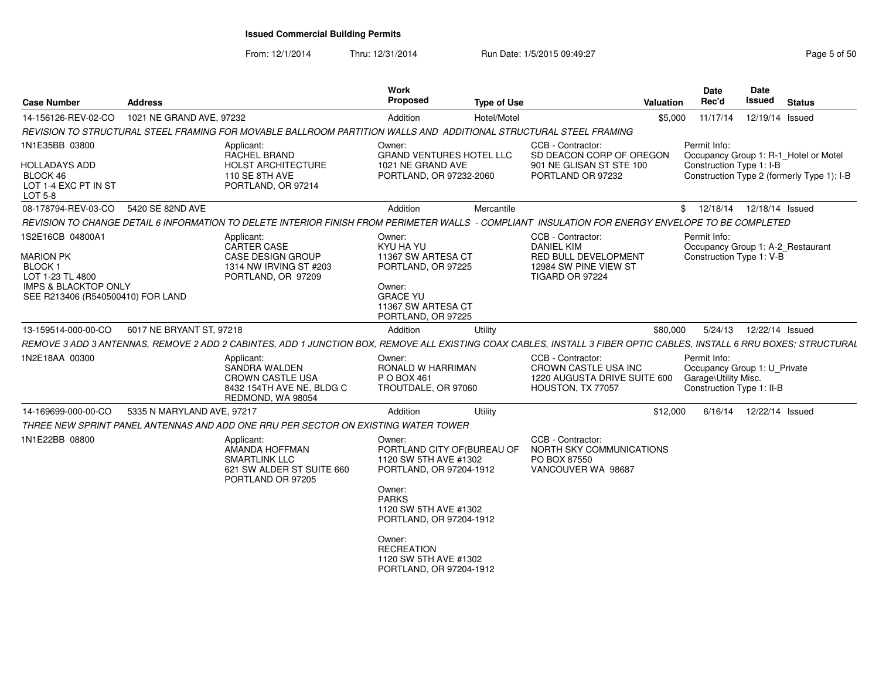# Issued Commercial Building Permits

From: 12/1/2014 Thru: 12/31/2014 Run Date: 1/5/2015 09:49:27

| Case Number | Address | Work Proposed | Type of Use | Valuation | Date Rec'd | Date Issued | Status |
|---|---|---|---|---|---|---|---|
| 14-156126-REV-02-CO | 1021 NE GRAND AVE, 97232 | Addition | Hotel/Motel | $5,000 | 11/17/14 | 12/19/14 | Issued |

*REVISION TO STRUCTURAL STEEL FRAMING FOR MOVABLE BALLROOM PARTITION WALLS AND ADDITIONAL STRUCTURAL STEEL FRAMING*

1N1E35BB 03800

HOLLADAYS ADD
BLOCK 46
LOT 1-4 EXC PT IN ST
LOT 5-8

Applicant:
RACHEL BRAND
HOLST ARCHITECTURE
110 SE 8TH AVE
PORTLAND, OR 97214

Owner:
GRAND VENTURES HOTEL LLC
1021 NE GRAND AVE
PORTLAND, OR 97232-2060

CCB - Contractor:
SD DEACON CORP OF OREGON
901 NE GLISAN ST STE 100
PORTLAND OR 97232

Permit Info:
Occupancy Group 1: R-1_Hotel or Motel
Construction Type 1: I-B
Construction Type 2 (formerly Type 1): I-B

| Case Number | Address | Work Proposed | Type of Use | Valuation | Date Rec'd | Date Issued | Status |
|---|---|---|---|---|---|---|---|
| 08-178794-REV-03-CO | 5420 SE 82ND AVE | Addition | Mercantile | $ | 12/18/14 | 12/18/14 | Issued |

*REVISION TO CHANGE DETAIL 6 INFORMATION TO DELETE INTERIOR FINISH FROM PERIMETER WALLS - COMPLIANT INSULATION FOR ENERGY ENVELOPE TO BE COMPLETED*

1S2E16CB 04800A1

MARION PK
BLOCK 1
LOT 1-23 TL 4800
IMPS & BLACKTOP ONLY
SEE R213406 (R540500410) FOR LAND

Applicant:
CARTER CASE
CASE DESIGN GROUP
1314 NW IRVING ST #203
PORTLAND, OR 97209

Owner:
KYU HA YU
11367 SW ARTESA CT
PORTLAND, OR 97225

Owner:
GRACE YU
11367 SW ARTESA CT
PORTLAND, OR 97225

CCB - Contractor:
DANIEL KIM
RED BULL DEVELOPMENT
12984 SW PINE VIEW ST
TIGARD OR 97224

Permit Info:
Occupancy Group 1: A-2_Restaurant
Construction Type 1: V-B

| Case Number | Address | Work Proposed | Type of Use | Valuation | Date Rec'd | Date Issued | Status |
|---|---|---|---|---|---|---|---|
| 13-159514-000-00-CO | 6017 NE BRYANT ST, 97218 | Addition | Utility | $80,000 | 5/24/13 | 12/22/14 | Issued |

*REMOVE 3 ADD 3 ANTENNAS, REMOVE 2 ADD 2 CABINTES, ADD 1 JUNCTION BOX, REMOVE ALL EXISTING COAX CABLES, INSTALL 3 FIBER OPTIC CABLES, INSTALL 6 RRU BOXES; STRUCTURAL*

1N2E18AA 00300

Applicant:
SANDRA WALDEN
CROWN CASTLE USA
8432 154TH AVE NE, BLDG C
REDMOND, WA 98054

Owner:
RONALD W HARRIMAN
P O BOX 461
TROUTDALE, OR 97060

CCB - Contractor:
CROWN CASTLE USA INC
1220 AUGUSTA DRIVE SUITE 600
HOUSTON, TX 77057

Permit Info:
Occupancy Group 1: U_Private Garage\Utility Misc.
Construction Type 1: II-B

| Case Number | Address | Work Proposed | Type of Use | Valuation | Date Rec'd | Date Issued | Status |
|---|---|---|---|---|---|---|---|
| 14-169699-000-00-CO | 5335 N MARYLAND AVE, 97217 | Addition | Utility | $12,000 | 6/16/14 | 12/22/14 | Issued |

*THREE NEW SPRINT PANEL ANTENNAS AND ADD ONE RRU PER SECTOR ON EXISTING WATER TOWER*

1N1E22BB 08800

Applicant:
AMANDA HOFFMAN
SMARTLINK LLC
621 SW ALDER ST SUITE 660
PORTLAND OR 97205

Owner:
PORTLAND CITY OF(BUREAU OF
1120 SW 5TH AVE #1302
PORTLAND, OR 97204-1912

Owner:
PARKS
1120 SW 5TH AVE #1302
PORTLAND, OR 97204-1912

Owner:
RECREATION
1120 SW 5TH AVE #1302
PORTLAND, OR 97204-1912

CCB - Contractor:
NORTH SKY COMMUNICATIONS
PO BOX 87550
VANCOUVER WA 98687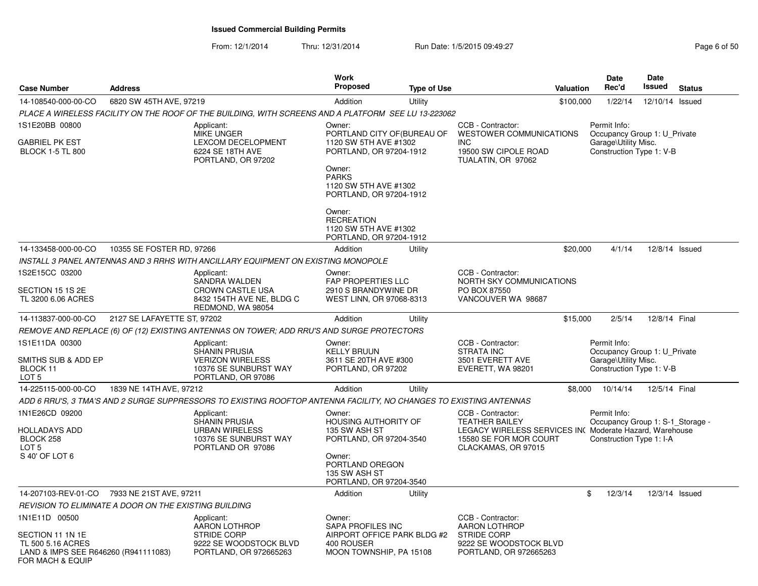# Issued Commercial Building Permits

From: 12/1/2014 Thru: 12/31/2014 Run Date: 1/5/2015 09:49:27

| Case Number | Address | Work Proposed | Type of Use | Valuation | Date Rec'd | Date Issued | Status |
|---|---|---|---|---|---|---|---|
| 14-108540-000-00-CO | 6820 SW 45TH AVE, 97219 | Addition | Utility | $100,000 | 1/22/14 | 12/10/14 | Issued |

*PLACE A WIRELESS FACILITY ON THE ROOF OF THE BUILDING, WITH SCREENS AND A PLATFORM SEE LU 13-223062*

1S1E20BB 00800

GABRIEL PK EST
BLOCK 1-5 TL 800

Applicant:
MIKE UNGER
LEXCOM DECELOPMENT
6224 SE 18TH AVE
PORTLAND, OR 97202

Owner:
PORTLAND CITY OF(BUREAU OF
1120 SW 5TH AVE #1302
PORTLAND, OR 97204-1912

Owner:
PARKS
1120 SW 5TH AVE #1302
PORTLAND, OR 97204-1912

Owner:
RECREATION
1120 SW 5TH AVE #1302
PORTLAND, OR 97204-1912

CCB - Contractor:
WESTOWER COMMUNICATIONS INC
19500 SW CIPOLE ROAD
TUALATIN, OR 97062

Permit Info:
Occupancy Group 1: U_Private Garage\Utility Misc.
Construction Type 1: V-B

| Case Number | Address | Work Proposed | Type of Use | Valuation | Date Rec'd | Date Issued | Status |
|---|---|---|---|---|---|---|---|
| 14-133458-000-00-CO | 10355 SE FOSTER RD, 97266 | Addition | Utility | $20,000 | 4/1/14 | 12/8/14 | Issued |

*INSTALL 3 PANEL ANTENNAS AND 3 RRHS WITH ANCILLARY EQUIPMENT ON EXISTING MONOPOLE*

1S2E15CC 03200

SECTION 15 1S 2E
TL 3200 6.06 ACRES

Applicant:
SANDRA WALDEN
CROWN CASTLE USA
8432 154TH AVE NE, BLDG C
REDMOND, WA 98054

Owner:
FAP PROPERTIES LLC
2910 S BRANDYWINE DR
WEST LINN, OR 97068-8313

CCB - Contractor:
NORTH SKY COMMUNICATIONS
PO BOX 87550
VANCOUVER WA 98687

| Case Number | Address | Work Proposed | Type of Use | Valuation | Date Rec'd | Date Issued | Status |
|---|---|---|---|---|---|---|---|
| 14-113837-000-00-CO | 2127 SE LAFAYETTE ST, 97202 | Addition | Utility | $15,000 | 2/5/14 | 12/8/14 | Final |

*REMOVE AND REPLACE (6) OF (12) EXISTING ANTENNAS ON TOWER; ADD RRU'S AND SURGE PROTECTORS*

1S1E11DA 00300

SMITHS SUB & ADD EP
BLOCK 11
LOT 5

Applicant:
SHANIN PRUSIA
VERIZON WIRELESS
10376 SE SUNBURST WAY
PORTLAND, OR 97086

Owner:
KELLY BRUUN
3611 SE 20TH AVE #300
PORTLAND, OR 97202

CCB - Contractor:
STRATA INC
3501 EVERETT AVE
EVERETT, WA 98201

Permit Info:
Occupancy Group 1: U_Private Garage\Utility Misc.
Construction Type 1: V-B

| Case Number | Address | Work Proposed | Type of Use | Valuation | Date Rec'd | Date Issued | Status |
|---|---|---|---|---|---|---|---|
| 14-225115-000-00-CO | 1839 NE 14TH AVE, 97212 | Addition | Utility | $8,000 | 10/14/14 | 12/5/14 | Final |

*ADD 6 RRU'S, 3 TMA'S AND 2 SURGE SUPPRESSORS TO EXISTING ROOFTOP ANTENNA FACILITY, NO CHANGES TO EXISTING ANTENNAS*

1N1E26CD 09200

HOLLADAYS ADD
BLOCK 258
LOT 5
S 40' OF LOT 6

Applicant:
SHANIN PRUSIA
URBAN WIRELESS
10376 SE SUNBURST WAY
PORTLAND OR 97086

Owner:
HOUSING AUTHORITY OF
135 SW ASH ST
PORTLAND, OR 97204-3540

Owner:
PORTLAND OREGON
135 SW ASH ST
PORTLAND, OR 97204-3540

CCB - Contractor:
TEATHER BAILEY
LEGACY WIRELESS SERVICES INC
15580 SE FOR MOR COURT
CLACKAMAS, OR 97015

Permit Info:
Occupancy Group 1: S-1_Storage - Moderate Hazard, Warehouse
Construction Type 1: I-A

| Case Number | Address | Work Proposed | Type of Use | Valuation | Date Rec'd | Date Issued | Status |
|---|---|---|---|---|---|---|---|
| 14-207103-REV-01-CO | 7933 NE 21ST AVE, 97211 | Addition | Utility | $ | 12/3/14 | 12/3/14 | Issued |

*REVISION TO ELIMINATE A DOOR ON THE EXISTING BUILDING*

1N1E11D 00500

SECTION 11 1N 1E
TL 500 5.16 ACRES
LAND & IMPS SEE R646260 (R941111083) FOR MACH & EQUIP

Applicant:
AARON LOTHROP
STRIDE CORP
9222 SE WOODSTOCK BLVD
PORTLAND, OR 972665263

Owner:
SAPA PROFILES INC
AIRPORT OFFICE PARK BLDG #2
400 ROUSER
MOON TOWNSHIP, PA 15108

CCB - Contractor:
AARON LOTHROP
STRIDE CORP
9222 SE WOODSTOCK BLVD
PORTLAND, OR 972665263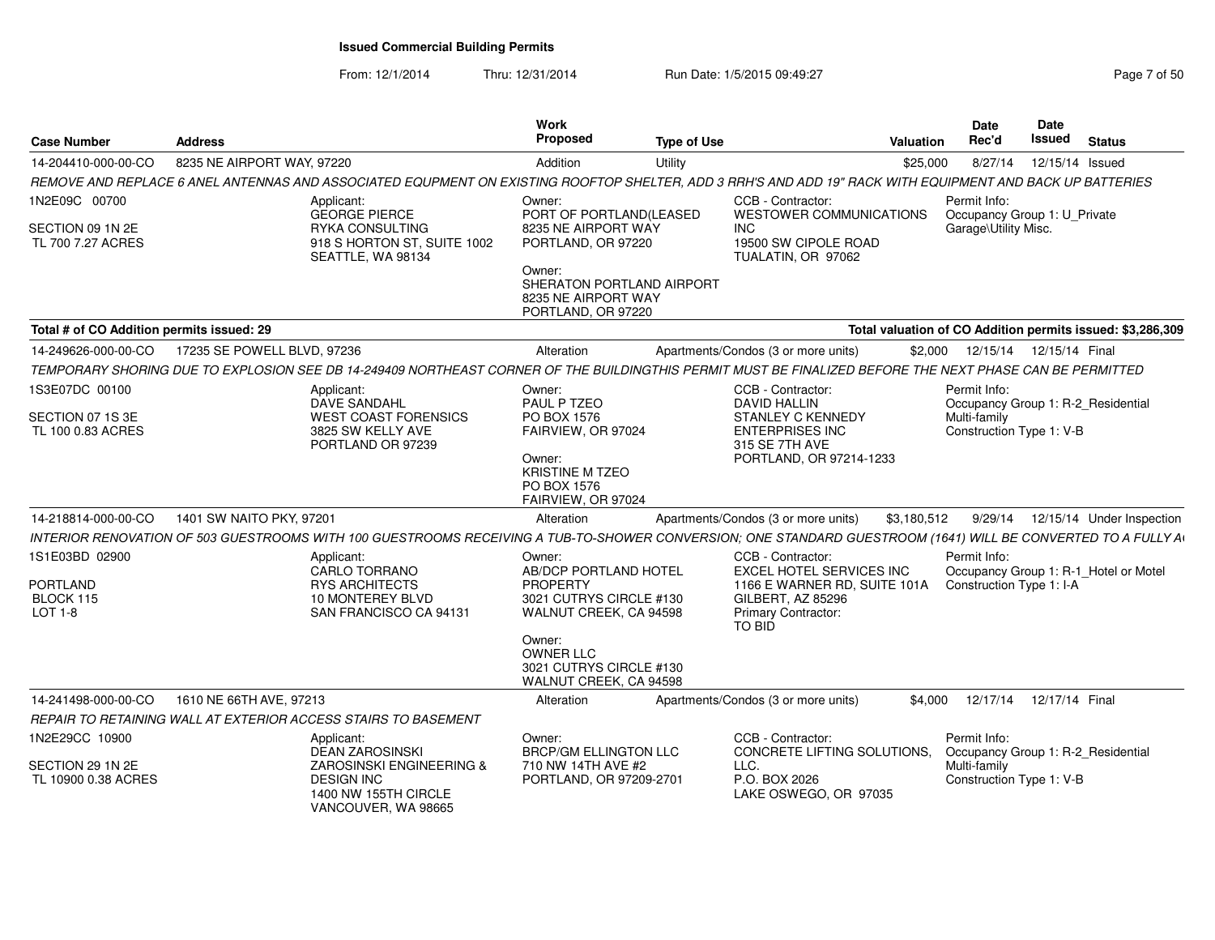# Issued Commercial Building Permits

From: 12/1/2014 Thru: 12/31/2014 Run Date: 1/5/2015 09:49:27

| Case Number | Address | Work Proposed | Type of Use | Valuation | Date Rec'd | Date Issued | Status |
|---|---|---|---|---|---|---|---|
| 14-204410-000-00-CO | 8235 NE AIRPORT WAY, 97220 | Addition | Utility | $25,000 | 8/27/14 | 12/15/14 | Issued |

*REMOVE AND REPLACE 6 ANEL ANTENNAS AND ASSOCIATED EQUPMENT ON EXISTING ROOFTOP SHELTER, ADD 3 RRH'S AND ADD 19" RACK WITH EQUIPMENT AND BACK UP BATTERIES*

1N2E09C 00700
SECTION 09 1N 2E
TL 700 7.27 ACRES

Applicant:
GEORGE PIERCE
RYKA CONSULTING
918 S HORTON ST, SUITE 1002
SEATTLE, WA 98134

Owner:
PORT OF PORTLAND(LEASED
8235 NE AIRPORT WAY
PORTLAND, OR 97220

Owner:
SHERATON PORTLAND AIRPORT
8235 NE AIRPORT WAY
PORTLAND, OR 97220

CCB - Contractor:
WESTOWER COMMUNICATIONS INC
19500 SW CIPOLE ROAD
TUALATIN, OR 97062

Permit Info:
Occupancy Group 1: U_Private Garage\Utility Misc.

**Total # of CO Addition permits issued: 29**

**Total valuation of CO Addition permits issued: $3,286,309**

| Case Number | Address | Work Proposed | Type of Use | Valuation | Date Rec'd | Date Issued | Status |
|---|---|---|---|---|---|---|---|
| 14-249626-000-00-CO | 17235 SE POWELL BLVD, 97236 | Alteration | Apartments/Condos (3 or more units) | $2,000 | 12/15/14 | 12/15/14 | Final |

*TEMPORARY SHORING DUE TO EXPLOSION SEE DB 14-249409 NORTHEAST CORNER OF THE BUILDINGTHIS PERMIT MUST BE FINALIZED BEFORE THE NEXT PHASE CAN BE PERMITTED*

1S3E07DC 00100
SECTION 07 1S 3E
TL 100 0.83 ACRES

Applicant:
DAVE SANDAHL
WEST COAST FORENSICS
3825 SW KELLY AVE
PORTLAND OR 97239

Owner:
PAUL P TZEO
PO BOX 1576
FAIRVIEW, OR 97024

Owner:
KRISTINE M TZEO
PO BOX 1576
FAIRVIEW, OR 97024

CCB - Contractor:
DAVID HALLIN
STANLEY C KENNEDY ENTERPRISES INC
315 SE 7TH AVE
PORTLAND, OR 97214-1233

Permit Info:
Occupancy Group 1: R-2_Residential Multi-family
Construction Type 1: V-B

| Case Number | Address | Work Proposed | Type of Use | Valuation | Date Rec'd | Date Issued | Status |
|---|---|---|---|---|---|---|---|
| 14-218814-000-00-CO | 1401 SW NAITO PKY, 97201 | Alteration | Apartments/Condos (3 or more units) | $3,180,512 | 9/29/14 | 12/15/14 | Under Inspection |

*INTERIOR RENOVATION OF 503 GUESTROOMS WITH 100 GUESTROOMS RECEIVING A TUB-TO-SHOWER CONVERSION; ONE STANDARD GUESTROOM (1641) WILL BE CONVERTED TO A FULLY A*

1S1E03BD 02900
PORTLAND
BLOCK 115
LOT 1-8

Applicant:
CARLO TORRANO
RYS ARCHITECTS
10 MONTEREY BLVD
SAN FRANCISCO CA 94131

Owner:
AB/DCP PORTLAND HOTEL PROPERTY
3021 CUTRYS CIRCLE #130
WALNUT CREEK, CA 94598

Owner:
OWNER LLC
3021 CUTRYS CIRCLE #130
WALNUT CREEK, CA 94598

CCB - Contractor:
EXCEL HOTEL SERVICES INC
1166 E WARNER RD, SUITE 101A
GILBERT, AZ 85296
Primary Contractor:
TO BID

Permit Info:
Occupancy Group 1: R-1_Hotel or Motel
Construction Type 1: I-A

| Case Number | Address | Work Proposed | Type of Use | Valuation | Date Rec'd | Date Issued | Status |
|---|---|---|---|---|---|---|---|
| 14-241498-000-00-CO | 1610 NE 66TH AVE, 97213 | Alteration | Apartments/Condos (3 or more units) | $4,000 | 12/17/14 | 12/17/14 | Final |

*REPAIR TO RETAINING WALL AT EXTERIOR ACCESS STAIRS TO BASEMENT*

1N2E29CC 10900
SECTION 29 1N 2E
TL 10900 0.38 ACRES

Applicant:
DEAN ZAROSINSKI
ZAROSINSKI ENGINEERING & DESIGN INC
1400 NW 155TH CIRCLE
VANCOUVER, WA 98665

Owner:
BRCP/GM ELLINGTON LLC
710 NW 14TH AVE #2
PORTLAND, OR 97209-2701

CCB - Contractor:
CONCRETE LIFTING SOLUTIONS, LLC.
P.O. BOX 2026
LAKE OSWEGO, OR 97035

Permit Info:
Occupancy Group 1: R-2_Residential Multi-family
Construction Type 1: V-B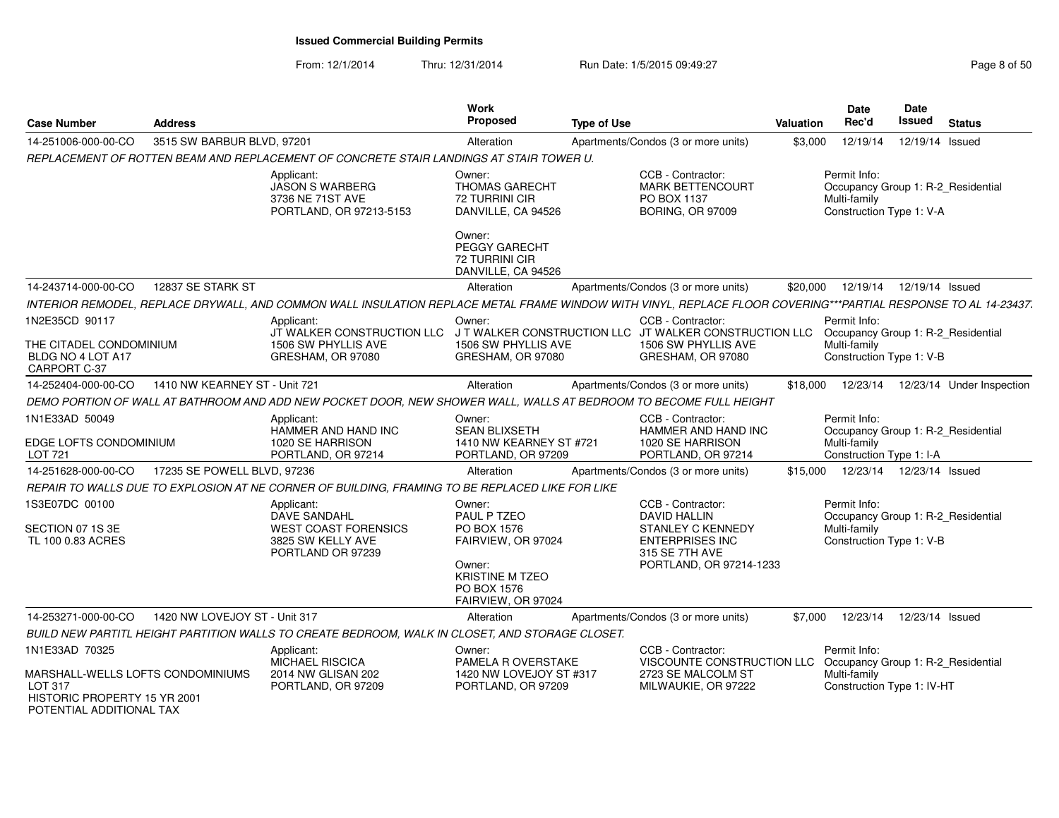# Issued Commercial Building Permits

From: 12/1/2014 Thru: 12/31/2014 Run Date: 1/5/2015 09:49:27

| Case Number | Address | Work Proposed | Type of Use | Valuation | Date Rec'd | Date Issued | Status |
|---|---|---|---|---|---|---|---|
| 14-251006-000-00-CO | 3515 SW BARBUR BLVD, 97201 | Alteration | Apartments/Condos (3 or more units) | $3,000 | 12/19/14 | 12/19/14 | Issued |

REPLACEMENT OF ROTTEN BEAM AND REPLACEMENT OF CONCRETE STAIR LANDINGS AT STAIR TOWER U.

Applicant: JASON S WARBERG, 3736 NE 71ST AVE, PORTLAND, OR 97213-5153
Owner: THOMAS GARECHT, 72 TURRINI CIR, DANVILLE, CA 94526
Owner: PEGGY GARECHT, 72 TURRINI CIR, DANVILLE, CA 94526
CCB - Contractor: MARK BETTENCOURT, PO BOX 1137, BORING, OR 97009
Permit Info: Occupancy Group 1: R-2_Residential Multi-family; Construction Type 1: V-A

| Case Number | Address | Work Proposed | Type of Use | Valuation | Date Rec'd | Date Issued | Status |
|---|---|---|---|---|---|---|---|
| 14-243714-000-00-CO | 12837 SE STARK ST | Alteration | Apartments/Condos (3 or more units) | $20,000 | 12/19/14 | 12/19/14 | Issued |

INTERIOR REMODEL, REPLACE DRYWALL, AND COMMON WALL INSULATION REPLACE METAL FRAME WINDOW WITH VINYL, REPLACE FLOOR COVERING***PARTIAL RESPONSE TO AL 14-23437

1N2E35CD 90117
THE CITADEL CONDOMINIUM
BLDG NO 4 LOT A17
CARPORT C-37

Applicant: JT WALKER CONSTRUCTION LLC, 1506 SW PHYLLIS AVE, GRESHAM, OR 97080
Owner: J T WALKER CONSTRUCTION LLC, 1506 SW PHYLLIS AVE, GRESHAM, OR 97080
CCB - Contractor: JT WALKER CONSTRUCTION LLC, 1506 SW PHYLLIS AVE, GRESHAM, OR 97080
Permit Info: Occupancy Group 1: R-2_Residential Multi-family; Construction Type 1: V-B

| Case Number | Address | Work Proposed | Type of Use | Valuation | Date Rec'd | Date Issued | Status |
|---|---|---|---|---|---|---|---|
| 14-252404-000-00-CO | 1410 NW KEARNEY ST - Unit 721 | Alteration | Apartments/Condos (3 or more units) | $18,000 | 12/23/14 | 12/23/14 | Under Inspection |

DEMO PORTION OF WALL AT BATHROOM AND ADD NEW POCKET DOOR, NEW SHOWER WALL, WALLS AT BEDROOM TO BECOME FULL HEIGHT

1N1E33AD 50049
EDGE LOFTS CONDOMINIUM
LOT 721

Applicant: HAMMER AND HAND INC, 1020 SE HARRISON, PORTLAND, OR 97214
Owner: SEAN BLIXSETH, 1410 NW KEARNEY ST #721, PORTLAND, OR 97209
CCB - Contractor: HAMMER AND HAND INC, 1020 SE HARRISON, PORTLAND, OR 97214
Permit Info: Occupancy Group 1: R-2_Residential Multi-family; Construction Type 1: I-A

| Case Number | Address | Work Proposed | Type of Use | Valuation | Date Rec'd | Date Issued | Status |
|---|---|---|---|---|---|---|---|
| 14-251628-000-00-CO | 17235 SE POWELL BLVD, 97236 | Alteration | Apartments/Condos (3 or more units) | $15,000 | 12/23/14 | 12/23/14 | Issued |

REPAIR TO WALLS DUE TO EXPLOSION AT NE CORNER OF BUILDING, FRAMING TO BE REPLACED LIKE FOR LIKE

1S3E07DC 00100
SECTION 07 1S 3E
TL 100 0.83 ACRES

Applicant: DAVE SANDAHL, WEST COAST FORENSICS, 3825 SW KELLY AVE, PORTLAND OR 97239
Owner: PAUL P TZEO, PO BOX 1576, FAIRVIEW, OR 97024
Owner: KRISTINE M TZEO, PO BOX 1576, FAIRVIEW, OR 97024
CCB - Contractor: DAVID HALLIN, STANLEY C KENNEDY ENTERPRISES INC, 315 SE 7TH AVE, PORTLAND, OR 97214-1233
Permit Info: Occupancy Group 1: R-2_Residential Multi-family; Construction Type 1: V-B

| Case Number | Address | Work Proposed | Type of Use | Valuation | Date Rec'd | Date Issued | Status |
|---|---|---|---|---|---|---|---|
| 14-253271-000-00-CO | 1420 NW LOVEJOY ST - Unit 317 | Alteration | Apartments/Condos (3 or more units) | $7,000 | 12/23/14 | 12/23/14 | Issued |

BUILD NEW PARTITL HEIGHT PARTITION WALLS TO CREATE BEDROOM, WALK IN CLOSET, AND STORAGE CLOSET.

1N1E33AD 70325
MARSHALL-WELLS LOFTS CONDOMINIUMS
LOT 317
HISTORIC PROPERTY 15 YR 2001
POTENTIAL ADDITIONAL TAX

Applicant: MICHAEL RISCICA, 2014 NW GLISAN 202, PORTLAND, OR 97209
Owner: PAMELA R OVERSTAKE, 1420 NW LOVEJOY ST #317, PORTLAND, OR 97209
CCB - Contractor: VISCOUNTE CONSTRUCTION LLC, 2723 SE MALCOLM ST, MILWAUKIE, OR 97222
Permit Info: Occupancy Group 1: R-2_Residential Multi-family; Construction Type 1: IV-HT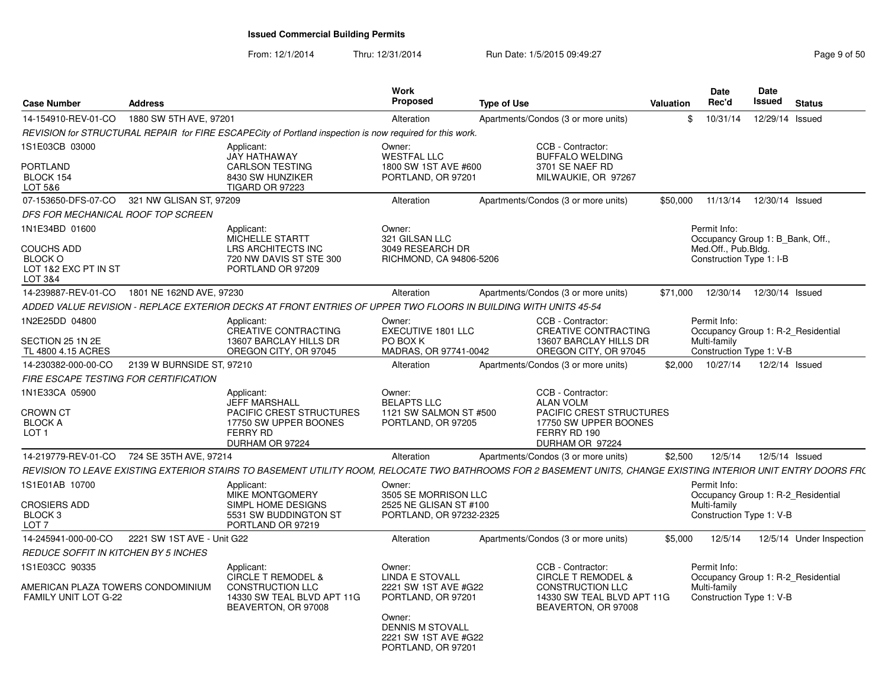# Issued Commercial Building Permits

From: 12/1/2014 Thru: 12/31/2014 Run Date: 1/5/2015 09:49:27

| Case Number | Address | Work Proposed | Type of Use | Valuation | Date Rec'd | Date Issued | Status |
|---|---|---|---|---|---|---|---|
| 14-154910-REV-01-CO | 1880 SW 5TH AVE, 97201 | Alteration | Apartments/Condos (3 or more units) | $ | 10/31/14 | 12/29/14 | Issued |

*REVISION for STRUCTURAL REPAIR for FIRE ESCAPECity of Portland inspection is now required for this work.*

1S1E03CB 03000
PORTLAND
BLOCK 154
LOT 5&6

Applicant:
JAY HATHAWAY
CARLSON TESTING
8430 SW HUNZIKER
TIGARD OR 97223

Owner:
WESTFAL LLC
1800 SW 1ST AVE #600
PORTLAND, OR 97201

CCB - Contractor:
BUFFALO WELDING
3701 SE NAEF RD
MILWAUKIE, OR 97267

| Case Number | Address | Work Proposed | Type of Use | Valuation | Date Rec'd | Date Issued | Status |
|---|---|---|---|---|---|---|---|
| 07-153650-DFS-07-CO | 321 NW GLISAN ST, 97209 | Alteration | Apartments/Condos (3 or more units) | $50,000 | 11/13/14 | 12/30/14 | Issued |

*DFS FOR MECHANICAL ROOF TOP SCREEN*

1N1E34BD 01600
COUCHS ADD
BLOCK O
LOT 1&2 EXC PT IN ST
LOT 3&4

Applicant:
MICHELLE STARTT
LRS ARCHITECTS INC
720 NW DAVIS ST STE 300
PORTLAND OR 97209

Owner:
321 GILSAN LLC
3049 RESEARCH DR
RICHMOND, CA 94806-5206

Permit Info:
Occupancy Group 1: B_Bank, Off., Med.Off., Pub.Bldg.
Construction Type 1: I-B

| Case Number | Address | Work Proposed | Type of Use | Valuation | Date Rec'd | Date Issued | Status |
|---|---|---|---|---|---|---|---|
| 14-239887-REV-01-CO | 1801 NE 162ND AVE, 97230 | Alteration | Apartments/Condos (3 or more units) | $71,000 | 12/30/14 | 12/30/14 | Issued |

*ADDED VALUE REVISION - REPLACE EXTERIOR DECKS AT FRONT ENTRIES OF UPPER TWO FLOORS IN BUILDING WITH UNITS 45-54*

1N2E25DD 04800
SECTION 25 1N 2E
TL 4800 4.15 ACRES

Applicant:
CREATIVE CONTRACTING
13607 BARCLAY HILLS DR
OREGON CITY, OR 97045

Owner:
EXECUTIVE 1801 LLC
PO BOX K
MADRAS, OR 97741-0042

CCB - Contractor:
CREATIVE CONTRACTING
13607 BARCLAY HILLS DR
OREGON CITY, OR 97045

Permit Info:
Occupancy Group 1: R-2_Residential Multi-family
Construction Type 1: V-B

| Case Number | Address | Work Proposed | Type of Use | Valuation | Date Rec'd | Date Issued | Status |
|---|---|---|---|---|---|---|---|
| 14-230382-000-00-CO | 2139 W BURNSIDE ST, 97210 | Alteration | Apartments/Condos (3 or more units) | $2,000 | 10/27/14 | 12/2/14 | Issued |

*FIRE ESCAPE TESTING FOR CERTIFICATION*

1N1E33CA 05900
CROWN CT
BLOCK A
LOT 1

Applicant:
JEFF MARSHALL
PACIFIC CREST STRUCTURES
17750 SW UPPER BOONES
FERRY RD
DURHAM OR 97224

Owner:
BELAPTS LLC
1121 SW SALMON ST #500
PORTLAND, OR 97205

CCB - Contractor:
ALAN VOLM
PACIFIC CREST STRUCTURES
17750 SW UPPER BOONES
FERRY RD 190
DURHAM OR 97224

| Case Number | Address | Work Proposed | Type of Use | Valuation | Date Rec'd | Date Issued | Status |
|---|---|---|---|---|---|---|---|
| 14-219779-REV-01-CO | 724 SE 35TH AVE, 97214 | Alteration | Apartments/Condos (3 or more units) | $2,500 | 12/5/14 | 12/5/14 | Issued |

*REVISION TO LEAVE EXISTING EXTERIOR STAIRS TO BASEMENT UTILITY ROOM, RELOCATE TWO BATHROOMS FOR 2 BASEMENT UNITS, CHANGE EXISTING INTERIOR UNIT ENTRY DOORS FR(*

1S1E01AB 10700
CROSIERS ADD
BLOCK 3
LOT 7

Applicant:
MIKE MONTGOMERY
SIMPL HOME DESIGNS
5531 SW BUDDINGTON ST
PORTLAND OR 97219

Owner:
3505 SE MORRISON LLC
2525 NE GLISAN ST #100
PORTLAND, OR 97232-2325

Permit Info:
Occupancy Group 1: R-2_Residential Multi-family
Construction Type 1: V-B

| Case Number | Address | Work Proposed | Type of Use | Valuation | Date Rec'd | Date Issued | Status |
|---|---|---|---|---|---|---|---|
| 14-245941-000-00-CO | 2221 SW 1ST AVE - Unit G22 | Alteration | Apartments/Condos (3 or more units) | $5,000 | 12/5/14 | 12/5/14 | Under Inspection |

*REDUCE SOFFIT IN KITCHEN BY 5 INCHES*

1S1E03CC 90335
AMERICAN PLAZA TOWERS CONDOMINIUM
FAMILY UNIT LOT G-22

Applicant:
CIRCLE T REMODEL & CONSTRUCTION LLC
14330 SW TEAL BLVD APT 11G
BEAVERTON, OR 97008

Owner:
LINDA E STOVALL
2221 SW 1ST AVE #G22
PORTLAND, OR 97201

Owner:
DENNIS M STOVALL
2221 SW 1ST AVE #G22
PORTLAND, OR 97201

CCB - Contractor:
CIRCLE T REMODEL & CONSTRUCTION LLC
14330 SW TEAL BLVD APT 11G
BEAVERTON, OR 97008

Permit Info:
Occupancy Group 1: R-2_Residential Multi-family
Construction Type 1: V-B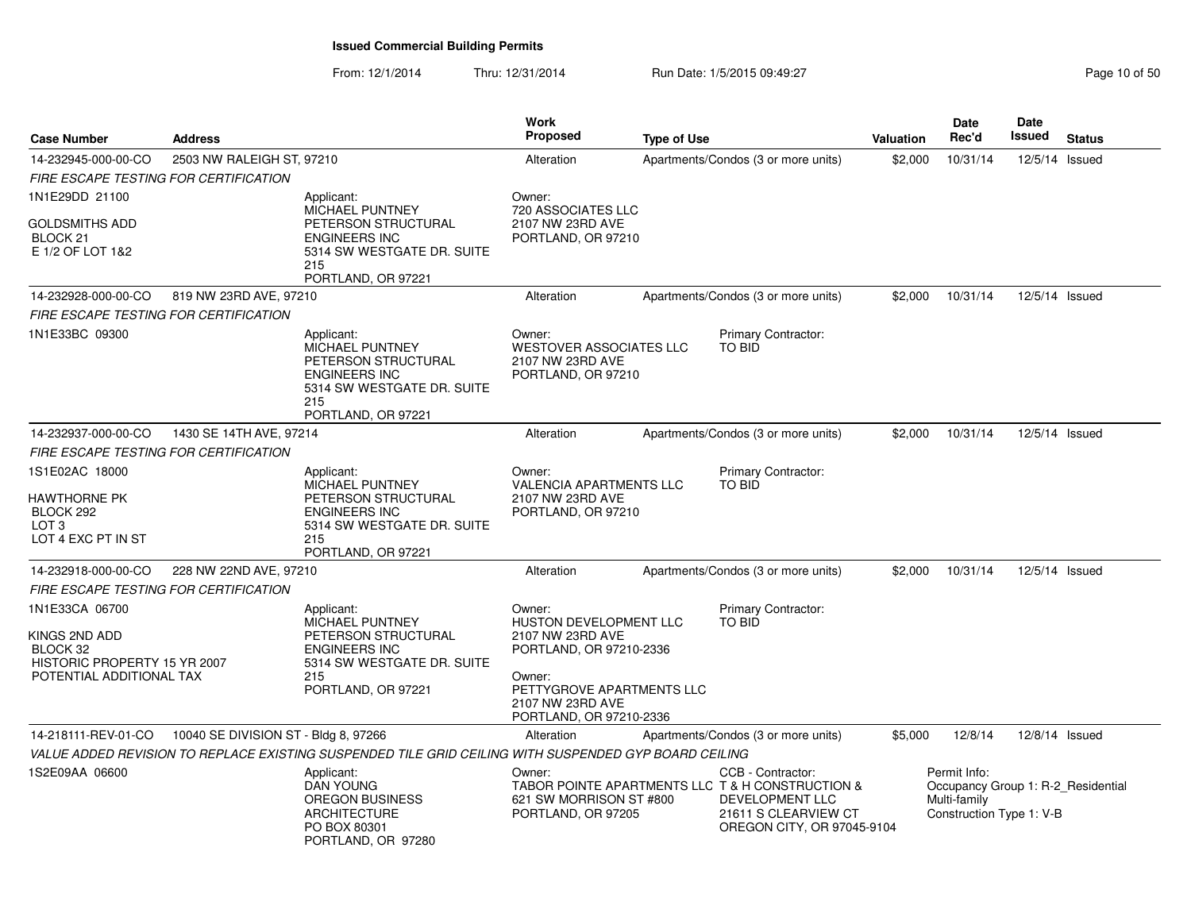# Issued Commercial Building Permits

From: 12/1/2014 Thru: 12/31/2014 Run Date: 1/5/2015 09:49:27

| Case Number | Address | Work Proposed | Type of Use | Valuation | Date Rec'd | Date Issued | Status |
|---|---|---|---|---|---|---|---|
| 14-232945-000-00-CO | 2503 NW RALEIGH ST, 97210 | Alteration | Apartments/Condos (3 or more units) | $2,000 | 10/31/14 | 12/5/14 | Issued |

*FIRE ESCAPE TESTING FOR CERTIFICATION*

1N1E29DD 21100

GOLDSMITHS ADD
BLOCK 21
E 1/2 OF LOT 1&2

Applicant:
MICHAEL PUNTNEY
PETERSON STRUCTURAL ENGINEERS INC
5314 SW WESTGATE DR. SUITE 215
PORTLAND, OR 97221

Owner:
720 ASSOCIATES LLC
2107 NW 23RD AVE
PORTLAND, OR 97210

---

| Case Number | Address | Work Proposed | Type of Use | Valuation | Date Rec'd | Date Issued | Status |
|---|---|---|---|---|---|---|---|
| 14-232928-000-00-CO | 819 NW 23RD AVE, 97210 | Alteration | Apartments/Condos (3 or more units) | $2,000 | 10/31/14 | 12/5/14 | Issued |

*FIRE ESCAPE TESTING FOR CERTIFICATION*

1N1E33BC 09300

Applicant:
MICHAEL PUNTNEY
PETERSON STRUCTURAL ENGINEERS INC
5314 SW WESTGATE DR. SUITE 215
PORTLAND, OR 97221

Owner:
WESTOVER ASSOCIATES LLC
2107 NW 23RD AVE
PORTLAND, OR 97210

Primary Contractor:
TO BID

---

| Case Number | Address | Work Proposed | Type of Use | Valuation | Date Rec'd | Date Issued | Status |
|---|---|---|---|---|---|---|---|
| 14-232937-000-00-CO | 1430 SE 14TH AVE, 97214 | Alteration | Apartments/Condos (3 or more units) | $2,000 | 10/31/14 | 12/5/14 | Issued |

*FIRE ESCAPE TESTING FOR CERTIFICATION*

1S1E02AC 18000

HAWTHORNE PK
BLOCK 292
LOT 3
LOT 4 EXC PT IN ST

Applicant:
MICHAEL PUNTNEY
PETERSON STRUCTURAL ENGINEERS INC
5314 SW WESTGATE DR. SUITE 215
PORTLAND, OR 97221

Owner:
VALENCIA APARTMENTS LLC
2107 NW 23RD AVE
PORTLAND, OR 97210

Primary Contractor:
TO BID

---

| Case Number | Address | Work Proposed | Type of Use | Valuation | Date Rec'd | Date Issued | Status |
|---|---|---|---|---|---|---|---|
| 14-232918-000-00-CO | 228 NW 22ND AVE, 97210 | Alteration | Apartments/Condos (3 or more units) | $2,000 | 10/31/14 | 12/5/14 | Issued |

*FIRE ESCAPE TESTING FOR CERTIFICATION*

1N1E33CA 06700

KINGS 2ND ADD
BLOCK 32
HISTORIC PROPERTY 15 YR 2007
POTENTIAL ADDITIONAL TAX

Applicant:
MICHAEL PUNTNEY
PETERSON STRUCTURAL ENGINEERS INC
5314 SW WESTGATE DR. SUITE 215
PORTLAND, OR 97221

Owner:
HUSTON DEVELOPMENT LLC
2107 NW 23RD AVE
PORTLAND, OR 97210-2336

Owner:
PETTYGROVE APARTMENTS LLC
2107 NW 23RD AVE
PORTLAND, OR 97210-2336

Primary Contractor:
TO BID

---

| Case Number | Address | Work Proposed | Type of Use | Valuation | Date Rec'd | Date Issued | Status |
|---|---|---|---|---|---|---|---|
| 14-218111-REV-01-CO | 10040 SE DIVISION ST - Bldg 8, 97266 | Alteration | Apartments/Condos (3 or more units) | $5,000 | 12/8/14 | 12/8/14 | Issued |

*VALUE ADDED REVISION TO REPLACE EXISTING SUSPENDED TILE GRID CEILING WITH SUSPENDED GYP BOARD CEILING*

1S2E09AA 06600

Applicant:
DAN YOUNG
OREGON BUSINESS ARCHITECTURE
PO BOX 80301
PORTLAND, OR 97280

Owner:
TABOR POINTE APARTMENTS LLC
621 SW MORRISON ST #800
PORTLAND, OR 97205

CCB - Contractor:
T & H CONSTRUCTION & DEVELOPMENT LLC
21611 S CLEARVIEW CT
OREGON CITY, OR 97045-9104

Permit Info:
Occupancy Group 1: R-2_Residential Multi-family
Construction Type 1: V-B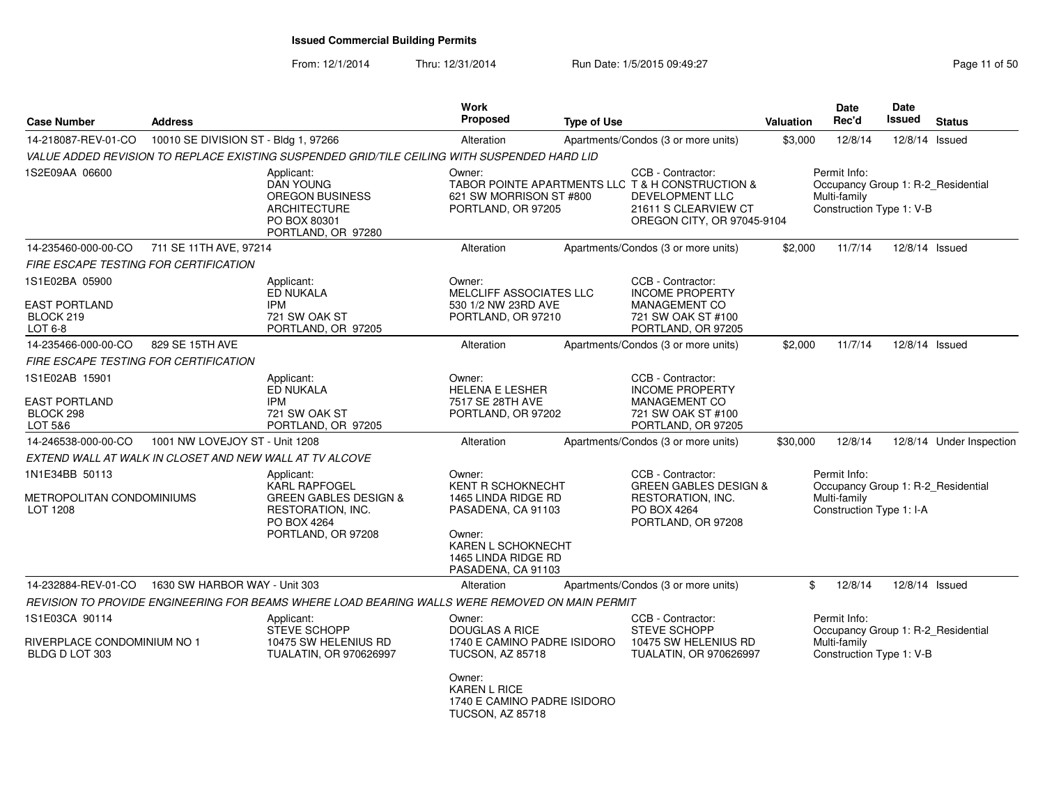# Issued Commercial Building Permits

From: 12/1/2014 Thru: 12/31/2014 Run Date: 1/5/2015 09:49:27

| Case Number | Address | Work Proposed | Type of Use | Valuation | Date Rec'd | Date Issued | Status |
|---|---|---|---|---|---|---|---|
| 14-218087-REV-01-CO | 10010 SE DIVISION ST - Bldg 1, 97266 | Alteration | Apartments/Condos (3 or more units) | $3,000 | 12/8/14 | 12/8/14 | Issued |

*VALUE ADDED REVISION TO REPLACE EXISTING SUSPENDED GRID/TILE CEILING WITH SUSPENDED HARD LID*

1S2E09AA 06600

Applicant: DAN YOUNG, OREGON BUSINESS ARCHITECTURE, PO BOX 80301, PORTLAND, OR 97280

Owner: TABOR POINTE APARTMENTS LLC, 621 SW MORRISON ST #800, PORTLAND, OR 97205

CCB - Contractor: T & H CONSTRUCTION & DEVELOPMENT LLC, 21611 S CLEARVIEW CT, OREGON CITY, OR 97045-9104

Permit Info: Occupancy Group 1: R-2_Residential Multi-family; Construction Type 1: V-B

---

| Case Number | Address | Work Proposed | Type of Use | Valuation | Date Rec'd | Date Issued | Status |
|---|---|---|---|---|---|---|---|
| 14-235460-000-00-CO | 711 SE 11TH AVE, 97214 | Alteration | Apartments/Condos (3 or more units) | $2,000 | 11/7/14 | 12/8/14 | Issued |

*FIRE ESCAPE TESTING FOR CERTIFICATION*

1S1E02BA 05900
EAST PORTLAND
BLOCK 219
LOT 6-8

Applicant: ED NUKALA, IPM, 721 SW OAK ST, PORTLAND, OR 97205

Owner: MELCLIFF ASSOCIATES LLC, 530 1/2 NW 23RD AVE, PORTLAND, OR 97210

CCB - Contractor: INCOME PROPERTY MANAGEMENT CO, 721 SW OAK ST #100, PORTLAND, OR 97205

---

| Case Number | Address | Work Proposed | Type of Use | Valuation | Date Rec'd | Date Issued | Status |
|---|---|---|---|---|---|---|---|
| 14-235466-000-00-CO | 829 SE 15TH AVE | Alteration | Apartments/Condos (3 or more units) | $2,000 | 11/7/14 | 12/8/14 | Issued |

*FIRE ESCAPE TESTING FOR CERTIFICATION*

1S1E02AB 15901
EAST PORTLAND
BLOCK 298
LOT 5&6

Applicant: ED NUKALA, IPM, 721 SW OAK ST, PORTLAND, OR 97205

Owner: HELENA E LESHER, 7517 SE 28TH AVE, PORTLAND, OR 97202

CCB - Contractor: INCOME PROPERTY MANAGEMENT CO, 721 SW OAK ST #100, PORTLAND, OR 97205

---

| Case Number | Address | Work Proposed | Type of Use | Valuation | Date Rec'd | Date Issued | Status |
|---|---|---|---|---|---|---|---|
| 14-246538-000-00-CO | 1001 NW LOVEJOY ST - Unit 1208 | Alteration | Apartments/Condos (3 or more units) | $30,000 | 12/8/14 | 12/8/14 | Under Inspection |

*EXTEND WALL AT WALK IN CLOSET AND NEW WALL AT TV ALCOVE*

1N1E34BB 50113
METROPOLITAN CONDOMINIUMS
LOT 1208

Applicant: KARL RAPFOGEL, GREEN GABLES DESIGN & RESTORATION, INC., PO BOX 4264, PORTLAND, OR 97208

Owner: KENT R SCHOKNECHT, 1465 LINDA RIDGE RD, PASADENA, CA 91103

Owner: KAREN L SCHOKNECHT, 1465 LINDA RIDGE RD, PASADENA, CA 91103

CCB - Contractor: GREEN GABLES DESIGN & RESTORATION, INC., PO BOX 4264, PORTLAND, OR 97208

Permit Info: Occupancy Group 1: R-2_Residential Multi-family; Construction Type 1: I-A

---

| Case Number | Address | Work Proposed | Type of Use | Valuation | Date Rec'd | Date Issued | Status |
|---|---|---|---|---|---|---|---|
| 14-232884-REV-01-CO | 1630 SW HARBOR WAY - Unit 303 | Alteration | Apartments/Condos (3 or more units) | $ | 12/8/14 | 12/8/14 | Issued |

*REVISION TO PROVIDE ENGINEERING FOR BEAMS WHERE LOAD BEARING WALLS WERE REMOVED ON MAIN PERMIT*

1S1E03CA 90114
RIVERPLACE CONDOMINIUM NO 1
BLDG D LOT 303

Applicant: STEVE SCHOPP, 10475 SW HELENIUS RD, TUALATIN, OR 970626997

Owner: DOUGLAS A RICE, 1740 E CAMINO PADRE ISIDORO, TUCSON, AZ 85718

Owner: KAREN L RICE, 1740 E CAMINO PADRE ISIDORO, TUCSON, AZ 85718

CCB - Contractor: STEVE SCHOPP, 10475 SW HELENIUS RD, TUALATIN, OR 970626997

Permit Info: Occupancy Group 1: R-2_Residential Multi-family; Construction Type 1: V-B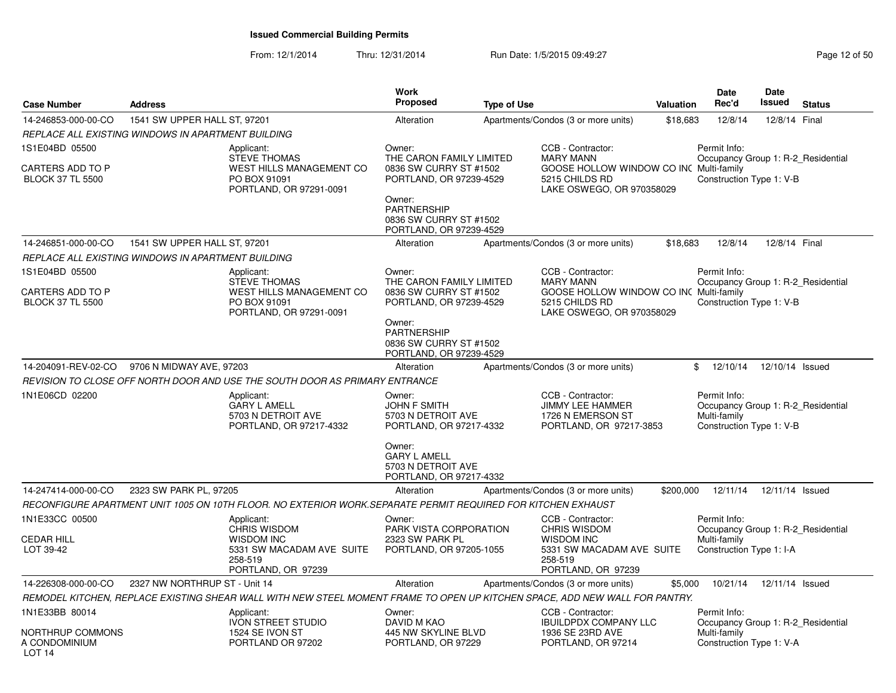## Issued Commercial Building Permits

From: 12/1/2014 Thru: 12/31/2014 Run Date: 1/5/2015 09:49:27

| Case Number | Address | Work Proposed | Type of Use | Valuation | Date Rec'd | Date Issued | Status |
|---|---|---|---|---|---|---|---|
| 14-246853-000-00-CO | 1541 SW UPPER HALL ST, 97201 | Alteration | Apartments/Condos (3 or more units) | $18,683 | 12/8/14 | 12/8/14 | Final |

*REPLACE ALL EXISTING WINDOWS IN APARTMENT BUILDING*

1S1E04BD 05500
CARTERS ADD TO P
BLOCK 37 TL 5500

Applicant:
STEVE THOMAS
WEST HILLS MANAGEMENT CO
PO BOX 91091
PORTLAND, OR 97291-0091

Owner:
THE CARON FAMILY LIMITED
0836 SW CURRY ST #1502
PORTLAND, OR 97239-4529

Owner:
PARTNERSHIP
0836 SW CURRY ST #1502
PORTLAND, OR 97239-4529

CCB - Contractor:
MARY MANN
GOOSE HOLLOW WINDOW CO INC
5215 CHILDS RD
LAKE OSWEGO, OR 970358029

Permit Info:
Occupancy Group 1: R-2_Residential Multi-family
Construction Type 1: V-B

| Case Number | Address | Work Proposed | Type of Use | Valuation | Date Rec'd | Date Issued | Status |
|---|---|---|---|---|---|---|---|
| 14-246851-000-00-CO | 1541 SW UPPER HALL ST, 97201 | Alteration | Apartments/Condos (3 or more units) | $18,683 | 12/8/14 | 12/8/14 | Final |

*REPLACE ALL EXISTING WINDOWS IN APARTMENT BUILDING*

1S1E04BD 05500
CARTERS ADD TO P
BLOCK 37 TL 5500

Applicant:
STEVE THOMAS
WEST HILLS MANAGEMENT CO
PO BOX 91091
PORTLAND, OR 97291-0091

Owner:
THE CARON FAMILY LIMITED
0836 SW CURRY ST #1502
PORTLAND, OR 97239-4529

Owner:
PARTNERSHIP
0836 SW CURRY ST #1502
PORTLAND, OR 97239-4529

CCB - Contractor:
MARY MANN
GOOSE HOLLOW WINDOW CO INC
5215 CHILDS RD
LAKE OSWEGO, OR 970358029

Permit Info:
Occupancy Group 1: R-2_Residential Multi-family
Construction Type 1: V-B

| Case Number | Address | Work Proposed | Type of Use | Valuation | Date Rec'd | Date Issued | Status |
|---|---|---|---|---|---|---|---|
| 14-204091-REV-02-CO | 9706 N MIDWAY AVE, 97203 | Alteration | Apartments/Condos (3 or more units) | $ | 12/10/14 | 12/10/14 | Issued |

*REVISION TO CLOSE OFF NORTH DOOR AND USE THE SOUTH DOOR AS PRIMARY ENTRANCE*

1N1E06CD 02200

Applicant:
GARY L AMELL
5703 N DETROIT AVE
PORTLAND, OR 97217-4332

Owner:
JOHN F SMITH
5703 N DETROIT AVE
PORTLAND, OR 97217-4332

Owner:
GARY L AMELL
5703 N DETROIT AVE
PORTLAND, OR 97217-4332

CCB - Contractor:
JIMMY LEE HAMMER
1726 N EMERSON ST
PORTLAND, OR 97217-3853

Permit Info:
Occupancy Group 1: R-2_Residential Multi-family
Construction Type 1: V-B

| Case Number | Address | Work Proposed | Type of Use | Valuation | Date Rec'd | Date Issued | Status |
|---|---|---|---|---|---|---|---|
| 14-247414-000-00-CO | 2323 SW PARK PL, 97205 | Alteration | Apartments/Condos (3 or more units) | $200,000 | 12/11/14 | 12/11/14 | Issued |

*RECONFIGURE APARTMENT UNIT 1005 ON 10TH FLOOR. NO EXTERIOR WORK.SEPARATE PERMIT REQUIRED FOR KITCHEN EXHAUST*

1N1E33CC 00500
CEDAR HILL
LOT 39-42

Applicant:
CHRIS WISDOM
WISDOM INC
5331 SW MACADAM AVE SUITE 258-519
PORTLAND, OR 97239

Owner:
PARK VISTA CORPORATION
2323 SW PARK PL
PORTLAND, OR 97205-1055

CCB - Contractor:
CHRIS WISDOM
WISDOM INC
5331 SW MACADAM AVE SUITE 258-519
PORTLAND, OR 97239

Permit Info:
Occupancy Group 1: R-2_Residential Multi-family
Construction Type 1: I-A

| Case Number | Address | Work Proposed | Type of Use | Valuation | Date Rec'd | Date Issued | Status |
|---|---|---|---|---|---|---|---|
| 14-226308-000-00-CO | 2327 NW NORTHRUP ST - Unit 14 | Alteration | Apartments/Condos (3 or more units) | $5,000 | 10/21/14 | 12/11/14 | Issued |

*REMODEL KITCHEN, REPLACE EXISTING SHEAR WALL WITH NEW STEEL MOMENT FRAME TO OPEN UP KITCHEN SPACE, ADD NEW WALL FOR PANTRY.*

1N1E33BB 80014
NORTHRUP COMMONS
A CONDOMINIUM
LOT 14

Applicant:
IVON STREET STUDIO
1524 SE IVON ST
PORTLAND OR 97202

Owner:
DAVID M KAO
445 NW SKYLINE BLVD
PORTLAND, OR 97229

CCB - Contractor:
IBUILDPDX COMPANY LLC
1936 SE 23RD AVE
PORTLAND, OR 97214

Permit Info:
Occupancy Group 1: R-2_Residential Multi-family
Construction Type 1: V-A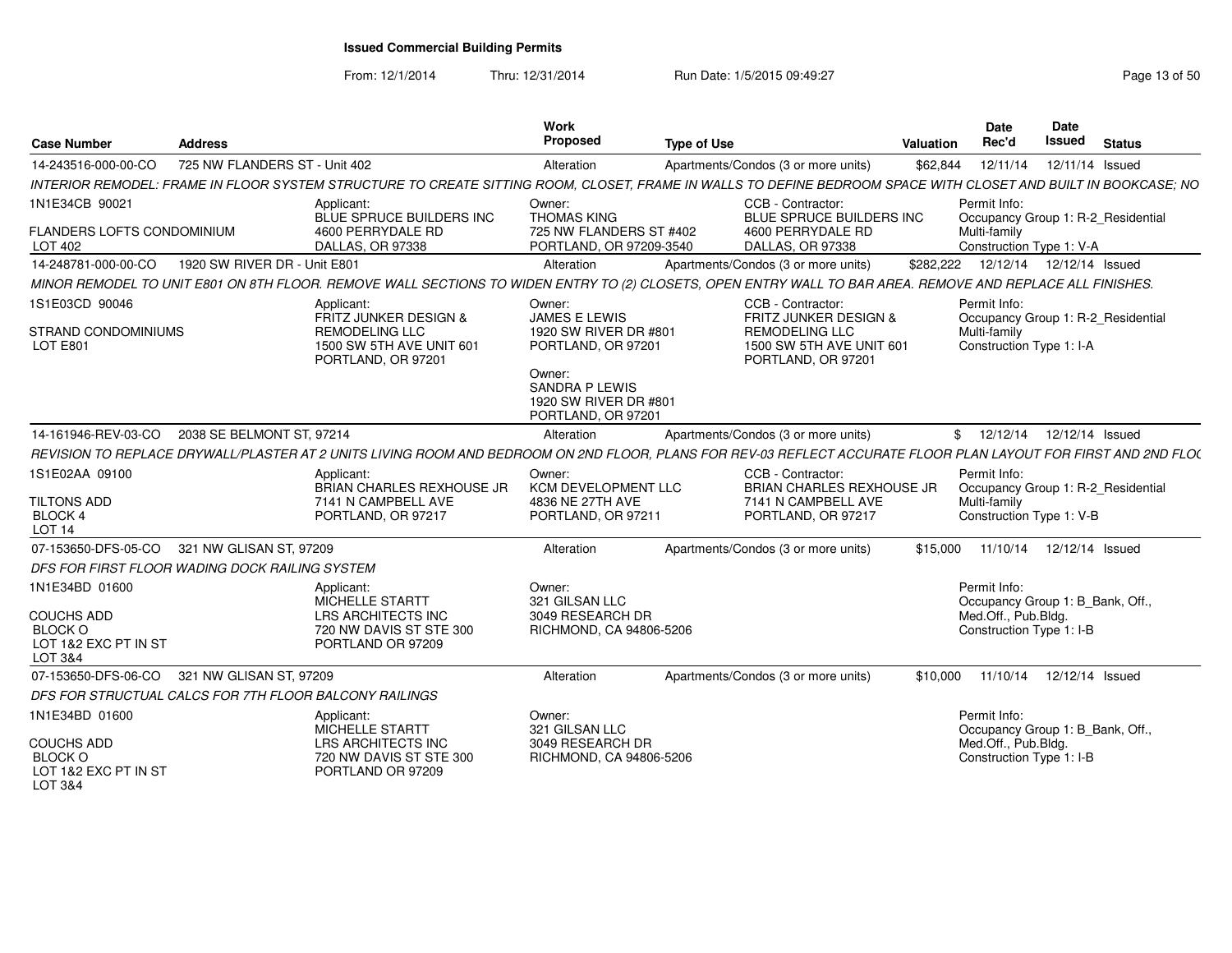# Issued Commercial Building Permits

From: 12/1/2014 Thru: 12/31/2014 Run Date: 1/5/2015 09:49:27

| Case Number | Address | Work Proposed | Type of Use | Valuation | Date Rec'd | Date Issued | Status |
|---|---|---|---|---|---|---|---|
| 14-243516-000-00-CO | 725 NW FLANDERS ST - Unit 402 | Alteration | Apartments/Condos (3 or more units) | $62,844 | 12/11/14 | 12/11/14 | Issued |

*INTERIOR REMODEL: FRAME IN FLOOR SYSTEM STRUCTURE TO CREATE SITTING ROOM, CLOSET, FRAME IN WALLS TO DEFINE BEDROOM SPACE WITH CLOSET AND BUILT IN BOOKCASE; NO*

1N1E34CB 90021
FLANDERS LOFTS CONDOMINIUM
LOT 402

Applicant: BLUE SPRUCE BUILDERS INC, 4600 PERRYDALE RD, DALLAS, OR 97338

Owner: THOMAS KING, 725 NW FLANDERS ST #402, PORTLAND, OR 97209-3540

CCB - Contractor: BLUE SPRUCE BUILDERS INC, 4600 PERRYDALE RD, DALLAS, OR 97338

Permit Info: Occupancy Group 1: R-2_Residential Multi-family; Construction Type 1: V-A

| Case Number | Address | Work Proposed | Type of Use | Valuation | Date Rec'd | Date Issued | Status |
|---|---|---|---|---|---|---|---|
| 14-248781-000-00-CO | 1920 SW RIVER DR - Unit E801 | Alteration | Apartments/Condos (3 or more units) | $282,222 | 12/12/14 | 12/12/14 | Issued |

*MINOR REMODEL TO UNIT E801 ON 8TH FLOOR. REMOVE WALL SECTIONS TO WIDEN ENTRY TO (2) CLOSETS, OPEN ENTRY WALL TO BAR AREA. REMOVE AND REPLACE ALL FINISHES.*

1S1E03CD 90046
STRAND CONDOMINIUMS
LOT E801

Applicant: FRITZ JUNKER DESIGN & REMODELING LLC, 1500 SW 5TH AVE UNIT 601, PORTLAND, OR 97201

Owner: JAMES E LEWIS, 1920 SW RIVER DR #801, PORTLAND, OR 97201

Owner: SANDRA P LEWIS, 1920 SW RIVER DR #801, PORTLAND, OR 97201

CCB - Contractor: FRITZ JUNKER DESIGN & REMODELING LLC, 1500 SW 5TH AVE UNIT 601, PORTLAND, OR 97201

Permit Info: Occupancy Group 1: R-2_Residential Multi-family; Construction Type 1: I-A

| Case Number | Address | Work Proposed | Type of Use | Valuation | Date Rec'd | Date Issued | Status |
|---|---|---|---|---|---|---|---|
| 14-161946-REV-03-CO | 2038 SE BELMONT ST, 97214 | Alteration | Apartments/Condos (3 or more units) | $ | 12/12/14 | 12/12/14 | Issued |

*REVISION TO REPLACE DRYWALL/PLASTER AT 2 UNITS LIVING ROOM AND BEDROOM ON 2ND FLOOR, PLANS FOR REV-03 REFLECT ACCURATE FLOOR PLAN LAYOUT FOR FIRST AND 2ND FLOO*

1S1E02AA 09100
TILTONS ADD
BLOCK 4
LOT 14

Applicant: BRIAN CHARLES REXHOUSE JR, 7141 N CAMPBELL AVE, PORTLAND, OR 97217

Owner: KCM DEVELOPMENT LLC, 4836 NE 27TH AVE, PORTLAND, OR 97211

CCB - Contractor: BRIAN CHARLES REXHOUSE JR, 7141 N CAMPBELL AVE, PORTLAND, OR 97217

Permit Info: Occupancy Group 1: R-2_Residential Multi-family; Construction Type 1: V-B

| Case Number | Address | Work Proposed | Type of Use | Valuation | Date Rec'd | Date Issued | Status |
|---|---|---|---|---|---|---|---|
| 07-153650-DFS-05-CO | 321 NW GLISAN ST, 97209 | Alteration | Apartments/Condos (3 or more units) | $15,000 | 11/10/14 | 12/12/14 | Issued |

*DFS FOR FIRST FLOOR WADING DOCK RAILING SYSTEM*

1N1E34BD 01600
COUCHS ADD
BLOCK O
LOT 1&2 EXC PT IN ST
LOT 3&4

Applicant: MICHELLE STARTT, LRS ARCHITECTS INC, 720 NW DAVIS ST STE 300, PORTLAND OR 97209

Owner: 321 GILSAN LLC, 3049 RESEARCH DR, RICHMOND, CA 94806-5206

Permit Info: Occupancy Group 1: B_Bank, Off., Med.Off., Pub.Bldg.; Construction Type 1: I-B

| Case Number | Address | Work Proposed | Type of Use | Valuation | Date Rec'd | Date Issued | Status |
|---|---|---|---|---|---|---|---|
| 07-153650-DFS-06-CO | 321 NW GLISAN ST, 97209 | Alteration | Apartments/Condos (3 or more units) | $10,000 | 11/10/14 | 12/12/14 | Issued |

*DFS FOR STRUCTUAL CALCS FOR 7TH FLOOR BALCONY RAILINGS*

1N1E34BD 01600
COUCHS ADD
BLOCK O
LOT 1&2 EXC PT IN ST
LOT 3&4

Applicant: MICHELLE STARTT, LRS ARCHITECTS INC, 720 NW DAVIS ST STE 300, PORTLAND OR 97209

Owner: 321 GILSAN LLC, 3049 RESEARCH DR, RICHMOND, CA 94806-5206

Permit Info: Occupancy Group 1: B_Bank, Off., Med.Off., Pub.Bldg.; Construction Type 1: I-B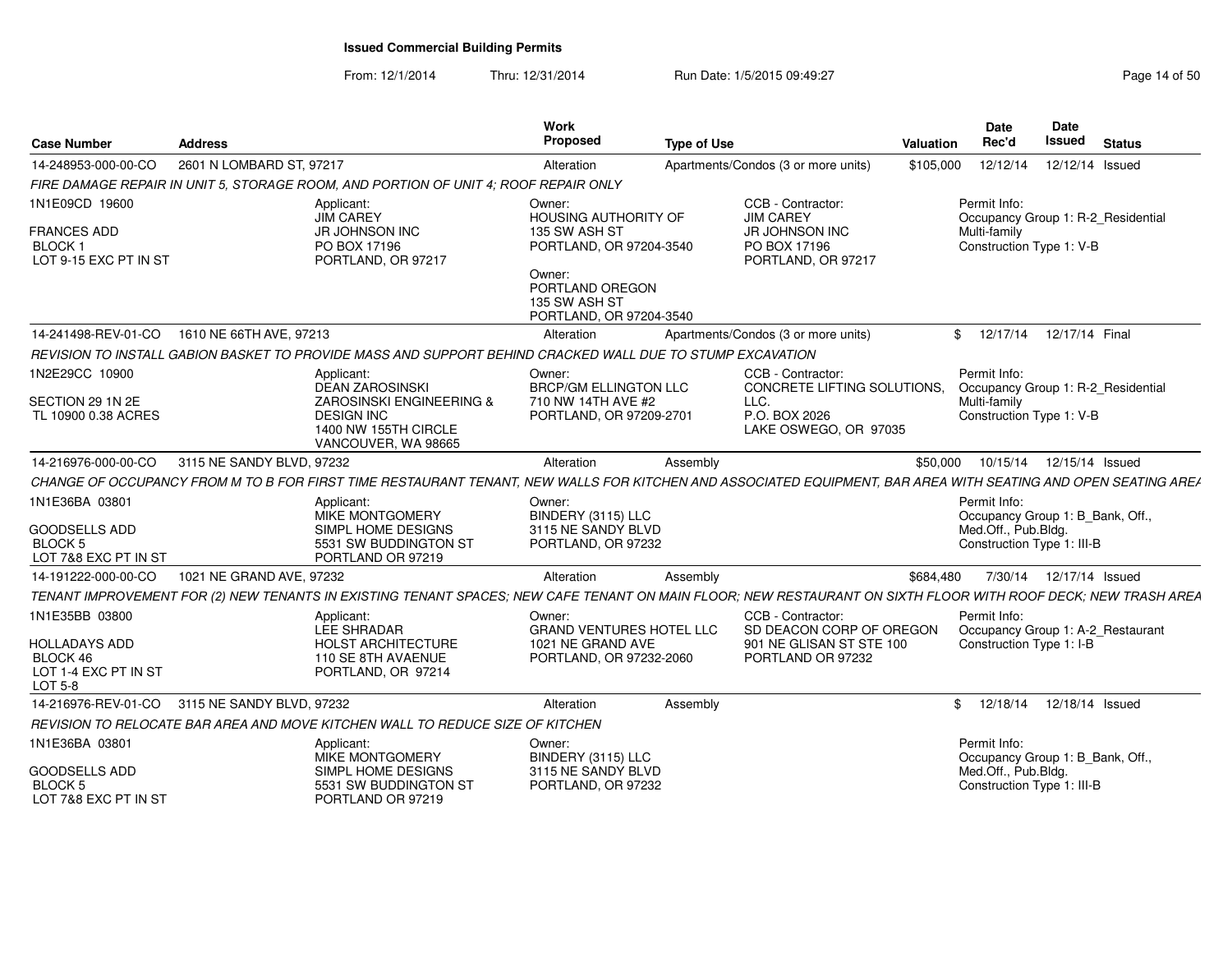# Issued Commercial Building Permits

From: 12/1/2014 Thru: 12/31/2014 Run Date: 1/5/2015 09:49:27

| Case Number | Address | Work Proposed | Type of Use | Valuation | Date Rec'd | Date Issued | Status |
|---|---|---|---|---|---|---|---|
| 14-248953-000-00-CO | 2601 N LOMBARD ST, 97217 | Alteration | Apartments/Condos (3 or more units) | $105,000 | 12/12/14 | 12/12/14 | Issued |

*FIRE DAMAGE REPAIR IN UNIT 5, STORAGE ROOM, AND PORTION OF UNIT 4; ROOF REPAIR ONLY*

1N1E09CD 19600
FRANCES ADD
BLOCK 1
LOT 9-15 EXC PT IN ST

Applicant:
JIM CAREY
JR JOHNSON INC
PO BOX 17196
PORTLAND, OR 97217

Owner:
HOUSING AUTHORITY OF
135 SW ASH ST
PORTLAND, OR 97204-3540

Owner:
PORTLAND OREGON
135 SW ASH ST
PORTLAND, OR 97204-3540

CCB - Contractor:
JIM CAREY
JR JOHNSON INC
PO BOX 17196
PORTLAND, OR 97217

Permit Info:
Occupancy Group 1: R-2_Residential Multi-family
Construction Type 1: V-B

---

| Case Number | Address | Work Proposed | Type of Use | Valuation | Date Rec'd | Date Issued | Status |
|---|---|---|---|---|---|---|---|
| 14-241498-REV-01-CO | 1610 NE 66TH AVE, 97213 | Alteration | Apartments/Condos (3 or more units) | $ | 12/17/14 | 12/17/14 | Final |

*REVISION TO INSTALL GABION BASKET TO PROVIDE MASS AND SUPPORT BEHIND CRACKED WALL DUE TO STUMP EXCAVATION*

1N2E29CC 10900
SECTION 29 1N 2E
TL 10900 0.38 ACRES

Applicant:
DEAN ZAROSINSKI
ZAROSINSKI ENGINEERING & DESIGN INC
1400 NW 155TH CIRCLE
VANCOUVER, WA 98665

Owner:
BRCP/GM ELLINGTON LLC
710 NW 14TH AVE #2
PORTLAND, OR 97209-2701

CCB - Contractor:
CONCRETE LIFTING SOLUTIONS, LLC.
P.O. BOX 2026
LAKE OSWEGO, OR 97035

Permit Info:
Occupancy Group 1: R-2_Residential Multi-family
Construction Type 1: V-B

---

| Case Number | Address | Work Proposed | Type of Use | Valuation | Date Rec'd | Date Issued | Status |
|---|---|---|---|---|---|---|---|
| 14-216976-000-00-CO | 3115 NE SANDY BLVD, 97232 | Alteration | Assembly | $50,000 | 10/15/14 | 12/15/14 | Issued |

*CHANGE OF OCCUPANCY FROM M TO B FOR FIRST TIME RESTAURANT TENANT, NEW WALLS FOR KITCHEN AND ASSOCIATED EQUIPMENT, BAR AREA WITH SEATING AND OPEN SEATING AREA*

1N1E36BA 03801
GOODSELLS ADD
BLOCK 5
LOT 7&8 EXC PT IN ST

Applicant:
MIKE MONTGOMERY
SIMPL HOME DESIGNS
5531 SW BUDDINGTON ST
PORTLAND OR 97219

Owner:
BINDERY (3115) LLC
3115 NE SANDY BLVD
PORTLAND, OR 97232

Permit Info:
Occupancy Group 1: B_Bank, Off., Med.Off., Pub.Bldg.
Construction Type 1: III-B

---

| Case Number | Address | Work Proposed | Type of Use | Valuation | Date Rec'd | Date Issued | Status |
|---|---|---|---|---|---|---|---|
| 14-191222-000-00-CO | 1021 NE GRAND AVE, 97232 | Alteration | Assembly | $684,480 | 7/30/14 | 12/17/14 | Issued |

*TENANT IMPROVEMENT FOR (2) NEW TENANTS IN EXISTING TENANT SPACES; NEW CAFE TENANT ON MAIN FLOOR; NEW RESTAURANT ON SIXTH FLOOR WITH ROOF DECK; NEW TRASH AREA*

1N1E35BB 03800
HOLLADAYS ADD
BLOCK 46
LOT 1-4 EXC PT IN ST
LOT 5-8

Applicant:
LEE SHRADAR
HOLST ARCHITECTURE
110 SE 8TH AVAENUE
PORTLAND, OR 97214

Owner:
GRAND VENTURES HOTEL LLC
1021 NE GRAND AVE
PORTLAND, OR 97232-2060

CCB - Contractor:
SD DEACON CORP OF OREGON
901 NE GLISAN ST STE 100
PORTLAND OR 97232

Permit Info:
Occupancy Group 1: A-2_Restaurant
Construction Type 1: I-B

---

| Case Number | Address | Work Proposed | Type of Use | Valuation | Date Rec'd | Date Issued | Status |
|---|---|---|---|---|---|---|---|
| 14-216976-REV-01-CO | 3115 NE SANDY BLVD, 97232 | Alteration | Assembly | $ | 12/18/14 | 12/18/14 | Issued |

*REVISION TO RELOCATE BAR AREA AND MOVE KITCHEN WALL TO REDUCE SIZE OF KITCHEN*

1N1E36BA 03801
GOODSELLS ADD
BLOCK 5
LOT 7&8 EXC PT IN ST

Applicant:
MIKE MONTGOMERY
SIMPL HOME DESIGNS
5531 SW BUDDINGTON ST
PORTLAND OR 97219

Owner:
BINDERY (3115) LLC
3115 NE SANDY BLVD
PORTLAND, OR 97232

Permit Info:
Occupancy Group 1: B_Bank, Off., Med.Off., Pub.Bldg.
Construction Type 1: III-B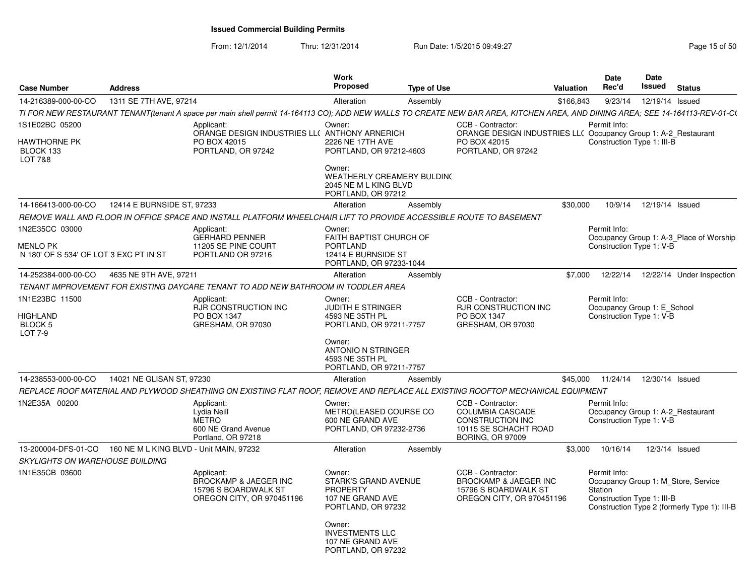**Issued Commercial Building Permits**

From: 12/1/2014 Thru: 12/31/2014 Run Date: 1/5/2015 09:49:27

| Case Number | Address | Work Proposed | Type of Use | Valuation | Date Rec'd | Date Issued | Status |
|---|---|---|---|---|---|---|---|
| 14-216389-000-00-CO | 1311 SE 7TH AVE, 97214 | Alteration | Assembly | $166,843 | 9/23/14 | 12/19/14 | Issued |
| 14-166413-000-00-CO | 12414 E BURNSIDE ST, 97233 | Alteration | Assembly | $30,000 | 10/9/14 | 12/19/14 | Issued |
| 14-252384-000-00-CO | 4635 NE 9TH AVE, 97211 | Alteration | Assembly | $7,000 | 12/22/14 | 12/22/14 | Under Inspection |
| 14-238553-000-00-CO | 14021 NE GLISAN ST, 97230 | Alteration | Assembly | $45,000 | 11/24/14 | 12/30/14 | Issued |
| 13-200004-DFS-01-CO | 160 NE M L KING BLVD - Unit MAIN, 97232 | Alteration | Assembly | $3,000 | 10/16/14 | 12/3/14 | Issued |

**14-216389-000-00-CO** — 1311 SE 7TH AVE, 97214

*TI FOR NEW RESTAURANT TENANT(tenant A space per main shell permit 14-164113 CO); ADD NEW WALLS TO CREATE NEW BAR AREA, KITCHEN AREA, AND DINING AREA; SEE 14-164113-REV-01-C(*

- 1S1E02BC 05200 — HAWTHORNE PK, BLOCK 133, LOT 7&8
- Applicant: ORANGE DESIGN INDUSTRIES LL( PO BOX 42015 PORTLAND, OR 97242
- Owner: ANTHONY ARNERICH 2226 NE 17TH AVE PORTLAND, OR 97212-4603
- Owner: WEATHERLY CREAMERY BULDIN( 2045 NE M L KING BLVD PORTLAND, OR 97212
- CCB - Contractor: ORANGE DESIGN INDUSTRIES LL( PO BOX 42015 PORTLAND, OR 97242
- Permit Info: Occupancy Group 1: A-2_Restaurant; Construction Type 1: III-B

**14-166413-000-00-CO** — 12414 E BURNSIDE ST, 97233

*REMOVE WALL AND FLOOR IN OFFICE SPACE AND INSTALL PLATFORM WHEELCHAIR LIFT TO PROVIDE ACCESSIBLE ROUTE TO BASEMENT*

- 1N2E35CC 03000 — MENLO PK, N 180' OF S 534' OF LOT 3 EXC PT IN ST
- Applicant: GERHARD PENNER 11205 SE PINE COURT PORTLAND OR 97216
- Owner: FAITH BAPTIST CHURCH OF PORTLAND 12414 E BURNSIDE ST PORTLAND, OR 97233-1044
- Permit Info: Occupancy Group 1: A-3_Place of Worship; Construction Type 1: V-B

**14-252384-000-00-CO** — 4635 NE 9TH AVE, 97211

*TENANT IMPROVEMENT FOR EXISTING DAYCARE TENANT TO ADD NEW BATHROOM IN TODDLER AREA*

- 1N1E23BC 11500 — HIGHLAND, BLOCK 5, LOT 7-9
- Applicant: RJR CONSTRUCTION INC PO BOX 1347 GRESHAM, OR 97030
- Owner: JUDITH E STRINGER 4593 NE 35TH PL PORTLAND, OR 97211-7757
- Owner: ANTONIO N STRINGER 4593 NE 35TH PL PORTLAND, OR 97211-7757
- CCB - Contractor: RJR CONSTRUCTION INC PO BOX 1347 GRESHAM, OR 97030
- Permit Info: Occupancy Group 1: E_School; Construction Type 1: V-B

**14-238553-000-00-CO** — 14021 NE GLISAN ST, 97230

*REPLACE ROOF MATERIAL AND PLYWOOD SHEATHING ON EXISTING FLAT ROOF, REMOVE AND REPLACE ALL EXISTING ROOFTOP MECHANICAL EQUIPMENT*

- 1N2E35A 00200
- Applicant: Lydia Neill METRO 600 NE Grand Avenue Portland, OR 97218
- Owner: METRO(LEASED COURSE CO 600 NE GRAND AVE PORTLAND, OR 97232-2736
- CCB - Contractor: COLUMBIA CASCADE CONSTRUCTION INC 10115 SE SCHACHT ROAD BORING, OR 97009
- Permit Info: Occupancy Group 1: A-2_Restaurant; Construction Type 1: V-B

**13-200004-DFS-01-CO** — 160 NE M L KING BLVD - Unit MAIN, 97232

*SKYLIGHTS ON WAREHOUSE BUILDING*

- 1N1E35CB 03600
- Applicant: BROCKAMP & JAEGER INC 15796 S BOARDWALK ST OREGON CITY, OR 970451196
- Owner: STARK'S GRAND AVENUE PROPERTY 107 NE GRAND AVE PORTLAND, OR 97232
- Owner: INVESTMENTS LLC 107 NE GRAND AVE PORTLAND, OR 97232
- CCB - Contractor: BROCKAMP & JAEGER INC 15796 S BOARDWALK ST OREGON CITY, OR 970451196
- Permit Info: Occupancy Group 1: M_Store, Service Station; Construction Type 1: III-B; Construction Type 2 (formerly Type 1): III-B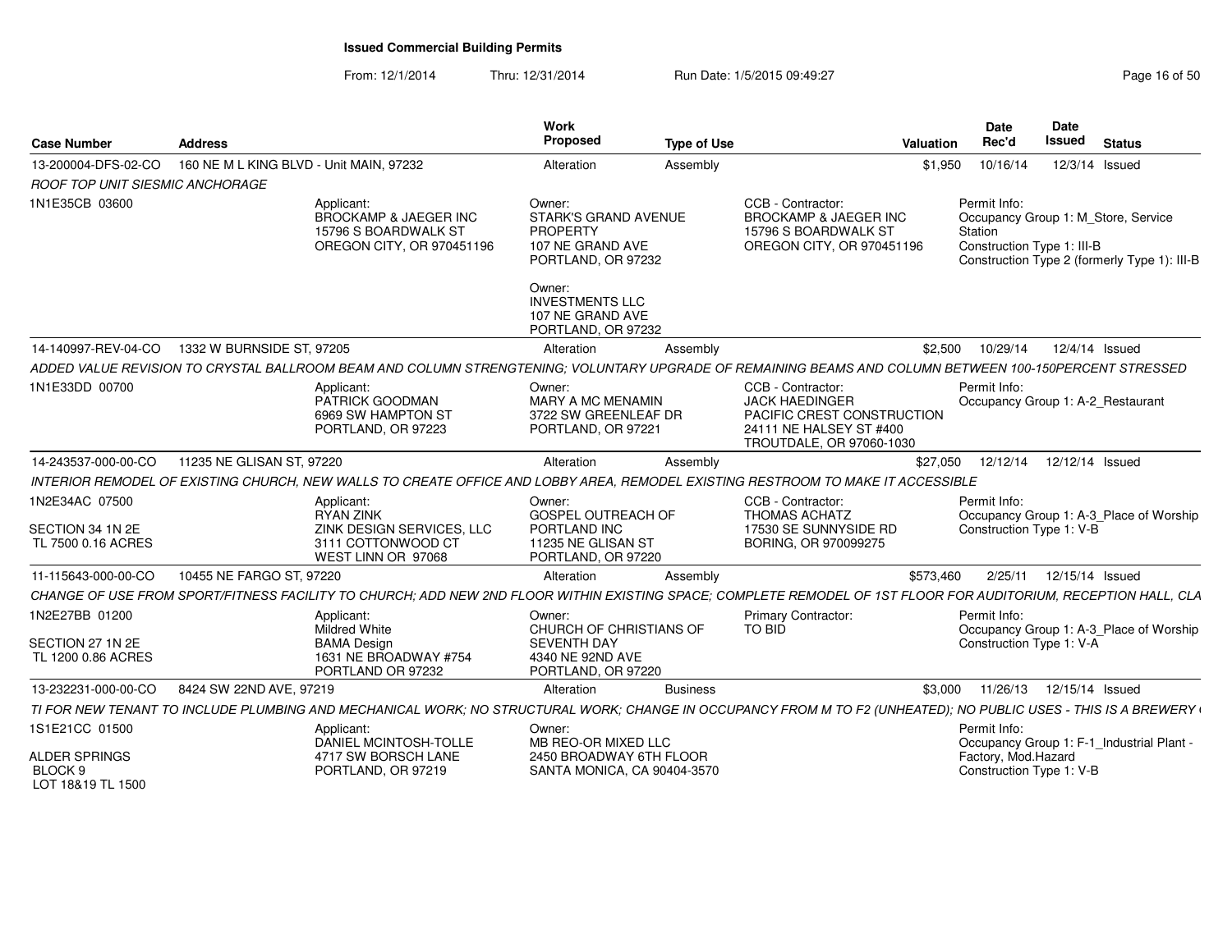# Issued Commercial Building Permits

From: 12/1/2014 Thru: 12/31/2014 Run Date: 1/5/2015 09:49:27

| Case Number | Address | Work Proposed | Type of Use | Valuation | Date Rec'd | Date Issued | Status |
|---|---|---|---|---|---|---|---|
| 13-200004-DFS-02-CO | 160 NE M L KING BLVD - Unit MAIN, 97232 | Alteration | Assembly | $1,950 | 10/16/14 | 12/3/14 | Issued |

*ROOF TOP UNIT SEISMIC ANCHORAGE*

1N1E35CB 03600

Applicant: BROCKAMP & JAEGER INC, 15796 S BOARDWALK ST, OREGON CITY, OR 970451196

Owner: STARK'S GRAND AVENUE PROPERTY, 107 NE GRAND AVE, PORTLAND, OR 97232

Owner: INVESTMENTS LLC, 107 NE GRAND AVE, PORTLAND, OR 97232

CCB - Contractor: BROCKAMP & JAEGER INC, 15796 S BOARDWALK ST, OREGON CITY, OR 970451196

Permit Info: Occupancy Group 1: M_Store, Service Station; Construction Type 1: III-B; Construction Type 2 (formerly Type 1): III-B

| Case Number | Address | Work Proposed | Type of Use | Valuation | Date Rec'd | Date Issued | Status |
|---|---|---|---|---|---|---|---|
| 14-140997-REV-04-CO | 1332 W BURNSIDE ST, 97205 | Alteration | Assembly | $2,500 | 10/29/14 | 12/4/14 | Issued |

*ADDED VALUE REVISION TO CRYSTAL BALLROOM BEAM AND COLUMN STRENGTENING; VOLUNTARY UPGRADE OF REMAINING BEAMS AND COLUMN BETWEEN 100-150PERCENT STRESSED*

1N1E33DD 00700

Applicant: PATRICK GOODMAN, 6969 SW HAMPTON ST, PORTLAND, OR 97223

Owner: MARY A MC MENAMIN, 3722 SW GREENLEAF DR, PORTLAND, OR 97221

CCB - Contractor: JACK HAEDINGER, PACIFIC CREST CONSTRUCTION, 24111 NE HALSEY ST #400, TROUTDALE, OR 97060-1030

Permit Info: Occupancy Group 1: A-2_Restaurant

| Case Number | Address | Work Proposed | Type of Use | Valuation | Date Rec'd | Date Issued | Status |
|---|---|---|---|---|---|---|---|
| 14-243537-000-00-CO | 11235 NE GLISAN ST, 97220 | Alteration | Assembly | $27,050 | 12/12/14 | 12/12/14 | Issued |

*INTERIOR REMODEL OF EXISTING CHURCH, NEW WALLS TO CREATE OFFICE AND LOBBY AREA, REMODEL EXISTING RESTROOM TO MAKE IT ACCESSIBLE*

1N2E34AC 07500, SECTION 34 1N 2E, TL 7500 0.16 ACRES

Applicant: RYAN ZINK, ZINK DESIGN SERVICES, LLC, 3111 COTTONWOOD CT, WEST LINN OR 97068

Owner: GOSPEL OUTREACH OF PORTLAND INC, 11235 NE GLISAN ST, PORTLAND, OR 97220

CCB - Contractor: THOMAS ACHATZ, 17530 SE SUNNYSIDE RD, BORING, OR 970099275

Permit Info: Occupancy Group 1: A-3_Place of Worship; Construction Type 1: V-B

| Case Number | Address | Work Proposed | Type of Use | Valuation | Date Rec'd | Date Issued | Status |
|---|---|---|---|---|---|---|---|
| 11-115643-000-00-CO | 10455 NE FARGO ST, 97220 | Alteration | Assembly | $573,460 | 2/25/11 | 12/15/14 | Issued |

*CHANGE OF USE FROM SPORT/FITNESS FACILITY TO CHURCH; ADD NEW 2ND FLOOR WITHIN EXISTING SPACE; COMPLETE REMODEL OF 1ST FLOOR FOR AUDITORIUM, RECEPTION HALL, CLA*

1N2E27BB 01200, SECTION 27 1N 2E, TL 1200 0.86 ACRES

Applicant: Mildred White, BAMA Design, 1631 NE BROADWAY #754, PORTLAND OR 97232

Owner: CHURCH OF CHRISTIANS OF SEVENTH DAY, 4340 NE 92ND AVE, PORTLAND, OR 97220

Primary Contractor: TO BID

Permit Info: Occupancy Group 1: A-3_Place of Worship; Construction Type 1: V-A

| Case Number | Address | Work Proposed | Type of Use | Valuation | Date Rec'd | Date Issued | Status |
|---|---|---|---|---|---|---|---|
| 13-232231-000-00-CO | 8424 SW 22ND AVE, 97219 | Alteration | Business | $3,000 | 11/26/13 | 12/15/14 | Issued |

*TI FOR NEW TENANT TO INCLUDE PLUMBING AND MECHANICAL WORK; NO STRUCTURAL WORK; CHANGE IN OCCUPANCY FROM M TO F2 (UNHEATED); NO PUBLIC USES - THIS IS A BREWERY (*

1S1E21CC 01500, ALDER SPRINGS, BLOCK 9, LOT 18&19 TL 1500

Applicant: DANIEL MCINTOSH-TOLLE, 4717 SW BORSCH LANE, PORTLAND, OR 97219

Owner: MB REO-OR MIXED LLC, 2450 BROADWAY 6TH FLOOR, SANTA MONICA, CA 90404-3570

Permit Info: Occupancy Group 1: F-1_Industrial Plant - Factory, Mod.Hazard; Construction Type 1: V-B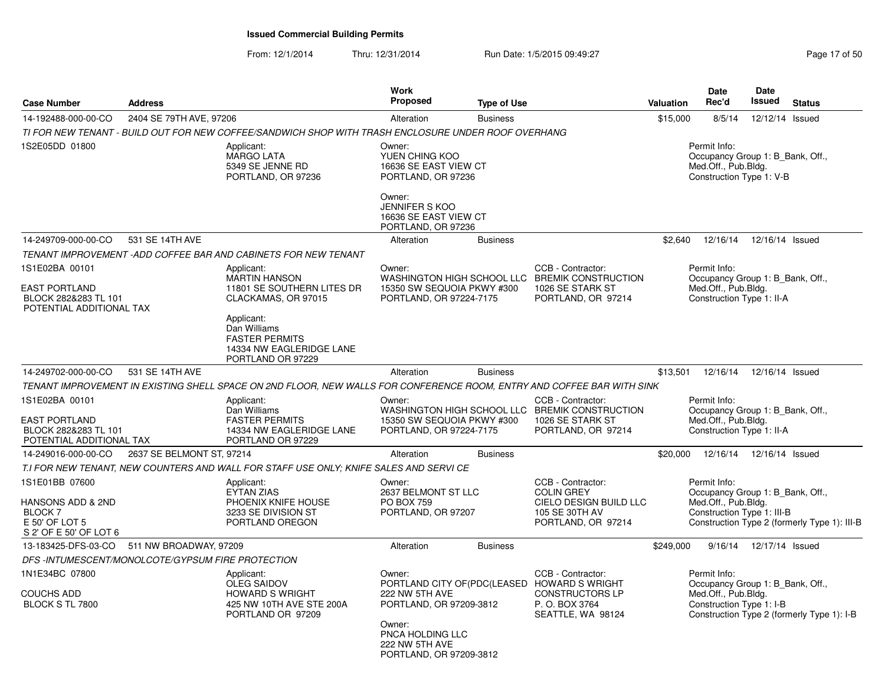# Issued Commercial Building Permits

From: 12/1/2014 Thru: 12/31/2014 Run Date: 1/5/2015 09:49:27

| Case Number | Address | Work Proposed | Type of Use | Valuation | Date Rec'd | Date Issued | Status |
|---|---|---|---|---|---|---|---|
| 14-192488-000-00-CO | 2404 SE 79TH AVE, 97206 | Alteration | Business | $15,000 | 8/5/14 | 12/12/14 | Issued |

TI FOR NEW TENANT - BUILD OUT FOR NEW COFFEE/SANDWICH SHOP WITH TRASH ENCLOSURE UNDER ROOF OVERHANG

1S2E05DD 01800

Applicant: MARGO LATA, 5349 SE JENNE RD, PORTLAND, OR 97236

Owner: YUEN CHING KOO, 16636 SE EAST VIEW CT, PORTLAND, OR 97236

Owner: JENNIFER S KOO, 16636 SE EAST VIEW CT, PORTLAND, OR 97236

Permit Info: Occupancy Group 1: B_Bank, Off., Med.Off., Pub.Bldg. Construction Type 1: V-B

---

| Case Number | Address | Work Proposed | Type of Use | Valuation | Date Rec'd | Date Issued | Status |
|---|---|---|---|---|---|---|---|
| 14-249709-000-00-CO | 531 SE 14TH AVE | Alteration | Business | $2,640 | 12/16/14 | 12/16/14 | Issued |

TENANT IMPROVEMENT -ADD COFFEE BAR AND CABINETS FOR NEW TENANT

1S1E02BA 00101

EAST PORTLAND
BLOCK 282&283 TL 101
POTENTIAL ADDITIONAL TAX

Applicant: MARTIN HANSON, 11801 SE SOUTHERN LITES DR, CLACKAMAS, OR 97015

Applicant: Dan Williams, FASTER PERMITS, 14334 NW EAGLERIDGE LANE, PORTLAND OR 97229

Owner: WASHINGTON HIGH SCHOOL LLC, 15350 SW SEQUOIA PKWY #300, PORTLAND, OR 97224-7175

CCB - Contractor: BREMIK CONSTRUCTION, 1026 SE STARK ST, PORTLAND, OR 97214

Permit Info: Occupancy Group 1: B_Bank, Off., Med.Off., Pub.Bldg. Construction Type 1: II-A

---

| Case Number | Address | Work Proposed | Type of Use | Valuation | Date Rec'd | Date Issued | Status |
|---|---|---|---|---|---|---|---|
| 14-249702-000-00-CO | 531 SE 14TH AVE | Alteration | Business | $13,501 | 12/16/14 | 12/16/14 | Issued |

TENANT IMPROVEMENT IN EXISTING SHELL SPACE ON 2ND FLOOR, NEW WALLS FOR CONFERENCE ROOM, ENTRY AND COFFEE BAR WITH SINK

1S1E02BA 00101

EAST PORTLAND
BLOCK 282&283 TL 101
POTENTIAL ADDITIONAL TAX

Applicant: Dan Williams, FASTER PERMITS, 14334 NW EAGLERIDGE LANE, PORTLAND OR 97229

Owner: WASHINGTON HIGH SCHOOL LLC, 15350 SW SEQUOIA PKWY #300, PORTLAND, OR 97224-7175

CCB - Contractor: BREMIK CONSTRUCTION, 1026 SE STARK ST, PORTLAND, OR 97214

Permit Info: Occupancy Group 1: B_Bank, Off., Med.Off., Pub.Bldg. Construction Type 1: II-A

---

| Case Number | Address | Work Proposed | Type of Use | Valuation | Date Rec'd | Date Issued | Status |
|---|---|---|---|---|---|---|---|
| 14-249016-000-00-CO | 2637 SE BELMONT ST, 97214 | Alteration | Business | $20,000 | 12/16/14 | 12/16/14 | Issued |

T.I FOR NEW TENANT, NEW COUNTERS AND WALL FOR STAFF USE ONLY; KNIFE SALES AND SERVI CE

1S1E01BB 07600

HANSONS ADD & 2ND
BLOCK 7
E 50' OF LOT 5
S 2' OF E 50' OF LOT 6

Applicant: EYTAN ZIAS, PHOENIX KNIFE HOUSE, 3233 SE DIVISION ST, PORTLAND OREGON

Owner: 2637 BELMONT ST LLC, PO BOX 759, PORTLAND, OR 97207

CCB - Contractor: COLIN GREY, CIELO DESIGN BUILD LLC, 105 SE 30TH AV, PORTLAND, OR 97214

Permit Info: Occupancy Group 1: B_Bank, Off., Med.Off., Pub.Bldg. Construction Type 1: III-B Construction Type 2 (formerly Type 1): III-B

---

| Case Number | Address | Work Proposed | Type of Use | Valuation | Date Rec'd | Date Issued | Status |
|---|---|---|---|---|---|---|---|
| 13-183425-DFS-03-CO | 511 NW BROADWAY, 97209 | Alteration | Business | $249,000 | 9/16/14 | 12/17/14 | Issued |

DFS -INTUMESCENT/MONOLCOTE/GYPSUM FIRE PROTECTION

1N1E34BC 07800

COUCHS ADD
BLOCK S TL 7800

Applicant: OLEG SAIDOV, HOWARD S WRIGHT, 425 NW 10TH AVE STE 200A, PORTLAND OR 97209

Owner: PORTLAND CITY OF(PDC(LEASED, 222 NW 5TH AVE, PORTLAND, OR 97209-3812

Owner: PNCA HOLDING LLC, 222 NW 5TH AVE, PORTLAND, OR 97209-3812

CCB - Contractor: HOWARD S WRIGHT CONSTRUCTORS LP, P. O. BOX 3764, SEATTLE, WA 98124

Permit Info: Occupancy Group 1: B_Bank, Off., Med.Off., Pub.Bldg. Construction Type 1: I-B Construction Type 2 (formerly Type 1): I-B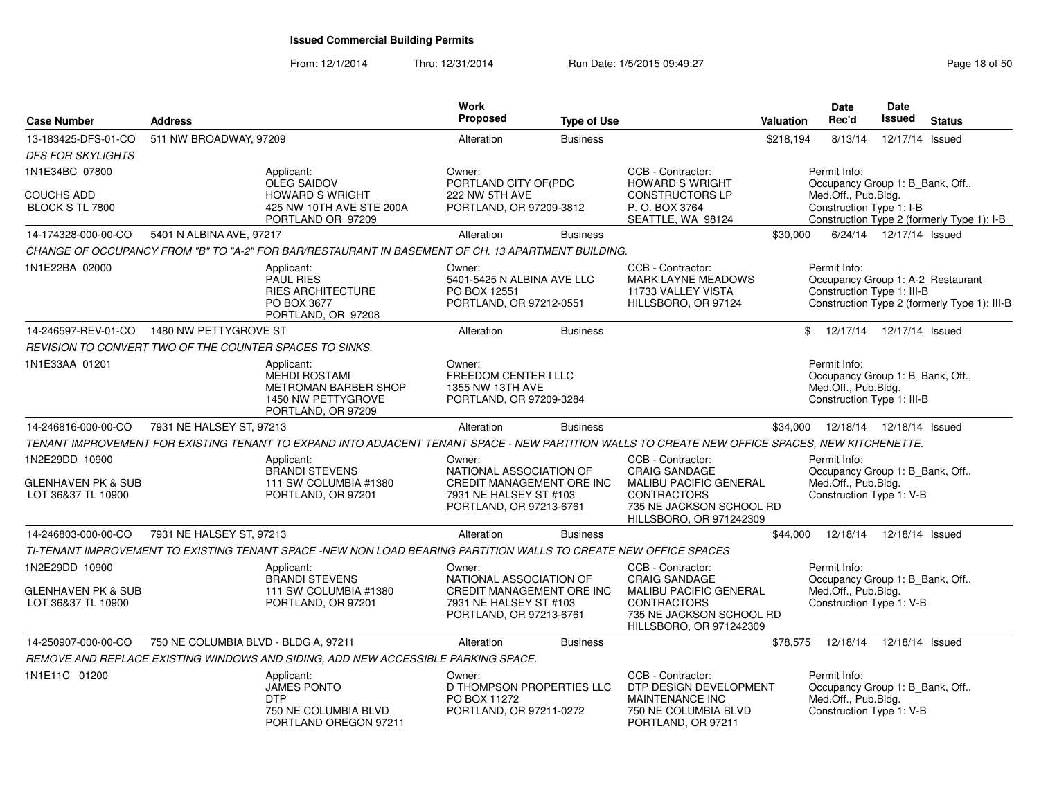# Issued Commercial Building Permits

From: 12/1/2014 Thru: 12/31/2014 Run Date: 1/5/2015 09:49:27

| Case Number | Address | Work Proposed | Type of Use | Valuation | Date Rec'd | Date Issued | Status |
|---|---|---|---|---|---|---|---|
| 13-183425-DFS-01-CO | 511 NW BROADWAY, 97209 | Alteration | Business | $218,194 | 8/13/14 | 12/17/14 | Issued |

*DFS FOR SKYLIGHTS*

1N1E34BC 07800

COUCHS ADD
BLOCK S TL 7800

Applicant:
OLEG SAIDOV
HOWARD S WRIGHT
425 NW 10TH AVE STE 200A
PORTLAND OR 97209

Owner:
PORTLAND CITY OF(PDC
222 NW 5TH AVE
PORTLAND, OR 97209-3812

CCB - Contractor:
HOWARD S WRIGHT
CONSTRUCTORS LP
P. O. BOX 3764
SEATTLE, WA 98124

Permit Info:
Occupancy Group 1: B_Bank, Off., Med.Off., Pub.Bldg.
Construction Type 1: I-B
Construction Type 2 (formerly Type 1): I-B

| Case Number | Address | Work Proposed | Type of Use | Valuation | Date Rec'd | Date Issued | Status |
|---|---|---|---|---|---|---|---|
| 14-174328-000-00-CO | 5401 N ALBINA AVE, 97217 | Alteration | Business | $30,000 | 6/24/14 | 12/17/14 | Issued |

*CHANGE OF OCCUPANCY FROM "B" TO "A-2" FOR BAR/RESTAURANT IN BASEMENT OF CH. 13 APARTMENT BUILDING.*

1N1E22BA 02000

Applicant:
PAUL RIES
RIES ARCHITECTURE
PO BOX 3677
PORTLAND, OR 97208

Owner:
5401-5425 N ALBINA AVE LLC
PO BOX 12551
PORTLAND, OR 97212-0551

CCB - Contractor:
MARK LAYNE MEADOWS
11733 VALLEY VISTA
HILLSBORO, OR 97124

Permit Info:
Occupancy Group 1: A-2_Restaurant
Construction Type 1: III-B
Construction Type 2 (formerly Type 1): III-B

| Case Number | Address | Work Proposed | Type of Use | Valuation | Date Rec'd | Date Issued | Status |
|---|---|---|---|---|---|---|---|
| 14-246597-REV-01-CO | 1480 NW PETTYGROVE ST | Alteration | Business | $ | 12/17/14 | 12/17/14 | Issued |

*REVISION TO CONVERT TWO OF THE COUNTER SPACES TO SINKS.*

1N1E33AA 01201

Applicant:
MEHDI ROSTAMI
METROMAN BARBER SHOP
1450 NW PETTYGROVE
PORTLAND, OR 97209

Owner:
FREEDOM CENTER I LLC
1355 NW 13TH AVE
PORTLAND, OR 97209-3284

Permit Info:
Occupancy Group 1: B_Bank, Off., Med.Off., Pub.Bldg.
Construction Type 1: III-B

| Case Number | Address | Work Proposed | Type of Use | Valuation | Date Rec'd | Date Issued | Status |
|---|---|---|---|---|---|---|---|
| 14-246816-000-00-CO | 7931 NE HALSEY ST, 97213 | Alteration | Business | $34,000 | 12/18/14 | 12/18/14 | Issued |

*TENANT IMPROVEMENT FOR EXISTING TENANT TO EXPAND INTO ADJACENT TENANT SPACE - NEW PARTITION WALLS TO CREATE NEW OFFICE SPACES, NEW KITCHENETTE.*

1N2E29DD 10900

GLENHAVEN PK & SUB
LOT 36&37 TL 10900

Applicant:
BRANDI STEVENS
111 SW COLUMBIA #1380
PORTLAND, OR 97201

Owner:
NATIONAL ASSOCIATION OF
CREDIT MANAGEMENT ORE INC
7931 NE HALSEY ST #103
PORTLAND, OR 97213-6761

CCB - Contractor:
CRAIG SANDAGE
MALIBU PACIFIC GENERAL
CONTRACTORS
735 NE JACKSON SCHOOL RD
HILLSBORO, OR 971242309

Permit Info:
Occupancy Group 1: B_Bank, Off., Med.Off., Pub.Bldg.
Construction Type 1: V-B

| Case Number | Address | Work Proposed | Type of Use | Valuation | Date Rec'd | Date Issued | Status |
|---|---|---|---|---|---|---|---|
| 14-246803-000-00-CO | 7931 NE HALSEY ST, 97213 | Alteration | Business | $44,000 | 12/18/14 | 12/18/14 | Issued |

*TI-TENANT IMPROVEMENT TO EXISTING TENANT SPACE -NEW NON LOAD BEARING PARTITION WALLS TO CREATE NEW OFFICE SPACES*

1N2E29DD 10900

GLENHAVEN PK & SUB
LOT 36&37 TL 10900

Applicant:
BRANDI STEVENS
111 SW COLUMBIA #1380
PORTLAND, OR 97201

Owner:
NATIONAL ASSOCIATION OF
CREDIT MANAGEMENT ORE INC
7931 NE HALSEY ST #103
PORTLAND, OR 97213-6761

CCB - Contractor:
CRAIG SANDAGE
MALIBU PACIFIC GENERAL
CONTRACTORS
735 NE JACKSON SCHOOL RD
HILLSBORO, OR 971242309

Permit Info:
Occupancy Group 1: B_Bank, Off., Med.Off., Pub.Bldg.
Construction Type 1: V-B

| Case Number | Address | Work Proposed | Type of Use | Valuation | Date Rec'd | Date Issued | Status |
|---|---|---|---|---|---|---|---|
| 14-250907-000-00-CO | 750 NE COLUMBIA BLVD - BLDG A, 97211 | Alteration | Business | $78,575 | 12/18/14 | 12/18/14 | Issued |

*REMOVE AND REPLACE EXISTING WINDOWS AND SIDING, ADD NEW ACCESSIBLE PARKING SPACE.*

1N1E11C 01200

Applicant:
JAMES PONTO
DTP
750 NE COLUMBIA BLVD
PORTLAND OREGON 97211

Owner:
D THOMPSON PROPERTIES LLC
PO BOX 11272
PORTLAND, OR 97211-0272

CCB - Contractor:
DTP DESIGN DEVELOPMENT
MAINTENANCE INC
750 NE COLUMBIA BLVD
PORTLAND, OR 97211

Permit Info:
Occupancy Group 1: B_Bank, Off., Med.Off., Pub.Bldg.
Construction Type 1: V-B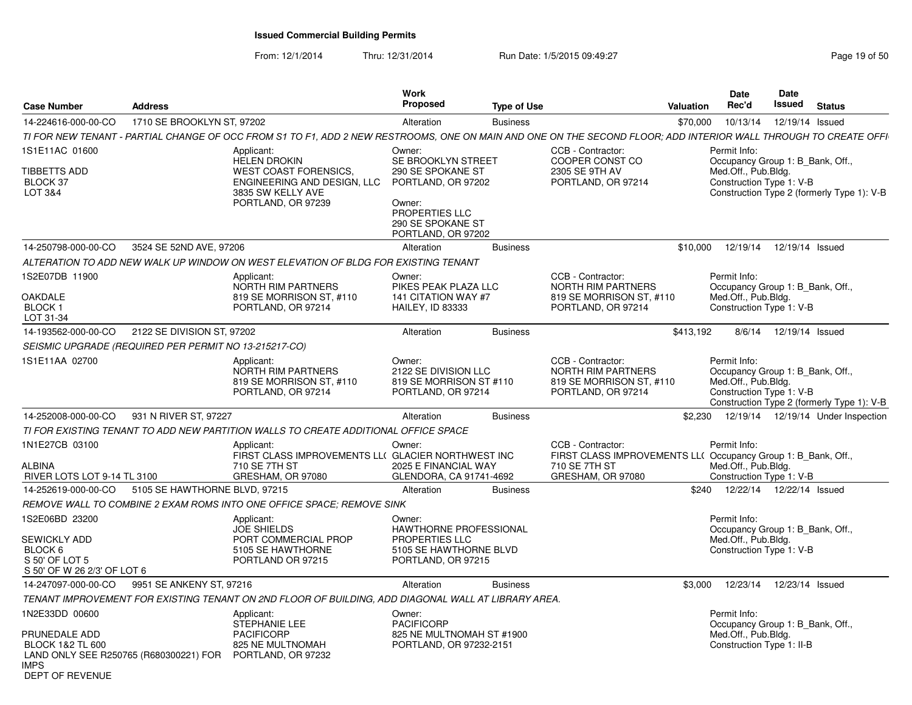# Issued Commercial Building Permits

From: 12/1/2014 Thru: 12/31/2014 Run Date: 1/5/2015 09:49:27

| Case Number | Address | Work Proposed | Type of Use | Valuation | Date Rec'd | Date Issued | Status |
|---|---|---|---|---|---|---|---|
| 14-224616-000-00-CO | 1710 SE BROOKLYN ST, 97202 | Alteration | Business | $70,000 | 10/13/14 | 12/19/14 | Issued |

*TI FOR NEW TENANT - PARTIAL CHANGE OF OCC FROM S1 TO F1, ADD 2 NEW RESTROOMS, ONE ON MAIN AND ONE ON THE SECOND FLOOR; ADD INTERIOR WALL THROUGH TO CREATE OFFI*

1S1E11AC 01600
TIBBETTS ADD
BLOCK 37
LOT 3&4

Applicant:
HELEN DROKIN
WEST COAST FORENSICS, ENGINEERING AND DESIGN, LLC
3835 SW KELLY AVE
PORTLAND, OR 97239

Owner:
SE BROOKLYN STREET
290 SE SPOKANE ST
PORTLAND, OR 97202

Owner:
PROPERTIES LLC
290 SE SPOKANE ST
PORTLAND, OR 97202

CCB - Contractor:
COOPER CONST CO
2305 SE 9TH AV
PORTLAND, OR 97214

Permit Info:
Occupancy Group 1: B_Bank, Off., Med.Off., Pub.Bldg.
Construction Type 1: V-B
Construction Type 2 (formerly Type 1): V-B

| Case Number | Address | Work Proposed | Type of Use | Valuation | Date Rec'd | Date Issued | Status |
|---|---|---|---|---|---|---|---|
| 14-250798-000-00-CO | 3524 SE 52ND AVE, 97206 | Alteration | Business | $10,000 | 12/19/14 | 12/19/14 | Issued |

*ALTERATION TO ADD NEW WALK UP WINDOW ON WEST ELEVATION OF BLDG FOR EXISTING TENANT*

1S2E07DB 11900
OAKDALE
BLOCK 1
LOT 31-34

Applicant:
NORTH RIM PARTNERS
819 SE MORRISON ST, #110
PORTLAND, OR 97214

Owner:
PIKES PEAK PLAZA LLC
141 CITATION WAY #7
HAILEY, ID 83333

CCB - Contractor:
NORTH RIM PARTNERS
819 SE MORRISON ST, #110
PORTLAND, OR 97214

Permit Info:
Occupancy Group 1: B_Bank, Off., Med.Off., Pub.Bldg.
Construction Type 1: V-B

| Case Number | Address | Work Proposed | Type of Use | Valuation | Date Rec'd | Date Issued | Status |
|---|---|---|---|---|---|---|---|
| 14-193562-000-00-CO | 2122 SE DIVISION ST, 97202 | Alteration | Business | $413,192 | 8/6/14 | 12/19/14 | Issued |

*SEISMIC UPGRADE (REQUIRED PER PERMIT NO 13-215217-CO)*

1S1E11AA 02700

Applicant:
NORTH RIM PARTNERS
819 SE MORRISON ST, #110
PORTLAND, OR 97214

Owner:
2122 SE DIVISION LLC
819 SE MORRISON ST #110
PORTLAND, OR 97214

CCB - Contractor:
NORTH RIM PARTNERS
819 SE MORRISON ST, #110
PORTLAND, OR 97214

Permit Info:
Occupancy Group 1: B_Bank, Off., Med.Off., Pub.Bldg.
Construction Type 1: V-B
Construction Type 2 (formerly Type 1): V-B

| Case Number | Address | Work Proposed | Type of Use | Valuation | Date Rec'd | Date Issued | Status |
|---|---|---|---|---|---|---|---|
| 14-252008-000-00-CO | 931 N RIVER ST, 97227 | Alteration | Business | $2,230 | 12/19/14 | 12/19/14 | Under Inspection |

*TI FOR EXISTING TENANT TO ADD NEW PARTITION WALLS TO CREATE ADDITIONAL OFFICE SPACE*

1N1E27CB 03100
ALBINA
RIVER LOTS LOT 9-14 TL 3100

Applicant:
FIRST CLASS IMPROVEMENTS LL(
710 SE 7TH ST
GRESHAM, OR 97080

Owner:
GLACIER NORTHWEST INC
2025 E FINANCIAL WAY
GLENDORA, CA 91741-4692

CCB - Contractor:
FIRST CLASS IMPROVEMENTS LL(
710 SE 7TH ST
GRESHAM, OR 97080

Permit Info:
Occupancy Group 1: B_Bank, Off., Med.Off., Pub.Bldg.
Construction Type 1: V-B

| Case Number | Address | Work Proposed | Type of Use | Valuation | Date Rec'd | Date Issued | Status |
|---|---|---|---|---|---|---|---|
| 14-252619-000-00-CO | 5105 SE HAWTHORNE BLVD, 97215 | Alteration | Business | $240 | 12/22/14 | 12/22/14 | Issued |

*REMOVE WALL TO COMBINE 2 EXAM ROMS INTO ONE OFFICE SPACE; REMOVE SINK*

1S2E06BD 23200
SEWICKLY ADD
BLOCK 6
S 50' OF LOT 5
S 50' OF W 26 2/3' OF LOT 6

Applicant:
JOE SHIELDS
PORT COMMERCIAL PROP
5105 SE HAWTHORNE
PORTLAND OR 97215

Owner:
HAWTHORNE PROFESSIONAL PROPERTIES LLC
5105 SE HAWTHORNE BLVD
PORTLAND, OR 97215

Permit Info:
Occupancy Group 1: B_Bank, Off., Med.Off., Pub.Bldg.
Construction Type 1: V-B

| Case Number | Address | Work Proposed | Type of Use | Valuation | Date Rec'd | Date Issued | Status |
|---|---|---|---|---|---|---|---|
| 14-247097-000-00-CO | 9951 SE ANKENY ST, 97216 | Alteration | Business | $3,000 | 12/23/14 | 12/23/14 | Issued |

*TENANT IMPROVEMENT FOR EXISTING TENANT ON 2ND FLOOR OF BUILDING, ADD DIAGONAL WALL AT LIBRARY AREA.*

1N2E33DD 00600
PRUNEDALE ADD
BLOCK 1&2 TL 600
LAND ONLY SEE R250765 (R680300221) FOR IMPS
DEPT OF REVENUE

Applicant:
STEPHANIE LEE
PACIFICORP
825 NE MULTNOMAH
PORTLAND, OR 97232

Owner:
PACIFICORP
825 NE MULTNOMAH ST #1900
PORTLAND, OR 97232-2151

Permit Info:
Occupancy Group 1: B_Bank, Off., Med.Off., Pub.Bldg.
Construction Type 1: II-B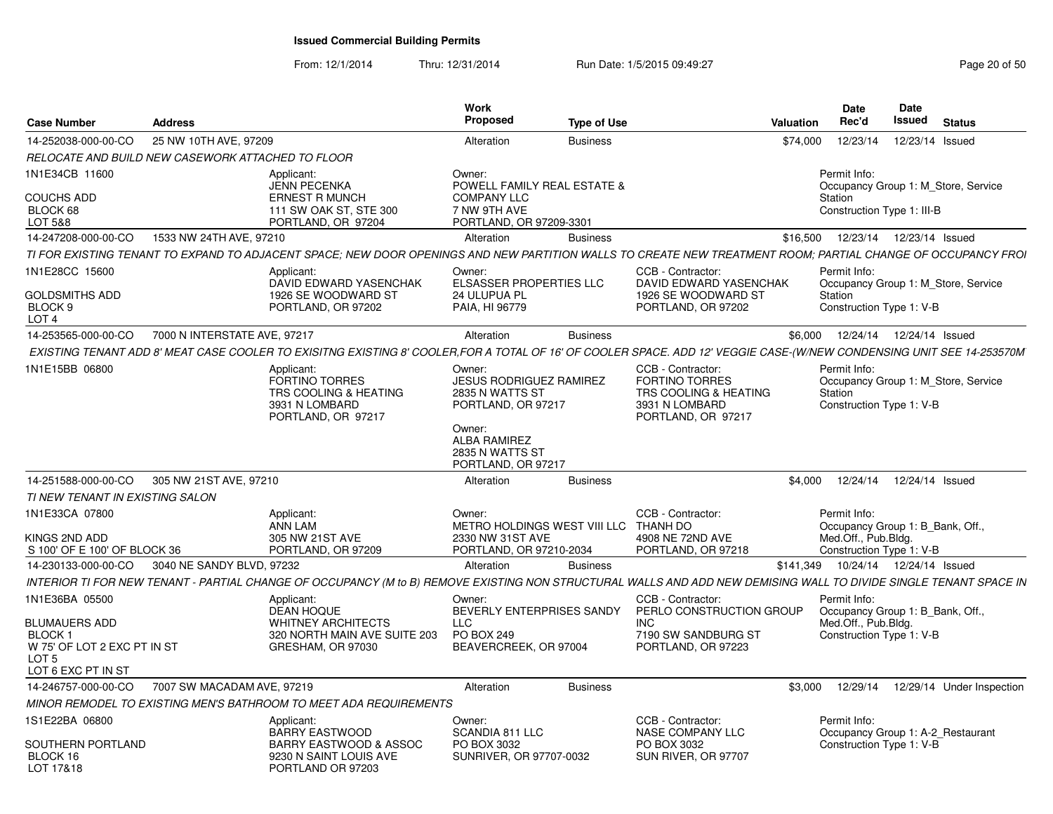# Issued Commercial Building Permits

From: 12/1/2014 Thru: 12/31/2014 Run Date: 1/5/2015 09:49:27

| Case Number | Address | Work Proposed | Type of Use | Valuation | Date Rec'd | Date Issued | Status |
|---|---|---|---|---|---|---|---|
| 14-252038-000-00-CO | 25 NW 10TH AVE, 97209 | Alteration | Business | $74,000 | 12/23/14 | 12/23/14 | Issued |

RELOCATE AND BUILD NEW CASEWORK ATTACHED TO FLOOR

1N1E34CB 11600
COUCHS ADD
BLOCK 68
LOT 5&8

Applicant: JENN PECENKA, ERNEST R MUNCH, 111 SW OAK ST, STE 300, PORTLAND, OR 97204

Owner: POWELL FAMILY REAL ESTATE & COMPANY LLC, 7 NW 9TH AVE, PORTLAND, OR 97209-3301

Permit Info: Occupancy Group 1: M_Store, Service Station; Construction Type 1: III-B

---

| Case Number | Address | Work Proposed | Type of Use | Valuation | Date Rec'd | Date Issued | Status |
|---|---|---|---|---|---|---|---|
| 14-247208-000-00-CO | 1533 NW 24TH AVE, 97210 | Alteration | Business | $16,500 | 12/23/14 | 12/23/14 | Issued |

TI FOR EXISTING TENANT TO EXPAND TO ADJACENT SPACE; NEW DOOR OPENINGS AND NEW PARTITION WALLS TO CREATE NEW TREATMENT ROOM; PARTIAL CHANGE OF OCCUPANCY FROI

1N1E28CC 15600
GOLDSMITHS ADD
BLOCK 9
LOT 4

Applicant: DAVID EDWARD YASENCHAK, 1926 SE WOODWARD ST, PORTLAND, OR 97202

Owner: ELSASSER PROPERTIES LLC, 24 ULUPUA PL, PAIA, HI 96779

CCB - Contractor: DAVID EDWARD YASENCHAK, 1926 SE WOODWARD ST, PORTLAND, OR 97202

Permit Info: Occupancy Group 1: M_Store, Service Station; Construction Type 1: V-B

---

| Case Number | Address | Work Proposed | Type of Use | Valuation | Date Rec'd | Date Issued | Status |
|---|---|---|---|---|---|---|---|
| 14-253565-000-00-CO | 7000 N INTERSTATE AVE, 97217 | Alteration | Business | $6,000 | 12/24/14 | 12/24/14 | Issued |

EXISTING TENANT ADD 8' MEAT CASE COOLER TO EXISITNG EXISTING 8' COOLER,FOR A TOTAL OF 16' OF COOLER SPACE. ADD 12' VEGGIE CASE-(W/NEW CONDENSING UNIT SEE 14-253570M

1N1E15BB 06800

Applicant: FORTINO TORRES, TRS COOLING & HEATING, 3931 N LOMBARD, PORTLAND, OR 97217

Owner: JESUS RODRIGUEZ RAMIREZ, 2835 N WATTS ST, PORTLAND, OR 97217

Owner: ALBA RAMIREZ, 2835 N WATTS ST, PORTLAND, OR 97217

CCB - Contractor: FORTINO TORRES, TRS COOLING & HEATING, 3931 N LOMBARD, PORTLAND, OR 97217

Permit Info: Occupancy Group 1: M_Store, Service Station; Construction Type 1: V-B

---

| Case Number | Address | Work Proposed | Type of Use | Valuation | Date Rec'd | Date Issued | Status |
|---|---|---|---|---|---|---|---|
| 14-251588-000-00-CO | 305 NW 21ST AVE, 97210 | Alteration | Business | $4,000 | 12/24/14 | 12/24/14 | Issued |

TI NEW TENANT IN EXISTING SALON

1N1E33CA 07800
KINGS 2ND ADD
S 100' OF E 100' OF BLOCK 36

Applicant: ANN LAM, 305 NW 21ST AVE, PORTLAND, OR 97209

Owner: METRO HOLDINGS WEST VIII LLC, 2330 NW 31ST AVE, PORTLAND, OR 97210-2034

CCB - Contractor: THANH DO, 4908 NE 72ND AVE, PORTLAND, OR 97218

Permit Info: Occupancy Group 1: B_Bank, Off., Med.Off., Pub.Bldg.; Construction Type 1: V-B

---

| Case Number | Address | Work Proposed | Type of Use | Valuation | Date Rec'd | Date Issued | Status |
|---|---|---|---|---|---|---|---|
| 14-230133-000-00-CO | 3040 NE SANDY BLVD, 97232 | Alteration | Business | $141,349 | 10/24/14 | 12/24/14 | Issued |

INTERIOR TI FOR NEW TENANT - PARTIAL CHANGE OF OCCUPANCY (M to B) REMOVE EXISTING NON STRUCTURAL WALLS AND ADD NEW DEMISING WALL TO DIVIDE SINGLE TENANT SPACE IN

1N1E36BA 05500
BLUMAUERS ADD
BLOCK 1
W 75' OF LOT 2 EXC PT IN ST
LOT 5
LOT 6 EXC PT IN ST

Applicant: DEAN HOQUE, WHITNEY ARCHITECTS, 320 NORTH MAIN AVE SUITE 203, GRESHAM, OR 97030

Owner: BEVERLY ENTERPRISES SANDY LLC, PO BOX 249, BEAVERCREEK, OR 97004

CCB - Contractor: PERLO CONSTRUCTION GROUP INC, 7190 SW SANDBURG ST, PORTLAND, OR 97223

Permit Info: Occupancy Group 1: B_Bank, Off., Med.Off., Pub.Bldg.; Construction Type 1: V-B

---

| Case Number | Address | Work Proposed | Type of Use | Valuation | Date Rec'd | Date Issued | Status |
|---|---|---|---|---|---|---|---|
| 14-246757-000-00-CO | 7007 SW MACADAM AVE, 97219 | Alteration | Business | $3,000 | 12/29/14 | 12/29/14 | Under Inspection |

MINOR REMODEL TO EXISTING MEN'S BATHROOM TO MEET ADA REQUIREMENTS

1S1E22BA 06800
SOUTHERN PORTLAND
BLOCK 16
LOT 17&18

Applicant: BARRY EASTWOOD, BARRY EASTWOOD & ASSOC, 9230 N SAINT LOUIS AVE, PORTLAND OR 97203

Owner: SCANDIA 811 LLC, PO BOX 3032, SUNRIVER, OR 97707-0032

CCB - Contractor: NASE COMPANY LLC, PO BOX 3032, SUN RIVER, OR 97707

Permit Info: Occupancy Group 1: A-2_Restaurant; Construction Type 1: V-B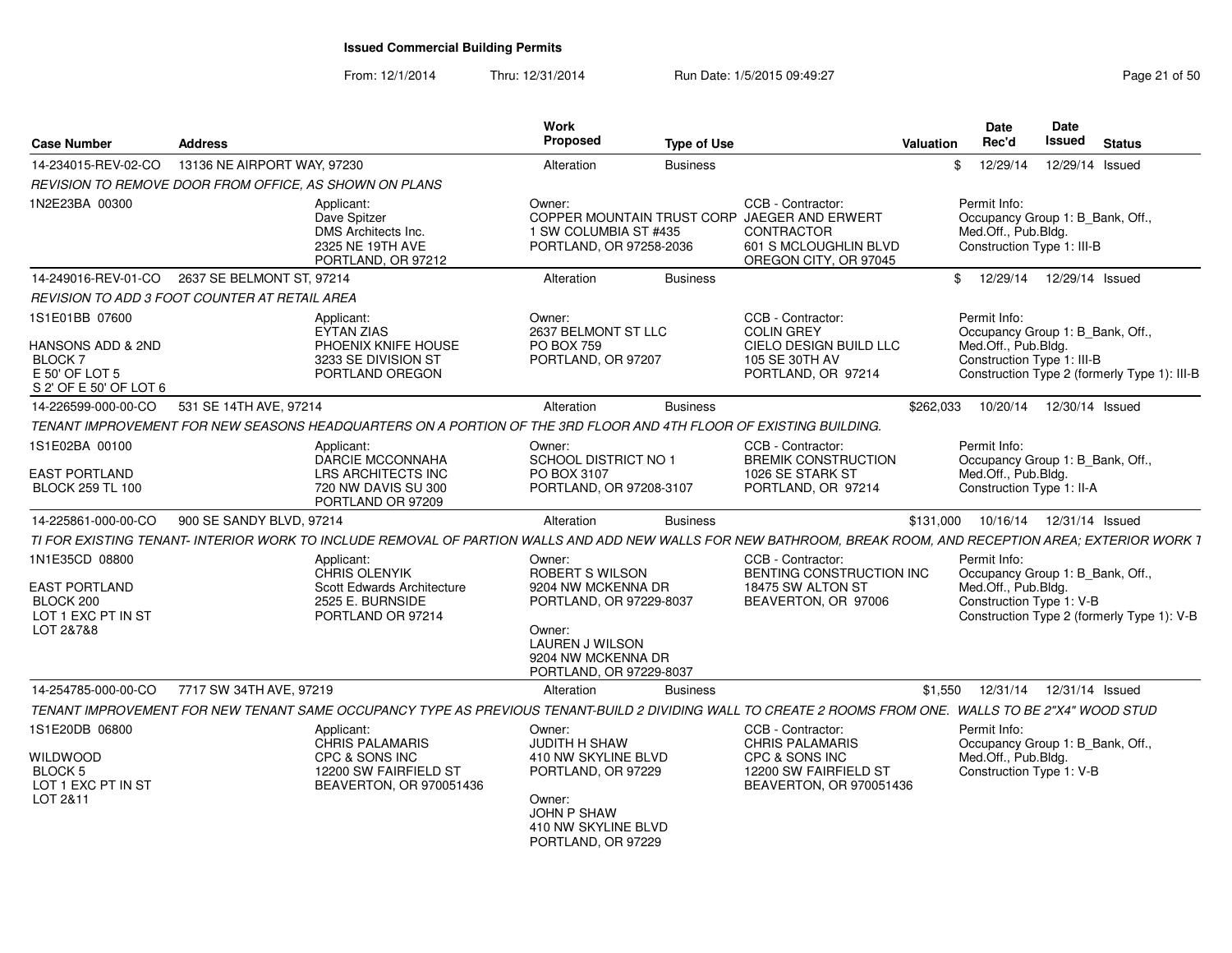# Issued Commercial Building Permits

From: 12/1/2014 Thru: 12/31/2014 Run Date: 1/5/2015 09:49:27

| Case Number | Address | Work Proposed | Type of Use | Valuation | Date Rec'd | Date Issued | Status |
|---|---|---|---|---|---|---|---|
| 14-234015-REV-02-CO | 13136 NE AIRPORT WAY, 97230 | Alteration | Business | $ | 12/29/14 | 12/29/14 | Issued |

REVISION TO REMOVE DOOR FROM OFFICE, AS SHOWN ON PLANS

- 1N2E23BA 00300
- Applicant: Dave Spitzer, DMS Architects Inc., 2325 NE 19TH AVE, PORTLAND, OR 97212
- Owner: COPPER MOUNTAIN TRUST CORP, 1 SW COLUMBIA ST #435, PORTLAND, OR 97258-2036
- CCB - Contractor: JAEGER AND ERWERT CONTRACTOR, 601 S MCLOUGHLIN BLVD, OREGON CITY, OR 97045
- Permit Info: Occupancy Group 1: B_Bank, Off., Med.Off., Pub.Bldg. Construction Type 1: III-B

| Case Number | Address | Work Proposed | Type of Use | Valuation | Date Rec'd | Date Issued | Status |
|---|---|---|---|---|---|---|---|
| 14-249016-REV-01-CO | 2637 SE BELMONT ST, 97214 | Alteration | Business | $ | 12/29/14 | 12/29/14 | Issued |

REVISION TO ADD 3 FOOT COUNTER AT RETAIL AREA

- 1S1E01BB 07600, HANSONS ADD & 2ND, BLOCK 7, E 50' OF LOT 5, S 2' OF E 50' OF LOT 6
- Applicant: EYTAN ZIAS, PHOENIX KNIFE HOUSE, 3233 SE DIVISION ST, PORTLAND OREGON
- Owner: 2637 BELMONT ST LLC, PO BOX 759, PORTLAND, OR 97207
- CCB - Contractor: COLIN GREY, CIELO DESIGN BUILD LLC, 105 SE 30TH AV, PORTLAND, OR 97214
- Permit Info: Occupancy Group 1: B_Bank, Off., Med.Off., Pub.Bldg. Construction Type 1: III-B. Construction Type 2 (formerly Type 1): III-B

| Case Number | Address | Work Proposed | Type of Use | Valuation | Date Rec'd | Date Issued | Status |
|---|---|---|---|---|---|---|---|
| 14-226599-000-00-CO | 531 SE 14TH AVE, 97214 | Alteration | Business | $262,033 | 10/20/14 | 12/30/14 | Issued |

TENANT IMPROVEMENT FOR NEW SEASONS HEADQUARTERS ON A PORTION OF THE 3RD FLOOR AND 4TH FLOOR OF EXISTING BUILDING.

- 1S1E02BA 00100, EAST PORTLAND, BLOCK 259 TL 100
- Applicant: DARCIE MCCONNAHA, LRS ARCHITECTS INC, 720 NW DAVIS SU 300, PORTLAND OR 97209
- Owner: SCHOOL DISTRICT NO 1, PO BOX 3107, PORTLAND, OR 97208-3107
- CCB - Contractor: BREMIK CONSTRUCTION, 1026 SE STARK ST, PORTLAND, OR 97214
- Permit Info: Occupancy Group 1: B_Bank, Off., Med.Off., Pub.Bldg. Construction Type 1: II-A

| Case Number | Address | Work Proposed | Type of Use | Valuation | Date Rec'd | Date Issued | Status |
|---|---|---|---|---|---|---|---|
| 14-225861-000-00-CO | 900 SE SANDY BLVD, 97214 | Alteration | Business | $131,000 | 10/16/14 | 12/31/14 | Issued |

TI FOR EXISTING TENANT- INTERIOR WORK TO INCLUDE REMOVAL OF PARTION WALLS AND ADD NEW WALLS FOR NEW BATHROOM, BREAK ROOM, AND RECEPTION AREA; EXTERIOR WORK T

- 1N1E35CD 08800, EAST PORTLAND, BLOCK 200, LOT 1 EXC PT IN ST, LOT 2&7&8
- Applicant: CHRIS OLENYIK, Scott Edwards Architecture, 2525 E. BURNSIDE, PORTLAND OR 97214
- Owner: ROBERT S WILSON, 9204 NW MCKENNA DR, PORTLAND, OR 97229-8037
- Owner: LAUREN J WILSON, 9204 NW MCKENNA DR, PORTLAND, OR 97229-8037
- CCB - Contractor: BENTING CONSTRUCTION INC, 18475 SW ALTON ST, BEAVERTON, OR 97006
- Permit Info: Occupancy Group 1: B_Bank, Off., Med.Off., Pub.Bldg. Construction Type 1: V-B. Construction Type 2 (formerly Type 1): V-B

| Case Number | Address | Work Proposed | Type of Use | Valuation | Date Rec'd | Date Issued | Status |
|---|---|---|---|---|---|---|---|
| 14-254785-000-00-CO | 7717 SW 34TH AVE, 97219 | Alteration | Business | $1,550 | 12/31/14 | 12/31/14 | Issued |

TENANT IMPROVEMENT FOR NEW TENANT SAME OCCUPANCY TYPE AS PREVIOUS TENANT-BUILD 2 DIVIDING WALL TO CREATE 2 ROOMS FROM ONE. WALLS TO BE 2"X4" WOOD STUD

- 1S1E20DB 06800, WILDWOOD, BLOCK 5, LOT 1 EXC PT IN ST, LOT 2&11
- Applicant: CHRIS PALAMARIS, CPC & SONS INC, 12200 SW FAIRFIELD ST, BEAVERTON, OR 970051436
- Owner: JUDITH H SHAW, 410 NW SKYLINE BLVD, PORTLAND, OR 97229
- Owner: JOHN P SHAW, 410 NW SKYLINE BLVD, PORTLAND, OR 97229
- CCB - Contractor: CHRIS PALAMARIS, CPC & SONS INC, 12200 SW FAIRFIELD ST, BEAVERTON, OR 970051436
- Permit Info: Occupancy Group 1: B_Bank, Off., Med.Off., Pub.Bldg. Construction Type 1: V-B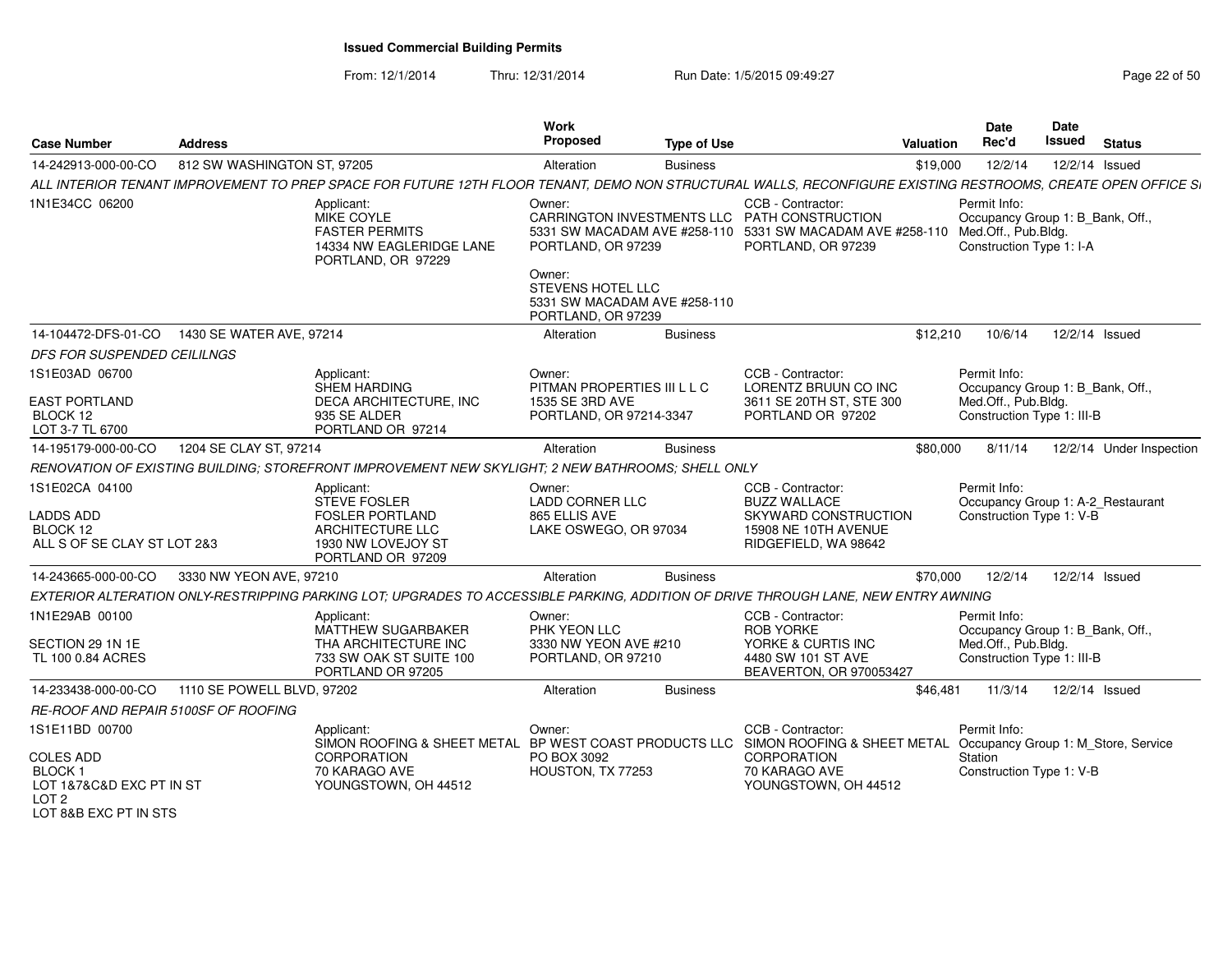# Issued Commercial Building Permits

From: 12/1/2014 Thru: 12/31/2014 Run Date: 1/5/2015 09:49:27

| Case Number | Address | Work Proposed | Type of Use | Valuation | Date Rec'd | Date Issued | Status |
|---|---|---|---|---|---|---|---|
| 14-242913-000-00-CO | 812 SW WASHINGTON ST, 97205 | Alteration | Business | $19,000 | 12/2/14 | 12/2/14 | Issued |

*ALL INTERIOR TENANT IMPROVEMENT TO PREP SPACE FOR FUTURE 12TH FLOOR TENANT, DEMO NON STRUCTURAL WALLS, RECONFIGURE EXISTING RESTROOMS, CREATE OPEN OFFICE S*

1N1E34CC 06200

Applicant: MIKE COYLE, FASTER PERMITS, 14334 NW EAGLERIDGE LANE, PORTLAND, OR 97229

Owner: CARRINGTON INVESTMENTS LLC, 5331 SW MACADAM AVE #258-110, PORTLAND, OR 97239

Owner: STEVENS HOTEL LLC, 5331 SW MACADAM AVE #258-110, PORTLAND, OR 97239

CCB - Contractor: PATH CONSTRUCTION, 5331 SW MACADAM AVE #258-110, PORTLAND, OR 97239

Permit Info: Occupancy Group 1: B_Bank, Off., Med.Off., Pub.Bldg. Construction Type 1: I-A

---

| Case Number | Address | Work Proposed | Type of Use | Valuation | Date Rec'd | Date Issued | Status |
|---|---|---|---|---|---|---|---|
| 14-104472-DFS-01-CO | 1430 SE WATER AVE, 97214 | Alteration | Business | $12,210 | 10/6/14 | 12/2/14 | Issued |

*DFS FOR SUSPENDED CEILILNGS*

1S1E03AD 06700
EAST PORTLAND
BLOCK 12
LOT 3-7 TL 6700

Applicant: SHEM HARDING, DECA ARCHITECTURE, INC, 935 SE ALDER, PORTLAND OR 97214

Owner: PITMAN PROPERTIES III L L C, 1535 SE 3RD AVE, PORTLAND, OR 97214-3347

CCB - Contractor: LORENTZ BRUUN CO INC, 3611 SE 20TH ST, STE 300, PORTLAND OR 97202

Permit Info: Occupancy Group 1: B_Bank, Off., Med.Off., Pub.Bldg. Construction Type 1: III-B

---

| Case Number | Address | Work Proposed | Type of Use | Valuation | Date Rec'd | Date Issued | Status |
|---|---|---|---|---|---|---|---|
| 14-195179-000-00-CO | 1204 SE CLAY ST, 97214 | Alteration | Business | $80,000 | 8/11/14 | 12/2/14 | Under Inspection |

*RENOVATION OF EXISTING BUILDING; STOREFRONT IMPROVEMENT NEW SKYLIGHT; 2 NEW BATHROOMS; SHELL ONLY*

1S1E02CA 04100
LADDS ADD
BLOCK 12
ALL S OF SE CLAY ST LOT 2&3

Applicant: STEVE FOSLER, FOSLER PORTLAND ARCHITECTURE LLC, 1930 NW LOVEJOY ST, PORTLAND OR 97209

Owner: LADD CORNER LLC, 865 ELLIS AVE, LAKE OSWEGO, OR 97034

CCB - Contractor: BUZZ WALLACE, SKYWARD CONSTRUCTION, 15908 NE 10TH AVENUE, RIDGEFIELD, WA 98642

Permit Info: Occupancy Group 1: A-2_Restaurant. Construction Type 1: V-B

---

| Case Number | Address | Work Proposed | Type of Use | Valuation | Date Rec'd | Date Issued | Status |
|---|---|---|---|---|---|---|---|
| 14-243665-000-00-CO | 3330 NW YEON AVE, 97210 | Alteration | Business | $70,000 | 12/2/14 | 12/2/14 | Issued |

*EXTERIOR ALTERATION ONLY-RESTRIPPING PARKING LOT; UPGRADES TO ACCESSIBLE PARKING, ADDITION OF DRIVE THROUGH LANE, NEW ENTRY AWNING*

1N1E29AB 00100
SECTION 29 1N 1E
TL 100 0.84 ACRES

Applicant: MATTHEW SUGARBAKER, THA ARCHITECTURE INC, 733 SW OAK ST SUITE 100, PORTLAND OR 97205

Owner: PHK YEON LLC, 3330 NW YEON AVE #210, PORTLAND, OR 97210

CCB - Contractor: ROB YORKE, YORKE & CURTIS INC, 4480 SW 101 ST AVE, BEAVERTON, OR 970053427

Permit Info: Occupancy Group 1: B_Bank, Off., Med.Off., Pub.Bldg. Construction Type 1: III-B

---

| Case Number | Address | Work Proposed | Type of Use | Valuation | Date Rec'd | Date Issued | Status |
|---|---|---|---|---|---|---|---|
| 14-233438-000-00-CO | 1110 SE POWELL BLVD, 97202 | Alteration | Business | $46,481 | 11/3/14 | 12/2/14 | Issued |

*RE-ROOF AND REPAIR 5100SF OF ROOFING*

1S1E11BD 00700
COLES ADD
BLOCK 1
LOT 1&7&C&D EXC PT IN ST
LOT 2
LOT 8&B EXC PT IN STS

Applicant: SIMON ROOFING & SHEET METAL CORPORATION, 70 KARAGO AVE, YOUNGSTOWN, OH 44512

Owner: BP WEST COAST PRODUCTS LLC, PO BOX 3092, HOUSTON, TX 77253

CCB - Contractor: SIMON ROOFING & SHEET METAL CORPORATION, 70 KARAGO AVE, YOUNGSTOWN, OH 44512

Permit Info: Occupancy Group 1: M_Store, Service Station. Construction Type 1: V-B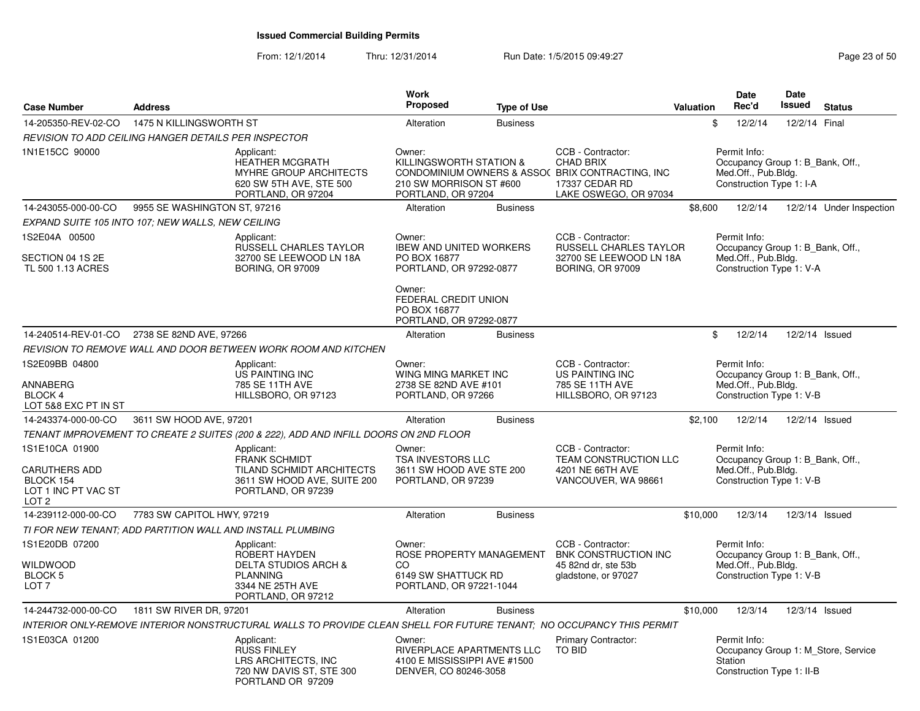## Issued Commercial Building Permits

From: 12/1/2014 Thru: 12/31/2014 Run Date: 1/5/2015 09:49:27

| Case Number | Address | | Work Proposed | Type of Use | | Valuation | Date Rec'd | Date Issued | Status |
|---|---|---|---|---|---|---|---|---|---|
| 14-205350-REV-02-CO | 1475 N KILLINGSWORTH ST | | Alteration | Business | | $ | 12/2/14 | 12/2/14 | Final |
| REVISION TO ADD CEILING HANGER DETAILS PER INSPECTOR | | | | | | | | | |
| 1N1E15CC 90000 | | Applicant: HEATHER MCGRATH MYHRE GROUP ARCHITECTS 620 SW 5TH AVE, STE 500 PORTLAND, OR 97204 | Owner: KILLINGSWORTH STATION & CONDOMINIUM OWNERS & ASSO( 210 SW MORRISON ST #600 PORTLAND, OR 97204 | | CCB - Contractor: CHAD BRIX BRIX CONTRACTING, INC 17337 CEDAR RD LAKE OSWEGO, OR 97034 | | Permit Info: Occupancy Group 1: B_Bank, Off., Med.Off., Pub.Bldg. Construction Type 1: I-A | | |
| 14-243055-000-00-CO | 9955 SE WASHINGTON ST, 97216 | | Alteration | Business | | $8,600 | 12/2/14 | 12/2/14 | Under Inspection |
| EXPAND SUITE 105 INTO 107; NEW WALLS, NEW CEILING | | | | | | | | | |
| 1S2E04A 00500<br>SECTION 04 1S 2E<br>TL 500 1.13 ACRES | | Applicant: RUSSELL CHARLES TAYLOR 32700 SE LEEWOOD LN 18A BORING, OR 97009 | Owner: IBEW AND UNITED WORKERS PO BOX 16877 PORTLAND, OR 97292-0877<br>Owner: FEDERAL CREDIT UNION PO BOX 16877 PORTLAND, OR 97292-0877 | | CCB - Contractor: RUSSELL CHARLES TAYLOR 32700 SE LEEWOOD LN 18A BORING, OR 97009 | | Permit Info: Occupancy Group 1: B_Bank, Off., Med.Off., Pub.Bldg. Construction Type 1: V-A | | |
| 14-240514-REV-01-CO | 2738 SE 82ND AVE, 97266 | | Alteration | Business | | $ | 12/2/14 | 12/2/14 | Issued |
| REVISION TO REMOVE WALL AND DOOR BETWEEN WORK ROOM AND KITCHEN | | | | | | | | | |
| 1S2E09BB 04800<br>ANNABERG<br>BLOCK 4<br>LOT 5&8 EXC PT IN ST | | Applicant: US PAINTING INC 785 SE 11TH AVE HILLSBORO, OR 97123 | Owner: WING MING MARKET INC 2738 SE 82ND AVE #101 PORTLAND, OR 97266 | | CCB - Contractor: US PAINTING INC 785 SE 11TH AVE HILLSBORO, OR 97123 | | Permit Info: Occupancy Group 1: B_Bank, Off., Med.Off., Pub.Bldg. Construction Type 1: V-B | | |
| 14-243374-000-00-CO | 3611 SW HOOD AVE, 97201 | | Alteration | Business | | $2,100 | 12/2/14 | 12/2/14 | Issued |
| TENANT IMPROVEMENT TO CREATE 2 SUITES (200 & 222), ADD AND INFILL DOORS ON 2ND FLOOR | | | | | | | | | |
| 1S1E10CA 01900<br>CARUTHERS ADD<br>BLOCK 154<br>LOT 1 INC PT VAC ST<br>LOT 2 | | Applicant: FRANK SCHMIDT TILAND SCHMIDT ARCHITECTS 3611 SW HOOD AVE, SUITE 200 PORTLAND, OR 97239 | Owner: TSA INVESTORS LLC 3611 SW HOOD AVE STE 200 PORTLAND, OR 97239 | | CCB - Contractor: TEAM CONSTRUCTION LLC 4201 NE 66TH AVE VANCOUVER, WA 98661 | | Permit Info: Occupancy Group 1: B_Bank, Off., Med.Off., Pub.Bldg. Construction Type 1: V-B | | |
| 14-239112-000-00-CO | 7783 SW CAPITOL HWY, 97219 | | Alteration | Business | | $10,000 | 12/3/14 | 12/3/14 | Issued |
| TI FOR NEW TENANT; ADD PARTITION WALL AND INSTALL PLUMBING | | | | | | | | | |
| 1S1E20DB 07200<br>WILDWOOD<br>BLOCK 5<br>LOT 7 | | Applicant: ROBERT HAYDEN DELTA STUDIOS ARCH & PLANNING 3344 NE 25TH AVE PORTLAND, OR 97212 | Owner: ROSE PROPERTY MANAGEMENT CO 6149 SW SHATTUCK RD PORTLAND, OR 97221-1044 | | CCB - Contractor: BNK CONSTRUCTION INC 45 82nd dr, ste 53b gladstone, or 97027 | | Permit Info: Occupancy Group 1: B_Bank, Off., Med.Off., Pub.Bldg. Construction Type 1: V-B | | |
| 14-244732-000-00-CO | 1811 SW RIVER DR, 97201 | | Alteration | Business | | $10,000 | 12/3/14 | 12/3/14 | Issued |
| INTERIOR ONLY-REMOVE INTERIOR NONSTRUCTURAL WALLS TO PROVIDE CLEAN SHELL FOR FUTURE TENANT; NO OCCUPANCY THIS PERMIT | | | | | | | | | |
| 1S1E03CA 01200 | | Applicant: RUSS FINLEY LRS ARCHITECTS, INC 720 NW DAVIS ST, STE 300 PORTLAND OR 97209 | Owner: RIVERPLACE APARTMENTS LLC 4100 E MISSISSIPPI AVE #1500 DENVER, CO 80246-3058 | | Primary Contractor: TO BID | | Permit Info: Occupancy Group 1: M_Store, Service Station Construction Type 1: II-B | | |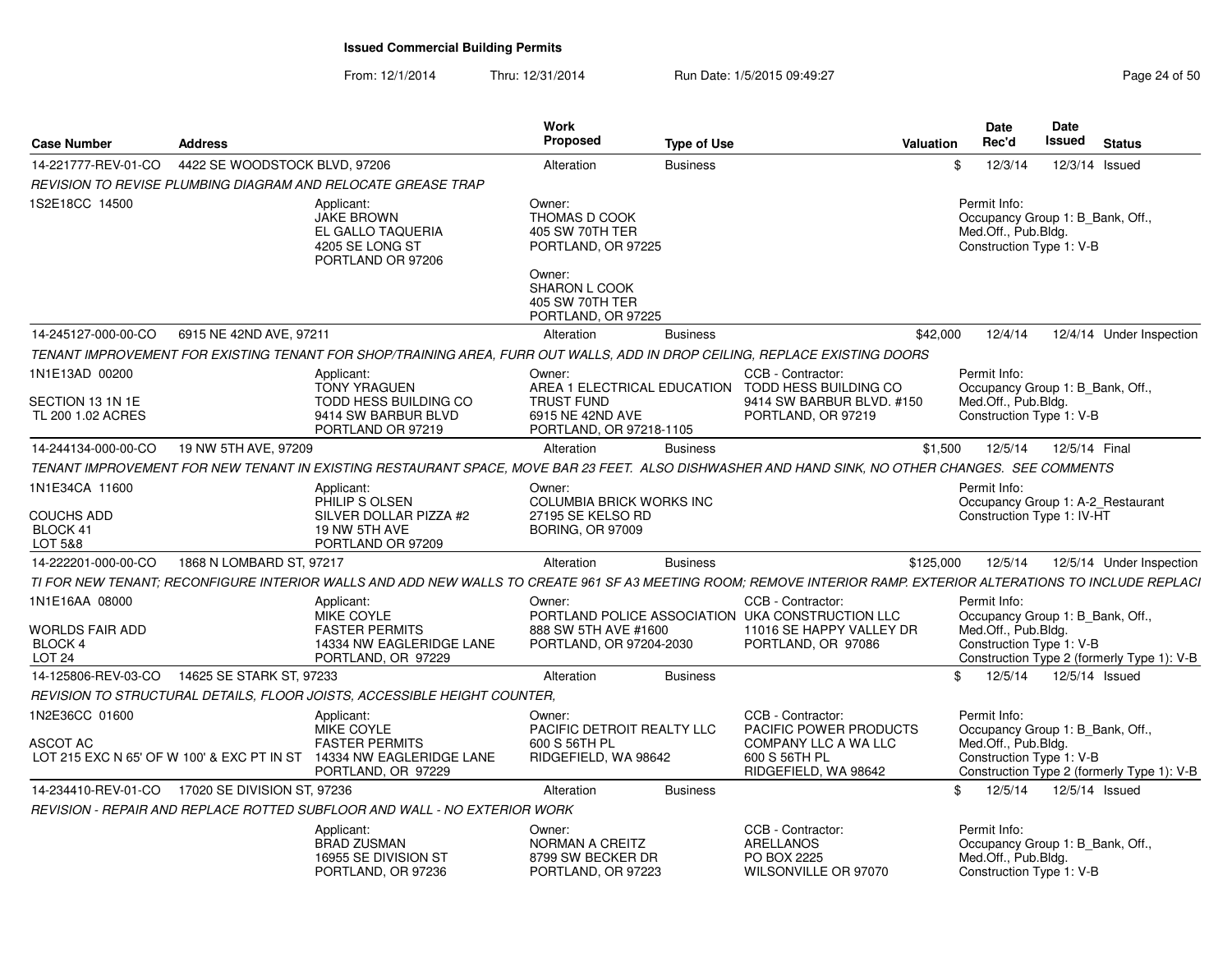# Issued Commercial Building Permits

From: 12/1/2014 Thru: 12/31/2014 Run Date: 1/5/2015 09:49:27

| Case Number | Address | Work Proposed | Type of Use | Valuation | Date Rec'd | Date Issued | Status |
|---|---|---|---|---|---|---|---|
| 14-221777-REV-01-CO | 4422 SE WOODSTOCK BLVD, 97206 | Alteration | Business | $ | 12/3/14 | 12/3/14 | Issued |

*REVISION TO REVISE PLUMBING DIAGRAM AND RELOCATE GREASE TRAP*

1S2E18CC 14500

Applicant:
JAKE BROWN
EL GALLO TAQUERIA
4205 SE LONG ST
PORTLAND OR 97206

Owner:
THOMAS D COOK
405 SW 70TH TER
PORTLAND, OR 97225

Owner:
SHARON L COOK
405 SW 70TH TER
PORTLAND, OR 97225

Permit Info:
Occupancy Group 1: B_Bank, Off., Med.Off., Pub.Bldg.
Construction Type 1: V-B

---

| Case Number | Address | Work Proposed | Type of Use | Valuation | Date Rec'd | Date Issued | Status |
|---|---|---|---|---|---|---|---|
| 14-245127-000-00-CO | 6915 NE 42ND AVE, 97211 | Alteration | Business | $42,000 | 12/4/14 | 12/4/14 | Under Inspection |

*TENANT IMPROVEMENT FOR EXISTING TENANT FOR SHOP/TRAINING AREA, FURR OUT WALLS, ADD IN DROP CEILING, REPLACE EXISTING DOORS*

1N1E13AD 00200
SECTION 13 1N 1E
TL 200 1.02 ACRES

Applicant:
TONY YRAGUEN
TODD HESS BUILDING CO
9414 SW BARBUR BLVD
PORTLAND OR 97219

Owner:
AREA 1 ELECTRICAL EDUCATION TRUST FUND
6915 NE 42ND AVE
PORTLAND, OR 97218-1105

CCB - Contractor:
TODD HESS BUILDING CO
9414 SW BARBUR BLVD. #150
PORTLAND, OR 97219

Permit Info:
Occupancy Group 1: B_Bank, Off., Med.Off., Pub.Bldg.
Construction Type 1: V-B

---

| Case Number | Address | Work Proposed | Type of Use | Valuation | Date Rec'd | Date Issued | Status |
|---|---|---|---|---|---|---|---|
| 14-244134-000-00-CO | 19 NW 5TH AVE, 97209 | Alteration | Business | $1,500 | 12/5/14 | 12/5/14 | Final |

*TENANT IMPROVEMENT FOR NEW TENANT IN EXISTING RESTAURANT SPACE, MOVE BAR 23 FEET. ALSO DISHWASHER AND HAND SINK, NO OTHER CHANGES. SEE COMMENTS*

1N1E34CA 11600
COUCHS ADD
BLOCK 41
LOT 5&8

Applicant:
PHILIP S OLSEN
SILVER DOLLAR PIZZA #2
19 NW 5TH AVE
PORTLAND OR 97209

Owner:
COLUMBIA BRICK WORKS INC
27195 SE KELSO RD
BORING, OR 97009

Permit Info:
Occupancy Group 1: A-2_Restaurant
Construction Type 1: IV-HT

---

| Case Number | Address | Work Proposed | Type of Use | Valuation | Date Rec'd | Date Issued | Status |
|---|---|---|---|---|---|---|---|
| 14-222201-000-00-CO | 1868 N LOMBARD ST, 97217 | Alteration | Business | $125,000 | 12/5/14 | 12/5/14 | Under Inspection |

*TI FOR NEW TENANT; RECONFIGURE INTERIOR WALLS AND ADD NEW WALLS TO CREATE 961 SF A3 MEETING ROOM; REMOVE INTERIOR RAMP. EXTERIOR ALTERATIONS TO INCLUDE REPLACI*

1N1E16AA 08000
WORLDS FAIR ADD
BLOCK 4
LOT 24

Applicant:
MIKE COYLE
FASTER PERMITS
14334 NW EAGLERIDGE LANE
PORTLAND, OR 97229

Owner:
PORTLAND POLICE ASSOCIATION
888 SW 5TH AVE #1600
PORTLAND, OR 97204-2030

CCB - Contractor:
UKA CONSTRUCTION LLC
11016 SE HAPPY VALLEY DR
PORTLAND, OR 97086

Permit Info:
Occupancy Group 1: B_Bank, Off., Med.Off., Pub.Bldg.
Construction Type 1: V-B
Construction Type 2 (formerly Type 1): V-B

---

| Case Number | Address | Work Proposed | Type of Use | Valuation | Date Rec'd | Date Issued | Status |
|---|---|---|---|---|---|---|---|
| 14-125806-REV-03-CO | 14625 SE STARK ST, 97233 | Alteration | Business | $ | 12/5/14 | 12/5/14 | Issued |

*REVISION TO STRUCTURAL DETAILS, FLOOR JOISTS, ACCESSIBLE HEIGHT COUNTER,*

1N2E36CC 01600
ASCOT AC
LOT 215 EXC N 65' OF W 100' & EXC PT IN ST

Applicant:
MIKE COYLE
FASTER PERMITS
14334 NW EAGLERIDGE LANE
PORTLAND, OR 97229

Owner:
PACIFIC DETROIT REALTY LLC
600 S 56TH PL
RIDGEFIELD, WA 98642

CCB - Contractor:
PACIFIC POWER PRODUCTS COMPANY LLC A WA LLC
600 S 56TH PL
RIDGEFIELD, WA 98642

Permit Info:
Occupancy Group 1: B_Bank, Off., Med.Off., Pub.Bldg.
Construction Type 1: V-B
Construction Type 2 (formerly Type 1): V-B

---

| Case Number | Address | Work Proposed | Type of Use | Valuation | Date Rec'd | Date Issued | Status |
|---|---|---|---|---|---|---|---|
| 14-234410-REV-01-CO | 17020 SE DIVISION ST, 97236 | Alteration | Business | $ | 12/5/14 | 12/5/14 | Issued |

*REVISION - REPAIR AND REPLACE ROTTED SUBFLOOR AND WALL - NO EXTERIOR WORK*

Applicant:
BRAD ZUSMAN
16955 SE DIVISION ST
PORTLAND, OR 97236

Owner:
NORMAN A CREITZ
8799 SW BECKER DR
PORTLAND, OR 97223

CCB - Contractor:
ARELLANOS
PO BOX 2225
WILSONVILLE OR 97070

Permit Info:
Occupancy Group 1: B_Bank, Off., Med.Off., Pub.Bldg.
Construction Type 1: V-B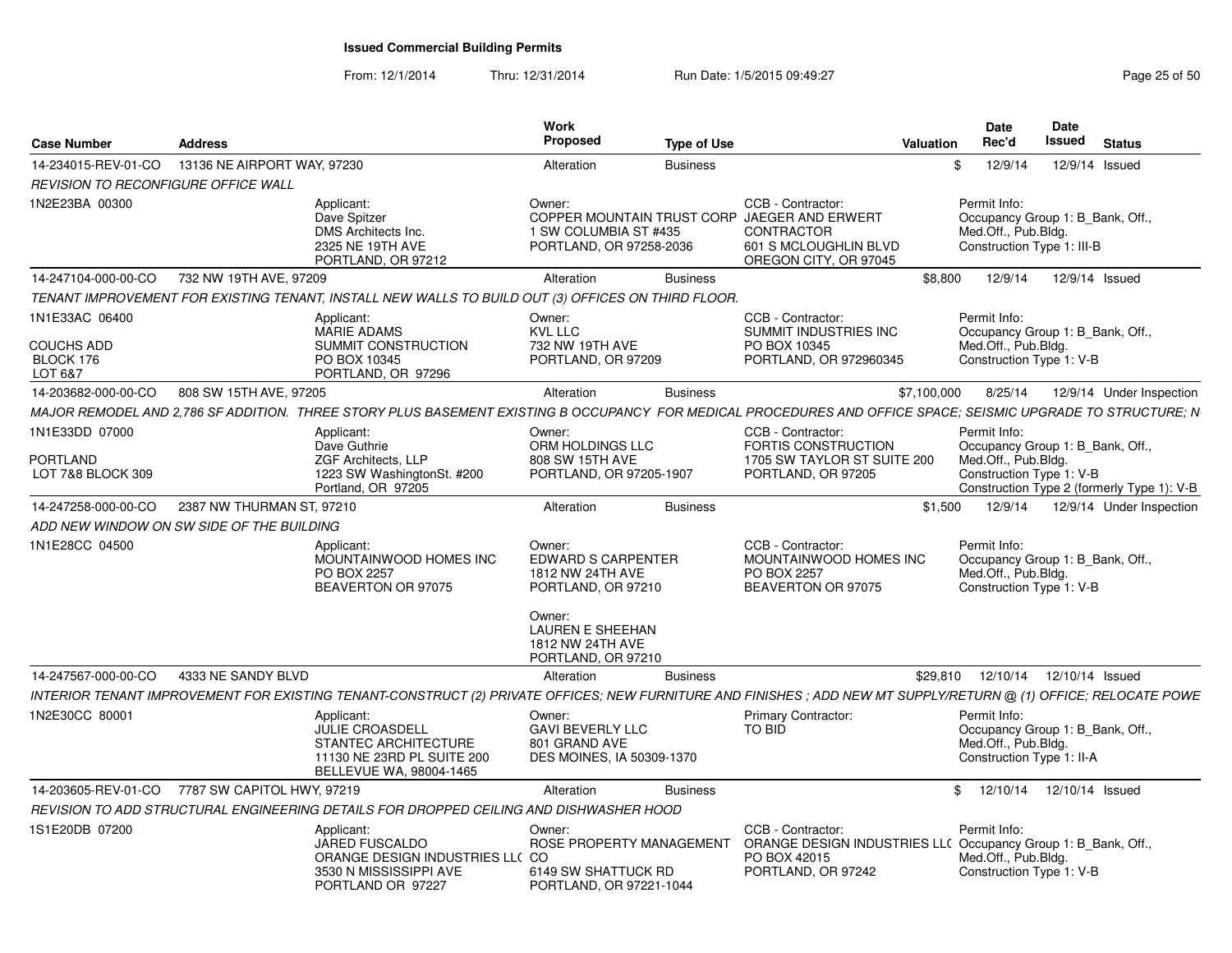# Issued Commercial Building Permits

From: 12/1/2014 Thru: 12/31/2014 Run Date: 1/5/2015 09:49:27

| Case Number | Address | Work Proposed | Type of Use | Valuation | Date Rec'd | Date Issued | Status |
|---|---|---|---|---|---|---|---|
| 14-234015-REV-01-CO | 13136 NE AIRPORT WAY, 97230 | Alteration | Business | $ | 12/9/14 | 12/9/14 | Issued |

*REVISION TO RECONFIGURE OFFICE WALL*

1N2E23BA 00300

Applicant: Dave Spitzer, DMS Architects Inc., 2325 NE 19TH AVE, PORTLAND, OR 97212

Owner: COPPER MOUNTAIN TRUST CORP, 1 SW COLUMBIA ST #435, PORTLAND, OR 97258-2036

CCB - Contractor: JAEGER AND ERWERT CONTRACTOR, 601 S MCLOUGHLIN BLVD, OREGON CITY, OR 97045

Permit Info: Occupancy Group 1: B_Bank, Off., Med.Off., Pub.Bldg. Construction Type 1: III-B

---

| Case Number | Address | Work Proposed | Type of Use | Valuation | Date Rec'd | Date Issued | Status |
|---|---|---|---|---|---|---|---|
| 14-247104-000-00-CO | 732 NW 19TH AVE, 97209 | Alteration | Business | $8,800 | 12/9/14 | 12/9/14 | Issued |

*TENANT IMPROVEMENT FOR EXISTING TENANT, INSTALL NEW WALLS TO BUILD OUT (3) OFFICES ON THIRD FLOOR.*

1N1E33AC 06400, COUCHS ADD, BLOCK 176, LOT 6&7

Applicant: MARIE ADAMS, SUMMIT CONSTRUCTION, PO BOX 10345, PORTLAND, OR 97296

Owner: KVL LLC, 732 NW 19TH AVE, PORTLAND, OR 97209

CCB - Contractor: SUMMIT INDUSTRIES INC, PO BOX 10345, PORTLAND, OR 972960345

Permit Info: Occupancy Group 1: B_Bank, Off., Med.Off., Pub.Bldg. Construction Type 1: V-B

---

| Case Number | Address | Work Proposed | Type of Use | Valuation | Date Rec'd | Date Issued | Status |
|---|---|---|---|---|---|---|---|
| 14-203682-000-00-CO | 808 SW 15TH AVE, 97205 | Alteration | Business | $7,100,000 | 8/25/14 | 12/9/14 | Under Inspection |

*MAJOR REMODEL AND 2,786 SF ADDITION. THREE STORY PLUS BASEMENT EXISTING B OCCUPANCY FOR MEDICAL PROCEDURES AND OFFICE SPACE; SEISMIC UPGRADE TO STRUCTURE; N*

1N1E33DD 07000, PORTLAND, LOT 7&8 BLOCK 309

Applicant: Dave Guthrie, ZGF Architects, LLP, 1223 SW WashingtonSt. #200, Portland, OR 97205

Owner: ORM HOLDINGS LLC, 808 SW 15TH AVE, PORTLAND, OR 97205-1907

CCB - Contractor: FORTIS CONSTRUCTION, 1705 SW TAYLOR ST SUITE 200, PORTLAND, OR 97205

Permit Info: Occupancy Group 1: B_Bank, Off., Med.Off., Pub.Bldg. Construction Type 1: V-B Construction Type 2 (formerly Type 1): V-B

---

| Case Number | Address | Work Proposed | Type of Use | Valuation | Date Rec'd | Date Issued | Status |
|---|---|---|---|---|---|---|---|
| 14-247258-000-00-CO | 2387 NW THURMAN ST, 97210 | Alteration | Business | $1,500 | 12/9/14 | 12/9/14 | Under Inspection |

*ADD NEW WINDOW ON SW SIDE OF THE BUILDING*

1N1E28CC 04500

Applicant: MOUNTAINWOOD HOMES INC, PO BOX 2257, BEAVERTON OR 97075

Owner: EDWARD S CARPENTER, 1812 NW 24TH AVE, PORTLAND, OR 97210

Owner: LAUREN E SHEEHAN, 1812 NW 24TH AVE, PORTLAND, OR 97210

CCB - Contractor: MOUNTAINWOOD HOMES INC, PO BOX 2257, BEAVERTON OR 97075

Permit Info: Occupancy Group 1: B_Bank, Off., Med.Off., Pub.Bldg. Construction Type 1: V-B

---

| Case Number | Address | Work Proposed | Type of Use | Valuation | Date Rec'd | Date Issued | Status |
|---|---|---|---|---|---|---|---|
| 14-247567-000-00-CO | 4333 NE SANDY BLVD | Alteration | Business | $29,810 | 12/10/14 | 12/10/14 | Issued |

*INTERIOR TENANT IMPROVEMENT FOR EXISTING TENANT-CONSTRUCT (2) PRIVATE OFFICES; NEW FURNITURE AND FINISHES ; ADD NEW MT SUPPLY/RETURN @ (1) OFFICE; RELOCATE POWE*

1N2E30CC 80001

Applicant: JULIE CROASDELL, STANTEC ARCHITECTURE, 11130 NE 23RD PL SUITE 200, BELLEVUE WA, 98004-1465

Owner: GAVI BEVERLY LLC, 801 GRAND AVE, DES MOINES, IA 50309-1370

Primary Contractor: TO BID

Permit Info: Occupancy Group 1: B_Bank, Off., Med.Off., Pub.Bldg. Construction Type 1: II-A

---

| Case Number | Address | Work Proposed | Type of Use | Valuation | Date Rec'd | Date Issued | Status |
|---|---|---|---|---|---|---|---|
| 14-203605-REV-01-CO | 7787 SW CAPITOL HWY, 97219 | Alteration | Business | $ | 12/10/14 | 12/10/14 | Issued |

*REVISION TO ADD STRUCTURAL ENGINEERING DETAILS FOR DROPPED CEILING AND DISHWASHER HOOD*

1S1E20DB 07200

Applicant: JARED FUSCALDO, ORANGE DESIGN INDUSTRIES LL( 3530 N MISSISSIPPI AVE, PORTLAND OR 97227

Owner: ROSE PROPERTY MANAGEMENT CO, 6149 SW SHATTUCK RD, PORTLAND, OR 97221-1044

CCB - Contractor: ORANGE DESIGN INDUSTRIES LL( PO BOX 42015, PORTLAND, OR 97242

Permit Info: Occupancy Group 1: B_Bank, Off., Med.Off., Pub.Bldg. Construction Type 1: V-B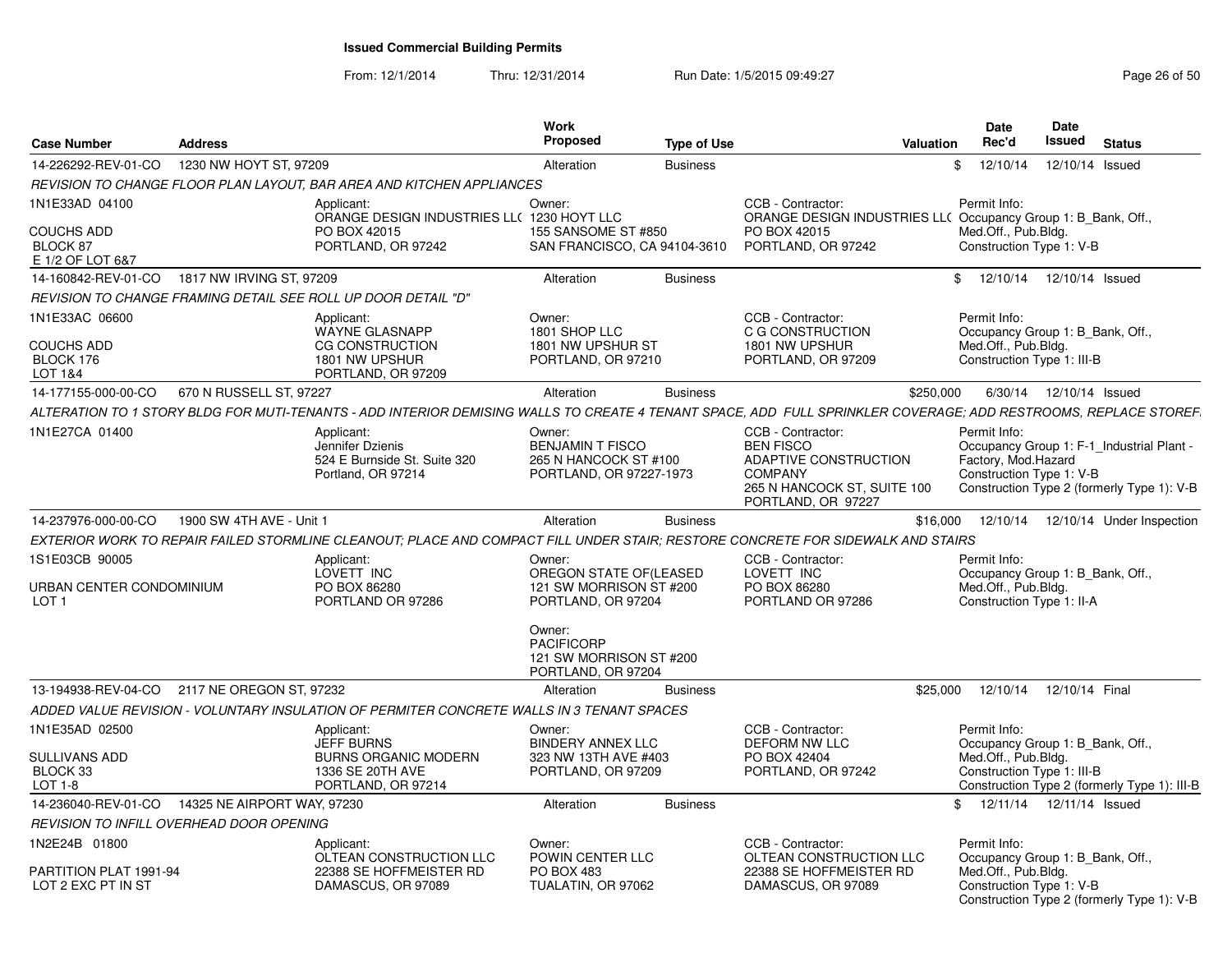## Issued Commercial Building Permits

From: 12/1/2014 Thru: 12/31/2014 Run Date: 1/5/2015 09:49:27

| Case Number | Address | Work Proposed | Type of Use | Valuation | Date Rec'd | Date Issued | Status |
|---|---|---|---|---|---|---|---|
| 14-226292-REV-01-CO | 1230 NW HOYT ST, 97209 | Alteration | Business | $ | 12/10/14 | 12/10/14 | Issued |

*REVISION TO CHANGE FLOOR PLAN LAYOUT, BAR AREA AND KITCHEN APPLIANCES*

| Legal | Applicant | Owner | CCB - Contractor | Permit Info |
|---|---|---|---|---|
| 1N1E33AD 04100<br>COUCHS ADD<br>BLOCK 87<br>E 1/2 OF LOT 6&7 | Applicant:<br>ORANGE DESIGN INDUSTRIES LL(<br>PO BOX 42015<br>PORTLAND, OR 97242 | Owner:<br>1230 HOYT LLC<br>155 SANSOME ST #850<br>SAN FRANCISCO, CA 94104-3610 | CCB - Contractor:<br>ORANGE DESIGN INDUSTRIES LL(<br>PO BOX 42015<br>PORTLAND, OR 97242 | Permit Info:<br>Occupancy Group 1: B_Bank, Off., Med.Off., Pub.Bldg.<br>Construction Type 1: V-B |

| Case Number | Address | Work Proposed | Type of Use | Valuation | Date Rec'd | Date Issued | Status |
|---|---|---|---|---|---|---|---|
| 14-160842-REV-01-CO | 1817 NW IRVING ST, 97209 | Alteration | Business | $ | 12/10/14 | 12/10/14 | Issued |

*REVISION TO CHANGE FRAMING DETAIL SEE ROLL UP DOOR DETAIL "D"*

| Legal | Applicant | Owner | CCB - Contractor | Permit Info |
|---|---|---|---|---|
| 1N1E33AC 06600<br>COUCHS ADD<br>BLOCK 176<br>LOT 1&4 | Applicant:<br>WAYNE GLASNAPP<br>CG CONSTRUCTION<br>1801 NW UPSHUR<br>PORTLAND, OR 97209 | Owner:<br>1801 SHOP LLC<br>1801 NW UPSHUR ST<br>PORTLAND, OR 97210 | CCB - Contractor:<br>C G CONSTRUCTION<br>1801 NW UPSHUR<br>PORTLAND, OR 97209 | Permit Info:<br>Occupancy Group 1: B_Bank, Off., Med.Off., Pub.Bldg.<br>Construction Type 1: III-B |

| Case Number | Address | Work Proposed | Type of Use | Valuation | Date Rec'd | Date Issued | Status |
|---|---|---|---|---|---|---|---|
| 14-177155-000-00-CO | 670 N RUSSELL ST, 97227 | Alteration | Business | $250,000 | 6/30/14 | 12/10/14 | Issued |

*ALTERATION TO 1 STORY BLDG FOR MUTI-TENANTS - ADD INTERIOR DEMISING WALLS TO CREATE 4 TENANT SPACE, ADD FULL SPRINKLER COVERAGE; ADD RESTROOMS, REPLACE STOREF*

| Legal | Applicant | Owner | CCB - Contractor | Permit Info |
|---|---|---|---|---|
| 1N1E27CA 01400 | Applicant:<br>Jennifer Dzienis<br>524 E Burnside St. Suite 320<br>Portland, OR 97214 | Owner:<br>BENJAMIN T FISCO<br>265 N HANCOCK ST #100<br>PORTLAND, OR 97227-1973 | CCB - Contractor:<br>BEN FISCO<br>ADAPTIVE CONSTRUCTION COMPANY<br>265 N HANCOCK ST, SUITE 100<br>PORTLAND, OR 97227 | Permit Info:<br>Occupancy Group 1: F-1_Industrial Plant - Factory, Mod.Hazard<br>Construction Type 1: V-B<br>Construction Type 2 (formerly Type 1): V-B |

| Case Number | Address | Work Proposed | Type of Use | Valuation | Date Rec'd | Date Issued | Status |
|---|---|---|---|---|---|---|---|
| 14-237976-000-00-CO | 1900 SW 4TH AVE - Unit 1 | Alteration | Business | $16,000 | 12/10/14 | 12/10/14 | Under Inspection |

*EXTERIOR WORK TO REPAIR FAILED STORMLINE CLEANOUT; PLACE AND COMPACT FILL UNDER STAIR; RESTORE CONCRETE FOR SIDEWALK AND STAIRS*

| Legal | Applicant | Owner | CCB - Contractor | Permit Info |
|---|---|---|---|---|
| 1S1E03CB 90005<br>URBAN CENTER CONDOMINIUM<br>LOT 1 | Applicant:<br>LOVETT INC<br>PO BOX 86280<br>PORTLAND OR 97286 | Owner:<br>OREGON STATE OF(LEASED<br>121 SW MORRISON ST #200<br>PORTLAND, OR 97204<br><br>Owner:<br>PACIFICORP<br>121 SW MORRISON ST #200<br>PORTLAND, OR 97204 | CCB - Contractor:<br>LOVETT INC<br>PO BOX 86280<br>PORTLAND OR 97286 | Permit Info:<br>Occupancy Group 1: B_Bank, Off., Med.Off., Pub.Bldg.<br>Construction Type 1: II-A |

| Case Number | Address | Work Proposed | Type of Use | Valuation | Date Rec'd | Date Issued | Status |
|---|---|---|---|---|---|---|---|
| 13-194938-REV-04-CO | 2117 NE OREGON ST, 97232 | Alteration | Business | $25,000 | 12/10/14 | 12/10/14 | Final |

*ADDED VALUE REVISION - VOLUNTARY INSULATION OF PERMITER CONCRETE WALLS IN 3 TENANT SPACES*

| Legal | Applicant | Owner | CCB - Contractor | Permit Info |
|---|---|---|---|---|
| 1N1E35AD 02500<br>SULLIVANS ADD<br>BLOCK 33<br>LOT 1-8 | Applicant:<br>JEFF BURNS<br>BURNS ORGANIC MODERN<br>1336 SE 20TH AVE<br>PORTLAND, OR 97214 | Owner:<br>BINDERY ANNEX LLC<br>323 NW 13TH AVE #403<br>PORTLAND, OR 97209 | CCB - Contractor:<br>DEFORM NW LLC<br>PO BOX 42404<br>PORTLAND, OR 97242 | Permit Info:<br>Occupancy Group 1: B_Bank, Off., Med.Off., Pub.Bldg.<br>Construction Type 1: III-B<br>Construction Type 2 (formerly Type 1): III-B |

| Case Number | Address | Work Proposed | Type of Use | Valuation | Date Rec'd | Date Issued | Status |
|---|---|---|---|---|---|---|---|
| 14-236040-REV-01-CO | 14325 NE AIRPORT WAY, 97230 | Alteration | Business | $ | 12/11/14 | 12/11/14 | Issued |

*REVISION TO INFILL OVERHEAD DOOR OPENING*

| Legal | Applicant | Owner | CCB - Contractor | Permit Info |
|---|---|---|---|---|
| 1N2E24B 01800<br>PARTITION PLAT 1991-94<br>LOT 2 EXC PT IN ST | Applicant:<br>OLTEAN CONSTRUCTION LLC<br>22388 SE HOFFMEISTER RD<br>DAMASCUS, OR 97089 | Owner:<br>POWIN CENTER LLC<br>PO BOX 483<br>TUALATIN, OR 97062 | CCB - Contractor:<br>OLTEAN CONSTRUCTION LLC<br>22388 SE HOFFMEISTER RD<br>DAMASCUS, OR 97089 | Permit Info:<br>Occupancy Group 1: B_Bank, Off., Med.Off., Pub.Bldg.<br>Construction Type 1: V-B<br>Construction Type 2 (formerly Type 1): V-B |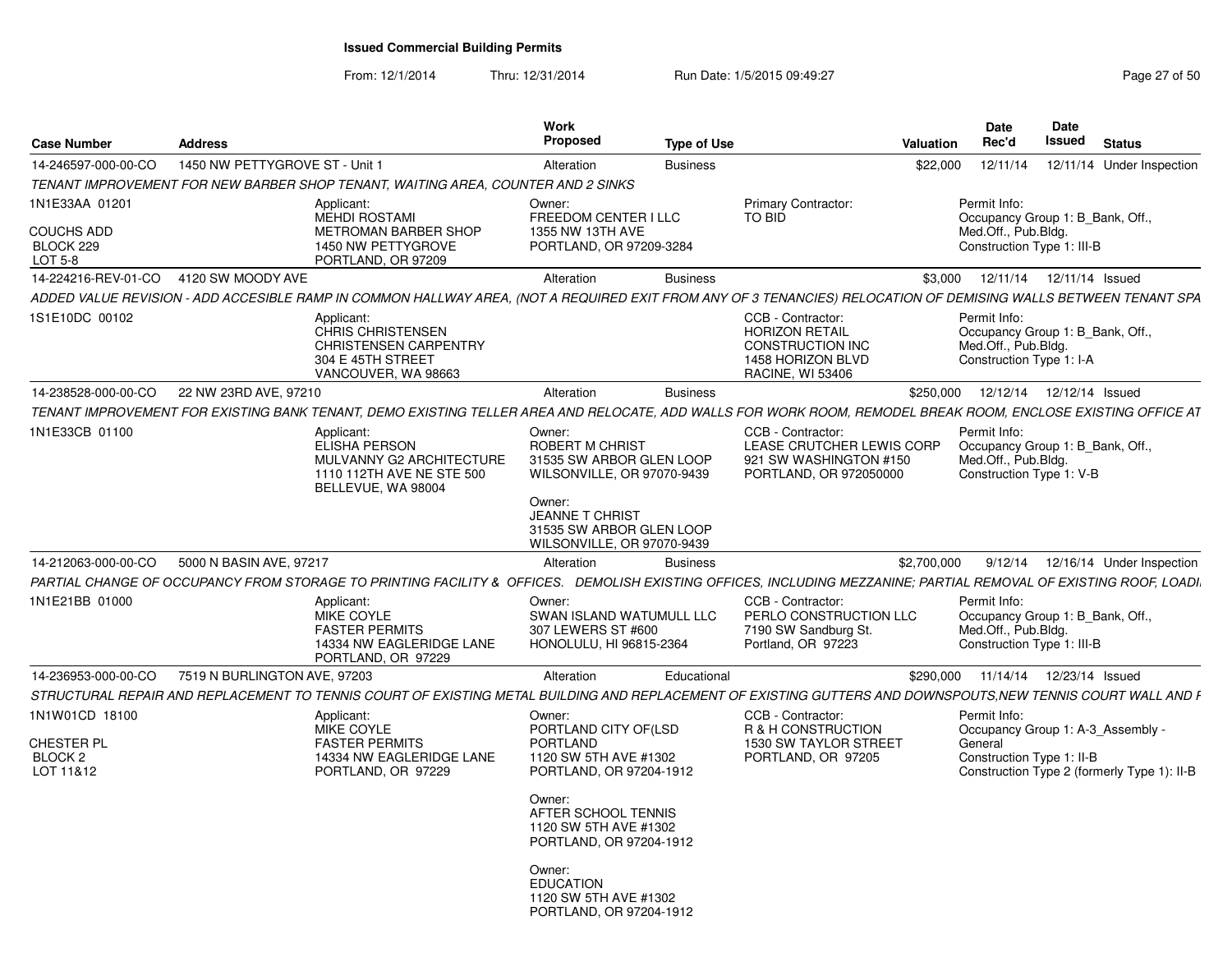# Issued Commercial Building Permits

From: 12/1/2014 Thru: 12/31/2014 Run Date: 1/5/2015 09:49:27

| Case Number | Address | Work Proposed | Type of Use | Valuation | Date Rec'd | Date Issued | Status |
|---|---|---|---|---|---|---|---|
| 14-246597-000-00-CO | 1450 NW PETTYGROVE ST - Unit 1 | Alteration | Business | $22,000 | 12/11/14 | 12/11/14 | Under Inspection |

*TENANT IMPROVEMENT FOR NEW BARBER SHOP TENANT, WAITING AREA, COUNTER AND 2 SINKS*

1N1E33AA 01201
COUCHS ADD
BLOCK 229
LOT 5-8

Applicant:
MEHDI ROSTAMI
METROMAN BARBER SHOP
1450 NW PETTYGROVE
PORTLAND, OR 97209

Owner:
FREEDOM CENTER I LLC
1355 NW 13TH AVE
PORTLAND, OR 97209-3284

Primary Contractor:
TO BID

Permit Info:
Occupancy Group 1: B_Bank, Off., Med.Off., Pub.Bldg.
Construction Type 1: III-B

---

| Case Number | Address | Work Proposed | Type of Use | Valuation | Date Rec'd | Date Issued | Status |
|---|---|---|---|---|---|---|---|
| 14-224216-REV-01-CO | 4120 SW MOODY AVE | Alteration | Business | $3,000 | 12/11/14 | 12/11/14 | Issued |

*ADDED VALUE REVISION - ADD ACCESIBLE RAMP IN COMMON HALLWAY AREA, (NOT A REQUIRED EXIT FROM ANY OF 3 TENANCIES) RELOCATION OF DEMISING WALLS BETWEEN TENANT SPA*

1S1E10DC 00102

Applicant:
CHRIS CHRISTENSEN
CHRISTENSEN CARPENTRY
304 E 45TH STREET
VANCOUVER, WA 98663

CCB - Contractor:
HORIZON RETAIL CONSTRUCTION INC
1458 HORIZON BLVD
RACINE, WI 53406

Permit Info:
Occupancy Group 1: B_Bank, Off., Med.Off., Pub.Bldg.
Construction Type 1: I-A

---

| Case Number | Address | Work Proposed | Type of Use | Valuation | Date Rec'd | Date Issued | Status |
|---|---|---|---|---|---|---|---|
| 14-238528-000-00-CO | 22 NW 23RD AVE, 97210 | Alteration | Business | $250,000 | 12/12/14 | 12/12/14 | Issued |

*TENANT IMPROVEMENT FOR EXISTING BANK TENANT, DEMO EXISTING TELLER AREA AND RELOCATE, ADD WALLS FOR WORK ROOM, REMODEL BREAK ROOM, ENCLOSE EXISTING OFFICE AT*

1N1E33CB 01100

Applicant:
ELISHA PERSON
MULVANNY G2 ARCHITECTURE
1110 112TH AVE NE STE 500
BELLEVUE, WA 98004

Owner:
ROBERT M CHRIST
31535 SW ARBOR GLEN LOOP
WILSONVILLE, OR 97070-9439

Owner:
JEANNE T CHRIST
31535 SW ARBOR GLEN LOOP
WILSONVILLE, OR 97070-9439

CCB - Contractor:
LEASE CRUTCHER LEWIS CORP
921 SW WASHINGTON #150
PORTLAND, OR 972050000

Permit Info:
Occupancy Group 1: B_Bank, Off., Med.Off., Pub.Bldg.
Construction Type 1: V-B

---

| Case Number | Address | Work Proposed | Type of Use | Valuation | Date Rec'd | Date Issued | Status |
|---|---|---|---|---|---|---|---|
| 14-212063-000-00-CO | 5000 N BASIN AVE, 97217 | Alteration | Business | $2,700,000 | 9/12/14 | 12/16/14 | Under Inspection |

*PARTIAL CHANGE OF OCCUPANCY FROM STORAGE TO PRINTING FACILITY & OFFICES. DEMOLISH EXISTING OFFICES, INCLUDING MEZZANINE; PARTIAL REMOVAL OF EXISTING ROOF, LOADI*

1N1E21BB 01000

Applicant:
MIKE COYLE
FASTER PERMITS
14334 NW EAGLERIDGE LANE
PORTLAND, OR 97229

Owner:
SWAN ISLAND WATUMULL LLC
307 LEWERS ST #600
HONOLULU, HI 96815-2364

CCB - Contractor:
PERLO CONSTRUCTION LLC
7190 SW Sandburg St.
Portland, OR 97223

Permit Info:
Occupancy Group 1: B_Bank, Off., Med.Off., Pub.Bldg.
Construction Type 1: III-B

---

| Case Number | Address | Work Proposed | Type of Use | Valuation | Date Rec'd | Date Issued | Status |
|---|---|---|---|---|---|---|---|
| 14-236953-000-00-CO | 7519 N BURLINGTON AVE, 97203 | Alteration | Educational | $290,000 | 11/14/14 | 12/23/14 | Issued |

*STRUCTURAL REPAIR AND REPLACEMENT TO TENNIS COURT OF EXISTING METAL BUILDING AND REPLACEMENT OF EXISTING GUTTERS AND DOWNSPOUTS,NEW TENNIS COURT WALL AND F*

1N1W01CD 18100
CHESTER PL
BLOCK 2
LOT 11&12

Applicant:
MIKE COYLE
FASTER PERMITS
14334 NW EAGLERIDGE LANE
PORTLAND, OR 97229

Owner:
PORTLAND CITY OF(LSD PORTLAND
1120 SW 5TH AVE #1302
PORTLAND, OR 97204-1912

Owner:
AFTER SCHOOL TENNIS
1120 SW 5TH AVE #1302
PORTLAND, OR 97204-1912

Owner:
EDUCATION
1120 SW 5TH AVE #1302
PORTLAND, OR 97204-1912

CCB - Contractor:
R & H CONSTRUCTION
1530 SW TAYLOR STREET
PORTLAND, OR 97205

Permit Info:
Occupancy Group 1: A-3_Assembly - General
Construction Type 1: II-B
Construction Type 2 (formerly Type 1): II-B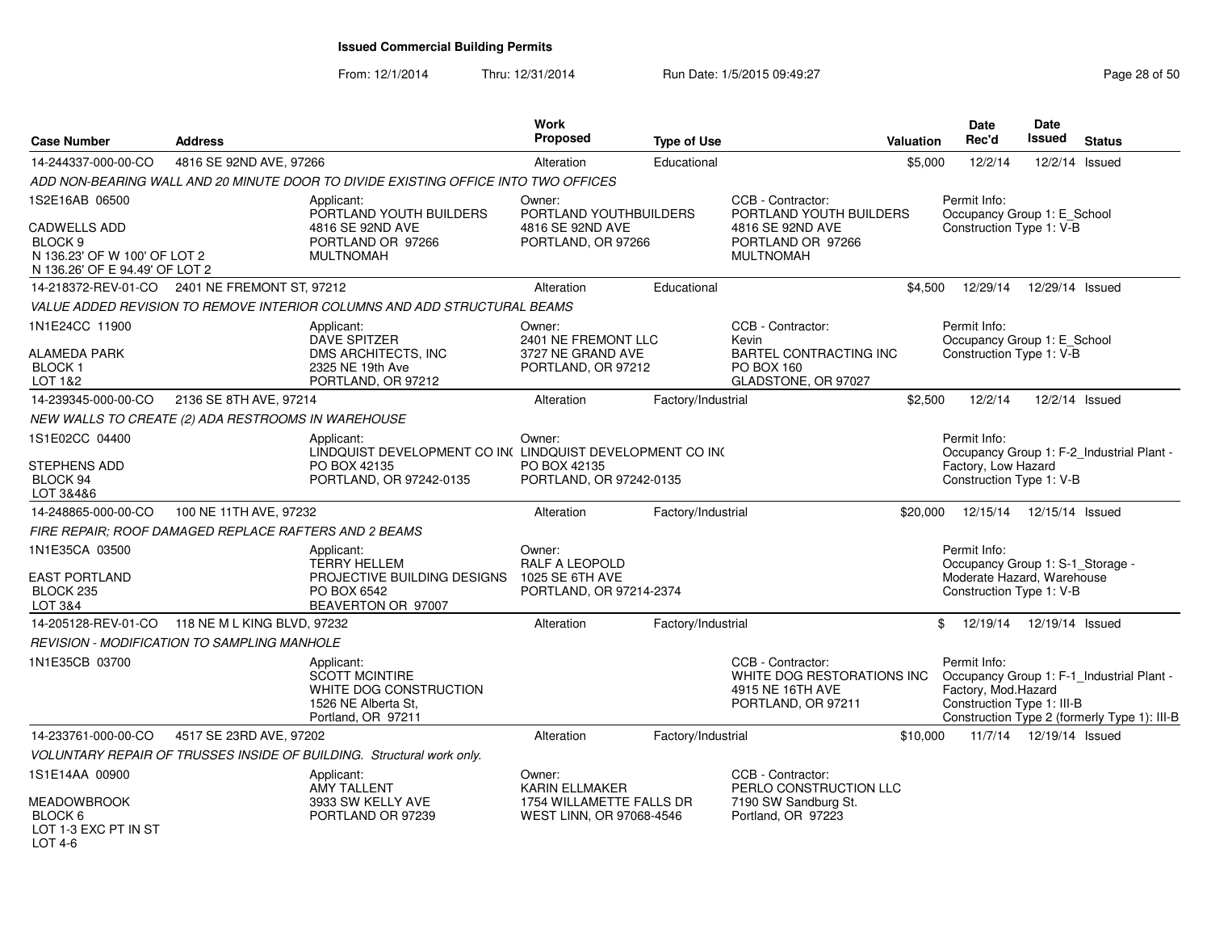# Issued Commercial Building Permits

From: 12/1/2014 Thru: 12/31/2014 Run Date: 1/5/2015 09:49:27

| Case Number | Address | Work Proposed | Type of Use | Valuation | Date Rec'd | Date Issued | Status |
|---|---|---|---|---|---|---|---|
| 14-244337-000-00-CO | 4816 SE 92ND AVE, 97266 | Alteration | Educational | $5,000 | 12/2/14 | 12/2/14 | Issued |

ADD NON-BEARING WALL AND 20 MINUTE DOOR TO DIVIDE EXISTING OFFICE INTO TWO OFFICES

1S2E16AB 06500
CADWELLS ADD
BLOCK 9
N 136.23' OF W 100' OF LOT 2
N 136.26' OF E 94.49' OF LOT 2

Applicant: PORTLAND YOUTH BUILDERS, 4816 SE 92ND AVE, PORTLAND OR 97266, MULTNOMAH

Owner: PORTLAND YOUTHBUILDERS, 4816 SE 92ND AVE, PORTLAND, OR 97266

CCB - Contractor: PORTLAND YOUTH BUILDERS, 4816 SE 92ND AVE, PORTLAND OR 97266, MULTNOMAH

Permit Info: Occupancy Group 1: E_School; Construction Type 1: V-B

---

| Case Number | Address | Work Proposed | Type of Use | Valuation | Date Rec'd | Date Issued | Status |
|---|---|---|---|---|---|---|---|
| 14-218372-REV-01-CO | 2401 NE FREMONT ST, 97212 | Alteration | Educational | $4,500 | 12/29/14 | 12/29/14 | Issued |

VALUE ADDED REVISION TO REMOVE INTERIOR COLUMNS AND ADD STRUCTURAL BEAMS

1N1E24CC 11900
ALAMEDA PARK
BLOCK 1
LOT 1&2

Applicant: DAVE SPITZER, DMS ARCHITECTS, INC, 2325 NE 19th Ave, PORTLAND, OR 97212

Owner: 2401 NE FREMONT LLC, 3727 NE GRAND AVE, PORTLAND, OR 97212

CCB - Contractor: Kevin, BARTEL CONTRACTING INC, PO BOX 160, GLADSTONE, OR 97027

Permit Info: Occupancy Group 1: E_School; Construction Type 1: V-B

---

| Case Number | Address | Work Proposed | Type of Use | Valuation | Date Rec'd | Date Issued | Status |
|---|---|---|---|---|---|---|---|
| 14-239345-000-00-CO | 2136 SE 8TH AVE, 97214 | Alteration | Factory/Industrial | $2,500 | 12/2/14 | 12/2/14 | Issued |

NEW WALLS TO CREATE (2) ADA RESTROOMS IN WAREHOUSE

1S1E02CC 04400
STEPHENS ADD
BLOCK 94
LOT 3&4&6

Applicant: LINDQUIST DEVELOPMENT CO INC, PO BOX 42135, PORTLAND, OR 97242-0135

Owner: LINDQUIST DEVELOPMENT CO INC, PO BOX 42135, PORTLAND, OR 97242-0135

Permit Info: Occupancy Group 1: F-2_Industrial Plant - Factory, Low Hazard; Construction Type 1: V-B

---

| Case Number | Address | Work Proposed | Type of Use | Valuation | Date Rec'd | Date Issued | Status |
|---|---|---|---|---|---|---|---|
| 14-248865-000-00-CO | 100 NE 11TH AVE, 97232 | Alteration | Factory/Industrial | $20,000 | 12/15/14 | 12/15/14 | Issued |

FIRE REPAIR; ROOF DAMAGED REPLACE RAFTERS AND 2 BEAMS

1N1E35CA 03500
EAST PORTLAND
BLOCK 235
LOT 3&4

Applicant: TERRY HELLEM, PROJECTIVE BUILDING DESIGNS, PO BOX 6542, BEAVERTON OR 97007

Owner: RALF A LEOPOLD, 1025 SE 6TH AVE, PORTLAND, OR 97214-2374

Permit Info: Occupancy Group 1: S-1_Storage - Moderate Hazard, Warehouse; Construction Type 1: V-B

---

| Case Number | Address | Work Proposed | Type of Use | Valuation | Date Rec'd | Date Issued | Status |
|---|---|---|---|---|---|---|---|
| 14-205128-REV-01-CO | 118 NE M L KING BLVD, 97232 | Alteration | Factory/Industrial | $ | 12/19/14 | 12/19/14 | Issued |

REVISION - MODIFICATION TO SAMPLING MANHOLE

1N1E35CB 03700

Applicant: SCOTT MCINTIRE, WHITE DOG CONSTRUCTION, 1526 NE Alberta St, Portland, OR 97211

CCB - Contractor: WHITE DOG RESTORATIONS INC, 4915 NE 16TH AVE, PORTLAND, OR 97211

Permit Info: Occupancy Group 1: F-1_Industrial Plant - Factory, Mod.Hazard; Construction Type 1: III-B; Construction Type 2 (formerly Type 1): III-B

---

| Case Number | Address | Work Proposed | Type of Use | Valuation | Date Rec'd | Date Issued | Status |
|---|---|---|---|---|---|---|---|
| 14-233761-000-00-CO | 4517 SE 23RD AVE, 97202 | Alteration | Factory/Industrial | $10,000 | 11/7/14 | 12/19/14 | Issued |

VOLUNTARY REPAIR OF TRUSSES INSIDE OF BUILDING. Structural work only.

1S1E14AA 00900
MEADOWBROOK
BLOCK 6
LOT 1-3 EXC PT IN ST
LOT 4-6

Applicant: AMY TALLENT, 3933 SW KELLY AVE, PORTLAND OR 97239

Owner: KARIN ELLMAKER, 1754 WILLAMETTE FALLS DR, WEST LINN, OR 97068-4546

CCB - Contractor: PERLO CONSTRUCTION LLC, 7190 SW Sandburg St., Portland, OR 97223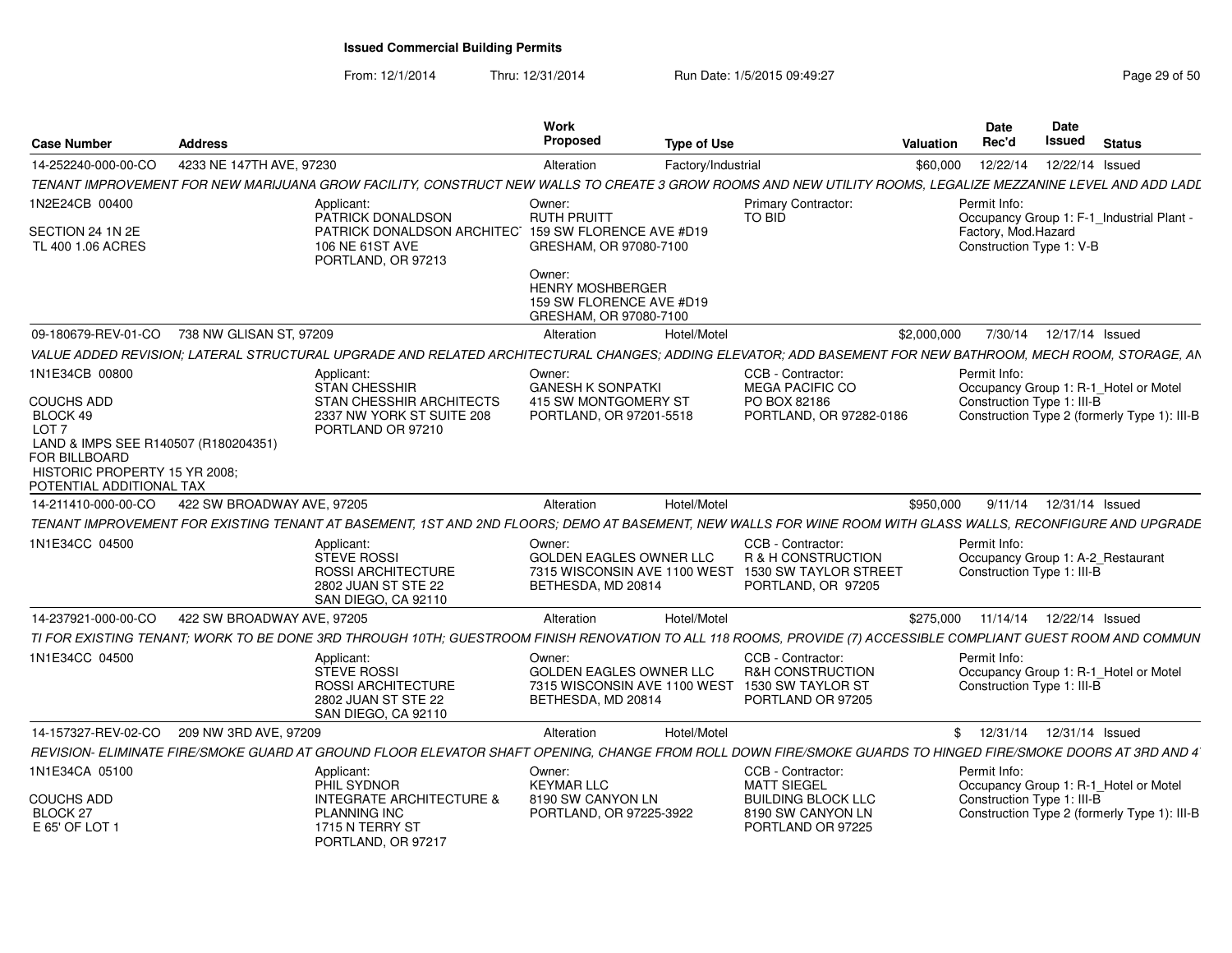# Issued Commercial Building Permits

From: 12/1/2014 Thru: 12/31/2014 Run Date: 1/5/2015 09:49:27

| Case Number | Address | Work Proposed | Type of Use | Valuation | Date Rec'd | Date Issued | Status |
|---|---|---|---|---|---|---|---|
| 14-252240-000-00-CO | 4233 NE 147TH AVE, 97230 | Alteration | Factory/Industrial | $60,000 | 12/22/14 | 12/22/14 | Issued |

*TENANT IMPROVEMENT FOR NEW MARIJUANA GROW FACILITY, CONSTRUCT NEW WALLS TO CREATE 3 GROW ROOMS AND NEW UTILITY ROOMS, LEGALIZE MEZZANINE LEVEL AND ADD LADL*

1N2E24CB 00400

SECTION 24 1N 2E
TL 400 1.06 ACRES

Applicant:
PATRICK DONALDSON
PATRICK DONALDSON ARCHITEC
106 NE 61ST AVE
PORTLAND, OR 97213

Owner:
RUTH PRUITT
159 SW FLORENCE AVE #D19
GRESHAM, OR 97080-7100

Owner:
HENRY MOSHBERGER
159 SW FLORENCE AVE #D19
GRESHAM, OR 97080-7100

Primary Contractor:
TO BID

Permit Info:
Occupancy Group 1: F-1_Industrial Plant - Factory, Mod.Hazard
Construction Type 1: V-B

---

| Case Number | Address | Work Proposed | Type of Use | Valuation | Date Rec'd | Date Issued | Status |
|---|---|---|---|---|---|---|---|
| 09-180679-REV-01-CO | 738 NW GLISAN ST, 97209 | Alteration | Hotel/Motel | $2,000,000 | 7/30/14 | 12/17/14 | Issued |

*VALUE ADDED REVISION; LATERAL STRUCTURAL UPGRADE AND RELATED ARCHITECTURAL CHANGES; ADDING ELEVATOR; ADD BASEMENT FOR NEW BATHROOM, MECH ROOM, STORAGE, AN*

1N1E34CB 00800

COUCHS ADD
BLOCK 49
LOT 7
LAND & IMPS SEE R140507 (R180204351) FOR BILLBOARD
HISTORIC PROPERTY 15 YR 2008; POTENTIAL ADDITIONAL TAX

Applicant:
STAN CHESSHIR
STAN CHESSHIR ARCHITECTS
2337 NW YORK ST SUITE 208
PORTLAND OR 97210

Owner:
GANESH K SONPATKI
415 SW MONTGOMERY ST
PORTLAND, OR 97201-5518

CCB - Contractor:
MEGA PACIFIC CO
PO BOX 82186
PORTLAND, OR 97282-0186

Permit Info:
Occupancy Group 1: R-1_Hotel or Motel
Construction Type 1: III-B
Construction Type 2 (formerly Type 1): III-B

---

| Case Number | Address | Work Proposed | Type of Use | Valuation | Date Rec'd | Date Issued | Status |
|---|---|---|---|---|---|---|---|
| 14-211410-000-00-CO | 422 SW BROADWAY AVE, 97205 | Alteration | Hotel/Motel | $950,000 | 9/11/14 | 12/31/14 | Issued |

*TENANT IMPROVEMENT FOR EXISTING TENANT AT BASEMENT, 1ST AND 2ND FLOORS; DEMO AT BASEMENT, NEW WALLS FOR WINE ROOM WITH GLASS WALLS, RECONFIGURE AND UPGRADE*

1N1E34CC 04500

Applicant:
STEVE ROSSI
ROSSI ARCHITECTURE
2802 JUAN ST STE 22
SAN DIEGO, CA 92110

Owner:
GOLDEN EAGLES OWNER LLC
7315 WISCONSIN AVE 1100 WEST
BETHESDA, MD 20814

CCB - Contractor:
R & H CONSTRUCTION
1530 SW TAYLOR STREET
PORTLAND, OR 97205

Permit Info:
Occupancy Group 1: A-2_Restaurant
Construction Type 1: III-B

---

| Case Number | Address | Work Proposed | Type of Use | Valuation | Date Rec'd | Date Issued | Status |
|---|---|---|---|---|---|---|---|
| 14-237921-000-00-CO | 422 SW BROADWAY AVE, 97205 | Alteration | Hotel/Motel | $275,000 | 11/14/14 | 12/22/14 | Issued |

*TI FOR EXISTING TENANT; WORK TO BE DONE 3RD THROUGH 10TH; GUESTROOM FINISH RENOVATION TO ALL 118 ROOMS, PROVIDE (7) ACCESSIBLE COMPLIANT GUEST ROOM AND COMMUN*

1N1E34CC 04500

Applicant:
STEVE ROSSI
ROSSI ARCHITECTURE
2802 JUAN ST STE 22
SAN DIEGO, CA 92110

Owner:
GOLDEN EAGLES OWNER LLC
7315 WISCONSIN AVE 1100 WEST
BETHESDA, MD 20814

CCB - Contractor:
R&H CONSTRUCTION
1530 SW TAYLOR ST
PORTLAND OR 97205

Permit Info:
Occupancy Group 1: R-1_Hotel or Motel
Construction Type 1: III-B

---

| Case Number | Address | Work Proposed | Type of Use | Valuation | Date Rec'd | Date Issued | Status |
|---|---|---|---|---|---|---|---|
| 14-157327-REV-02-CO | 209 NW 3RD AVE, 97209 | Alteration | Hotel/Motel | $ | 12/31/14 | 12/31/14 | Issued |

*REVISION- ELIMINATE FIRE/SMOKE GUARD AT GROUND FLOOR ELEVATOR SHAFT OPENING, CHANGE FROM ROLL DOWN FIRE/SMOKE GUARDS TO HINGED FIRE/SMOKE DOORS AT 3RD AND 4*

1N1E34CA 05100

COUCHS ADD
BLOCK 27
E 65' OF LOT 1

Applicant:
PHIL SYDNOR
INTEGRATE ARCHITECTURE & PLANNING INC
1715 N TERRY ST
PORTLAND, OR 97217

Owner:
KEYMAR LLC
8190 SW CANYON LN
PORTLAND, OR 97225-3922

CCB - Contractor:
MATT SIEGEL
BUILDING BLOCK LLC
8190 SW CANYON LN
PORTLAND OR 97225

Permit Info:
Occupancy Group 1: R-1_Hotel or Motel
Construction Type 1: III-B
Construction Type 2 (formerly Type 1): III-B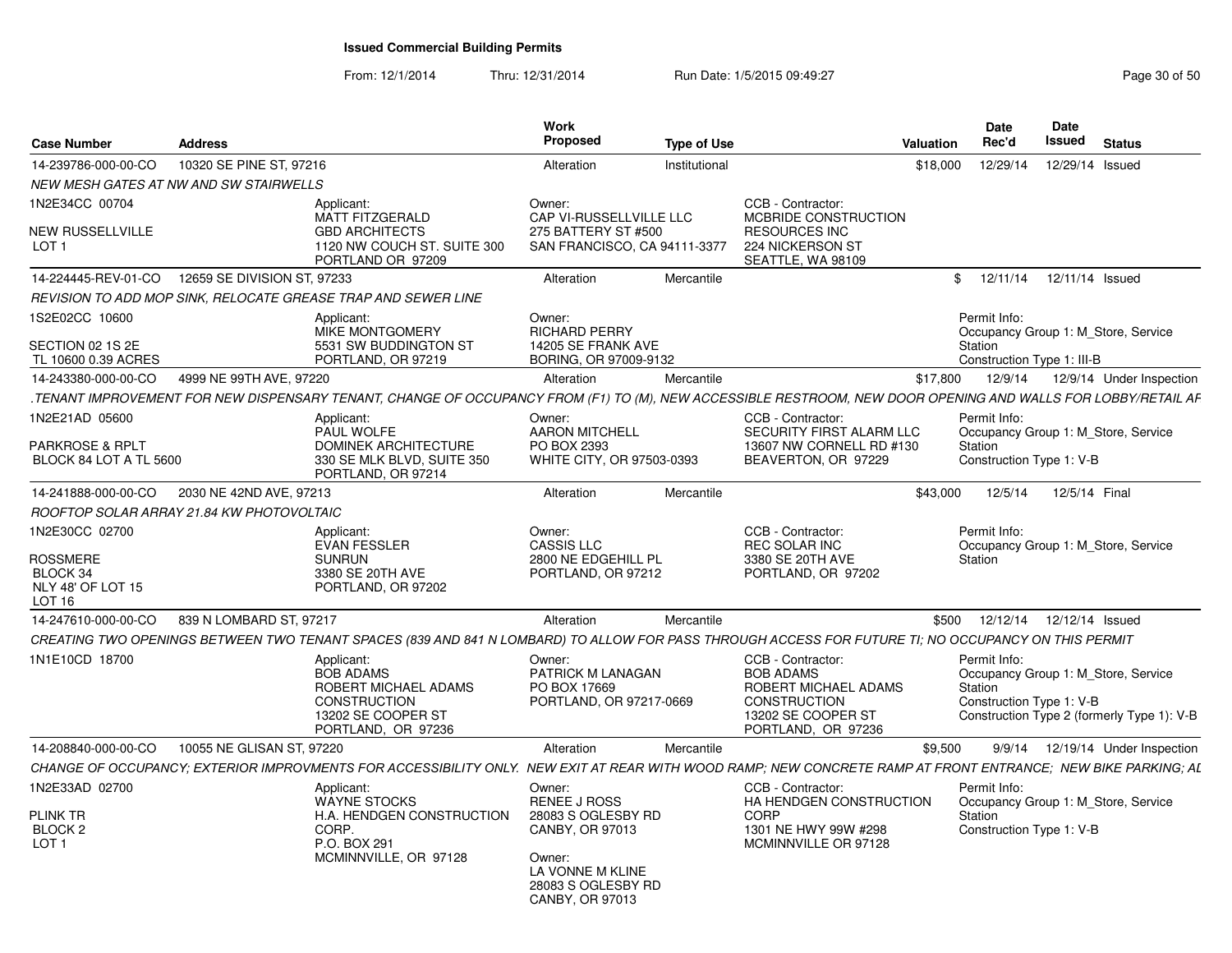# Issued Commercial Building Permits

From: 12/1/2014 Thru: 12/31/2014 Run Date: 1/5/2015 09:49:27

| Case Number | Address | Work Proposed | Type of Use | Valuation | Date Rec'd | Date Issued | Status |
|---|---|---|---|---|---|---|---|
| 14-239786-000-00-CO | 10320 SE PINE ST, 97216 | Alteration | Institutional | $18,000 | 12/29/14 | 12/29/14 | Issued |

*NEW MESH GATES AT NW AND SW STAIRWELLS*

1N2E34CC 00704
NEW RUSSELLVILLE
LOT 1

Applicant: MATT FITZGERALD, GBD ARCHITECTS, 1120 NW COUCH ST. SUITE 300, PORTLAND OR 97209

Owner: CAP VI-RUSSELLVILLE LLC, 275 BATTERY ST #500, SAN FRANCISCO, CA 94111-3377

CCB - Contractor: MCBRIDE CONSTRUCTION RESOURCES INC, 224 NICKERSON ST, SEATTLE, WA 98109

| Case Number | Address | Work Proposed | Type of Use | Valuation | Date Rec'd | Date Issued | Status |
|---|---|---|---|---|---|---|---|
| 14-224445-REV-01-CO | 12659 SE DIVISION ST, 97233 | Alteration | Mercantile | $ | 12/11/14 | 12/11/14 | Issued |

*REVISION TO ADD MOP SINK, RELOCATE GREASE TRAP AND SEWER LINE*

1S2E02CC 10600
SECTION 02 1S 2E
TL 10600 0.39 ACRES

Applicant: MIKE MONTGOMERY, 5531 SW BUDDINGTON ST, PORTLAND, OR 97219

Owner: RICHARD PERRY, 14205 SE FRANK AVE, BORING, OR 97009-9132

Permit Info: Occupancy Group 1: M_Store, Service Station; Construction Type 1: III-B

| Case Number | Address | Work Proposed | Type of Use | Valuation | Date Rec'd | Date Issued | Status |
|---|---|---|---|---|---|---|---|
| 14-243380-000-00-CO | 4999 NE 99TH AVE, 97220 | Alteration | Mercantile | $17,800 | 12/9/14 | 12/9/14 | Under Inspection |

*.TENANT IMPROVEMENT FOR NEW DISPENSARY TENANT, CHANGE OF OCCUPANCY FROM (F1) TO (M), NEW ACCESSIBLE RESTROOM, NEW DOOR OPENING AND WALLS FOR LOBBY/RETAIL AF*

1N2E21AD 05600
PARKROSE & RPLT
BLOCK 84 LOT A TL 5600

Applicant: PAUL WOLFE, DOMINEK ARCHITECTURE, 330 SE MLK BLVD, SUITE 350, PORTLAND, OR 97214

Owner: AARON MITCHELL, PO BOX 2393, WHITE CITY, OR 97503-0393

CCB - Contractor: SECURITY FIRST ALARM LLC, 13607 NW CORNELL RD #130, BEAVERTON, OR 97229

Permit Info: Occupancy Group 1: M_Store, Service Station; Construction Type 1: V-B

| Case Number | Address | Work Proposed | Type of Use | Valuation | Date Rec'd | Date Issued | Status |
|---|---|---|---|---|---|---|---|
| 14-241888-000-00-CO | 2030 NE 42ND AVE, 97213 | Alteration | Mercantile | $43,000 | 12/5/14 | 12/5/14 | Final |

*ROOFTOP SOLAR ARRAY 21.84 KW PHOTOVOLTAIC*

1N2E30CC 02700
ROSSMERE
BLOCK 34
NLY 48' OF LOT 15
LOT 16

Applicant: EVAN FESSLER, SUNRUN, 3380 SE 20TH AVE, PORTLAND, OR 97202

Owner: CASSIS LLC, 2800 NE EDGEHILL PL, PORTLAND, OR 97212

CCB - Contractor: REC SOLAR INC, 3380 SE 20TH AVE, PORTLAND, OR 97202

Permit Info: Occupancy Group 1: M_Store, Service Station

| Case Number | Address | Work Proposed | Type of Use | Valuation | Date Rec'd | Date Issued | Status |
|---|---|---|---|---|---|---|---|
| 14-247610-000-00-CO | 839 N LOMBARD ST, 97217 | Alteration | Mercantile | $500 | 12/12/14 | 12/12/14 | Issued |

*CREATING TWO OPENINGS BETWEEN TWO TENANT SPACES (839 AND 841 N LOMBARD) TO ALLOW FOR PASS THROUGH ACCESS FOR FUTURE TI; NO OCCUPANCY ON THIS PERMIT*

1N1E10CD 18700

Applicant: BOB ADAMS, ROBERT MICHAEL ADAMS CONSTRUCTION, 13202 SE COOPER ST, PORTLAND, OR 97236

Owner: PATRICK M LANAGAN, PO BOX 17669, PORTLAND, OR 97217-0669

CCB - Contractor: BOB ADAMS, ROBERT MICHAEL ADAMS CONSTRUCTION, 13202 SE COOPER ST, PORTLAND, OR 97236

Permit Info: Occupancy Group 1: M_Store, Service Station; Construction Type 1: V-B; Construction Type 2 (formerly Type 1): V-B

| Case Number | Address | Work Proposed | Type of Use | Valuation | Date Rec'd | Date Issued | Status |
|---|---|---|---|---|---|---|---|
| 14-208840-000-00-CO | 10055 NE GLISAN ST, 97220 | Alteration | Mercantile | $9,500 | 9/9/14 | 12/19/14 | Under Inspection |

*CHANGE OF OCCUPANCY; EXTERIOR IMPROVMENTS FOR ACCESSIBILITY ONLY. NEW EXIT AT REAR WITH WOOD RAMP; NEW CONCRETE RAMP AT FRONT ENTRANCE; NEW BIKE PARKING; AL*

1N2E33AD 02700
PLINK TR
BLOCK 2
LOT 1

Applicant: WAYNE STOCKS, H.A. HENDGEN CONSTRUCTION CORP., P.O. BOX 291, MCMINNVILLE, OR 97128

Owner: RENEE J ROSS, 28083 S OGLESBY RD, CANBY, OR 97013

Owner: LA VONNE M KLINE, 28083 S OGLESBY RD, CANBY, OR 97013

CCB - Contractor: HA HENDGEN CONSTRUCTION CORP, 1301 NE HWY 99W #298, MCMINNVILLE OR 97128

Permit Info: Occupancy Group 1: M_Store, Service Station; Construction Type 1: V-B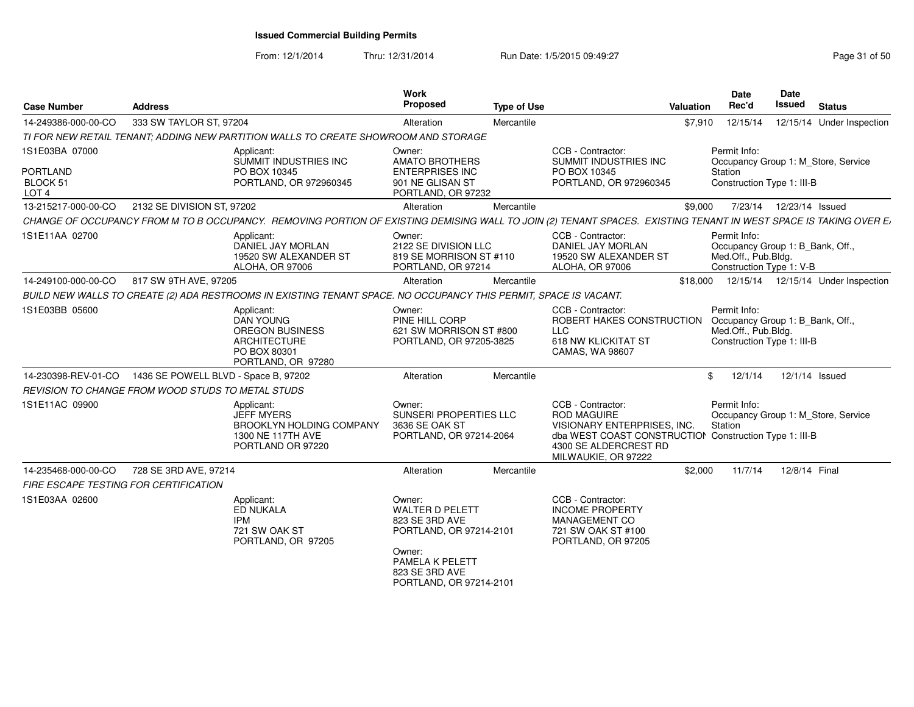**Issued Commercial Building Permits**

From: 12/1/2014 Thru: 12/31/2014 Run Date: 1/5/2015 09:49:27

| Case Number | Address | Work Proposed | Type of Use | Valuation | Date Rec'd | Date Issued | Status |
|---|---|---|---|---|---|---|---|
| 14-249386-000-00-CO | 333 SW TAYLOR ST, 97204 | Alteration | Mercantile | $7,910 | 12/15/14 | 12/15/14 | Under Inspection |

TI FOR NEW RETAIL TENANT; ADDING NEW PARTITION WALLS TO CREATE SHOWROOM AND STORAGE

1S1E03BA 07000
PORTLAND
BLOCK 51
LOT 4

Applicant: SUMMIT INDUSTRIES INC, PO BOX 10345, PORTLAND, OR 972960345

Owner: AMATO BROTHERS ENTERPRISES INC, 901 NE GLISAN ST, PORTLAND, OR 97232

CCB - Contractor: SUMMIT INDUSTRIES INC, PO BOX 10345, PORTLAND, OR 972960345

Permit Info: Occupancy Group 1: M_Store, Service Station; Construction Type 1: III-B

| Case Number | Address | Work Proposed | Type of Use | Valuation | Date Rec'd | Date Issued | Status |
|---|---|---|---|---|---|---|---|
| 13-215217-000-00-CO | 2132 SE DIVISION ST, 97202 | Alteration | Mercantile | $9,000 | 7/23/14 | 12/23/14 | Issued |

CHANGE OF OCCUPANCY FROM M TO B OCCUPANCY. REMOVING PORTION OF EXISTING DEMISING WALL TO JOIN (2) TENANT SPACES. EXISTING TENANT IN WEST SPACE IS TAKING OVER E

1S1E11AA 02700

Applicant: DANIEL JAY MORLAN, 19520 SW ALEXANDER ST, ALOHA, OR 97006

Owner: 2122 SE DIVISION LLC, 819 SE MORRISON ST #110, PORTLAND, OR 97214

CCB - Contractor: DANIEL JAY MORLAN, 19520 SW ALEXANDER ST, ALOHA, OR 97006

Permit Info: Occupancy Group 1: B_Bank, Off., Med.Off., Pub.Bldg.; Construction Type 1: V-B

| Case Number | Address | Work Proposed | Type of Use | Valuation | Date Rec'd | Date Issued | Status |
|---|---|---|---|---|---|---|---|
| 14-249100-000-00-CO | 817 SW 9TH AVE, 97205 | Alteration | Mercantile | $18,000 | 12/15/14 | 12/15/14 | Under Inspection |

BUILD NEW WALLS TO CREATE (2) ADA RESTROOMS IN EXISTING TENANT SPACE. NO OCCUPANCY THIS PERMIT, SPACE IS VACANT.

1S1E03BB 05600

Applicant: DAN YOUNG, OREGON BUSINESS ARCHITECTURE, PO BOX 80301, PORTLAND, OR 97280

Owner: PINE HILL CORP, 621 SW MORRISON ST #800, PORTLAND, OR 97205-3825

CCB - Contractor: ROBERT HAKES CONSTRUCTION LLC, 618 NW KLICKITAT ST, CAMAS, WA 98607

Permit Info: Occupancy Group 1: B_Bank, Off., Med.Off., Pub.Bldg.; Construction Type 1: III-B

| Case Number | Address | Work Proposed | Type of Use | Valuation | Date Rec'd | Date Issued | Status |
|---|---|---|---|---|---|---|---|
| 14-230398-REV-01-CO | 1436 SE POWELL BLVD - Space B, 97202 | Alteration | Mercantile | $ | 12/1/14 | 12/1/14 | Issued |

REVISION TO CHANGE FROM WOOD STUDS TO METAL STUDS

1S1E11AC 09900

Applicant: JEFF MYERS, BROOKLYN HOLDING COMPANY, 1300 NE 117TH AVE, PORTLAND OR 97220

Owner: SUNSERI PROPERTIES LLC, 3636 SE OAK ST, PORTLAND, OR 97214-2064

CCB - Contractor: ROD MAGUIRE, VISIONARY ENTERPRISES, INC. dba WEST COAST CONSTRUCTION, 4300 SE ALDERCREST RD, MILWAUKIE, OR 97222

Permit Info: Occupancy Group 1: M_Store, Service Station; Construction Type 1: III-B

| Case Number | Address | Work Proposed | Type of Use | Valuation | Date Rec'd | Date Issued | Status |
|---|---|---|---|---|---|---|---|
| 14-235468-000-00-CO | 728 SE 3RD AVE, 97214 | Alteration | Mercantile | $2,000 | 11/7/14 | 12/8/14 | Final |

FIRE ESCAPE TESTING FOR CERTIFICATION

1S1E03AA 02600

Applicant: ED NUKALA, IPM, 721 SW OAK ST, PORTLAND, OR 97205

Owner: WALTER D PELETT, 823 SE 3RD AVE, PORTLAND, OR 97214-2101

Owner: PAMELA K PELETT, 823 SE 3RD AVE, PORTLAND, OR 97214-2101

CCB - Contractor: INCOME PROPERTY MANAGEMENT CO, 721 SW OAK ST #100, PORTLAND, OR 97205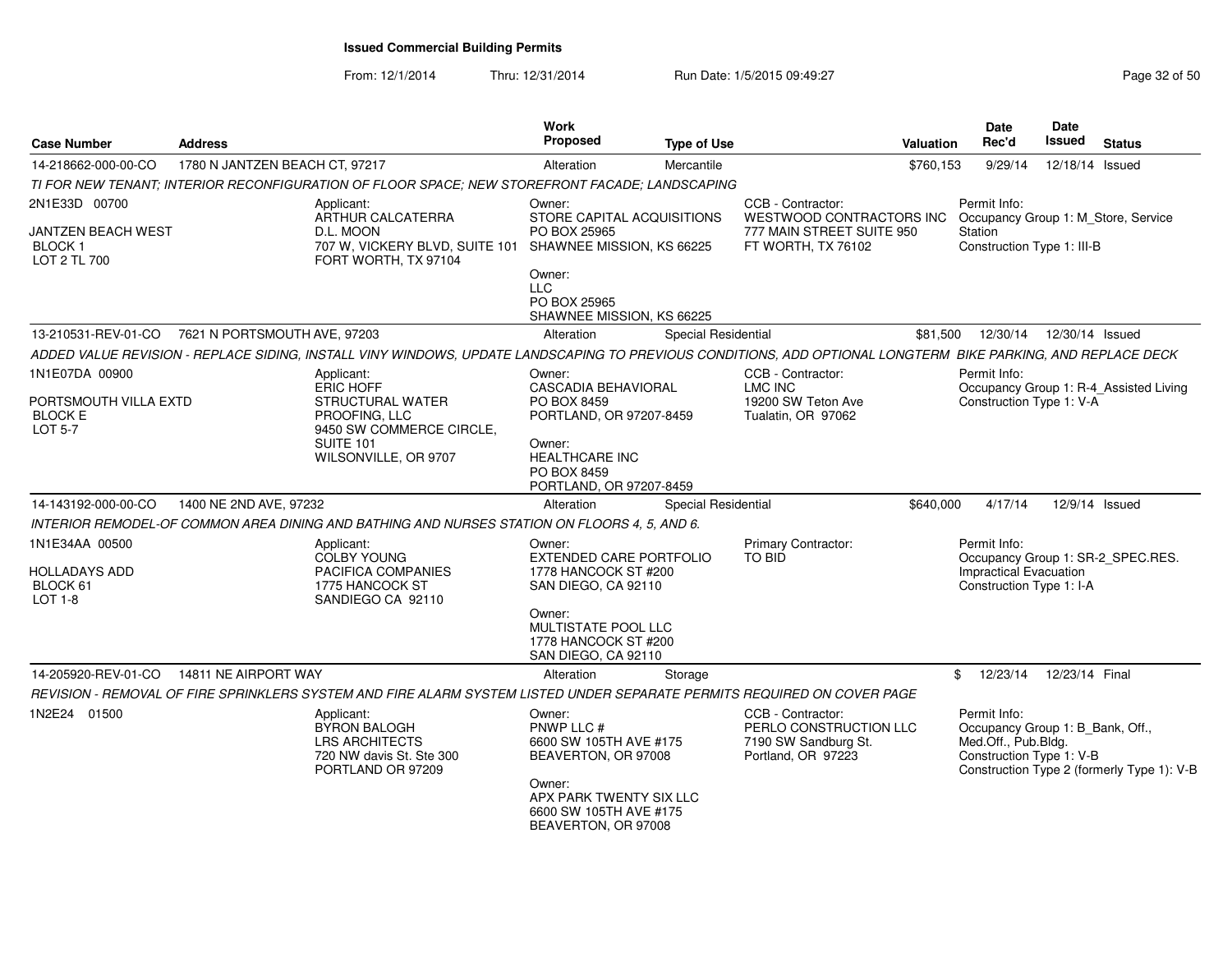# Issued Commercial Building Permits

From: 12/1/2014 Thru: 12/31/2014 Run Date: 1/5/2015 09:49:27

| Case Number | Address | Work Proposed | Type of Use | Valuation | Date Rec'd | Date Issued | Status |
|---|---|---|---|---|---|---|---|
| 14-218662-000-00-CO | 1780 N JANTZEN BEACH CT, 97217 | Alteration | Mercantile | $760,153 | 9/29/14 | 12/18/14 | Issued |

*TI FOR NEW TENANT; INTERIOR RECONFIGURATION OF FLOOR SPACE; NEW STOREFRONT FACADE; LANDSCAPING*

2N1E33D 00700
JANTZEN BEACH WEST
BLOCK 1
LOT 2 TL 700

Applicant:
ARTHUR CALCATERRA
D.L. MOON
707 W, VICKERY BLVD, SUITE 101
FORT WORTH, TX 97104

Owner:
STORE CAPITAL ACQUISITIONS
PO BOX 25965
SHAWNEE MISSION, KS 66225

Owner:
LLC
PO BOX 25965
SHAWNEE MISSION, KS 66225

CCB - Contractor:
WESTWOOD CONTRACTORS INC
777 MAIN STREET SUITE 950
FT WORTH, TX 76102

Permit Info:
Occupancy Group 1: M_Store, Service Station
Construction Type 1: III-B

| Case Number | Address | Work Proposed | Type of Use | Valuation | Date Rec'd | Date Issued | Status |
|---|---|---|---|---|---|---|---|
| 13-210531-REV-01-CO | 7621 N PORTSMOUTH AVE, 97203 | Alteration | Special Residential | $81,500 | 12/30/14 | 12/30/14 | Issued |

*ADDED VALUE REVISION - REPLACE SIDING, INSTALL VINY WINDOWS, UPDATE LANDSCAPING TO PREVIOUS CONDITIONS, ADD OPTIONAL LONGTERM BIKE PARKING, AND REPLACE DECK*

1N1E07DA 00900
PORTSMOUTH VILLA EXTD
BLOCK E
LOT 5-7

Applicant:
ERIC HOFF
STRUCTURAL WATER PROOFING, LLC
9450 SW COMMERCE CIRCLE, SUITE 101
WILSONVILLE, OR 9707

Owner:
CASCADIA BEHAVIORAL
PO BOX 8459
PORTLAND, OR 97207-8459

Owner:
HEALTHCARE INC
PO BOX 8459
PORTLAND, OR 97207-8459

CCB - Contractor:
LMC INC
19200 SW Teton Ave
Tualatin, OR 97062

Permit Info:
Occupancy Group 1: R-4_Assisted Living
Construction Type 1: V-A

| Case Number | Address | Work Proposed | Type of Use | Valuation | Date Rec'd | Date Issued | Status |
|---|---|---|---|---|---|---|---|
| 14-143192-000-00-CO | 1400 NE 2ND AVE, 97232 | Alteration | Special Residential | $640,000 | 4/17/14 | 12/9/14 | Issued |

*INTERIOR REMODEL-OF COMMON AREA DINING AND BATHING AND NURSES STATION ON FLOORS 4, 5, AND 6.*

1N1E34AA 00500
HOLLADAYS ADD
BLOCK 61
LOT 1-8

Applicant:
COLBY YOUNG
PACIFICA COMPANIES
1775 HANCOCK ST
SANDIEGO CA 92110

Owner:
EXTENDED CARE PORTFOLIO
1778 HANCOCK ST #200
SAN DIEGO, CA 92110

Owner:
MULTISTATE POOL LLC
1778 HANCOCK ST #200
SAN DIEGO, CA 92110

Primary Contractor:
TO BID

Permit Info:
Occupancy Group 1: SR-2_SPEC.RES. Impractical Evacuation
Construction Type 1: I-A

| Case Number | Address | Work Proposed | Type of Use | Valuation | Date Rec'd | Date Issued | Status |
|---|---|---|---|---|---|---|---|
| 14-205920-REV-01-CO | 14811 NE AIRPORT WAY | Alteration | Storage | $ | 12/23/14 | 12/23/14 | Final |

*REVISION - REMOVAL OF FIRE SPRINKLERS SYSTEM AND FIRE ALARM SYSTEM LISTED UNDER SEPARATE PERMITS REQUIRED ON COVER PAGE*

1N2E24 01500

Applicant:
BYRON BALOGH
LRS ARCHITECTS
720 NW davis St. Ste 300
PORTLAND OR 97209

Owner:
PNWP LLC #
6600 SW 105TH AVE #175
BEAVERTON, OR 97008

Owner:
APX PARK TWENTY SIX LLC
6600 SW 105TH AVE #175
BEAVERTON, OR 97008

CCB - Contractor:
PERLO CONSTRUCTION LLC
7190 SW Sandburg St.
Portland, OR 97223

Permit Info:
Occupancy Group 1: B_Bank, Off., Med.Off., Pub.Bldg.
Construction Type 1: V-B
Construction Type 2 (formerly Type 1): V-B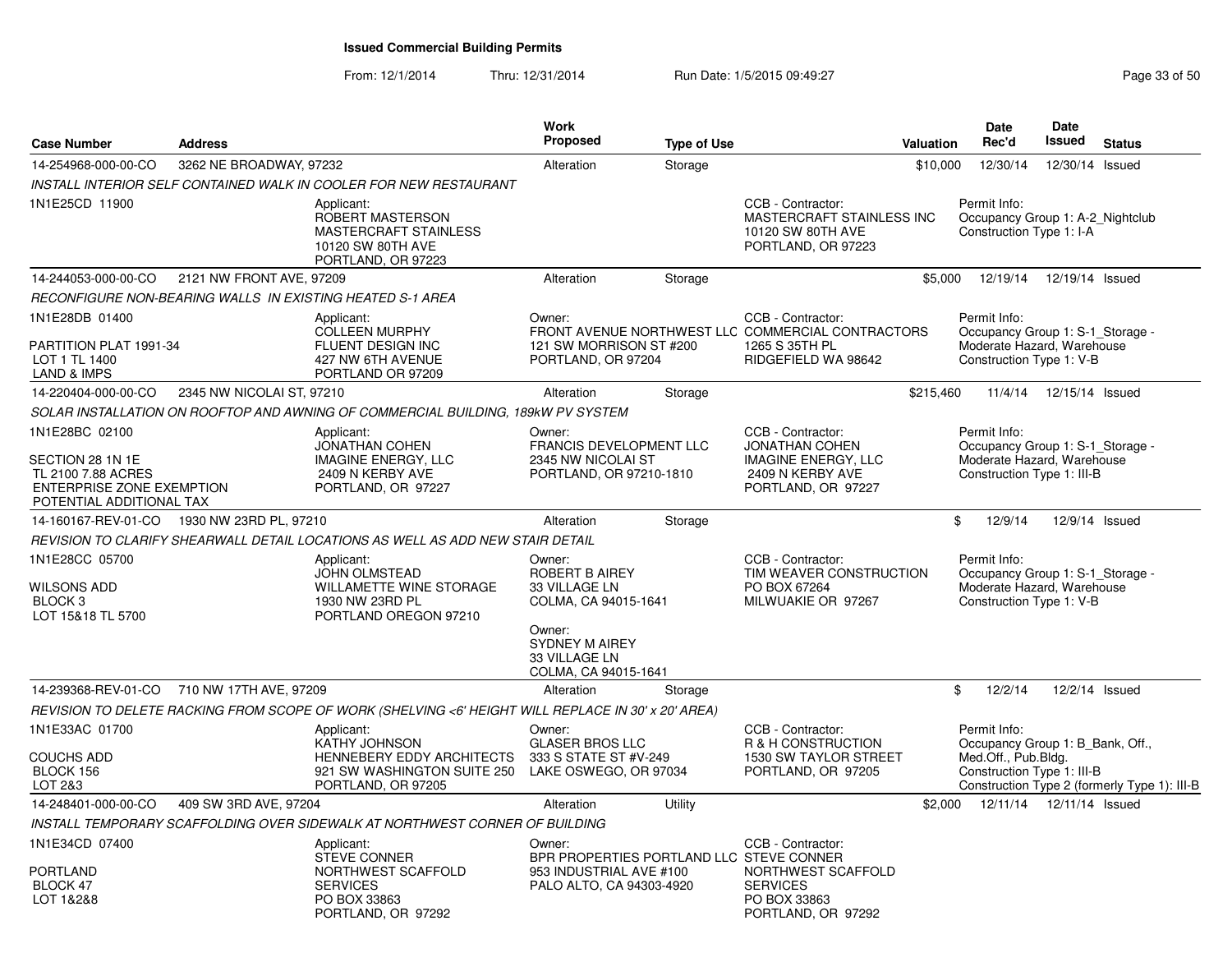# Issued Commercial Building Permits

From: 12/1/2014 Thru: 12/31/2014 Run Date: 1/5/2015 09:49:27

| Case Number | Address | Work Proposed | Type of Use | Valuation | Date Rec'd | Date Issued | Status |
|---|---|---|---|---|---|---|---|
| 14-254968-000-00-CO | 3262 NE BROADWAY, 97232 | Alteration | Storage | $10,000 | 12/30/14 | 12/30/14 | Issued |

*INSTALL INTERIOR SELF CONTAINED WALK IN COOLER FOR NEW RESTAURANT*

1N1E25CD 11900

Applicant: ROBERT MASTERSON, MASTERCRAFT STAINLESS, 10120 SW 80TH AVE, PORTLAND, OR 97223

CCB - Contractor: MASTERCRAFT STAINLESS INC, 10120 SW 80TH AVE, PORTLAND, OR 97223

Permit Info: Occupancy Group 1: A-2_Nightclub; Construction Type 1: I-A

---

| Case Number | Address | Work Proposed | Type of Use | Valuation | Date Rec'd | Date Issued | Status |
|---|---|---|---|---|---|---|---|
| 14-244053-000-00-CO | 2121 NW FRONT AVE, 97209 | Alteration | Storage | $5,000 | 12/19/14 | 12/19/14 | Issued |

*RECONFIGURE NON-BEARING WALLS IN EXISTING HEATED S-1 AREA*

1N1E28DB 01400
PARTITION PLAT 1991-34
LOT 1 TL 1400
LAND & IMPS

Applicant: COLLEEN MURPHY, FLUENT DESIGN INC, 427 NW 6TH AVENUE, PORTLAND OR 97209

Owner: FRONT AVENUE NORTHWEST LLC, 121 SW MORRISON ST #200, PORTLAND, OR 97204

CCB - Contractor: COMMERCIAL CONTRACTORS, 1265 S 35TH PL, RIDGEFIELD WA 98642

Permit Info: Occupancy Group 1: S-1_Storage - Moderate Hazard, Warehouse; Construction Type 1: V-B

---

| Case Number | Address | Work Proposed | Type of Use | Valuation | Date Rec'd | Date Issued | Status |
|---|---|---|---|---|---|---|---|
| 14-220404-000-00-CO | 2345 NW NICOLAI ST, 97210 | Alteration | Storage | $215,460 | 11/4/14 | 12/15/14 | Issued |

*SOLAR INSTALLATION ON ROOFTOP AND AWNING OF COMMERCIAL BUILDING, 189kW PV SYSTEM*

1N1E28BC 02100
SECTION 28 1N 1E
TL 2100 7.88 ACRES
ENTERPRISE ZONE EXEMPTION
POTENTIAL ADDITIONAL TAX

Applicant: JONATHAN COHEN, IMAGINE ENERGY, LLC, 2409 N KERBY AVE, PORTLAND, OR 97227

Owner: FRANCIS DEVELOPMENT LLC, 2345 NW NICOLAI ST, PORTLAND, OR 97210-1810

CCB - Contractor: JONATHAN COHEN, IMAGINE ENERGY, LLC, 2409 N KERBY AVE, PORTLAND, OR 97227

Permit Info: Occupancy Group 1: S-1_Storage - Moderate Hazard, Warehouse; Construction Type 1: III-B

---

| Case Number | Address | Work Proposed | Type of Use | Valuation | Date Rec'd | Date Issued | Status |
|---|---|---|---|---|---|---|---|
| 14-160167-REV-01-CO | 1930 NW 23RD PL, 97210 | Alteration | Storage | $ | 12/9/14 | 12/9/14 | Issued |

*REVISION TO CLARIFY SHEARWALL DETAIL LOCATIONS AS WELL AS ADD NEW STAIR DETAIL*

1N1E28CC 05700
WILSONS ADD
BLOCK 3
LOT 15&18 TL 5700

Applicant: JOHN OLMSTEAD, WILLAMETTE WINE STORAGE, 1930 NW 23RD PL, PORTLAND OREGON 97210

Owner: ROBERT B AIREY, 33 VILLAGE LN, COLMA, CA 94015-1641

Owner: SYDNEY M AIREY, 33 VILLAGE LN, COLMA, CA 94015-1641

CCB - Contractor: TIM WEAVER CONSTRUCTION, PO BOX 67264, MILWUAKIE OR 97267

Permit Info: Occupancy Group 1: S-1_Storage - Moderate Hazard, Warehouse; Construction Type 1: V-B

---

| Case Number | Address | Work Proposed | Type of Use | Valuation | Date Rec'd | Date Issued | Status |
|---|---|---|---|---|---|---|---|
| 14-239368-REV-01-CO | 710 NW 17TH AVE, 97209 | Alteration | Storage | $ | 12/2/14 | 12/2/14 | Issued |

*REVISION TO DELETE RACKING FROM SCOPE OF WORK (SHELVING <6' HEIGHT WILL REPLACE IN 30' x 20' AREA)*

1N1E33AC 01700
COUCHS ADD
BLOCK 156
LOT 2&3

Applicant: KATHY JOHNSON, HENNEBERY EDDY ARCHITECTS, 921 SW WASHINGTON SUITE 250, PORTLAND, OR 97205

Owner: GLASER BROS LLC, 333 S STATE ST #V-249, LAKE OSWEGO, OR 97034

CCB - Contractor: R & H CONSTRUCTION, 1530 SW TAYLOR STREET, PORTLAND, OR 97205

Permit Info: Occupancy Group 1: B_Bank, Off., Med.Off., Pub.Bldg.; Construction Type 1: III-B; Construction Type 2 (formerly Type 1): III-B

---

| Case Number | Address | Work Proposed | Type of Use | Valuation | Date Rec'd | Date Issued | Status |
|---|---|---|---|---|---|---|---|
| 14-248401-000-00-CO | 409 SW 3RD AVE, 97204 | Alteration | Utility | $2,000 | 12/11/14 | 12/11/14 | Issued |

*INSTALL TEMPORARY SCAFFOLDING OVER SIDEWALK AT NORTHWEST CORNER OF BUILDING*

1N1E34CD 07400
PORTLAND
BLOCK 47
LOT 1&2&8

Applicant: STEVE CONNER, NORTHWEST SCAFFOLD SERVICES, PO BOX 33863, PORTLAND, OR 97292

Owner: BPR PROPERTIES PORTLAND LLC, 953 INDUSTRIAL AVE #100, PALO ALTO, CA 94303-4920

CCB - Contractor: STEVE CONNER, NORTHWEST SCAFFOLD SERVICES, PO BOX 33863, PORTLAND, OR 97292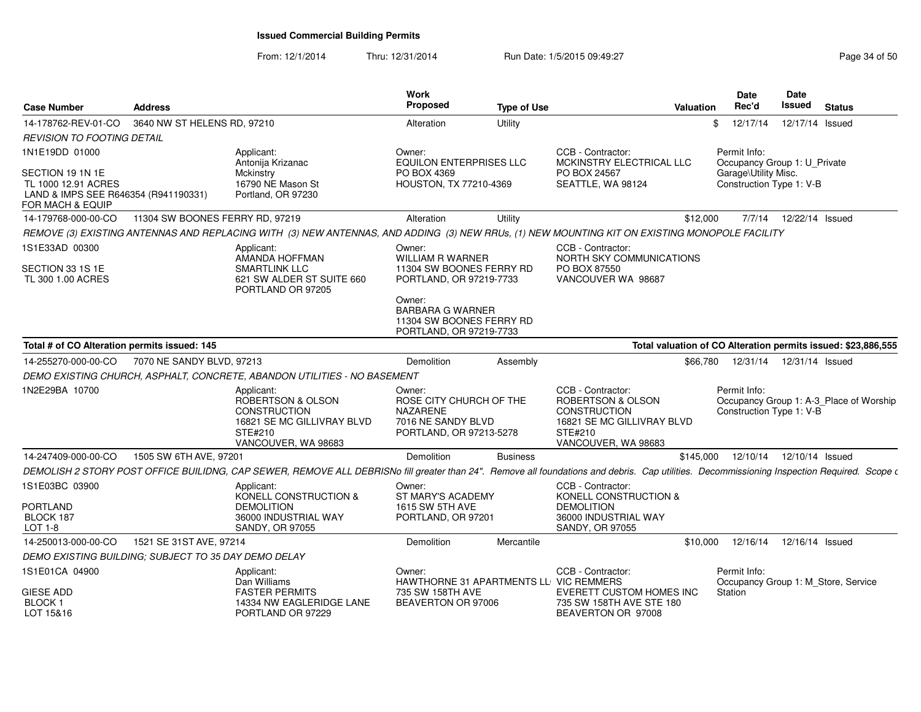# Issued Commercial Building Permits

From: 12/1/2014 Thru: 12/31/2014 Run Date: 1/5/2015 09:49:27

| Case Number | Address | Work Proposed | Type of Use | Valuation | Date Rec'd | Date Issued | Status |
|---|---|---|---|---|---|---|---|
| 14-178762-REV-01-CO | 3640 NW ST HELENS RD, 97210 | Alteration | Utility | $ | 12/17/14 | 12/17/14 | Issued |

*REVISION TO FOOTING DETAIL*

1N1E19DD 01000

SECTION 19 1N 1E
TL 1000 12.91 ACRES
LAND & IMPS SEE R646354 (R941190331) FOR MACH & EQUIP

Applicant: Antonija Krizanac, Mckinstry, 16790 NE Mason St, Portland, OR 97230

Owner: EQUILON ENTERPRISES LLC, PO BOX 4369, HOUSTON, TX 77210-4369

CCB - Contractor: MCKINSTRY ELECTRICAL LLC, PO BOX 24567, SEATTLE, WA 98124

Permit Info: Occupancy Group 1: U_Private Garage\Utility Misc. Construction Type 1: V-B

| Case Number | Address | Work Proposed | Type of Use | Valuation | Date Rec'd | Date Issued | Status |
|---|---|---|---|---|---|---|---|
| 14-179768-000-00-CO | 11304 SW BOONES FERRY RD, 97219 | Alteration | Utility | $12,000 | 7/7/14 | 12/22/14 | Issued |

*REMOVE (3) EXISTING ANTENNAS AND REPLACING WITH (3) NEW ANTENNAS, AND ADDING (3) NEW RRUs, (1) NEW MOUNTING KIT ON EXISTING MONOPOLE FACILITY*

1S1E33AD 00300

SECTION 33 1S 1E
TL 300 1.00 ACRES

Applicant: AMANDA HOFFMAN, SMARTLINK LLC, 621 SW ALDER ST SUITE 660, PORTLAND OR 97205

Owner: WILLIAM R WARNER, 11304 SW BOONES FERRY RD, PORTLAND, OR 97219-7733

Owner: BARBARA G WARNER, 11304 SW BOONES FERRY RD, PORTLAND, OR 97219-7733

CCB - Contractor: NORTH SKY COMMUNICATIONS, PO BOX 87550, VANCOUVER WA 98687

**Total # of CO Alteration permits issued: 145**

**Total valuation of CO Alteration permits issued: $23,886,555**

| Case Number | Address | Work Proposed | Type of Use | Valuation | Date Rec'd | Date Issued | Status |
|---|---|---|---|---|---|---|---|
| 14-255270-000-00-CO | 7070 NE SANDY BLVD, 97213 | Demolition | Assembly | $66,780 | 12/31/14 | 12/31/14 | Issued |

*DEMO EXISTING CHURCH, ASPHALT, CONCRETE, ABANDON UTILITIES - NO BASEMENT*

1N2E29BA 10700

Applicant: ROBERTSON & OLSON CONSTRUCTION, 16821 SE MC GILLIVRAY BLVD STE#210, VANCOUVER, WA 98683

Owner: ROSE CITY CHURCH OF THE NAZARENE, 7016 NE SANDY BLVD, PORTLAND, OR 97213-5278

CCB - Contractor: ROBERTSON & OLSON CONSTRUCTION, 16821 SE MC GILLIVRAY BLVD STE#210, VANCOUVER, WA 98683

Permit Info: Occupancy Group 1: A-3_Place of Worship Construction Type 1: V-B

| Case Number | Address | Work Proposed | Type of Use | Valuation | Date Rec'd | Date Issued | Status |
|---|---|---|---|---|---|---|---|
| 14-247409-000-00-CO | 1505 SW 6TH AVE, 97201 | Demolition | Business | $145,000 | 12/10/14 | 12/10/14 | Issued |

*DEMOLISH 2 STORY POST OFFICE BUILIDNG, CAP SEWER, REMOVE ALL DEBRISNo fill greater than 24". Remove all foundations and debris. Cap utilities. Decommissioning Inspection Required. Scope c*

1S1E03BC 03900

PORTLAND
BLOCK 187
LOT 1-8

Applicant: KONELL CONSTRUCTION & DEMOLITION, 36000 INDUSTRIAL WAY, SANDY, OR 97055

Owner: ST MARY'S ACADEMY, 1615 SW 5TH AVE, PORTLAND, OR 97201

CCB - Contractor: KONELL CONSTRUCTION & DEMOLITION, 36000 INDUSTRIAL WAY, SANDY, OR 97055

| Case Number | Address | Work Proposed | Type of Use | Valuation | Date Rec'd | Date Issued | Status |
|---|---|---|---|---|---|---|---|
| 14-250013-000-00-CO | 1521 SE 31ST AVE, 97214 | Demolition | Mercantile | $10,000 | 12/16/14 | 12/16/14 | Issued |

*DEMO EXISTING BUILDING; SUBJECT TO 35 DAY DEMO DELAY*

1S1E01CA 04900

GIESE ADD
BLOCK 1
LOT 15&16

Applicant: Dan Williams, FASTER PERMITS, 14334 NW EAGLERIDGE LANE, PORTLAND OR 97229

Owner: HAWTHORNE 31 APARTMENTS LL, 735 SW 158TH AVE, BEAVERTON OR 97006

CCB - Contractor: VIC REMMERS, EVERETT CUSTOM HOMES INC, 735 SW 158TH AVE STE 180, BEAVERTON OR 97008

Permit Info: Occupancy Group 1: M_Store, Service Station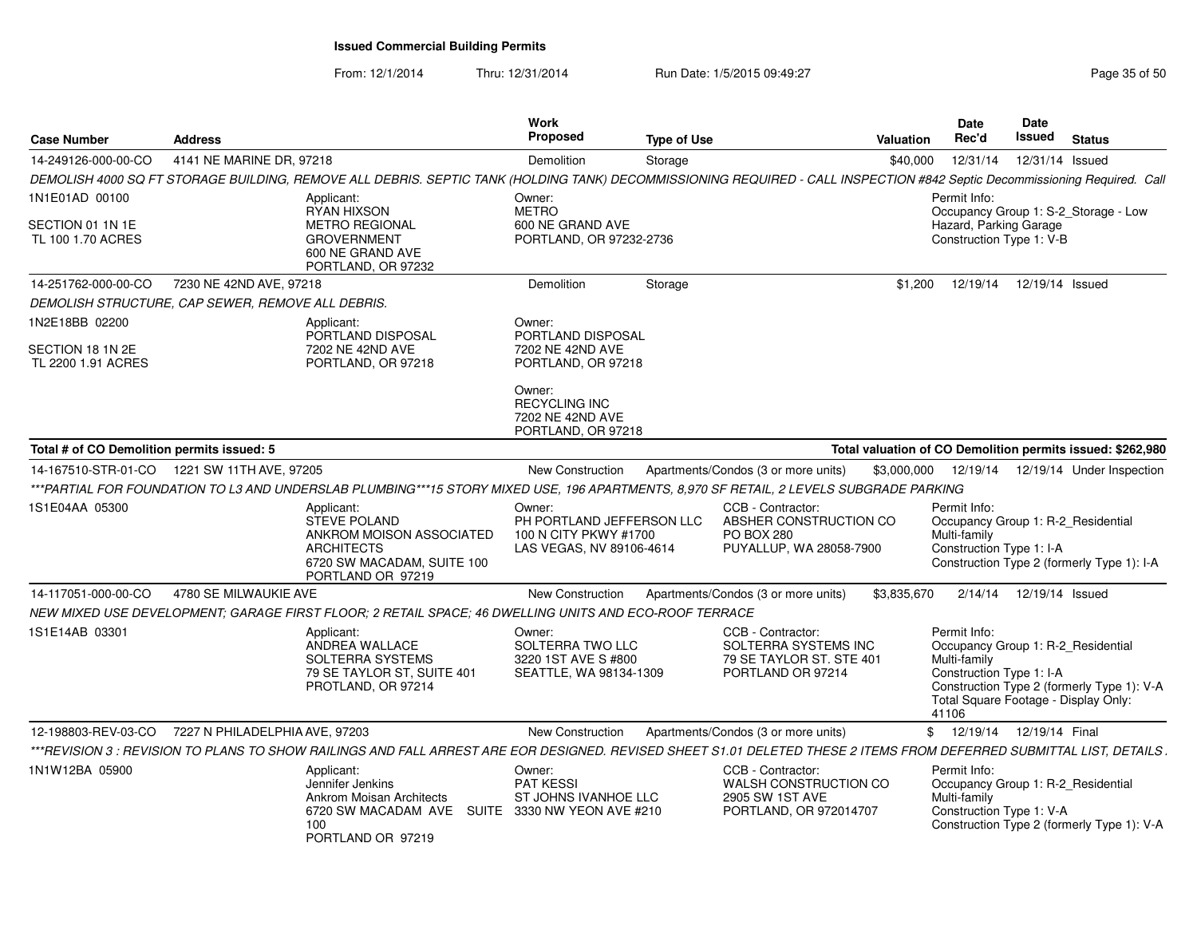# Issued Commercial Building Permits

From: 12/1/2014 Thru: 12/31/2014 Run Date: 1/5/2015 09:49:27

| Case Number | Address | Work Proposed | Type of Use | Valuation | Date Rec'd | Date Issued | Status |
|---|---|---|---|---|---|---|---|
| 14-249126-000-00-CO | 4141 NE MARINE DR, 97218 | Demolition | Storage | $40,000 | 12/31/14 | 12/31/14 | Issued |

DEMOLISH 4000 SQ FT STORAGE BUILDING, REMOVE ALL DEBRIS. SEPTIC TANK (HOLDING TANK) DECOMMISSIONING REQUIRED - CALL INSPECTION #842 Septic Decommissioning Required. Call

1N1E01AD 00100
SECTION 01 1N 1E
TL 100 1.70 ACRES

Applicant:
RYAN HIXSON
METRO REGIONAL GROVERNMENT
600 NE GRAND AVE
PORTLAND, OR 97232

Owner:
METRO
600 NE GRAND AVE
PORTLAND, OR 97232-2736

Permit Info:
Occupancy Group 1: S-2_Storage - Low Hazard, Parking Garage
Construction Type 1: V-B

| Case Number | Address | Work Proposed | Type of Use | Valuation | Date Rec'd | Date Issued | Status |
|---|---|---|---|---|---|---|---|
| 14-251762-000-00-CO | 7230 NE 42ND AVE, 97218 | Demolition | Storage | $1,200 | 12/19/14 | 12/19/14 | Issued |

DEMOLISH STRUCTURE, CAP SEWER, REMOVE ALL DEBRIS.

1N2E18BB 02200
SECTION 18 1N 2E
TL 2200 1.91 ACRES

Applicant:
PORTLAND DISPOSAL
7202 NE 42ND AVE
PORTLAND, OR 97218

Owner:
PORTLAND DISPOSAL
7202 NE 42ND AVE
PORTLAND, OR 97218

Owner:
RECYCLING INC
7202 NE 42ND AVE
PORTLAND, OR 97218

**Total # of CO Demolition permits issued: 5** — **Total valuation of CO Demolition permits issued: $262,980**

| Case Number | Address | Work Proposed | Type of Use | Valuation | Date Rec'd | Date Issued | Status |
|---|---|---|---|---|---|---|---|
| 14-167510-STR-01-CO | 1221 SW 11TH AVE, 97205 | New Construction | Apartments/Condos (3 or more units) | $3,000,000 | 12/19/14 | 12/19/14 | Under Inspection |

***PARTIAL FOR FOUNDATION TO L3 AND UNDERSLAB PLUMBING***15 STORY MIXED USE, 196 APARTMENTS, 8,970 SF RETAIL, 2 LEVELS SUBGRADE PARKING

1S1E04AA 05300

Applicant:
STEVE POLAND
ANKROM MOISON ASSOCIATED ARCHITECTS
6720 SW MACADAM, SUITE 100
PORTLAND OR 97219

Owner:
PH PORTLAND JEFFERSON LLC
100 N CITY PKWY #1700
LAS VEGAS, NV 89106-4614

CCB - Contractor:
ABSHER CONSTRUCTION CO
PO BOX 280
PUYALLUP, WA 28058-7900

Permit Info:
Occupancy Group 1: R-2_Residential Multi-family
Construction Type 1: I-A
Construction Type 2 (formerly Type 1): I-A

| Case Number | Address | Work Proposed | Type of Use | Valuation | Date Rec'd | Date Issued | Status |
|---|---|---|---|---|---|---|---|
| 14-117051-000-00-CO | 4780 SE MILWAUKIE AVE | New Construction | Apartments/Condos (3 or more units) | $3,835,670 | 2/14/14 | 12/19/14 | Issued |

NEW MIXED USE DEVELOPMENT; GARAGE FIRST FLOOR; 2 RETAIL SPACE; 46 DWELLING UNITS AND ECO-ROOF TERRACE

1S1E14AB 03301

Applicant:
ANDREA WALLACE
SOLTERRA SYSTEMS
79 SE TAYLOR ST, SUITE 401
PROTLAND, OR 97214

Owner:
SOLTERRA TWO LLC
3220 1ST AVE S #800
SEATTLE, WA 98134-1309

CCB - Contractor:
SOLTERRA SYSTEMS INC
79 SE TAYLOR ST. STE 401
PORTLAND OR 97214

Permit Info:
Occupancy Group 1: R-2_Residential Multi-family
Construction Type 1: I-A
Construction Type 2 (formerly Type 1): V-A
Total Square Footage - Display Only: 41106

| Case Number | Address | Work Proposed | Type of Use | Valuation | Date Rec'd | Date Issued | Status |
|---|---|---|---|---|---|---|---|
| 12-198803-REV-03-CO | 7227 N PHILADELPHIA AVE, 97203 | New Construction | Apartments/Condos (3 or more units) | $ | 12/19/14 | 12/19/14 | Final |

***REVISION 3 : REVISION TO PLANS TO SHOW RAILINGS AND FALL ARREST ARE EOR DESIGNED. REVISED SHEET S1.01 DELETED THESE 2 ITEMS FROM DEFERRED SUBMITTAL LIST, DETAILS .

1N1W12BA 05900

Applicant:
Jennifer Jenkins
Ankrom Moisan Architects
6720 SW MACADAM AVE SUITE 100
PORTLAND OR 97219

Owner:
PAT KESSI
ST JOHNS IVANHOE LLC
3330 NW YEON AVE #210

CCB - Contractor:
WALSH CONSTRUCTION CO
2905 SW 1ST AVE
PORTLAND, OR 972014707

Permit Info:
Occupancy Group 1: R-2_Residential Multi-family
Construction Type 1: V-A
Construction Type 2 (formerly Type 1): V-A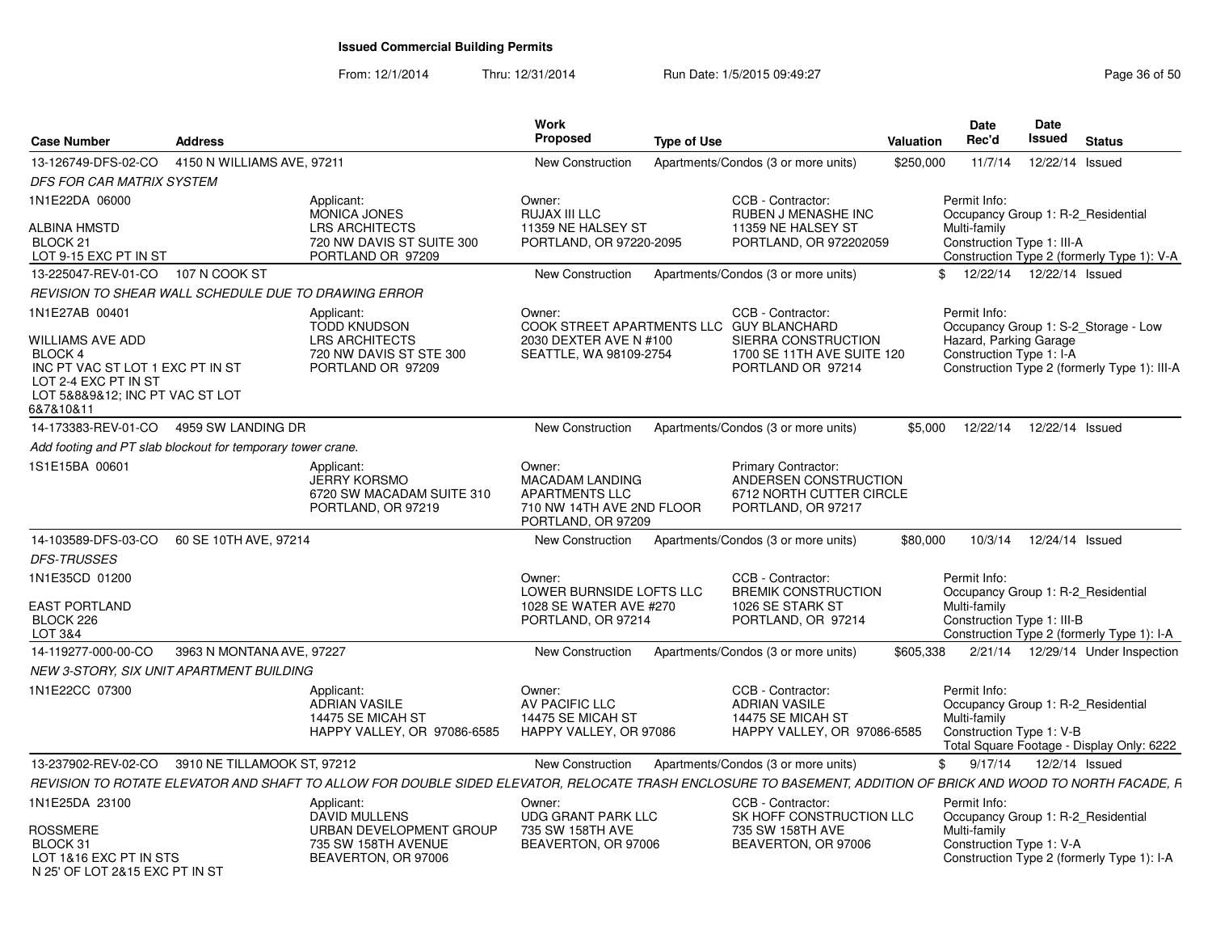# Issued Commercial Building Permits

From: 12/1/2014 Thru: 12/31/2014 Run Date: 1/5/2015 09:49:27

| Case Number | Address | Work Proposed | Type of Use | Valuation | Date Rec'd | Date Issued | Status |
|---|---|---|---|---|---|---|---|
| 13-126749-DFS-02-CO | 4150 N WILLIAMS AVE, 97211 | New Construction | Apartments/Condos (3 or more units) | $250,000 | 11/7/14 | 12/22/14 | Issued |
| 13-225047-REV-01-CO | 107 N COOK ST | New Construction | Apartments/Condos (3 or more units) | $ | 12/22/14 | 12/22/14 | Issued |
| 14-173383-REV-01-CO | 4959 SW LANDING DR | New Construction | Apartments/Condos (3 or more units) | $5,000 | 12/22/14 | 12/22/14 | Issued |
| 14-103589-DFS-03-CO | 60 SE 10TH AVE, 97214 | New Construction | Apartments/Condos (3 or more units) | $80,000 | 10/3/14 | 12/24/14 | Issued |
| 14-119277-000-00-CO | 3963 N MONTANA AVE, 97227 | New Construction | Apartments/Condos (3 or more units) | $605,338 | 2/21/14 | 12/29/14 | Under Inspection |
| 13-237902-REV-02-CO | 3910 NE TILLAMOOK ST, 97212 | New Construction | Apartments/Condos (3 or more units) | $ | 9/17/14 | 12/2/14 | Issued |

**13-126749-DFS-02-CO** — 4150 N WILLIAMS AVE, 97211

*DFS FOR CAR MATRIX SYSTEM*

- 1N1E22DA 06000 — ALBINA HMSTD, BLOCK 21, LOT 9-15 EXC PT IN ST
- Applicant: MONICA JONES, LRS ARCHITECTS, 720 NW DAVIS ST SUITE 300, PORTLAND OR 97209
- Owner: RUJAX III LLC, 11359 NE HALSEY ST, PORTLAND, OR 97220-2095
- CCB - Contractor: RUBEN J MENASHE INC, 11359 NE HALSEY ST, PORTLAND, OR 972202059
- Permit Info: Occupancy Group 1: R-2_Residential Multi-family; Construction Type 1: III-A; Construction Type 2 (formerly Type 1): V-A

**13-225047-REV-01-CO** — 107 N COOK ST

*REVISION TO SHEAR WALL SCHEDULE DUE TO DRAWING ERROR*

- 1N1E27AB 00401 — WILLIAMS AVE ADD, BLOCK 4, INC PT VAC ST LOT 1 EXC PT IN ST, LOT 2-4 EXC PT IN ST, LOT 5&8&9&12; INC PT VAC ST LOT 6&7&10&11
- Applicant: TODD KNUDSON, LRS ARCHITECTS, 720 NW DAVIS ST STE 300, PORTLAND OR 97209
- Owner: COOK STREET APARTMENTS LLC, 2030 DEXTER AVE N #100, SEATTLE, WA 98109-2754
- CCB - Contractor: GUY BLANCHARD, SIERRA CONSTRUCTION, 1700 SE 11TH AVE SUITE 120, PORTLAND OR 97214
- Permit Info: Occupancy Group 1: S-2_Storage - Low Hazard, Parking Garage; Construction Type 1: I-A; Construction Type 2 (formerly Type 1): III-A

**14-173383-REV-01-CO** — 4959 SW LANDING DR

*Add footing and PT slab blockout for temporary tower crane.*

- 1S1E15BA 00601
- Applicant: JERRY KORSMO, 6720 SW MACADAM SUITE 310, PORTLAND, OR 97219
- Owner: MACADAM LANDING APARTMENTS LLC, 710 NW 14TH AVE 2ND FLOOR, PORTLAND, OR 97209
- Primary Contractor: ANDERSEN CONSTRUCTION, 6712 NORTH CUTTER CIRCLE, PORTLAND, OR 97217

**14-103589-DFS-03-CO** — 60 SE 10TH AVE, 97214

*DFS-TRUSSES*

- 1N1E35CD 01200 — EAST PORTLAND, BLOCK 226, LOT 3&4
- Owner: LOWER BURNSIDE LOFTS LLC, 1028 SE WATER AVE #270, PORTLAND, OR 97214
- CCB - Contractor: BREMIK CONSTRUCTION, 1026 SE STARK ST, PORTLAND, OR 97214
- Permit Info: Occupancy Group 1: R-2_Residential Multi-family; Construction Type 1: III-B; Construction Type 2 (formerly Type 1): I-A

**14-119277-000-00-CO** — 3963 N MONTANA AVE, 97227

*NEW 3-STORY, SIX UNIT APARTMENT BUILDING*

- 1N1E22CC 07300
- Applicant: ADRIAN VASILE, 14475 SE MICAH ST, HAPPY VALLEY, OR 97086-6585
- Owner: AV PACIFIC LLC, 14475 SE MICAH ST, HAPPY VALLEY, OR 97086
- CCB - Contractor: ADRIAN VASILE, 14475 SE MICAH ST, HAPPY VALLEY, OR 97086-6585
- Permit Info: Occupancy Group 1: R-2_Residential Multi-family; Construction Type 1: V-B; Total Square Footage - Display Only: 6222

**13-237902-REV-02-CO** — 3910 NE TILLAMOOK ST, 97212

*REVISION TO ROTATE ELEVATOR AND SHAFT TO ALLOW FOR DOUBLE SIDED ELEVATOR, RELOCATE TRASH ENCLOSURE TO BASEMENT, ADDITION OF BRICK AND WOOD TO NORTH FACADE, F*

- 1N1E25DA 23100 — ROSSMERE, BLOCK 31, LOT 1&16 EXC PT IN STS, N 25' OF LOT 2&15 EXC PT IN ST
- Applicant: DAVID MULLENS, URBAN DEVELOPMENT GROUP, 735 SW 158TH AVENUE, BEAVERTON, OR 97006
- Owner: UDG GRANT PARK LLC, 735 SW 158TH AVE, BEAVERTON, OR 97006
- CCB - Contractor: SK HOFF CONSTRUCTION LLC, 735 SW 158TH AVE, BEAVERTON, OR 97006
- Permit Info: Occupancy Group 1: R-2_Residential Multi-family; Construction Type 1: V-A; Construction Type 2 (formerly Type 1): I-A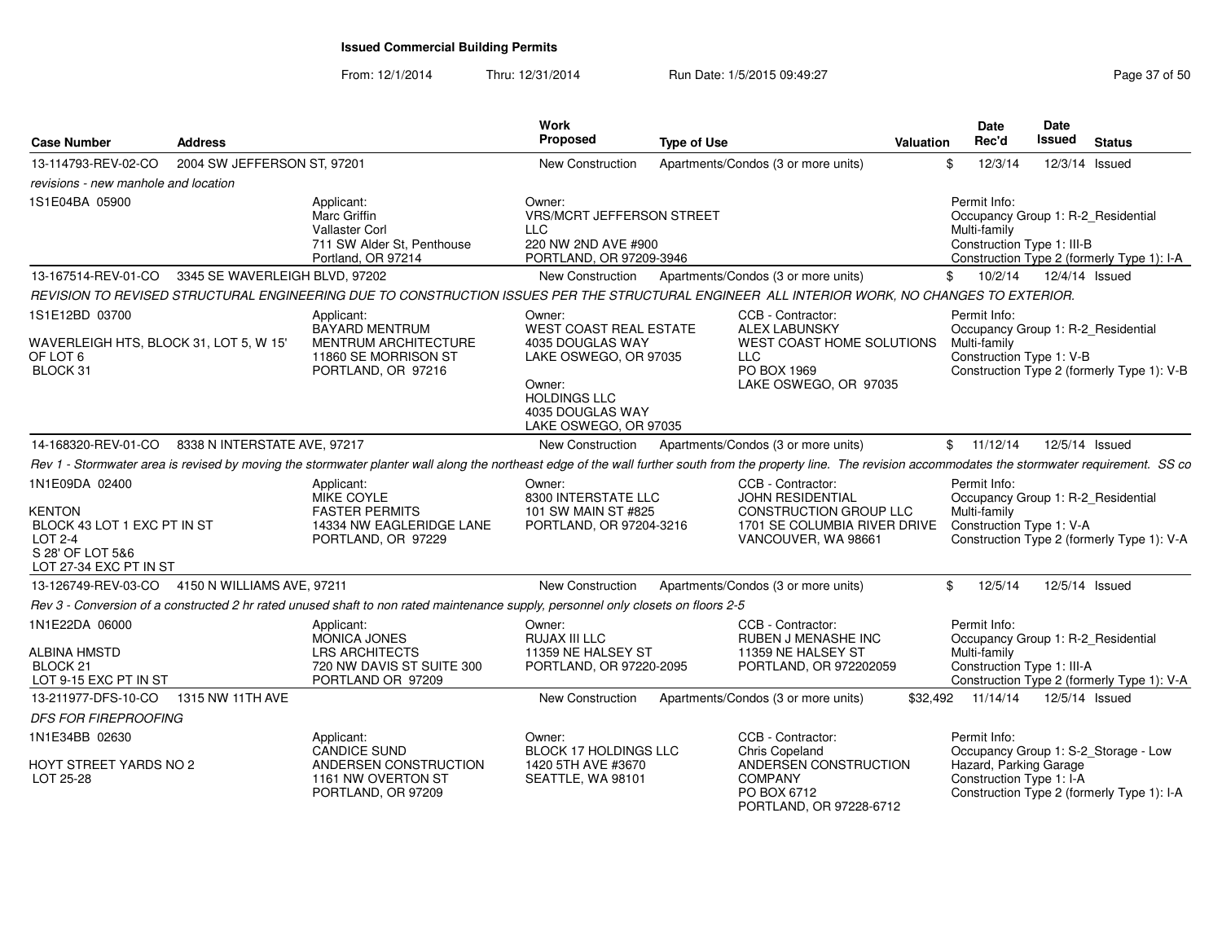## Issued Commercial Building Permits

From: 12/1/2014 Thru: 12/31/2014 Run Date: 1/5/2015 09:49:27

| Case Number | Address | | Work Proposed | Type of Use | | Valuation | Date Rec'd | Date Issued | Status |
|---|---|---|---|---|---|---|---|---|---|
| 13-114793-REV-02-CO | 2004 SW JEFFERSON ST, 97201 | | New Construction | Apartments/Condos (3 or more units) | | $ | 12/3/14 | 12/3/14 | Issued |
| *revisions - new manhole and location* | | | | | | | | | |
| 1S1E04BA 05900 | | Applicant: Marc Griffin Vallaster Corl 711 SW Alder St, Penthouse Portland, OR 97214 | Owner: VRS/MCRT JEFFERSON STREET LLC 220 NW 2ND AVE #900 PORTLAND, OR 97209-3946 | | | | Permit Info: Occupancy Group 1: R-2_Residential Multi-family Construction Type 1: III-B Construction Type 2 (formerly Type 1): I-A | | |
| 13-167514-REV-01-CO | 3345 SE WAVERLEIGH BLVD, 97202 | | New Construction | Apartments/Condos (3 or more units) | | $ | 10/2/14 | 12/4/14 | Issued |
| *REVISION TO REVISED STRUCTURAL ENGINEERING DUE TO CONSTRUCTION ISSUES PER THE STRUCTURAL ENGINEER ALL INTERIOR WORK, NO CHANGES TO EXTERIOR.* | | | | | | | | | |
| 1S1E12BD 03700 WAVERLEIGH HTS, BLOCK 31, LOT 5, W 15' OF LOT 6 BLOCK 31 | | Applicant: BAYARD MENTRUM MENTRUM ARCHITECTURE 11860 SE MORRISON ST PORTLAND, OR 97216 | Owner: WEST COAST REAL ESTATE 4035 DOUGLAS WAY LAKE OSWEGO, OR 97035 Owner: HOLDINGS LLC 4035 DOUGLAS WAY LAKE OSWEGO, OR 97035 | CCB - Contractor: ALEX LABUNSKY WEST COAST HOME SOLUTIONS LLC PO BOX 1969 LAKE OSWEGO, OR 97035 | | | Permit Info: Occupancy Group 1: R-2_Residential Multi-family Construction Type 1: V-B Construction Type 2 (formerly Type 1): V-B | | |
| 14-168320-REV-01-CO | 8338 N INTERSTATE AVE, 97217 | | New Construction | Apartments/Condos (3 or more units) | | $ | 11/12/14 | 12/5/14 | Issued |
| *Rev 1 - Stormwater area is revised by moving the stormwater planter wall along the northeast edge of the wall further south from the property line. The revision accommodates the stormwater requirement. SS co* | | | | | | | | | |
| 1N1E09DA 02400 KENTON BLOCK 43 LOT 1 EXC PT IN ST LOT 2-4 S 28' OF LOT 5&6 LOT 27-34 EXC PT IN ST | | Applicant: MIKE COYLE FASTER PERMITS 14334 NW EAGLERIDGE LANE PORTLAND, OR 97229 | Owner: 8300 INTERSTATE LLC 101 SW MAIN ST #825 PORTLAND, OR 97204-3216 | CCB - Contractor: JOHN RESIDENTIAL CONSTRUCTION GROUP LLC 1701 SE COLUMBIA RIVER DRIVE VANCOUVER, WA 98661 | | | Permit Info: Occupancy Group 1: R-2_Residential Multi-family Construction Type 1: V-A Construction Type 2 (formerly Type 1): V-A | | |
| 13-126749-REV-03-CO | 4150 N WILLIAMS AVE, 97211 | | New Construction | Apartments/Condos (3 or more units) | | $ | 12/5/14 | 12/5/14 | Issued |
| *Rev 3 - Conversion of a constructed 2 hr rated unused shaft to non rated maintenance supply, personnel only closets on floors 2-5* | | | | | | | | | |
| 1N1E22DA 06000 ALBINA HMSTD BLOCK 21 LOT 9-15 EXC PT IN ST | | Applicant: MONICA JONES LRS ARCHITECTS 720 NW DAVIS ST SUITE 300 PORTLAND OR 97209 | Owner: RUJAX III LLC 11359 NE HALSEY ST PORTLAND, OR 97220-2095 | CCB - Contractor: RUBEN J MENASHE INC 11359 NE HALSEY ST PORTLAND, OR 972202059 | | | Permit Info: Occupancy Group 1: R-2_Residential Multi-family Construction Type 1: III-A Construction Type 2 (formerly Type 1): V-A | | |
| 13-211977-DFS-10-CO | 1315 NW 11TH AVE | | New Construction | Apartments/Condos (3 or more units) | | $32,492 | 11/14/14 | 12/5/14 | Issued |
| *DFS FOR FIREPROOFING* | | | | | | | | | |
| 1N1E34BB 02630 HOYT STREET YARDS NO 2 LOT 25-28 | | Applicant: CANDICE SUND ANDERSEN CONSTRUCTION 1161 NW OVERTON ST PORTLAND, OR 97209 | Owner: BLOCK 17 HOLDINGS LLC 1420 5TH AVE #3670 SEATTLE, WA 98101 | CCB - Contractor: Chris Copeland ANDERSEN CONSTRUCTION COMPANY PO BOX 6712 PORTLAND, OR 97228-6712 | | | Permit Info: Occupancy Group 1: S-2_Storage - Low Hazard, Parking Garage Construction Type 1: I-A Construction Type 2 (formerly Type 1): I-A | | |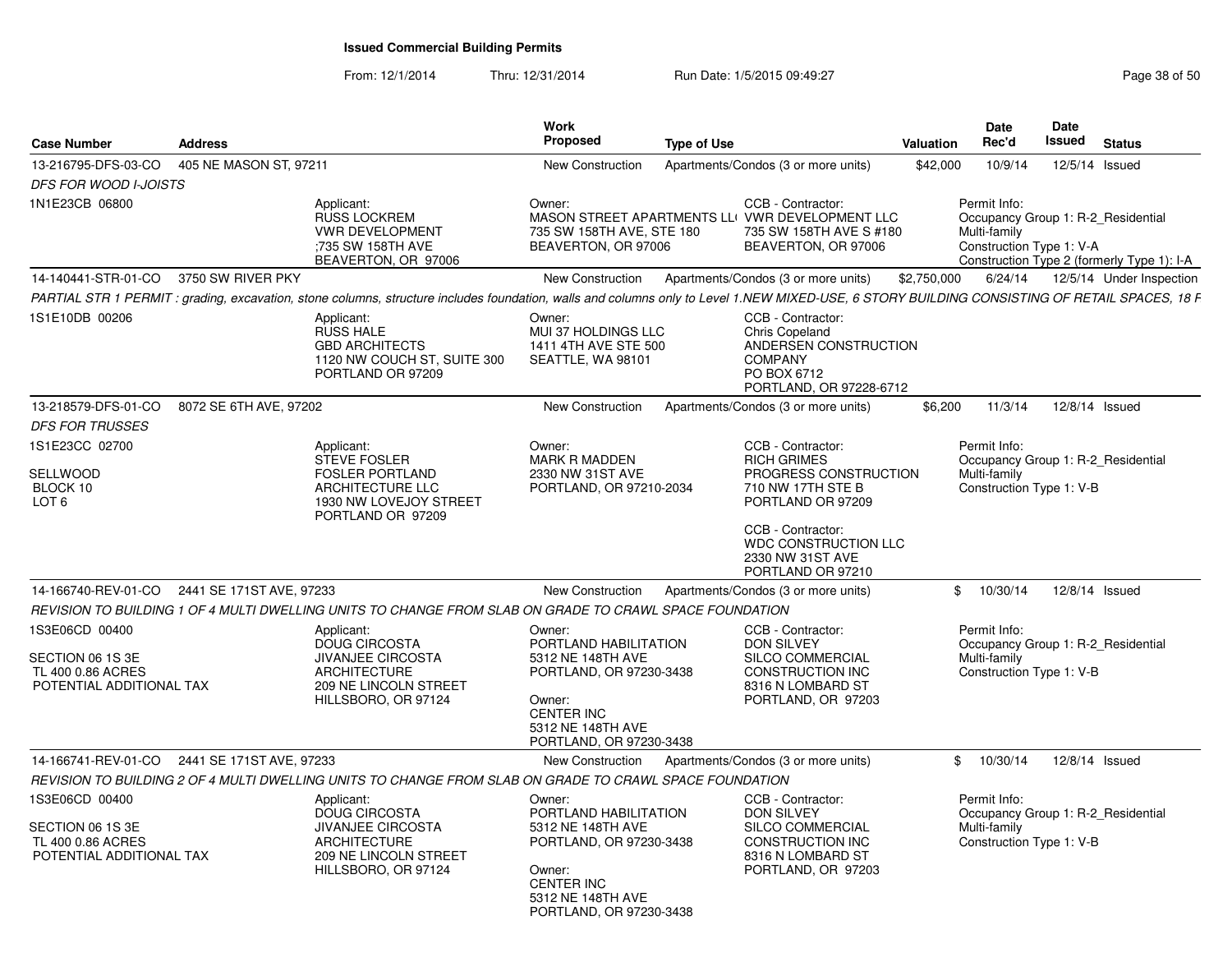# Issued Commercial Building Permits

From: 12/1/2014 Thru: 12/31/2014 Run Date: 1/5/2015 09:49:27

| Case Number | Address | Work Proposed | Type of Use | Valuation | Date Rec'd | Date Issued | Status |
|---|---|---|---|---|---|---|---|
| 13-216795-DFS-03-CO | 405 NE MASON ST, 97211 | New Construction | Apartments/Condos (3 or more units) | $42,000 | 10/9/14 | 12/5/14 | Issued |
| 14-140441-STR-01-CO | 3750 SW RIVER PKY | New Construction | Apartments/Condos (3 or more units) | $2,750,000 | 6/24/14 | 12/5/14 | Under Inspection |
| 13-218579-DFS-01-CO | 8072 SE 6TH AVE, 97202 | New Construction | Apartments/Condos (3 or more units) | $6,200 | 11/3/14 | 12/8/14 | Issued |
| 14-166740-REV-01-CO | 2441 SE 171ST AVE, 97233 | New Construction | Apartments/Condos (3 or more units) | $ | 10/30/14 | 12/8/14 | Issued |
| 14-166741-REV-01-CO | 2441 SE 171ST AVE, 97233 | New Construction | Apartments/Condos (3 or more units) | $ | 10/30/14 | 12/8/14 | Issued |

## 13-216795-DFS-03-CO — 405 NE MASON ST, 97211

*DFS FOR WOOD I-JOISTS*

1N1E23CB 06800

- **Applicant:** RUSS LOCKREM, VWR DEVELOPMENT, ;735 SW 158TH AVE, BEAVERTON, OR 97006
- **Owner:** MASON STREET APARTMENTS LL( 735 SW 158TH AVE, STE 180, BEAVERTON, OR 97006
- **CCB - Contractor:** VWR DEVELOPMENT LLC, 735 SW 158TH AVE S #180, BEAVERTON, OR 97006
- **Permit Info:** Occupancy Group 1: R-2_Residential Multi-family; Construction Type 1: V-A; Construction Type 2 (formerly Type 1): I-A

## 14-140441-STR-01-CO — 3750 SW RIVER PKY

*PARTIAL STR 1 PERMIT : grading, excavation, stone columns, structure includes foundation, walls and columns only to Level 1.NEW MIXED-USE, 6 STORY BUILDING CONSISTING OF RETAIL SPACES, 18 F*

1S1E10DB 00206

- **Applicant:** RUSS HALE, GBD ARCHITECTS, 1120 NW COUCH ST, SUITE 300, PORTLAND OR 97209
- **Owner:** MUI 37 HOLDINGS LLC, 1411 4TH AVE STE 500, SEATTLE, WA 98101
- **CCB - Contractor:** Chris Copeland, ANDERSEN CONSTRUCTION COMPANY, PO BOX 6712, PORTLAND, OR 97228-6712

## 13-218579-DFS-01-CO — 8072 SE 6TH AVE, 97202

*DFS FOR TRUSSES*

1S1E23CC 02700

SELLWOOD
BLOCK 10
LOT 6

- **Applicant:** STEVE FOSLER, FOSLER PORTLAND ARCHITECTURE LLC, 1930 NW LOVEJOY STREET, PORTLAND OR 97209
- **Owner:** MARK R MADDEN, 2330 NW 31ST AVE, PORTLAND, OR 97210-2034
- **CCB - Contractor:** RICH GRIMES, PROGRESS CONSTRUCTION, 710 NW 17TH STE B, PORTLAND OR 97209
- **CCB - Contractor:** WDC CONSTRUCTION LLC, 2330 NW 31ST AVE, PORTLAND OR 97210
- **Permit Info:** Occupancy Group 1: R-2_Residential Multi-family; Construction Type 1: V-B

## 14-166740-REV-01-CO — 2441 SE 171ST AVE, 97233

*REVISION TO BUILDING 1 OF 4 MULTI DWELLING UNITS TO CHANGE FROM SLAB ON GRADE TO CRAWL SPACE FOUNDATION*

1S3E06CD 00400

SECTION 06 1S 3E
TL 400 0.86 ACRES
POTENTIAL ADDITIONAL TAX

- **Applicant:** DOUG CIRCOSTA, JIVANJEE CIRCOSTA ARCHITECTURE, 209 NE LINCOLN STREET, HILLSBORO, OR 97124
- **Owner:** PORTLAND HABILITATION, 5312 NE 148TH AVE, PORTLAND, OR 97230-3438
- **Owner:** CENTER INC, 5312 NE 148TH AVE, PORTLAND, OR 97230-3438
- **CCB - Contractor:** DON SILVEY, SILCO COMMERCIAL CONSTRUCTION INC, 8316 N LOMBARD ST, PORTLAND, OR 97203
- **Permit Info:** Occupancy Group 1: R-2_Residential Multi-family; Construction Type 1: V-B

## 14-166741-REV-01-CO — 2441 SE 171ST AVE, 97233

*REVISION TO BUILDING 2 OF 4 MULTI DWELLING UNITS TO CHANGE FROM SLAB ON GRADE TO CRAWL SPACE FOUNDATION*

1S3E06CD 00400

SECTION 06 1S 3E
TL 400 0.86 ACRES
POTENTIAL ADDITIONAL TAX

- **Applicant:** DOUG CIRCOSTA, JIVANJEE CIRCOSTA ARCHITECTURE, 209 NE LINCOLN STREET, HILLSBORO, OR 97124
- **Owner:** PORTLAND HABILITATION, 5312 NE 148TH AVE, PORTLAND, OR 97230-3438
- **Owner:** CENTER INC, 5312 NE 148TH AVE, PORTLAND, OR 97230-3438
- **CCB - Contractor:** DON SILVEY, SILCO COMMERCIAL CONSTRUCTION INC, 8316 N LOMBARD ST, PORTLAND, OR 97203
- **Permit Info:** Occupancy Group 1: R-2_Residential Multi-family; Construction Type 1: V-B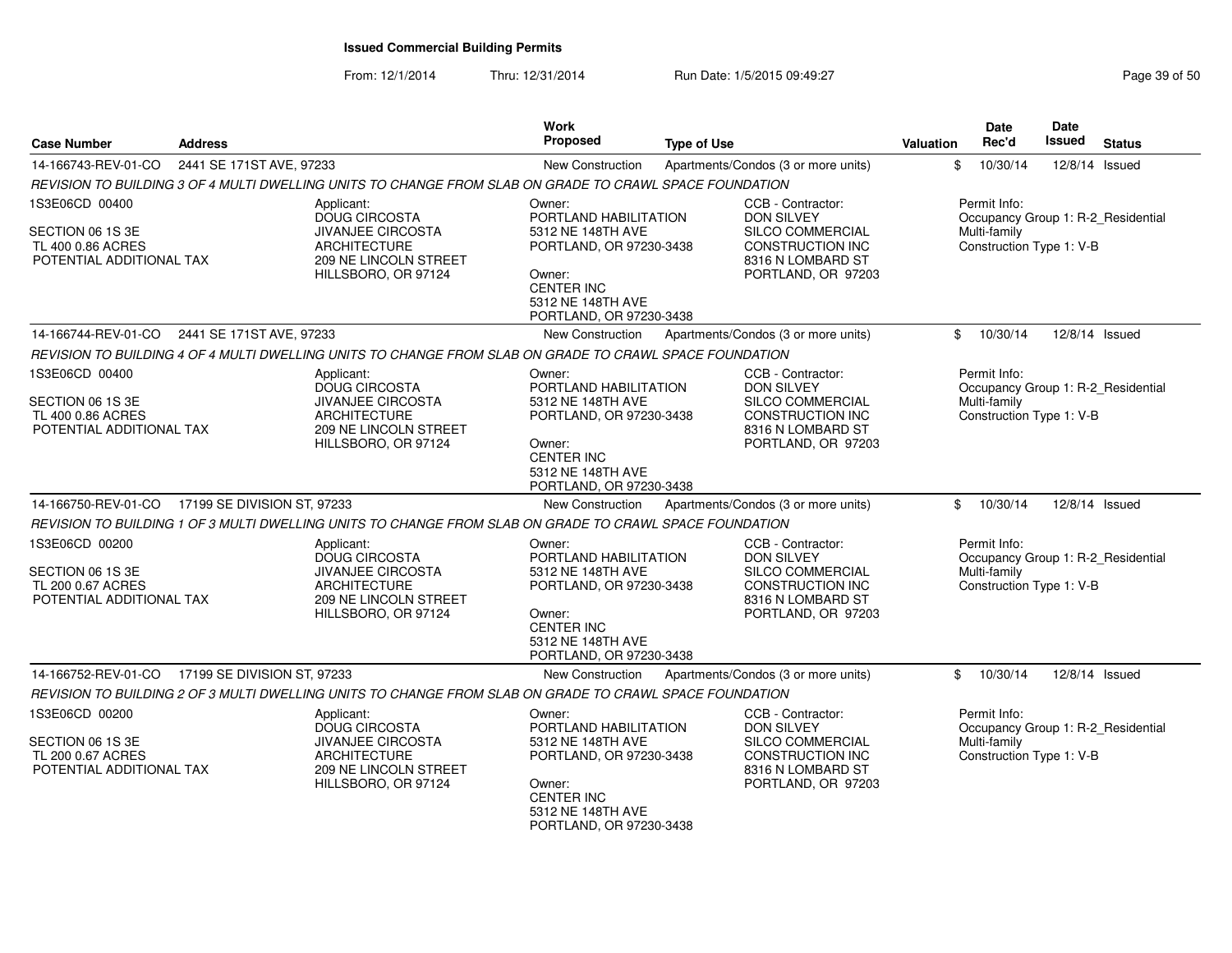**Issued Commercial Building Permits**

From: 12/1/2014 Thru: 12/31/2014 Run Date: 1/5/2015 09:49:27

| Case Number | Address | Work Proposed | Type of Use | Valuation | Date Rec'd | Date Issued | Status |
|---|---|---|---|---|---|---|---|
| 14-166743-REV-01-CO | 2441 SE 171ST AVE, 97233 | New Construction | Apartments/Condos (3 or more units) | $ | 10/30/14 | 12/8/14 | Issued |

*REVISION TO BUILDING 3 OF 4 MULTI DWELLING UNITS TO CHANGE FROM SLAB ON GRADE TO CRAWL SPACE FOUNDATION*

1S3E06CD 00400
SECTION 06 1S 3E
TL 400 0.86 ACRES
POTENTIAL ADDITIONAL TAX

Applicant:
DOUG CIRCOSTA
JIVANJEE CIRCOSTA ARCHITECTURE
209 NE LINCOLN STREET
HILLSBORO, OR 97124

Owner:
PORTLAND HABILITATION
5312 NE 148TH AVE
PORTLAND, OR 97230-3438

Owner:
CENTER INC
5312 NE 148TH AVE
PORTLAND, OR 97230-3438

CCB - Contractor:
DON SILVEY
SILCO COMMERCIAL CONSTRUCTION INC
8316 N LOMBARD ST
PORTLAND, OR 97203

Permit Info:
Occupancy Group 1: R-2_Residential Multi-family
Construction Type 1: V-B

| Case Number | Address | Work Proposed | Type of Use | Valuation | Date Rec'd | Date Issued | Status |
|---|---|---|---|---|---|---|---|
| 14-166744-REV-01-CO | 2441 SE 171ST AVE, 97233 | New Construction | Apartments/Condos (3 or more units) | $ | 10/30/14 | 12/8/14 | Issued |

*REVISION TO BUILDING 4 OF 4 MULTI DWELLING UNITS TO CHANGE FROM SLAB ON GRADE TO CRAWL SPACE FOUNDATION*

1S3E06CD 00400
SECTION 06 1S 3E
TL 400 0.86 ACRES
POTENTIAL ADDITIONAL TAX

Applicant:
DOUG CIRCOSTA
JIVANJEE CIRCOSTA ARCHITECTURE
209 NE LINCOLN STREET
HILLSBORO, OR 97124

Owner:
PORTLAND HABILITATION
5312 NE 148TH AVE
PORTLAND, OR 97230-3438

Owner:
CENTER INC
5312 NE 148TH AVE
PORTLAND, OR 97230-3438

CCB - Contractor:
DON SILVEY
SILCO COMMERCIAL CONSTRUCTION INC
8316 N LOMBARD ST
PORTLAND, OR 97203

Permit Info:
Occupancy Group 1: R-2_Residential Multi-family
Construction Type 1: V-B

| Case Number | Address | Work Proposed | Type of Use | Valuation | Date Rec'd | Date Issued | Status |
|---|---|---|---|---|---|---|---|
| 14-166750-REV-01-CO | 17199 SE DIVISION ST, 97233 | New Construction | Apartments/Condos (3 or more units) | $ | 10/30/14 | 12/8/14 | Issued |

*REVISION TO BUILDING 1 OF 3 MULTI DWELLING UNITS TO CHANGE FROM SLAB ON GRADE TO CRAWL SPACE FOUNDATION*

1S3E06CD 00200
SECTION 06 1S 3E
TL 200 0.67 ACRES
POTENTIAL ADDITIONAL TAX

Applicant:
DOUG CIRCOSTA
JIVANJEE CIRCOSTA ARCHITECTURE
209 NE LINCOLN STREET
HILLSBORO, OR 97124

Owner:
PORTLAND HABILITATION
5312 NE 148TH AVE
PORTLAND, OR 97230-3438

Owner:
CENTER INC
5312 NE 148TH AVE
PORTLAND, OR 97230-3438

CCB - Contractor:
DON SILVEY
SILCO COMMERCIAL CONSTRUCTION INC
8316 N LOMBARD ST
PORTLAND, OR 97203

Permit Info:
Occupancy Group 1: R-2_Residential Multi-family
Construction Type 1: V-B

| Case Number | Address | Work Proposed | Type of Use | Valuation | Date Rec'd | Date Issued | Status |
|---|---|---|---|---|---|---|---|
| 14-166752-REV-01-CO | 17199 SE DIVISION ST, 97233 | New Construction | Apartments/Condos (3 or more units) | $ | 10/30/14 | 12/8/14 | Issued |

*REVISION TO BUILDING 2 OF 3 MULTI DWELLING UNITS TO CHANGE FROM SLAB ON GRADE TO CRAWL SPACE FOUNDATION*

1S3E06CD 00200
SECTION 06 1S 3E
TL 200 0.67 ACRES
POTENTIAL ADDITIONAL TAX

Applicant:
DOUG CIRCOSTA
JIVANJEE CIRCOSTA ARCHITECTURE
209 NE LINCOLN STREET
HILLSBORO, OR 97124

Owner:
PORTLAND HABILITATION
5312 NE 148TH AVE
PORTLAND, OR 97230-3438

Owner:
CENTER INC
5312 NE 148TH AVE
PORTLAND, OR 97230-3438

CCB - Contractor:
DON SILVEY
SILCO COMMERCIAL CONSTRUCTION INC
8316 N LOMBARD ST
PORTLAND, OR 97203

Permit Info:
Occupancy Group 1: R-2_Residential Multi-family
Construction Type 1: V-B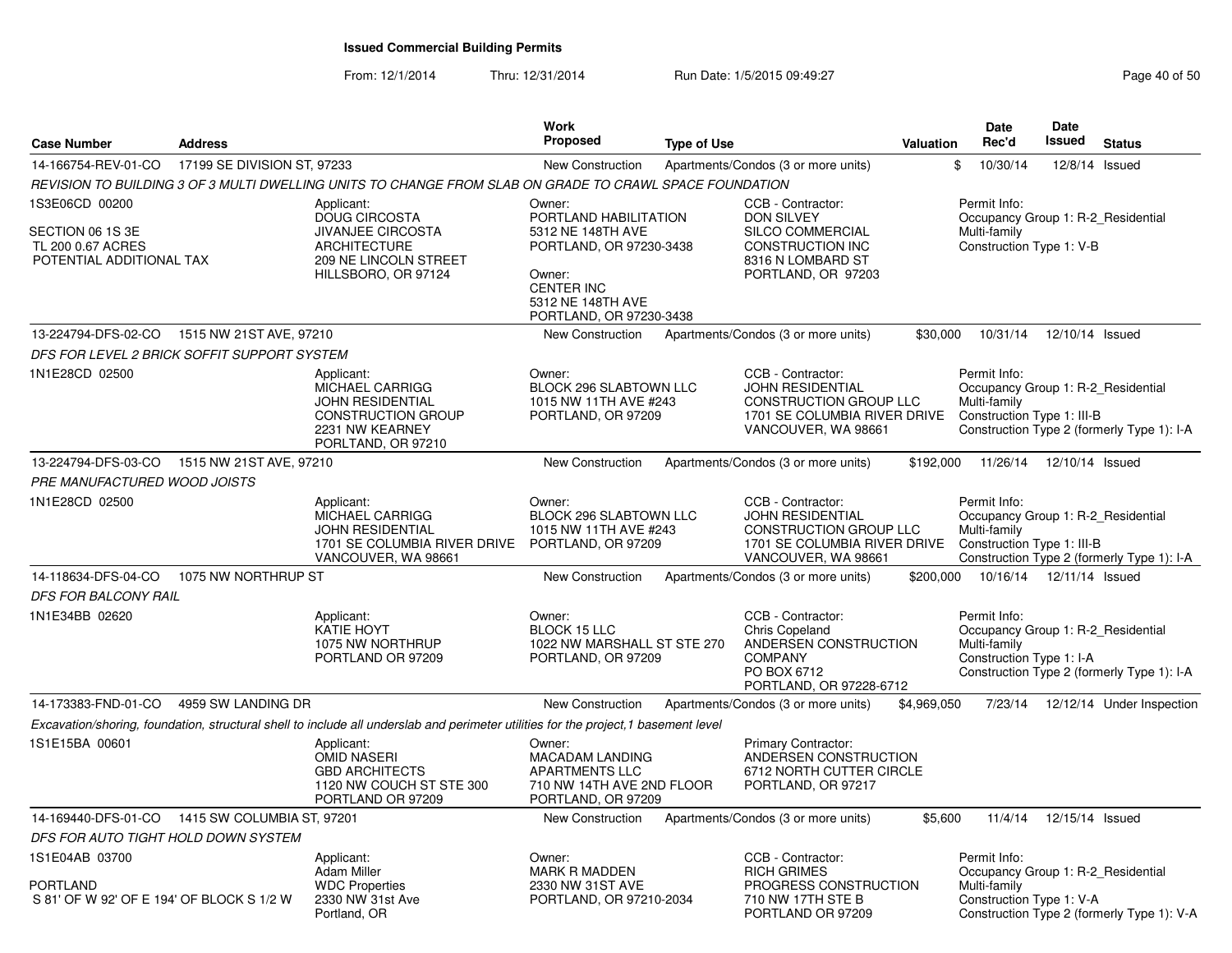## Issued Commercial Building Permits

From: 12/1/2014 Thru: 12/31/2014 Run Date: 1/5/2015 09:49:27

| Case Number | Address | Work Proposed | Type of Use | Valuation | Date Rec'd | Date Issued | Status |
|---|---|---|---|---|---|---|---|
| 14-166754-REV-01-CO | 17199 SE DIVISION ST, 97233 | New Construction | Apartments/Condos (3 or more units) | $ | 10/30/14 | 12/8/14 | Issued |

*REVISION TO BUILDING 3 OF 3 MULTI DWELLING UNITS TO CHANGE FROM SLAB ON GRADE TO CRAWL SPACE FOUNDATION*

1S3E06CD 00200

SECTION 06 1S 3E
TL 200 0.67 ACRES
POTENTIAL ADDITIONAL TAX

Applicant:
DOUG CIRCOSTA
JIVANJEE CIRCOSTA
ARCHITECTURE
209 NE LINCOLN STREET
HILLSBORO, OR 97124

Owner:
PORTLAND HABILITATION
5312 NE 148TH AVE
PORTLAND, OR 97230-3438

Owner:
CENTER INC
5312 NE 148TH AVE
PORTLAND, OR 97230-3438

CCB - Contractor:
DON SILVEY
SILCO COMMERCIAL
CONSTRUCTION INC
8316 N LOMBARD ST
PORTLAND, OR 97203

Permit Info:
Occupancy Group 1: R-2_Residential Multi-family
Construction Type 1: V-B

---

| Case Number | Address | Work Proposed | Type of Use | Valuation | Date Rec'd | Date Issued | Status |
|---|---|---|---|---|---|---|---|
| 13-224794-DFS-02-CO | 1515 NW 21ST AVE, 97210 | New Construction | Apartments/Condos (3 or more units) | $30,000 | 10/31/14 | 12/10/14 | Issued |

*DFS FOR LEVEL 2 BRICK SOFFIT SUPPORT SYSTEM*

1N1E28CD 02500

Applicant:
MICHAEL CARRIGG
JOHN RESIDENTIAL
CONSTRUCTION GROUP
2231 NW KEARNEY
PORLTAND, OR 97210

Owner:
BLOCK 296 SLABTOWN LLC
1015 NW 11TH AVE #243
PORTLAND, OR 97209

CCB - Contractor:
JOHN RESIDENTIAL
CONSTRUCTION GROUP LLC
1701 SE COLUMBIA RIVER DRIVE
VANCOUVER, WA 98661

Permit Info:
Occupancy Group 1: R-2_Residential Multi-family
Construction Type 1: III-B
Construction Type 2 (formerly Type 1): I-A

---

| Case Number | Address | Work Proposed | Type of Use | Valuation | Date Rec'd | Date Issued | Status |
|---|---|---|---|---|---|---|---|
| 13-224794-DFS-03-CO | 1515 NW 21ST AVE, 97210 | New Construction | Apartments/Condos (3 or more units) | $192,000 | 11/26/14 | 12/10/14 | Issued |

*PRE MANUFACTURED WOOD JOISTS*

1N1E28CD 02500

Applicant:
MICHAEL CARRIGG
JOHN RESIDENTIAL
1701 SE COLUMBIA RIVER DRIVE
VANCOUVER, WA 98661

Owner:
BLOCK 296 SLABTOWN LLC
1015 NW 11TH AVE #243
PORTLAND, OR 97209

CCB - Contractor:
JOHN RESIDENTIAL
CONSTRUCTION GROUP LLC
1701 SE COLUMBIA RIVER DRIVE
VANCOUVER, WA 98661

Permit Info:
Occupancy Group 1: R-2_Residential Multi-family
Construction Type 1: III-B
Construction Type 2 (formerly Type 1): I-A

---

| Case Number | Address | Work Proposed | Type of Use | Valuation | Date Rec'd | Date Issued | Status |
|---|---|---|---|---|---|---|---|
| 14-118634-DFS-04-CO | 1075 NW NORTHRUP ST | New Construction | Apartments/Condos (3 or more units) | $200,000 | 10/16/14 | 12/11/14 | Issued |

*DFS FOR BALCONY RAIL*

1N1E34BB 02620

Applicant:
KATIE HOYT
1075 NW NORTHRUP
PORTLAND OR 97209

Owner:
BLOCK 15 LLC
1022 NW MARSHALL ST STE 270
PORTLAND, OR 97209

CCB - Contractor:
Chris Copeland
ANDERSEN CONSTRUCTION
COMPANY
PO BOX 6712
PORTLAND, OR 97228-6712

Permit Info:
Occupancy Group 1: R-2_Residential Multi-family
Construction Type 1: I-A
Construction Type 2 (formerly Type 1): I-A

---

| Case Number | Address | Work Proposed | Type of Use | Valuation | Date Rec'd | Date Issued | Status |
|---|---|---|---|---|---|---|---|
| 14-173383-FND-01-CO | 4959 SW LANDING DR | New Construction | Apartments/Condos (3 or more units) | $4,969,050 | 7/23/14 | 12/12/14 | Under Inspection |

*Excavation/shoring, foundation, structural shell to include all underslab and perimeter utilities for the project,1 basement level*

1S1E15BA 00601

Applicant:
OMID NASERI
GBD ARCHITECTS
1120 NW COUCH ST STE 300
PORTLAND OR 97209

Owner:
MACADAM LANDING
APARTMENTS LLC
710 NW 14TH AVE 2ND FLOOR
PORTLAND, OR 97209

Primary Contractor:
ANDERSEN CONSTRUCTION
6712 NORTH CUTTER CIRCLE
PORTLAND, OR 97217

---

| Case Number | Address | Work Proposed | Type of Use | Valuation | Date Rec'd | Date Issued | Status |
|---|---|---|---|---|---|---|---|
| 14-169440-DFS-01-CO | 1415 SW COLUMBIA ST, 97201 | New Construction | Apartments/Condos (3 or more units) | $5,600 | 11/4/14 | 12/15/14 | Issued |

*DFS FOR AUTO TIGHT HOLD DOWN SYSTEM*

1S1E04AB 03700

PORTLAND
S 81' OF W 92' OF E 194' OF BLOCK S 1/2 W

Applicant:
Adam Miller
WDC Properties
2330 NW 31st Ave
Portland, OR

Owner:
MARK R MADDEN
2330 NW 31ST AVE
PORTLAND, OR 97210-2034

CCB - Contractor:
RICH GRIMES
PROGRESS CONSTRUCTION
710 NW 17TH STE B
PORTLAND OR 97209

Permit Info:
Occupancy Group 1: R-2_Residential Multi-family
Construction Type 1: V-A
Construction Type 2 (formerly Type 1): V-A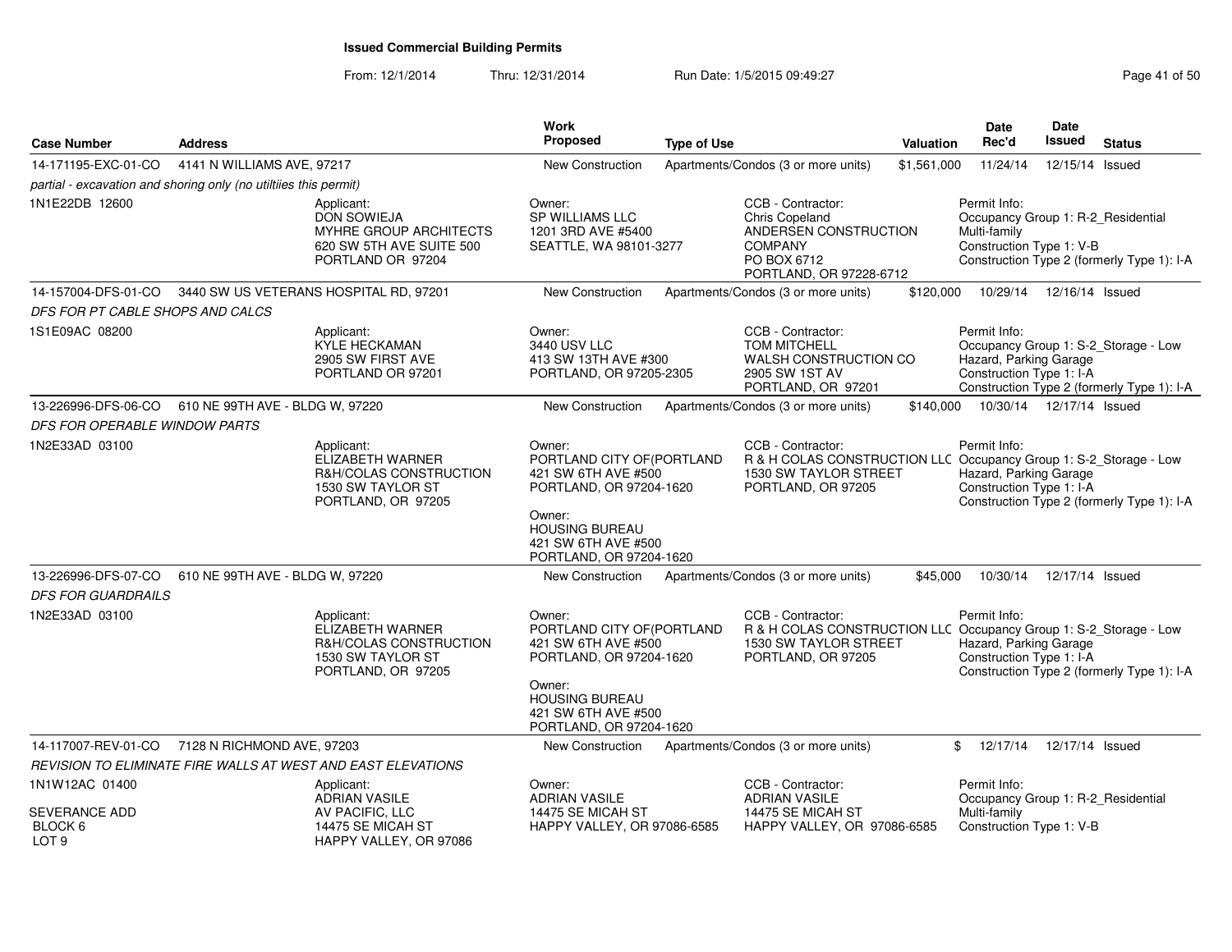# Issued Commercial Building Permits

From: 12/1/2014 Thru: 12/31/2014 Run Date: 1/5/2015 09:49:27

| Case Number | Address | Work Proposed | Type of Use | Valuation | Date Rec'd | Date Issued | Status |
|---|---|---|---|---|---|---|---|
| 14-171195-EXC-01-CO | 4141 N WILLIAMS AVE, 97217 | New Construction | Apartments/Condos (3 or more units) | $1,561,000 | 11/24/14 | 12/15/14 | Issued |

*partial - excavation and shoring only (no utiltiies this permit)*

1N1E22DB 12600

Applicant: DON SOWIEJA, MYHRE GROUP ARCHITECTS, 620 SW 5TH AVE SUITE 500, PORTLAND OR 97204

Owner: SP WILLIAMS LLC, 1201 3RD AVE #5400, SEATTLE, WA 98101-3277

CCB - Contractor: Chris Copeland, ANDERSEN CONSTRUCTION COMPANY, PO BOX 6712, PORTLAND, OR 97228-6712

Permit Info: Occupancy Group 1: R-2_Residential Multi-family; Construction Type 1: V-B; Construction Type 2 (formerly Type 1): I-A

| Case Number | Address | Work Proposed | Type of Use | Valuation | Date Rec'd | Date Issued | Status |
|---|---|---|---|---|---|---|---|
| 14-157004-DFS-01-CO | 3440 SW US VETERANS HOSPITAL RD, 97201 | New Construction | Apartments/Condos (3 or more units) | $120,000 | 10/29/14 | 12/16/14 | Issued |

*DFS FOR PT CABLE SHOPS AND CALCS*

1S1E09AC 08200

Applicant: KYLE HECKAMAN, 2905 SW FIRST AVE, PORTLAND OR 97201

Owner: 3440 USV LLC, 413 SW 13TH AVE #300, PORTLAND, OR 97205-2305

CCB - Contractor: TOM MITCHELL, WALSH CONSTRUCTION CO, 2905 SW 1ST AV, PORTLAND, OR 97201

Permit Info: Occupancy Group 1: S-2_Storage - Low Hazard, Parking Garage; Construction Type 1: I-A; Construction Type 2 (formerly Type 1): I-A

| Case Number | Address | Work Proposed | Type of Use | Valuation | Date Rec'd | Date Issued | Status |
|---|---|---|---|---|---|---|---|
| 13-226996-DFS-06-CO | 610 NE 99TH AVE - BLDG W, 97220 | New Construction | Apartments/Condos (3 or more units) | $140,000 | 10/30/14 | 12/17/14 | Issued |

*DFS FOR OPERABLE WINDOW PARTS*

1N2E33AD 03100

Applicant: ELIZABETH WARNER, R&H/COLAS CONSTRUCTION, 1530 SW TAYLOR ST, PORTLAND, OR 97205

Owner: PORTLAND CITY OF(PORTLAND, 421 SW 6TH AVE #500, PORTLAND, OR 97204-1620

Owner: HOUSING BUREAU, 421 SW 6TH AVE #500, PORTLAND, OR 97204-1620

CCB - Contractor: R & H COLAS CONSTRUCTION LLC, 1530 SW TAYLOR STREET, PORTLAND, OR 97205

Permit Info: Occupancy Group 1: S-2_Storage - Low Hazard, Parking Garage; Construction Type 1: I-A; Construction Type 2 (formerly Type 1): I-A

| Case Number | Address | Work Proposed | Type of Use | Valuation | Date Rec'd | Date Issued | Status |
|---|---|---|---|---|---|---|---|
| 13-226996-DFS-07-CO | 610 NE 99TH AVE - BLDG W, 97220 | New Construction | Apartments/Condos (3 or more units) | $45,000 | 10/30/14 | 12/17/14 | Issued |

*DFS FOR GUARDRAILS*

1N2E33AD 03100

Applicant: ELIZABETH WARNER, R&H/COLAS CONSTRUCTION, 1530 SW TAYLOR ST, PORTLAND, OR 97205

Owner: PORTLAND CITY OF(PORTLAND, 421 SW 6TH AVE #500, PORTLAND, OR 97204-1620

Owner: HOUSING BUREAU, 421 SW 6TH AVE #500, PORTLAND, OR 97204-1620

CCB - Contractor: R & H COLAS CONSTRUCTION LLC, 1530 SW TAYLOR STREET, PORTLAND, OR 97205

Permit Info: Occupancy Group 1: S-2_Storage - Low Hazard, Parking Garage; Construction Type 1: I-A; Construction Type 2 (formerly Type 1): I-A

| Case Number | Address | Work Proposed | Type of Use | Valuation | Date Rec'd | Date Issued | Status |
|---|---|---|---|---|---|---|---|
| 14-117007-REV-01-CO | 7128 N RICHMOND AVE, 97203 | New Construction | Apartments/Condos (3 or more units) | $ | 12/17/14 | 12/17/14 | Issued |

*REVISION TO ELIMINATE FIRE WALLS AT WEST AND EAST ELEVATIONS*

1N1W12AC 01400

SEVERANCE ADD
BLOCK 6
LOT 9

Applicant: ADRIAN VASILE, AV PACIFIC, LLC, 14475 SE MICAH ST, HAPPY VALLEY, OR 97086

Owner: ADRIAN VASILE, 14475 SE MICAH ST, HAPPY VALLEY, OR 97086-6585

CCB - Contractor: ADRIAN VASILE, 14475 SE MICAH ST, HAPPY VALLEY, OR 97086-6585

Permit Info: Occupancy Group 1: R-2_Residential Multi-family; Construction Type 1: V-B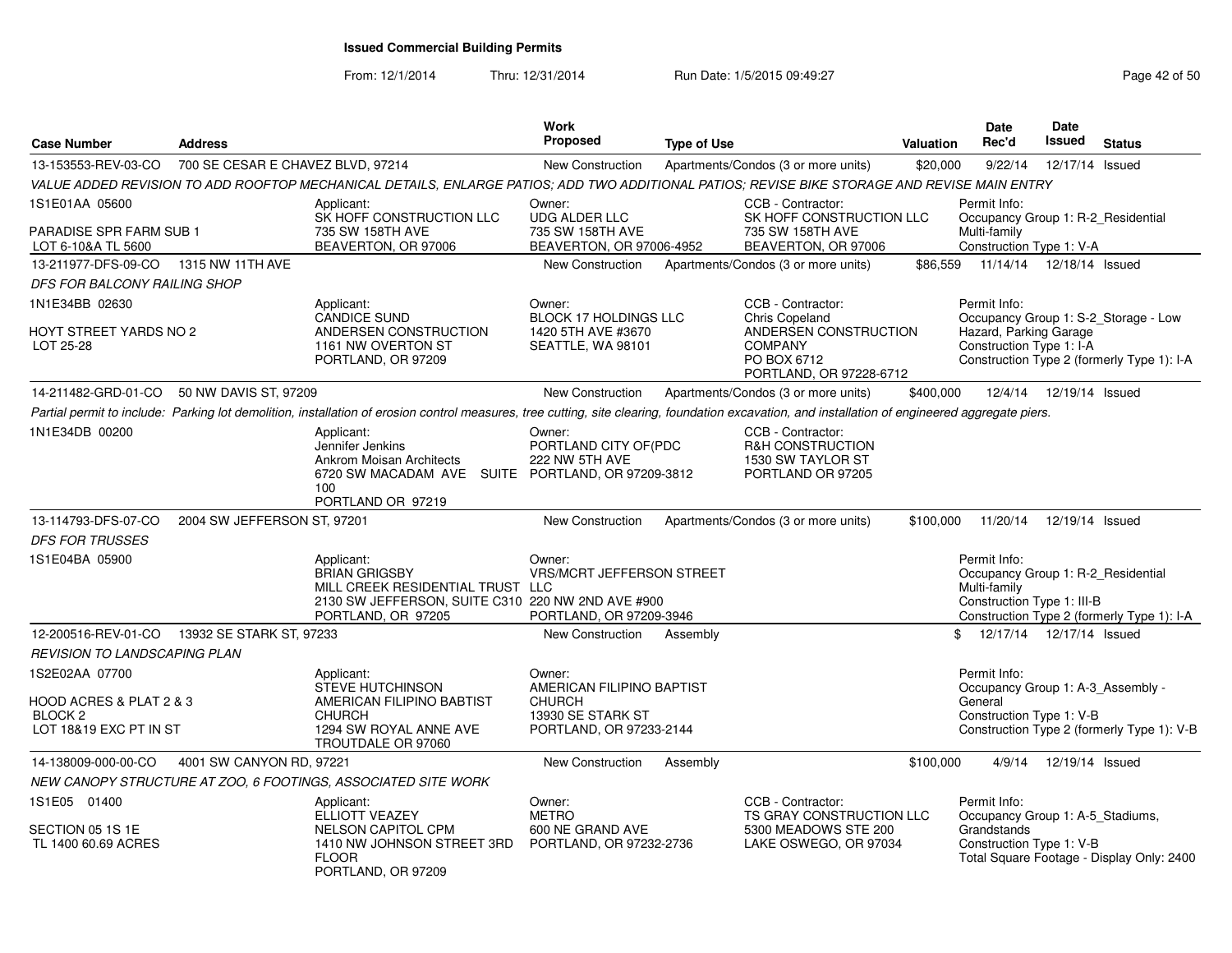# Issued Commercial Building Permits

From: 12/1/2014 Thru: 12/31/2014 Run Date: 1/5/2015 09:49:27

| Case Number | Address | Work Proposed | Type of Use | Valuation | Date Rec'd | Date Issued | Status |
|---|---|---|---|---|---|---|---|
| 13-153553-REV-03-CO | 700 SE CESAR E CHAVEZ BLVD, 97214 | New Construction | Apartments/Condos (3 or more units) | $20,000 | 9/22/14 | 12/17/14 | Issued |

*VALUE ADDED REVISION TO ADD ROOFTOP MECHANICAL DETAILS, ENLARGE PATIOS; ADD TWO ADDITIONAL PATIOS; REVISE BIKE STORAGE AND REVISE MAIN ENTRY*

1S1E01AA 05600
PARADISE SPR FARM SUB 1
LOT 6-10&A TL 5600

Applicant: SK HOFF CONSTRUCTION LLC, 735 SW 158TH AVE, BEAVERTON, OR 97006
Owner: UDG ALDER LLC, 735 SW 158TH AVE, BEAVERTON, OR 97006-4952
CCB - Contractor: SK HOFF CONSTRUCTION LLC, 735 SW 158TH AVE, BEAVERTON, OR 97006
Permit Info: Occupancy Group 1: R-2_Residential Multi-family; Construction Type 1: V-A

---

| Case Number | Address | Work Proposed | Type of Use | Valuation | Date Rec'd | Date Issued | Status |
|---|---|---|---|---|---|---|---|
| 13-211977-DFS-09-CO | 1315 NW 11TH AVE | New Construction | Apartments/Condos (3 or more units) | $86,559 | 11/14/14 | 12/18/14 | Issued |

*DFS FOR BALCONY RAILING SHOP*

1N1E34BB 02630
HOYT STREET YARDS NO 2
LOT 25-28

Applicant: CANDICE SUND, ANDERSEN CONSTRUCTION, 1161 NW OVERTON ST, PORTLAND, OR 97209
Owner: BLOCK 17 HOLDINGS LLC, 1420 5TH AVE #3670, SEATTLE, WA 98101
CCB - Contractor: Chris Copeland, ANDERSEN CONSTRUCTION COMPANY, PO BOX 6712, PORTLAND, OR 97228-6712
Permit Info: Occupancy Group 1: S-2_Storage - Low Hazard, Parking Garage; Construction Type 1: I-A; Construction Type 2 (formerly Type 1): I-A

---

| Case Number | Address | Work Proposed | Type of Use | Valuation | Date Rec'd | Date Issued | Status |
|---|---|---|---|---|---|---|---|
| 14-211482-GRD-01-CO | 50 NW DAVIS ST, 97209 | New Construction | Apartments/Condos (3 or more units) | $400,000 | 12/4/14 | 12/19/14 | Issued |

*Partial permit to include: Parking lot demolition, installation of erosion control measures, tree cutting, site clearing, foundation excavation, and installation of engineered aggregate piers.*

1N1E34DB 00200

Applicant: Jennifer Jenkins, Ankrom Moisan Architects, 6720 SW MACADAM AVE SUITE 100, PORTLAND OR 97219
Owner: PORTLAND CITY OF(PDC, 222 NW 5TH AVE, PORTLAND, OR 97209-3812
CCB - Contractor: R&H CONSTRUCTION, 1530 SW TAYLOR ST, PORTLAND OR 97205

---

| Case Number | Address | Work Proposed | Type of Use | Valuation | Date Rec'd | Date Issued | Status |
|---|---|---|---|---|---|---|---|
| 13-114793-DFS-07-CO | 2004 SW JEFFERSON ST, 97201 | New Construction | Apartments/Condos (3 or more units) | $100,000 | 11/20/14 | 12/19/14 | Issued |

*DFS FOR TRUSSES*

1S1E04BA 05900

Applicant: BRIAN GRIGSBY, MILL CREEK RESIDENTIAL TRUST, 2130 SW JEFFERSON, SUITE C310, PORTLAND, OR 97205
Owner: VRS/MCRT JEFFERSON STREET LLC, 220 NW 2ND AVE #900, PORTLAND, OR 97209-3946
Permit Info: Occupancy Group 1: R-2_Residential Multi-family; Construction Type 1: III-B; Construction Type 2 (formerly Type 1): I-A

---

| Case Number | Address | Work Proposed | Type of Use | Valuation | Date Rec'd | Date Issued | Status |
|---|---|---|---|---|---|---|---|
| 12-200516-REV-01-CO | 13932 SE STARK ST, 97233 | New Construction | Assembly | $ | 12/17/14 | 12/17/14 | Issued |

*REVISION TO LANDSCAPING PLAN*

1S2E02AA 07700
HOOD ACRES & PLAT 2 & 3
BLOCK 2
LOT 18&19 EXC PT IN ST

Applicant: STEVE HUTCHINSON, AMERICAN FILIPINO BABTIST CHURCH, 1294 SW ROYAL ANNE AVE, TROUTDALE OR 97060
Owner: AMERICAN FILIPINO BAPTIST CHURCH, 13930 SE STARK ST, PORTLAND, OR 97233-2144
Permit Info: Occupancy Group 1: A-3_Assembly - General; Construction Type 1: V-B; Construction Type 2 (formerly Type 1): V-B

---

| Case Number | Address | Work Proposed | Type of Use | Valuation | Date Rec'd | Date Issued | Status |
|---|---|---|---|---|---|---|---|
| 14-138009-000-00-CO | 4001 SW CANYON RD, 97221 | New Construction | Assembly | $100,000 | 4/9/14 | 12/19/14 | Issued |

*NEW CANOPY STRUCTURE AT ZOO, 6 FOOTINGS, ASSOCIATED SITE WORK*

1S1E05 01400
SECTION 05 1S 1E
TL 1400 60.69 ACRES

Applicant: ELLIOTT VEAZEY, NELSON CAPITOL CPM, 1410 NW JOHNSON STREET 3RD FLOOR, PORTLAND, OR 97209
Owner: METRO, 600 NE GRAND AVE, PORTLAND, OR 97232-2736
CCB - Contractor: TS GRAY CONSTRUCTION LLC, 5300 MEADOWS STE 200, LAKE OSWEGO, OR 97034
Permit Info: Occupancy Group 1: A-5_Stadiums, Grandstands; Construction Type 1: V-B; Total Square Footage - Display Only: 2400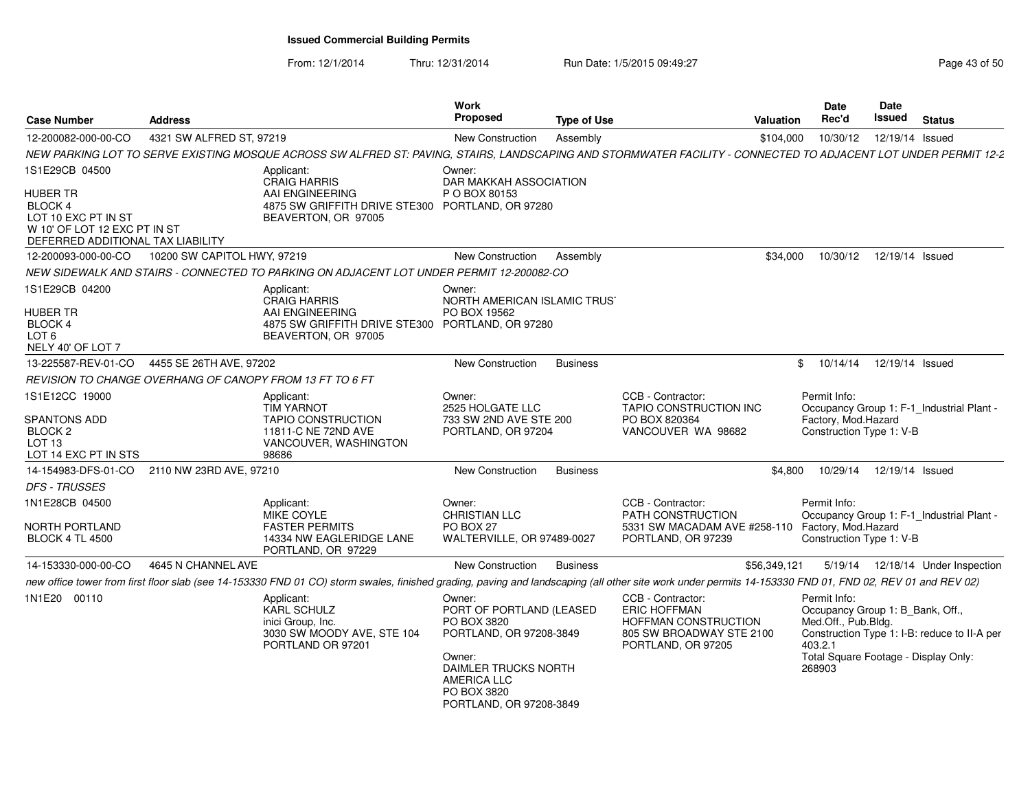# Issued Commercial Building Permits

From: 12/1/2014 Thru: 12/31/2014 Run Date: 1/5/2015 09:49:27

| Case Number | Address | Work Proposed | Type of Use | Valuation | Date Rec'd | Date Issued | Status |
|---|---|---|---|---|---|---|---|
| 12-200082-000-00-CO | 4321 SW ALFRED ST, 97219 | New Construction | Assembly | $104,000 | 10/30/12 | 12/19/14 | Issued |

NEW PARKING LOT TO SERVE EXISTING MOSQUE ACROSS SW ALFRED ST: PAVING, STAIRS, LANDSCAPING AND STORMWATER FACILITY - CONNECTED TO ADJACENT LOT UNDER PERMIT 12-2

1S1E29CB 04500
HUBER TR
BLOCK 4
LOT 10 EXC PT IN ST
W 10' OF LOT 12 EXC PT IN ST
DEFERRED ADDITIONAL TAX LIABILITY

Applicant:
CRAIG HARRIS
AAI ENGINEERING
4875 SW GRIFFITH DRIVE STE300
BEAVERTON, OR 97005

Owner:
DAR MAKKAH ASSOCIATION
P O BOX 80153
PORTLAND, OR 97280

| Case Number | Address | Work Proposed | Type of Use | Valuation | Date Rec'd | Date Issued | Status |
|---|---|---|---|---|---|---|---|
| 12-200093-000-00-CO | 10200 SW CAPITOL HWY, 97219 | New Construction | Assembly | $34,000 | 10/30/12 | 12/19/14 | Issued |

NEW SIDEWALK AND STAIRS - CONNECTED TO PARKING ON ADJACENT LOT UNDER PERMIT 12-200082-CO

1S1E29CB 04200
HUBER TR
BLOCK 4
LOT 6
NELY 40' OF LOT 7

Applicant:
CRAIG HARRIS
AAI ENGINEERING
4875 SW GRIFFITH DRIVE STE300
BEAVERTON, OR 97005

Owner:
NORTH AMERICAN ISLAMIC TRUST
PO BOX 19562
PORTLAND, OR 97280

| Case Number | Address | Work Proposed | Type of Use | Valuation | Date Rec'd | Date Issued | Status |
|---|---|---|---|---|---|---|---|
| 13-225587-REV-01-CO | 4455 SE 26TH AVE, 97202 | New Construction | Business | $ | 10/14/14 | 12/19/14 | Issued |

REVISION TO CHANGE OVERHANG OF CANOPY FROM 13 FT TO 6 FT

1S1E12CC 19000
SPANTONS ADD
BLOCK 2
LOT 13
LOT 14 EXC PT IN STS

Applicant:
TIM YARNOT
TAPIO CONSTRUCTION
11811-C NE 72ND AVE
VANCOUVER, WASHINGTON 98686

Owner:
2525 HOLGATE LLC
733 SW 2ND AVE STE 200
PORTLAND, OR 97204

CCB - Contractor:
TAPIO CONSTRUCTION INC
PO BOX 820364
VANCOUVER WA 98682

Permit Info:
Occupancy Group 1: F-1_Industrial Plant - Factory, Mod.Hazard
Construction Type 1: V-B

| Case Number | Address | Work Proposed | Type of Use | Valuation | Date Rec'd | Date Issued | Status |
|---|---|---|---|---|---|---|---|
| 14-154983-DFS-01-CO | 2110 NW 23RD AVE, 97210 | New Construction | Business | $4,800 | 10/29/14 | 12/19/14 | Issued |

DFS - TRUSSES

1N1E28CB 04500
NORTH PORTLAND
BLOCK 4 TL 4500

Applicant:
MIKE COYLE
FASTER PERMITS
14334 NW EAGLERIDGE LANE
PORTLAND, OR 97229

Owner:
CHRISTIAN LLC
PO BOX 27
WALTERVILLE, OR 97489-0027

CCB - Contractor:
PATH CONSTRUCTION
5331 SW MACADAM AVE #258-110
PORTLAND, OR 97239

Permit Info:
Occupancy Group 1: F-1_Industrial Plant - Factory, Mod.Hazard
Construction Type 1: V-B

| Case Number | Address | Work Proposed | Type of Use | Valuation | Date Rec'd | Date Issued | Status |
|---|---|---|---|---|---|---|---|
| 14-153330-000-00-CO | 4645 N CHANNEL AVE | New Construction | Business | $56,349,121 | 5/19/14 | 12/18/14 | Under Inspection |

new office tower from first floor slab (see 14-153330 FND 01 CO) storm swales, finished grading, paving and landscaping (all other site work under permits 14-153330 FND 01, FND 02, REV 01 and REV 02)

1N1E20 00110

Applicant:
KARL SCHULZ
inici Group, Inc.
3030 SW MOODY AVE, STE 104
PORTLAND OR 97201

Owner:
PORT OF PORTLAND (LEASED
PO BOX 3820
PORTLAND, OR 97208-3849

Owner:
DAIMLER TRUCKS NORTH AMERICA LLC
PO BOX 3820
PORTLAND, OR 97208-3849

CCB - Contractor:
ERIC HOFFMAN
HOFFMAN CONSTRUCTION
805 SW BROADWAY STE 2100
PORTLAND, OR 97205

Permit Info:
Occupancy Group 1: B_Bank, Off., Med.Off., Pub.Bldg.
Construction Type 1: I-B: reduce to II-A per 403.2.1
Total Square Footage - Display Only: 268903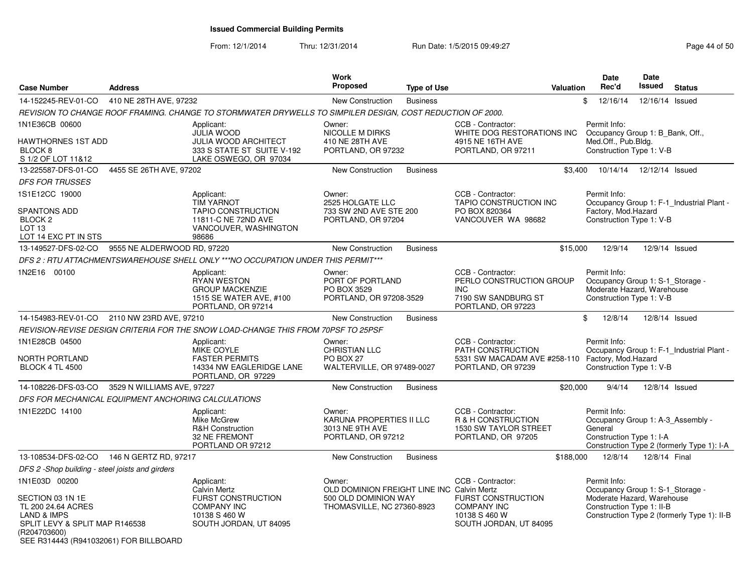# Issued Commercial Building Permits

From: 12/1/2014 Thru: 12/31/2014 Run Date: 1/5/2015 09:49:27

| Case Number | Address | Work Proposed | Type of Use | Valuation | Date Rec'd | Date Issued | Status |
|---|---|---|---|---|---|---|---|
| 14-152245-REV-01-CO | 410 NE 28TH AVE, 97232 | New Construction | Business | $ | 12/16/14 | 12/16/14 | Issued |

*REVISION TO CHANGE ROOF FRAMING. CHANGE TO STORMWATER DRYWELLS TO SIMPILER DESIGN, COST REDUCTION OF 2000.*

- 1N1E36CB 00600 / HAWTHORNES 1ST ADD / BLOCK 8 / S 1/2 OF LOT 11&12
- Applicant: JULIA WOOD, JULIA WOOD ARCHITECT, 333 S STATE ST SUITE V-192, LAKE OSWEGO, OR 97034
- Owner: NICOLLE M DIRKS, 410 NE 28TH AVE, PORTLAND, OR 97232
- CCB - Contractor: WHITE DOG RESTORATIONS INC, 4915 NE 16TH AVE, PORTLAND, OR 97211
- Permit Info: Occupancy Group 1: B_Bank, Off., Med.Off., Pub.Bldg.; Construction Type 1: V-B

| Case Number | Address | Work Proposed | Type of Use | Valuation | Date Rec'd | Date Issued | Status |
|---|---|---|---|---|---|---|---|
| 13-225587-DFS-01-CO | 4455 SE 26TH AVE, 97202 | New Construction | Business | $3,400 | 10/14/14 | 12/12/14 | Issued |

*DFS FOR TRUSSES*

- 1S1E12CC 19000 / SPANTONS ADD / BLOCK 2 / LOT 13 / LOT 14 EXC PT IN STS
- Applicant: TIM YARNOT, TAPIO CONSTRUCTION, 11811-C NE 72ND AVE, VANCOUVER, WASHINGTON 98686
- Owner: 2525 HOLGATE LLC, 733 SW 2ND AVE STE 200, PORTLAND, OR 97204
- CCB - Contractor: TAPIO CONSTRUCTION INC, PO BOX 820364, VANCOUVER WA 98682
- Permit Info: Occupancy Group 1: F-1_Industrial Plant - Factory, Mod.Hazard; Construction Type 1: V-B

| Case Number | Address | Work Proposed | Type of Use | Valuation | Date Rec'd | Date Issued | Status |
|---|---|---|---|---|---|---|---|
| 13-149527-DFS-02-CO | 9555 NE ALDERWOOD RD, 97220 | New Construction | Business | $15,000 | 12/9/14 | 12/9/14 | Issued |

*DFS 2 : RTU ATTACHMENTSWAREHOUSE SHELL ONLY ***NO OCCUPATION UNDER THIS PERMIT****

- 1N2E16 00100
- Applicant: RYAN WESTON, GROUP MACKENZIE, 1515 SE WATER AVE, #100, PORTLAND, OR 97214
- Owner: PORT OF PORTLAND, PO BOX 3529, PORTLAND, OR 97208-3529
- CCB - Contractor: PERLO CONSTRUCTION GROUP INC, 7190 SW SANDBURG ST, PORTLAND, OR 97223
- Permit Info: Occupancy Group 1: S-1_Storage - Moderate Hazard, Warehouse; Construction Type 1: V-B

| Case Number | Address | Work Proposed | Type of Use | Valuation | Date Rec'd | Date Issued | Status |
|---|---|---|---|---|---|---|---|
| 14-154983-REV-01-CO | 2110 NW 23RD AVE, 97210 | New Construction | Business | $ | 12/8/14 | 12/8/14 | Issued |

*REVISION-REVISE DESIGN CRITERIA FOR THE SNOW LOAD-CHANGE THIS FROM 70PSF TO 25PSF*

- 1N1E28CB 04500 / NORTH PORTLAND / BLOCK 4 TL 4500
- Applicant: MIKE COYLE, FASTER PERMITS, 14334 NW EAGLERIDGE LANE, PORTLAND, OR 97229
- Owner: CHRISTIAN LLC, PO BOX 27, WALTERVILLE, OR 97489-0027
- CCB - Contractor: PATH CONSTRUCTION, 5331 SW MACADAM AVE #258-110, PORTLAND, OR 97239
- Permit Info: Occupancy Group 1: F-1_Industrial Plant - Factory, Mod.Hazard; Construction Type 1: V-B

| Case Number | Address | Work Proposed | Type of Use | Valuation | Date Rec'd | Date Issued | Status |
|---|---|---|---|---|---|---|---|
| 14-108226-DFS-03-CO | 3529 N WILLIAMS AVE, 97227 | New Construction | Business | $20,000 | 9/4/14 | 12/8/14 | Issued |

*DFS FOR MECHANICAL EQUIPMENT ANCHORING CALCULATIONS*

- 1N1E22DC 14100
- Applicant: Mike McGrew, R&H Construction, 32 NE FREMONT, PORTLAND OR 97212
- Owner: KARUNA PROPERTIES II LLC, 3013 NE 9TH AVE, PORTLAND, OR 97212
- CCB - Contractor: R & H CONSTRUCTION, 1530 SW TAYLOR STREET, PORTLAND, OR 97205
- Permit Info: Occupancy Group 1: A-3_Assembly - General; Construction Type 1: I-A; Construction Type 2 (formerly Type 1): I-A

| Case Number | Address | Work Proposed | Type of Use | Valuation | Date Rec'd | Date Issued | Status |
|---|---|---|---|---|---|---|---|
| 13-108534-DFS-02-CO | 146 N GERTZ RD, 97217 | New Construction | Business | $188,000 | 12/8/14 | 12/8/14 | Final |

*DFS 2 -Shop building - steel joists and girders*

- 1N1E03D 00200 / SECTION 03 1N 1E / TL 200 24.64 ACRES / LAND & IMPS / SPLIT LEVY & SPLIT MAP R146538 (R204703600) / SEE R314443 (R941032061) FOR BILLBOARD
- Applicant: Calvin Mertz, FURST CONSTRUCTION COMPANY INC, 10138 S 460 W, SOUTH JORDAN, UT 84095
- Owner: OLD DOMINION FREIGHT LINE INC, 500 OLD DOMINION WAY, THOMASVILLE, NC 27360-8923
- CCB - Contractor: Calvin Mertz, FURST CONSTRUCTION COMPANY INC, 10138 S 460 W, SOUTH JORDAN, UT 84095
- Permit Info: Occupancy Group 1: S-1_Storage - Moderate Hazard, Warehouse; Construction Type 1: II-B; Construction Type 2 (formerly Type 1): II-B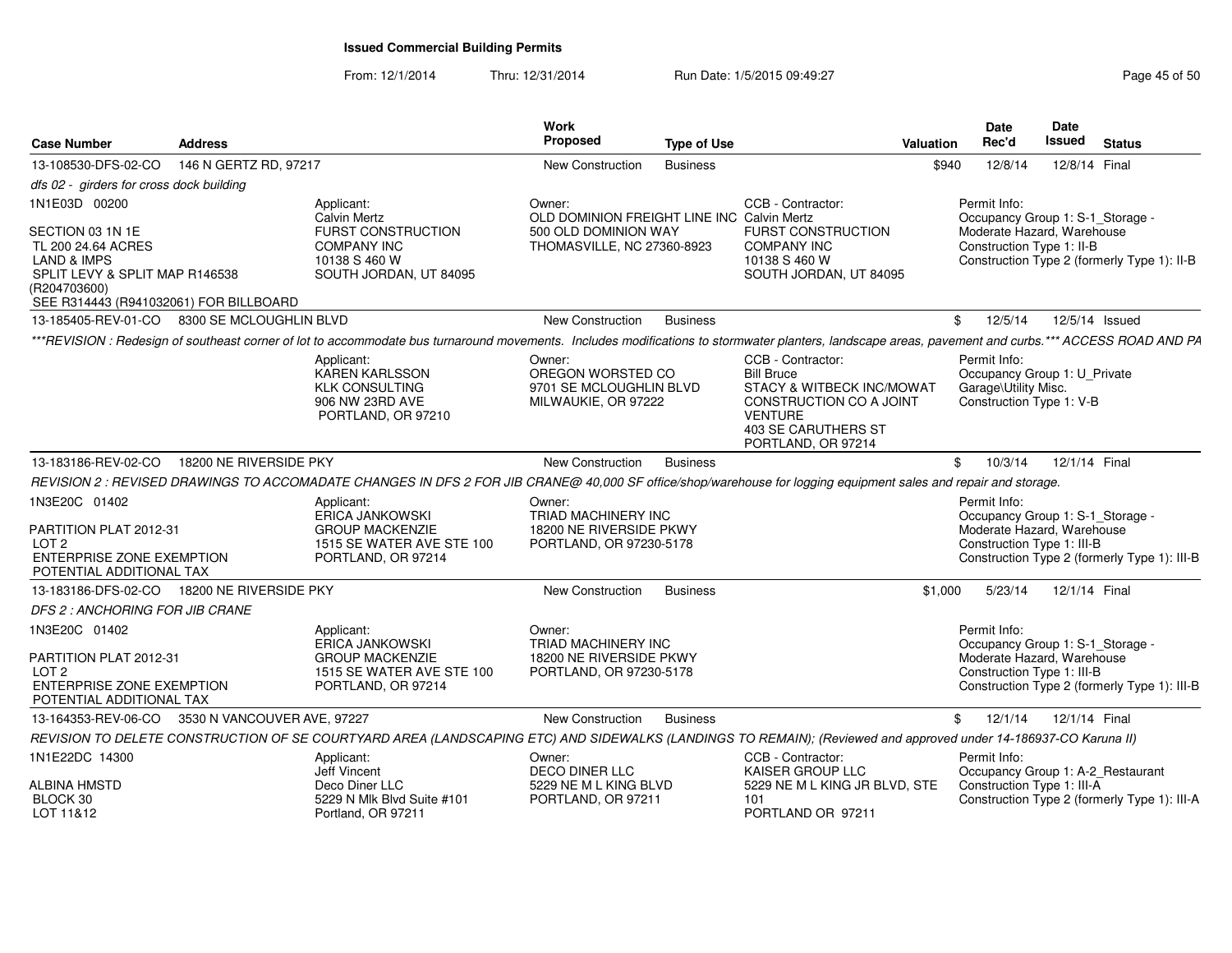# Issued Commercial Building Permits

From: 12/1/2014 Thru: 12/31/2014 Run Date: 1/5/2015 09:49:27

| Case Number | Address | Work Proposed | Type of Use | Valuation | Date Rec'd | Date Issued | Status |
|---|---|---|---|---|---|---|---|
| 13-108530-DFS-02-CO | 146 N GERTZ RD, 97217 | New Construction | Business | $940 | 12/8/14 | 12/8/14 | Final |

*dfs 02 - girders for cross dock building*

1N1E03D 00200

SECTION 03 1N 1E
TL 200 24.64 ACRES
LAND & IMPS
SPLIT LEVY & SPLIT MAP R146538 (R204703600)
SEE R314443 (R941032061) FOR BILLBOARD

Applicant:
Calvin Mertz
FURST CONSTRUCTION COMPANY INC
10138 S 460 W
SOUTH JORDAN, UT 84095

Owner:
OLD DOMINION FREIGHT LINE INC
500 OLD DOMINION WAY
THOMASVILLE, NC 27360-8923

CCB - Contractor:
Calvin Mertz
FURST CONSTRUCTION COMPANY INC
10138 S 460 W
SOUTH JORDAN, UT 84095

Permit Info:
Occupancy Group 1: S-1_Storage - Moderate Hazard, Warehouse
Construction Type 1: II-B
Construction Type 2 (formerly Type 1): II-B

---

| Case Number | Address | Work Proposed | Type of Use | Valuation | Date Rec'd | Date Issued | Status |
|---|---|---|---|---|---|---|---|
| 13-185405-REV-01-CO | 8300 SE MCLOUGHLIN BLVD | New Construction | Business | $ | 12/5/14 | 12/5/14 | Issued |

*\*\*\*REVISION : Redesign of southeast corner of lot to accommodate bus turnaround movements. Includes modifications to stormwater planters, landscape areas, pavement and curbs.\*\*\* ACCESS ROAD AND PA*

Applicant:
KAREN KARLSSON
KLK CONSULTING
906 NW 23RD AVE
PORTLAND, OR 97210

Owner:
OREGON WORSTED CO
9701 SE MCLOUGHLIN BLVD
MILWAUKIE, OR 97222

CCB - Contractor:
Bill Bruce
STACY & WITBECK INC/MOWAT CONSTRUCTION CO A JOINT VENTURE
403 SE CARUTHERS ST
PORTLAND, OR 97214

Permit Info:
Occupancy Group 1: U_Private Garage\Utility Misc.
Construction Type 1: V-B

---

| Case Number | Address | Work Proposed | Type of Use | Valuation | Date Rec'd | Date Issued | Status |
|---|---|---|---|---|---|---|---|
| 13-183186-REV-02-CO | 18200 NE RIVERSIDE PKY | New Construction | Business | $ | 10/3/14 | 12/1/14 | Final |

*REVISION 2 : REVISED DRAWINGS TO ACCOMADATE CHANGES IN DFS 2 FOR JIB CRANE@ 40,000 SF office/shop/warehouse for logging equipment sales and repair and storage.*

1N3E20C 01402

PARTITION PLAT 2012-31
LOT 2
ENTERPRISE ZONE EXEMPTION
POTENTIAL ADDITIONAL TAX

Applicant:
ERICA JANKOWSKI
GROUP MACKENZIE
1515 SE WATER AVE STE 100
PORTLAND, OR 97214

Owner:
TRIAD MACHINERY INC
18200 NE RIVERSIDE PKWY
PORTLAND, OR 97230-5178

Permit Info:
Occupancy Group 1: S-1_Storage - Moderate Hazard, Warehouse
Construction Type 1: III-B
Construction Type 2 (formerly Type 1): III-B

---

| Case Number | Address | Work Proposed | Type of Use | Valuation | Date Rec'd | Date Issued | Status |
|---|---|---|---|---|---|---|---|
| 13-183186-DFS-02-CO | 18200 NE RIVERSIDE PKY | New Construction | Business | $1,000 | 5/23/14 | 12/1/14 | Final |

*DFS 2 : ANCHORING FOR JIB CRANE*

1N3E20C 01402

PARTITION PLAT 2012-31
LOT 2
ENTERPRISE ZONE EXEMPTION
POTENTIAL ADDITIONAL TAX

Applicant:
ERICA JANKOWSKI
GROUP MACKENZIE
1515 SE WATER AVE STE 100
PORTLAND, OR 97214

Owner:
TRIAD MACHINERY INC
18200 NE RIVERSIDE PKWY
PORTLAND, OR 97230-5178

Permit Info:
Occupancy Group 1: S-1_Storage - Moderate Hazard, Warehouse
Construction Type 1: III-B
Construction Type 2 (formerly Type 1): III-B

---

| Case Number | Address | Work Proposed | Type of Use | Valuation | Date Rec'd | Date Issued | Status |
|---|---|---|---|---|---|---|---|
| 13-164353-REV-06-CO | 3530 N VANCOUVER AVE, 97227 | New Construction | Business | $ | 12/1/14 | 12/1/14 | Final |

*REVISION TO DELETE CONSTRUCTION OF SE COURTYARD AREA (LANDSCAPING ETC) AND SIDEWALKS (LANDINGS TO REMAIN); (Reviewed and approved under 14-186937-CO Karuna II)*

1N1E22DC 14300

ALBINA HMSTD
BLOCK 30
LOT 11&12

Applicant:
Jeff Vincent
Deco Diner LLC
5229 N Mlk Blvd Suite #101
Portland, OR 97211

Owner:
DECO DINER LLC
5229 NE M L KING BLVD
PORTLAND, OR 97211

CCB - Contractor:
KAISER GROUP LLC
5229 NE M L KING JR BLVD, STE 101
PORTLAND OR 97211

Permit Info:
Occupancy Group 1: A-2_Restaurant
Construction Type 1: III-A
Construction Type 2 (formerly Type 1): III-A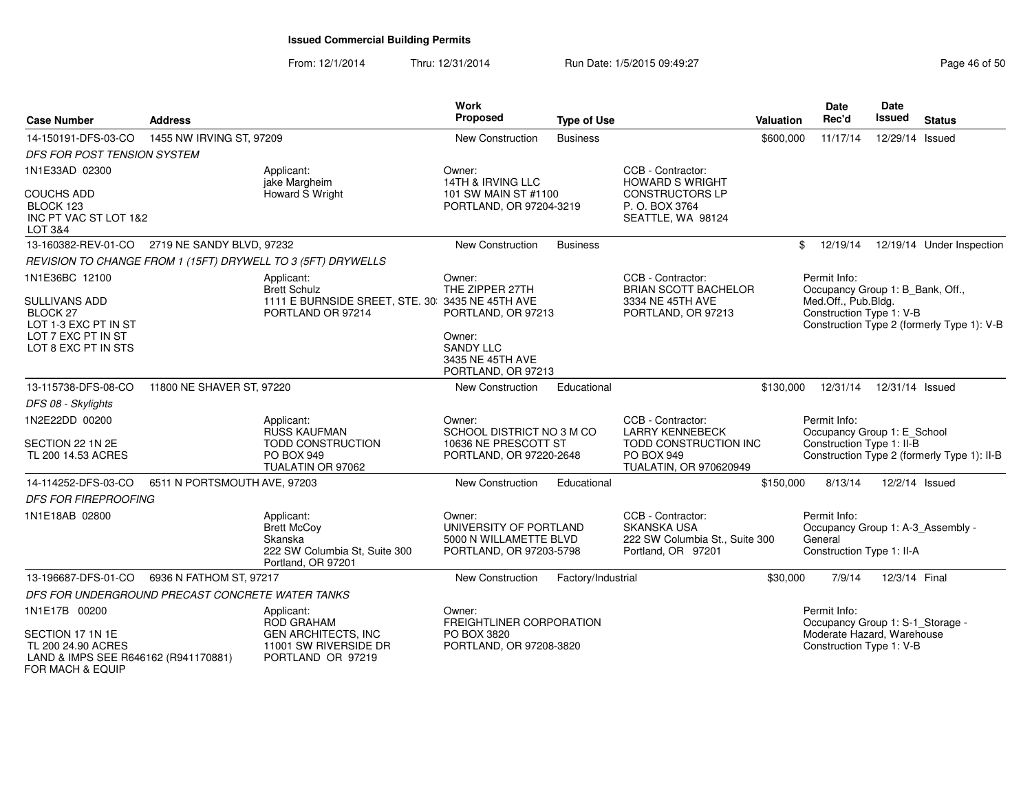# Issued Commercial Building Permits

From: 12/1/2014 Thru: 12/31/2014 Run Date: 1/5/2015 09:49:27

| Case Number | Address | | Work Proposed | Type of Use | | Valuation | Date Rec'd | Date Issued | Status |
|---|---|---|---|---|---|---|---|---|---|
| 14-150191-DFS-03-CO | 1455 NW IRVING ST, 97209 | | New Construction | Business | | $600,000 | 11/17/14 | 12/29/14 | Issued |
| *DFS FOR POST TENSION SYSTEM* | | | | | | | | | |
| 1N1E33AD 02300<br><br>COUCHS ADD<br>BLOCK 123<br>INC PT VAC ST LOT 1&2<br>LOT 3&4 | | Applicant:<br>jake Margheim<br>Howard S Wright | Owner:<br>14TH & IRVING LLC<br>101 SW MAIN ST #1100<br>PORTLAND, OR 97204-3219 | | CCB - Contractor:<br>HOWARD S WRIGHT<br>CONSTRUCTORS LP<br>P. O. BOX 3764<br>SEATTLE, WA 98124 | | | | |
| 13-160382-REV-01-CO | 2719 NE SANDY BLVD, 97232 | | New Construction | Business | | $ | 12/19/14 | 12/19/14 | Under Inspection |
| *REVISION TO CHANGE FROM 1 (15FT) DRYWELL TO 3 (5FT) DRYWELLS* | | | | | | | | | |
| 1N1E36BC 12100<br><br>SULLIVANS ADD<br>BLOCK 27<br>LOT 1-3 EXC PT IN ST<br>LOT 7 EXC PT IN ST<br>LOT 8 EXC PT IN STS | | Applicant:<br>Brett Schulz<br>1111 E BURNSIDE SREET, STE. 30<br>PORTLAND OR 97214 | Owner:<br>THE ZIPPER 27TH<br>3435 NE 45TH AVE<br>PORTLAND, OR 97213<br><br>Owner:<br>SANDY LLC<br>3435 NE 45TH AVE<br>PORTLAND, OR 97213 | | CCB - Contractor:<br>BRIAN SCOTT BACHELOR<br>3334 NE 45TH AVE<br>PORTLAND, OR 97213 | | Permit Info:<br>Occupancy Group 1: B_Bank, Off., Med.Off., Pub.Bldg.<br>Construction Type 1: V-B<br>Construction Type 2 (formerly Type 1): V-B | | |
| 13-115738-DFS-08-CO | 11800 NE SHAVER ST, 97220 | | New Construction | Educational | | $130,000 | 12/31/14 | 12/31/14 | Issued |
| *DFS 08 - Skylights* | | | | | | | | | |
| 1N2E22DD 00200<br><br>SECTION 22 1N 2E<br>TL 200 14.53 ACRES | | Applicant:<br>RUSS KAUFMAN<br>TODD CONSTRUCTION<br>PO BOX 949<br>TUALATIN OR 97062 | Owner:<br>SCHOOL DISTRICT NO 3 M CO<br>10636 NE PRESCOTT ST<br>PORTLAND, OR 97220-2648 | | CCB - Contractor:<br>LARRY KENNEBECK<br>TODD CONSTRUCTION INC<br>PO BOX 949<br>TUALATIN, OR 970620949 | | Permit Info:<br>Occupancy Group 1: E_School<br>Construction Type 1: II-B<br>Construction Type 2 (formerly Type 1): II-B | | |
| 14-114252-DFS-03-CO | 6511 N PORTSMOUTH AVE, 97203 | | New Construction | Educational | | $150,000 | 8/13/14 | 12/2/14 | Issued |
| *DFS FOR FIREPROOFING* | | | | | | | | | |
| 1N1E18AB 02800 | | Applicant:<br>Brett McCoy<br>Skanska<br>222 SW Columbia St, Suite 300<br>Portland, OR 97201 | Owner:<br>UNIVERSITY OF PORTLAND<br>5000 N WILLAMETTE BLVD<br>PORTLAND, OR 97203-5798 | | CCB - Contractor:<br>SKANSKA USA<br>222 SW Columbia St., Suite 300<br>Portland, OR 97201 | | Permit Info:<br>Occupancy Group 1: A-3_Assembly - General<br>Construction Type 1: II-A | | |
| 13-196687-DFS-01-CO | 6936 N FATHOM ST, 97217 | | New Construction | Factory/Industrial | | $30,000 | 7/9/14 | 12/3/14 | Final |
| *DFS FOR UNDERGROUND PRECAST CONCRETE WATER TANKS* | | | | | | | | | |
| 1N1E17B 00200<br><br>SECTION 17 1N 1E<br>TL 200 24.90 ACRES<br>LAND & IMPS SEE R646162 (R941170881)<br>FOR MACH & EQUIP | | Applicant:<br>ROD GRAHAM<br>GEN ARCHITECTS, INC<br>11001 SW RIVERSIDE DR<br>PORTLAND OR 97219 | Owner:<br>FREIGHTLINER CORPORATION<br>PO BOX 3820<br>PORTLAND, OR 97208-3820 | | | | Permit Info:<br>Occupancy Group 1: S-1_Storage - Moderate Hazard, Warehouse<br>Construction Type 1: V-B | | |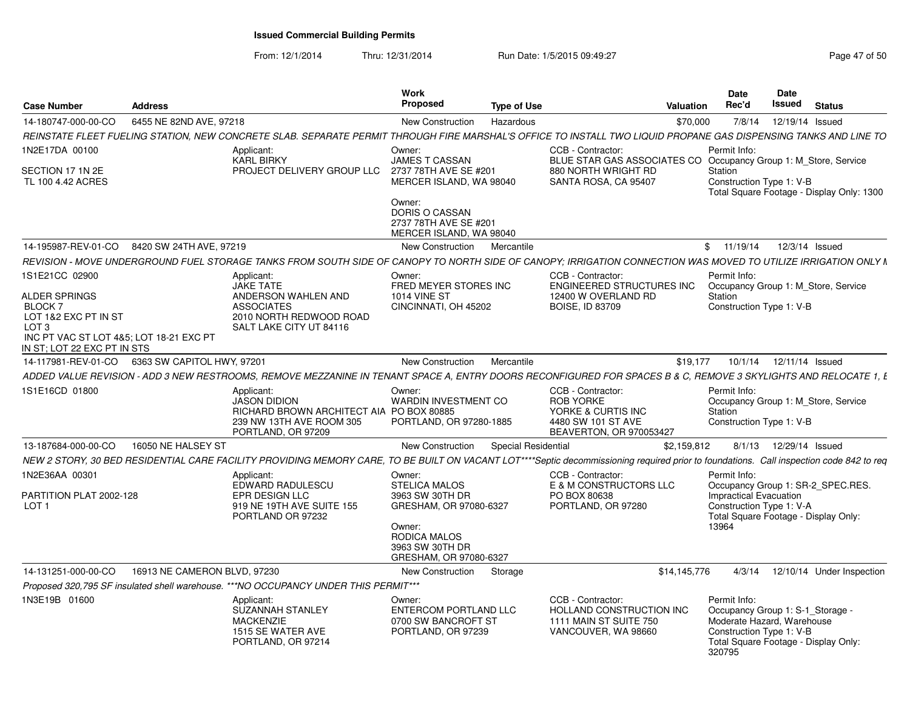# Issued Commercial Building Permits

From: 12/1/2014 Thru: 12/31/2014 Run Date: 1/5/2015 09:49:27

| Case Number | Address | Work Proposed | Type of Use | Valuation | Date Rec'd | Date Issued | Status |
|---|---|---|---|---|---|---|---|
| 14-180747-000-00-CO | 6455 NE 82ND AVE, 97218 | New Construction | Hazardous | $70,000 | 7/8/14 | 12/19/14 | Issued |

REINSTATE FLEET FUELING STATION, NEW CONCRETE SLAB. SEPARATE PERMIT THROUGH FIRE MARSHAL'S OFFICE TO INSTALL TWO LIQUID PROPANE GAS DISPENSING TANKS AND LINE TO

1N2E17DA 00100

SECTION 17 1N2E
TL 100 4.42 ACRES

Applicant:
KARL BIRKY
PROJECT DELIVERY GROUP LLC

Owner:
JAMES T CASSAN
2737 78TH AVE SE #201
MERCER ISLAND, WA 98040

Owner:
DORIS O CASSAN
2737 78TH AVE SE #201
MERCER ISLAND, WA 98040

CCB - Contractor:
BLUE STAR GAS ASSOCIATES CO
880 NORTH WRIGHT RD
SANTA ROSA, CA 95407

Permit Info:
Occupancy Group 1: M_Store, Service Station
Construction Type 1: V-B
Total Square Footage - Display Only: 1300

| Case Number | Address | Work Proposed | Type of Use | Valuation | Date Rec'd | Date Issued | Status |
|---|---|---|---|---|---|---|---|
| 14-195987-REV-01-CO | 8420 SW 24TH AVE, 97219 | New Construction | Mercantile | $ | 11/19/14 | 12/3/14 | Issued |

REVISION - MOVE UNDERGROUND FUEL STORAGE TANKS FROM SOUTH SIDE OF CANOPY TO NORTH SIDE OF CANOPY; IRRIGATION CONNECTION WAS MOVED TO UTILIZE IRRIGATION ONLY M

1S1E21CC 02900

ALDER SPRINGS
BLOCK 7
LOT 1&2 EXC PT IN ST
LOT 3
INC PT VAC ST LOT 4&5; LOT 18-21 EXC PT IN ST; LOT 22 EXC PT IN STS

Applicant:
JAKE TATE
ANDERSON WAHLEN AND ASSOCIATES
2010 NORTH REDWOOD ROAD
SALT LAKE CITY UT 84116

Owner:
FRED MEYER STORES INC
1014 VINE ST
CINCINNATI, OH 45202

CCB - Contractor:
ENGINEEERED STRUCTURES INC
12400 W OVERLAND RD
BOISE, ID 83709

Permit Info:
Occupancy Group 1: M_Store, Service Station
Construction Type 1: V-B

| Case Number | Address | Work Proposed | Type of Use | Valuation | Date Rec'd | Date Issued | Status |
|---|---|---|---|---|---|---|---|
| 14-117981-REV-01-CO | 6363 SW CAPITOL HWY, 97201 | New Construction | Mercantile | $19,177 | 10/1/14 | 12/11/14 | Issued |

ADDED VALUE REVISION - ADD 3 NEW RESTROOMS, REMOVE MEZZANINE IN TENANT SPACE A, ENTRY DOORS RECONFIGURED FOR SPACES B & C, REMOVE 3 SKYLIGHTS AND RELOCATE 1, E

1S1E16CD 01800

Applicant:
JASON DIDION
RICHARD BROWN ARCHITECT AIA
239 NW 13TH AVE ROOM 305
PORTLAND, OR 97209

Owner:
WARDIN INVESTMENT CO
PO BOX 80885
PORTLAND, OR 97280-1885

CCB - Contractor:
ROB YORKE
YORKE & CURTIS INC
4480 SW 101 ST AVE
BEAVERTON, OR 970053427

Permit Info:
Occupancy Group 1: M_Store, Service Station
Construction Type 1: V-B

| Case Number | Address | Work Proposed | Type of Use | Valuation | Date Rec'd | Date Issued | Status |
|---|---|---|---|---|---|---|---|
| 13-187684-000-00-CO | 16050 NE HALSEY ST | New Construction | Special Residential | $2,159,812 | 8/1/13 | 12/29/14 | Issued |

NEW 2 STORY, 30 BED RESIDENTIAL CARE FACILITY PROVIDING MEMORY CARE, TO BE BUILT ON VACANT LOT****Septic decommissioning required prior to foundations. Call inspection code 842 to req

1N2E36AA 00301

PARTITION PLAT 2002-128
LOT 1

Applicant:
EDWARD RADULESCU
EPR DESIGN LLC
919 NE 19TH AVE SUITE 155
PORTLAND OR 97232

Owner:
STELICA MALOS
3963 SW 30TH DR
GRESHAM, OR 97080-6327

Owner:
RODICA MALOS
3963 SW 30TH DR
GRESHAM, OR 97080-6327

CCB - Contractor:
E & M CONSTRUCTORS LLC
PO BOX 80638
PORTLAND, OR 97280

Permit Info:
Occupancy Group 1: SR-2_SPEC.RES.
Impractical Evacuation
Construction Type 1: V-A
Total Square Footage - Display Only: 13964

| Case Number | Address | Work Proposed | Type of Use | Valuation | Date Rec'd | Date Issued | Status |
|---|---|---|---|---|---|---|---|
| 14-131251-000-00-CO | 16913 NE CAMERON BLVD, 97230 | New Construction | Storage | $14,145,776 | 4/3/14 | 12/10/14 | Under Inspection |

Proposed 320,795 SF insulated shell warehouse. ***NO OCCUPANCY UNDER THIS PERMIT***

1N3E19B 01600

Applicant:
SUZANNAH STANLEY
MACKENZIE
1515 SE WATER AVE
PORTLAND, OR 97214

Owner:
ENTERCOM PORTLAND LLC
0700 SW BANCROFT ST
PORTLAND, OR 97239

CCB - Contractor:
HOLLAND CONSTRUCTION INC
1111 MAIN ST SUITE 750
VANCOUVER, WA 98660

Permit Info:
Occupancy Group 1: S-1_Storage - Moderate Hazard, Warehouse
Construction Type 1: V-B
Total Square Footage - Display Only: 320795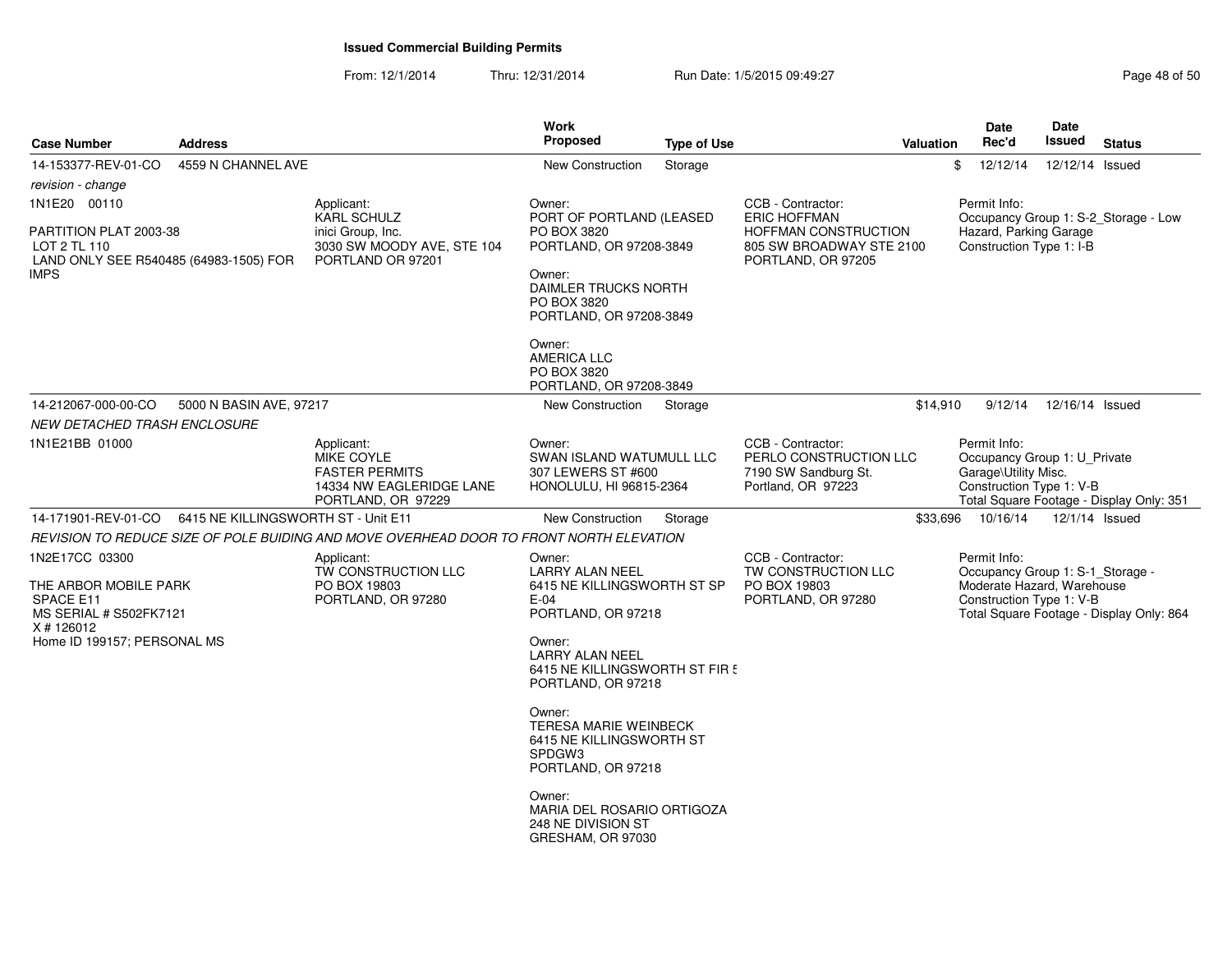# Issued Commercial Building Permits

From: 12/1/2014 Thru: 12/31/2014 Run Date: 1/5/2015 09:49:27

| Case Number | Address | Work Proposed | Type of Use | Valuation | Date Rec'd | Date Issued | Status |
|---|---|---|---|---|---|---|---|
| 14-153377-REV-01-CO | 4559 N CHANNEL AVE | New Construction | Storage | $ | 12/12/14 | 12/12/14 | Issued |
| 14-212067-000-00-CO | 5000 N BASIN AVE, 97217 | New Construction | Storage | $14,910 | 9/12/14 | 12/16/14 | Issued |
| 14-171901-REV-01-CO | 6415 NE KILLINGSWORTH ST - Unit E11 | New Construction | Storage | $33,696 | 10/16/14 | 12/1/14 | Issued |

## 14-153377-REV-01-CO — 4559 N CHANNEL AVE

*revision - change*

1N1E20 00110

PARTITION PLAT 2003-38
LOT 2 TL 110
LAND ONLY SEE R540485 (64983-1505) FOR IMPS

**Applicant:**
KARL SCHULZ
inici Group, Inc.
3030 SW MOODY AVE, STE 104
PORTLAND OR 97201

**Owner:**
PORT OF PORTLAND (LEASED
PO BOX 3820
PORTLAND, OR 97208-3849

**Owner:**
DAIMLER TRUCKS NORTH
PO BOX 3820
PORTLAND, OR 97208-3849

**Owner:**
AMERICA LLC
PO BOX 3820
PORTLAND, OR 97208-3849

**CCB - Contractor:**
ERIC HOFFMAN
HOFFMAN CONSTRUCTION
805 SW BROADWAY STE 2100
PORTLAND, OR 97205

**Permit Info:**
Occupancy Group 1: S-2_Storage - Low Hazard, Parking Garage
Construction Type 1: I-B

## 14-212067-000-00-CO — 5000 N BASIN AVE, 97217

*NEW DETACHED TRASH ENCLOSURE*

1N1E21BB 01000

**Applicant:**
MIKE COYLE
FASTER PERMITS
14334 NW EAGLERIDGE LANE
PORTLAND, OR 97229

**Owner:**
SWAN ISLAND WATUMULL LLC
307 LEWERS ST #600
HONOLULU, HI 96815-2364

**CCB - Contractor:**
PERLO CONSTRUCTION LLC
7190 SW Sandburg St.
Portland, OR 97223

**Permit Info:**
Occupancy Group 1: U_Private Garage\Utility Misc.
Construction Type 1: V-B
Total Square Footage - Display Only: 351

## 14-171901-REV-01-CO — 6415 NE KILLINGSWORTH ST - Unit E11

*REVISION TO REDUCE SIZE OF POLE BUIDING AND MOVE OVERHEAD DOOR TO FRONT NORTH ELEVATION*

1N2E17CC 03300

THE ARBOR MOBILE PARK
SPACE E11
MS SERIAL # S502FK7121
X # 126012
Home ID 199157; PERSONAL MS

**Applicant:**
TW CONSTRUCTION LLC
PO BOX 19803
PORTLAND, OR 97280

**Owner:**
LARRY ALAN NEEL
6415 NE KILLINGSWORTH ST SP E-04
PORTLAND, OR 97218

**Owner:**
LARRY ALAN NEEL
6415 NE KILLINGSWORTH ST FIR 5
PORTLAND, OR 97218

**Owner:**
TERESA MARIE WEINBECK
6415 NE KILLINGSWORTH ST SPDGW3
PORTLAND, OR 97218

**Owner:**
MARIA DEL ROSARIO ORTIGOZA
248 NE DIVISION ST
GRESHAM, OR 97030

**CCB - Contractor:**
TW CONSTRUCTION LLC
PO BOX 19803
PORTLAND, OR 97280

**Permit Info:**
Occupancy Group 1: S-1_Storage - Moderate Hazard, Warehouse
Construction Type 1: V-B
Total Square Footage - Display Only: 864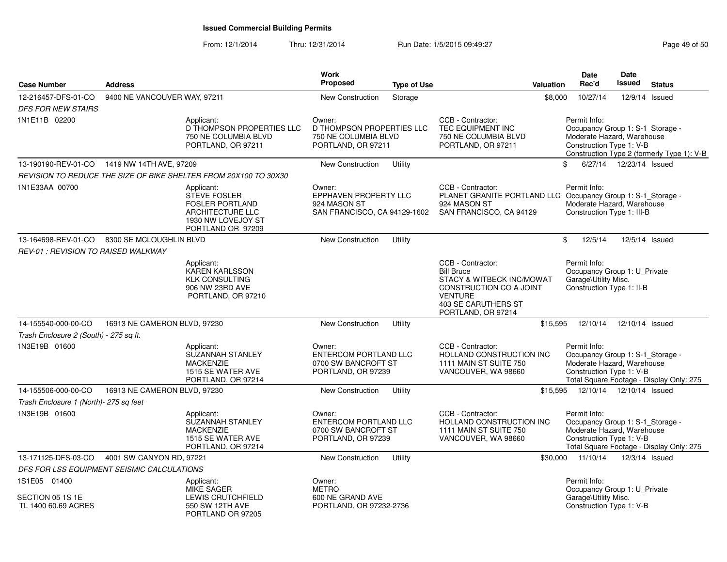# Issued Commercial Building Permits

From: 12/1/2014 Thru: 12/31/2014 Run Date: 1/5/2015 09:49:27

| Case Number | Address | | Work Proposed | Type of Use | | Valuation | Date Rec'd | Date Issued | Status |
|---|---|---|---|---|---|---|---|---|---|
| 12-216457-DFS-01-CO | 9400 NE VANCOUVER WAY, 97211 | | New Construction | Storage | | $8,000 | 10/27/14 | 12/9/14 | Issued |
| *DFS FOR NEW STAIRS* | | | | | | | | | |
| 1N1E11B 02200 | | Applicant: D THOMPSON PROPERTIES LLC 750 NE COLUMBIA BLVD PORTLAND, OR 97211 | Owner: D THOMPSON PROPERTIES LLC 750 NE COLUMBIA BLVD PORTLAND, OR 97211 | | CCB - Contractor: TEC EQUIPMENT INC 750 NE COLUMBIA BLVD PORTLAND, OR 97211 | | Permit Info: Occupancy Group 1: S-1_Storage - Moderate Hazard, Warehouse Construction Type 1: V-B Construction Type 2 (formerly Type 1): V-B | | |
| 13-190190-REV-01-CO | 1419 NW 14TH AVE, 97209 | | New Construction | Utility | | $ | 6/27/14 | 12/23/14 | Issued |
| *REVISION TO REDUCE THE SIZE OF BIKE SHELTER FROM 20X100 TO 30X30* | | | | | | | | | |
| 1N1E33AA 00700 | | Applicant: STEVE FOSLER FOSLER PORTLAND ARCHITECTURE LLC 1930 NW LOVEJOY ST PORTLAND OR 97209 | Owner: EPPHAVEN PROPERTY LLC 924 MASON ST SAN FRANCISCO, CA 94129-1602 | | CCB - Contractor: PLANET GRANITE PORTLAND LLC 924 MASON ST SAN FRANCISCO, CA 94129 | | Permit Info: Occupancy Group 1: S-1_Storage - Moderate Hazard, Warehouse Construction Type 1: III-B | | |
| 13-164698-REV-01-CO | 8300 SE MCLOUGHLIN BLVD | | New Construction | Utility | | $ | 12/5/14 | 12/5/14 | Issued |
| *REV-01 : REVISION TO RAISED WALKWAY* | | | | | | | | | |
| | | Applicant: KAREN KARLSSON KLK CONSULTING 906 NW 23RD AVE PORTLAND, OR 97210 | | | CCB - Contractor: Bill Bruce STACY & WITBECK INC/MOWAT CONSTRUCTION CO A JOINT VENTURE 403 SE CARUTHERS ST PORTLAND, OR 97214 | | Permit Info: Occupancy Group 1: U_Private Garage\Utility Misc. Construction Type 1: II-B | | |
| 14-155540-000-00-CO | 16913 NE CAMERON BLVD, 97230 | | New Construction | Utility | | $15,595 | 12/10/14 | 12/10/14 | Issued |
| *Trash Enclosure 2 (South) - 275 sq ft.* | | | | | | | | | |
| 1N3E19B 01600 | | Applicant: SUZANNAH STANLEY MACKENZIE 1515 SE WATER AVE PORTLAND, OR 97214 | Owner: ENTERCOM PORTLAND LLC 0700 SW BANCROFT ST PORTLAND, OR 97239 | | CCB - Contractor: HOLLAND CONSTRUCTION INC 1111 MAIN ST SUITE 750 VANCOUVER, WA 98660 | | Permit Info: Occupancy Group 1: S-1_Storage - Moderate Hazard, Warehouse Construction Type 1: V-B Total Square Footage - Display Only: 275 | | |
| 14-155506-000-00-CO | 16913 NE CAMERON BLVD, 97230 | | New Construction | Utility | | $15,595 | 12/10/14 | 12/10/14 | Issued |
| *Trash Enclosure 1 (North)- 275 sq feet* | | | | | | | | | |
| 1N3E19B 01600 | | Applicant: SUZANNAH STANLEY MACKENZIE 1515 SE WATER AVE PORTLAND, OR 97214 | Owner: ENTERCOM PORTLAND LLC 0700 SW BANCROFT ST PORTLAND, OR 97239 | | CCB - Contractor: HOLLAND CONSTRUCTION INC 1111 MAIN ST SUITE 750 VANCOUVER, WA 98660 | | Permit Info: Occupancy Group 1: S-1_Storage - Moderate Hazard, Warehouse Construction Type 1: V-B Total Square Footage - Display Only: 275 | | |
| 13-171125-DFS-03-CO | 4001 SW CANYON RD, 97221 | | New Construction | Utility | | $30,000 | 11/10/14 | 12/3/14 | Issued |
| *DFS FOR LSS EQUIPMENT SEISMIC CALCULATIONS* | | | | | | | | | |
| 1S1E05 01400 SECTION 05 1S 1E TL 1400 60.69 ACRES | | Applicant: MIKE SAGER LEWIS CRUTCHFIELD 550 SW 12TH AVE PORTLAND OR 97205 | Owner: METRO 600 NE GRAND AVE PORTLAND, OR 97232-2736 | | | | Permit Info: Occupancy Group 1: U_Private Garage\Utility Misc. Construction Type 1: V-B | | |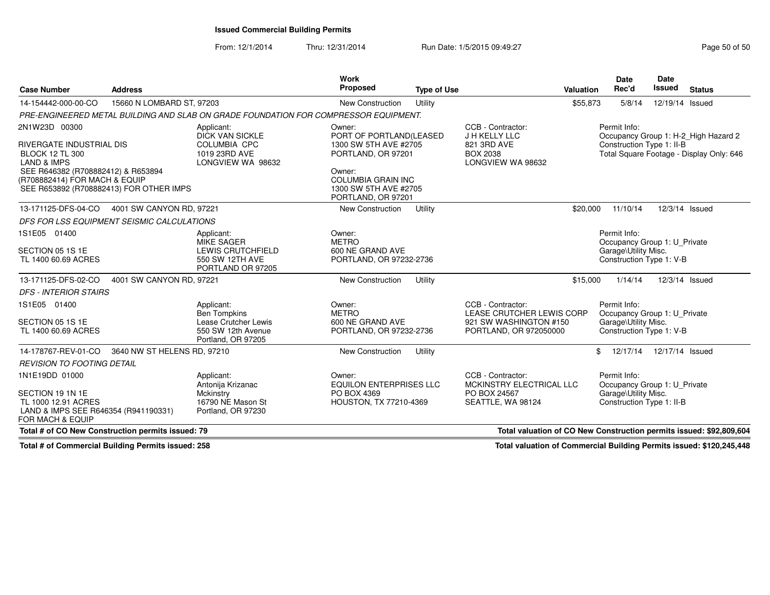**Issued Commercial Building Permits**

From: 12/1/2014 Thru: 12/31/2014 Run Date: 1/5/2015 09:49:27

| Case Number | Address | Work Proposed | Type of Use | Valuation | Date Rec'd | Date Issued | Status |
|---|---|---|---|---|---|---|---|
| 14-154442-000-00-CO | 15660 N LOMBARD ST, 97203 | New Construction | Utility | $55,873 | 5/8/14 | 12/19/14 | Issued |

*PRE-ENGINEERED METAL BUILDING AND SLAB ON GRADE FOUNDATION FOR COMPRESSOR EQUIPMENT.*

2N1W23D 00300

RIVERGATE INDUSTRIAL DIS
BLOCK 12 TL 300
LAND & IMPS
SEE R646382 (R708882412) & R653894 (R708882414) FOR MACH & EQUIP
SEE R653892 (R708882413) FOR OTHER IMPS

Applicant:
DICK VAN SICKLE
COLUMBIA CPC
1019 23RD AVE
LONGVIEW WA 98632

Owner:
PORT OF PORTLAND(LEASED
1300 SW 5TH AVE #2705
PORTLAND, OR 97201

Owner:
COLUMBIA GRAIN INC
1300 SW 5TH AVE #2705
PORTLAND, OR 97201

CCB - Contractor:
J H KELLY LLC
821 3RD AVE
BOX 2038
LONGVIEW WA 98632

Permit Info:
Occupancy Group 1: H-2_High Hazard 2
Construction Type 1: II-B
Total Square Footage - Display Only: 646

| Case Number | Address | Work Proposed | Type of Use | Valuation | Date Rec'd | Date Issued | Status |
|---|---|---|---|---|---|---|---|
| 13-171125-DFS-04-CO | 4001 SW CANYON RD, 97221 | New Construction | Utility | $20,000 | 11/10/14 | 12/3/14 | Issued |

*DFS FOR LSS EQUIPMENT SEISMIC CALCULATIONS*

1S1E05 01400

SECTION 05 1S 1E
TL 1400 60.69 ACRES

Applicant:
MIKE SAGER
LEWIS CRUTCHFIELD
550 SW 12TH AVE
PORTLAND OR 97205

Owner:
METRO
600 NE GRAND AVE
PORTLAND, OR 97232-2736

Permit Info:
Occupancy Group 1: U_Private Garage\Utility Misc.
Construction Type 1: V-B

| Case Number | Address | Work Proposed | Type of Use | Valuation | Date Rec'd | Date Issued | Status |
|---|---|---|---|---|---|---|---|
| 13-171125-DFS-02-CO | 4001 SW CANYON RD, 97221 | New Construction | Utility | $15,000 | 1/14/14 | 12/3/14 | Issued |

*DFS - INTERIOR STAIRS*

1S1E05 01400

SECTION 05 1S 1E
TL 1400 60.69 ACRES

Applicant:
Ben Tompkins
Lease Crutcher Lewis
550 SW 12th Avenue
Portland, OR 97205

Owner:
METRO
600 NE GRAND AVE
PORTLAND, OR 97232-2736

CCB - Contractor:
LEASE CRUTCHER LEWIS CORP
921 SW WASHINGTON #150
PORTLAND, OR 972050000

Permit Info:
Occupancy Group 1: U_Private Garage\Utility Misc.
Construction Type 1: V-B

| Case Number | Address | Work Proposed | Type of Use | Valuation | Date Rec'd | Date Issued | Status |
|---|---|---|---|---|---|---|---|
| 14-178767-REV-01-CO | 3640 NW ST HELENS RD, 97210 | New Construction | Utility | $ | 12/17/14 | 12/17/14 | Issued |

*REVISION TO FOOTING DETAIL*

1N1E19DD 01000

SECTION 19 1N 1E
TL 1000 12.91 ACRES
LAND & IMPS SEE R646354 (R941190331) FOR MACH & EQUIP

Applicant:
Antonija Krizanac
Mckinstry
16790 NE Mason St
Portland, OR 97230

Owner:
EQUILON ENTERPRISES LLC
PO BOX 4369
HOUSTON, TX 77210-4369

CCB - Contractor:
MCKINSTRY ELECTRICAL LLC
PO BOX 24567
SEATTLE, WA 98124

Permit Info:
Occupancy Group 1: U_Private Garage\Utility Misc.
Construction Type 1: II-B

**Total # of CO New Construction permits issued: 79** | **Total valuation of CO New Construction permits issued: $92,809,604**

**Total # of Commercial Building Permits issued: 258** | **Total valuation of Commercial Building Permits issued: $120,245,448**